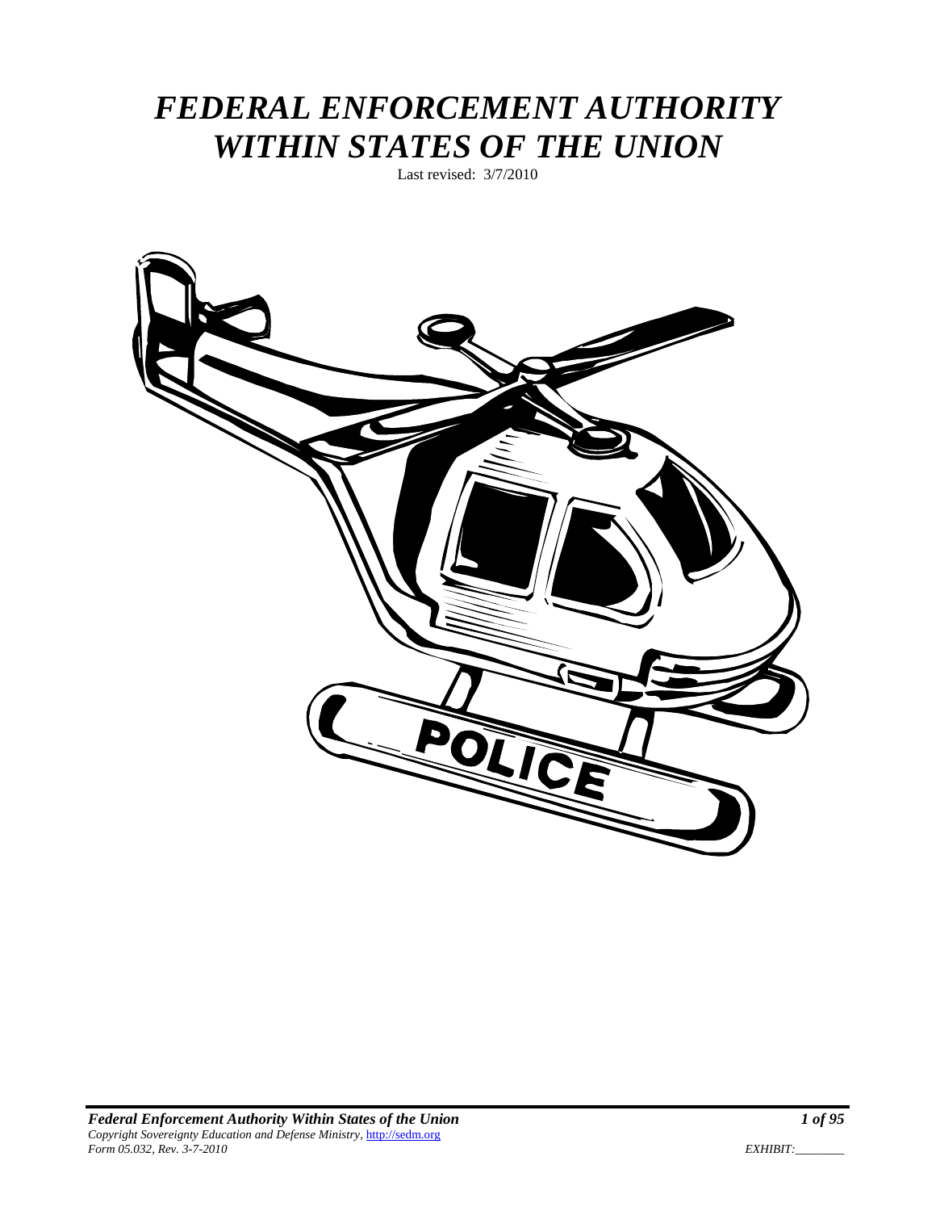# *FEDERAL ENFORCEMENT AUTHORITY WITHIN STATES OF THE UNION*

Last revised: 3/7/2010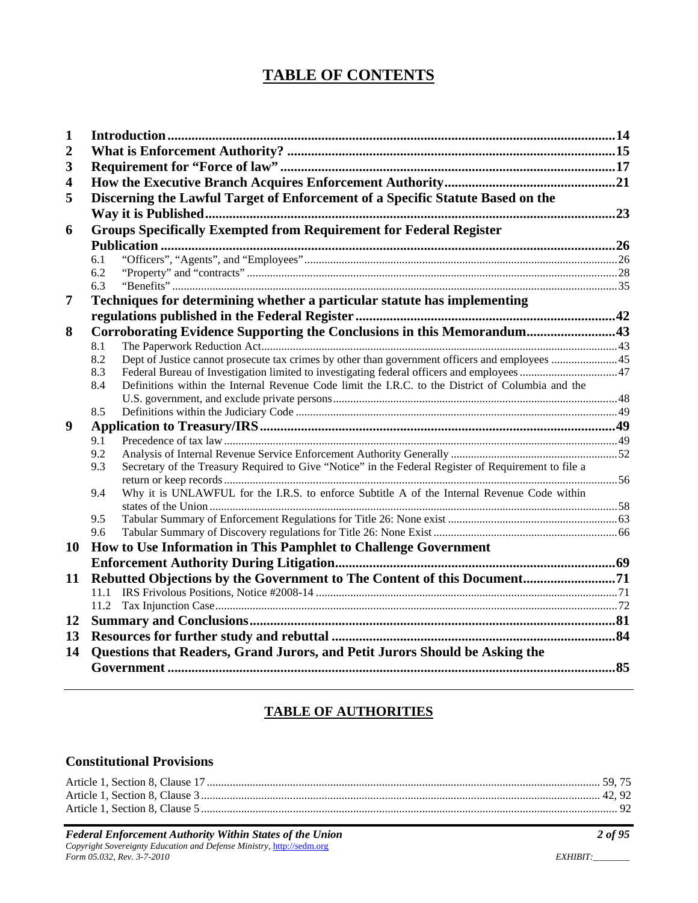# TABLE OF CONTENTS

**1 Introduction** ........ **14**
**2 What is Enforcement Authority?** ........ **15**
**3 Requirement for "Force of law"** ........ **17**
**4 How the Executive Branch Acquires Enforcement Authority** ........ **21**
**5 Discerning the Lawful Target of Enforcement of a Specific Statute Based on the Way it is Published** ........ **23**
**6 Groups Specifically Exempted from Requirement for Federal Register Publication** ........ **26**
- 6.1 "Officers", "Agents", and "Employees" ........ 26
- 6.2 "Property" and "contracts" ........ 28
- 6.3 "Benefits" ........ 35

**7 Techniques for determining whether a particular statute has implementing regulations published in the Federal Register** ........ **42**
**8 Corroborating Evidence Supporting the Conclusions in this Memorandum** ........ **43**
- 8.1 The Paperwork Reduction Act ........ 43
- 8.2 Dept of Justice cannot prosecute tax crimes by other than government officers and employees ........ 45
- 8.3 Federal Bureau of Investigation limited to investigating federal officers and employees ........ 47
- 8.4 Definitions within the Internal Revenue Code limit the I.R.C. to the District of Columbia and the U.S. government, and exclude private persons ........ 48
- 8.5 Definitions within the Judiciary Code ........ 49

**9 Application to Treasury/IRS** ........ **49**
- 9.1 Precedence of tax law ........ 49
- 9.2 Analysis of Internal Revenue Service Enforcement Authority Generally ........ 52
- 9.3 Secretary of the Treasury Required to Give "Notice" in the Federal Register of Requirement to file a return or keep records ........ 56
- 9.4 Why it is UNLAWFUL for the I.R.S. to enforce Subtitle A of the Internal Revenue Code within states of the Union ........ 58
- 9.5 Tabular Summary of Enforcement Regulations for Title 26: None exist ........ 63
- 9.6 Tabular Summary of Discovery regulations for Title 26: None Exist ........ 66

**10 How to Use Information in This Pamphlet to Challenge Government Enforcement Authority During Litigation** ........ **69**
**11 Rebutted Objections by the Government to The Content of this Document** ........ **71**
- 11.1 IRS Frivolous Positions, Notice #2008-14 ........ 71
- 11.2 Tax Injunction Case ........ 72

**12 Summary and Conclusions** ........ **81**
**13 Resources for further study and rebuttal** ........ **84**
**14 Questions that Readers, Grand Jurors, and Petit Jurors Should be Asking the Government** ........ **85**

# TABLE OF AUTHORITIES

## Constitutional Provisions

Article 1, Section 8, Clause 17 ........ 59, 75
Article 1, Section 8, Clause 3 ........ 42, 92
Article 1, Section 8, Clause 5 ........ 92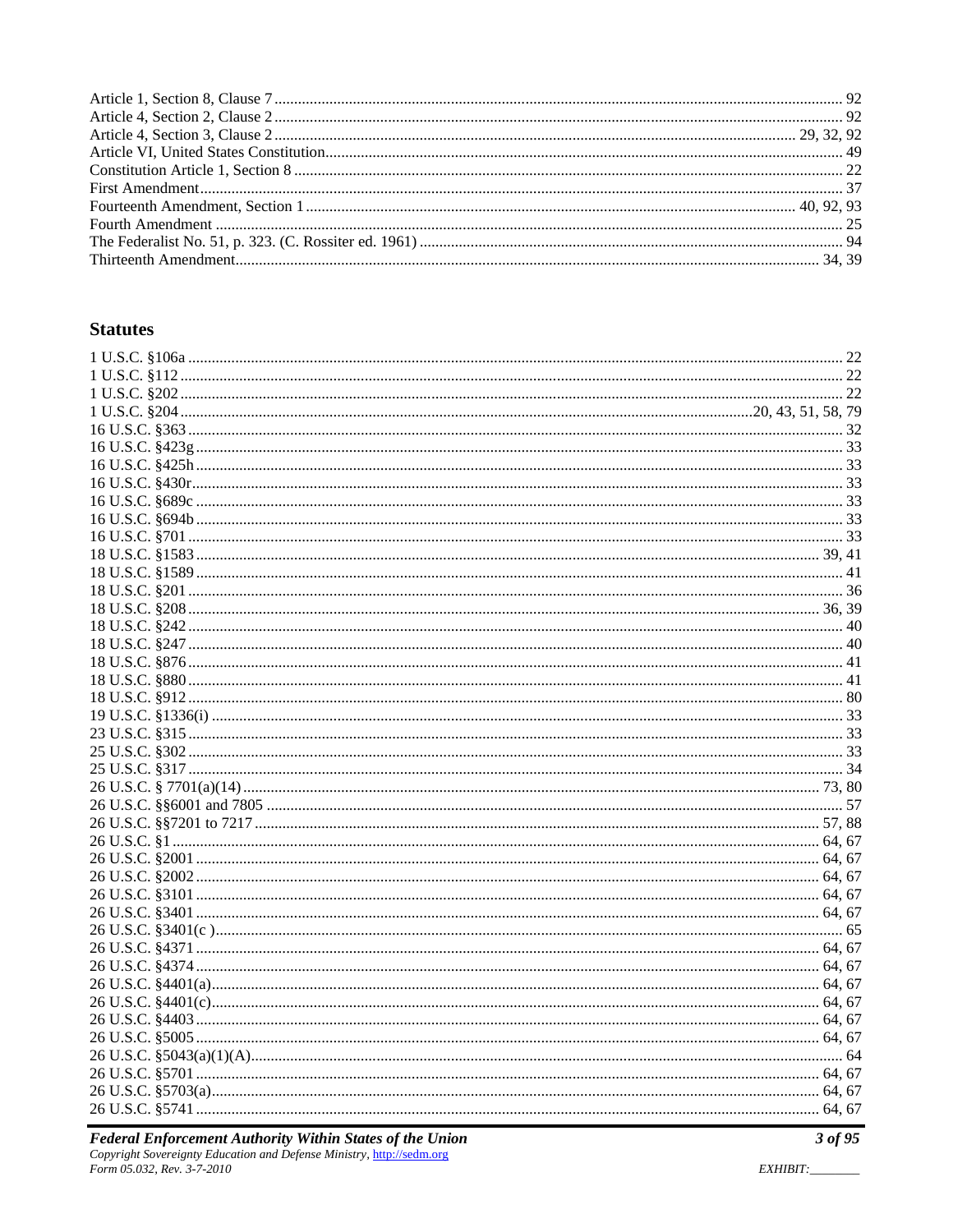Article 1, Section 8, Clause 7 ... 92
Article 4, Section 2, Clause 2 ... 92
Article 4, Section 3, Clause 2 ... 29, 32, 92
Article VI, United States Constitution ... 49
Constitution Article 1, Section 8 ... 22
First Amendment ... 37
Fourteenth Amendment, Section 1 ... 40, 92, 93
Fourth Amendment ... 25
The Federalist No. 51, p. 323. (C. Rossiter ed. 1961) ... 94
Thirteenth Amendment ... 34, 39

## Statutes

1 U.S.C. §106a ... 22
1 U.S.C. §112 ... 22
1 U.S.C. §202 ... 22
1 U.S.C. §204 ... 20, 43, 51, 58, 79
16 U.S.C. §363 ... 32
16 U.S.C. §423g ... 33
16 U.S.C. §425h ... 33
16 U.S.C. §430r ... 33
16 U.S.C. §689c ... 33
16 U.S.C. §694b ... 33
16 U.S.C. §701 ... 33
18 U.S.C. §1583 ... 39, 41
18 U.S.C. §1589 ... 41
18 U.S.C. §201 ... 36
18 U.S.C. §208 ... 36, 39
18 U.S.C. §242 ... 40
18 U.S.C. §247 ... 40
18 U.S.C. §876 ... 41
18 U.S.C. §880 ... 41
18 U.S.C. §912 ... 80
19 U.S.C. §1336(i) ... 33
23 U.S.C. §315 ... 33
25 U.S.C. §302 ... 33
25 U.S.C. §317 ... 34
26 U.S.C. § 7701(a)(14) ... 73, 80
26 U.S.C. §§6001 and 7805 ... 57
26 U.S.C. §§7201 to 7217 ... 57, 88
26 U.S.C. §1 ... 64, 67
26 U.S.C. §2001 ... 64, 67
26 U.S.C. §2002 ... 64, 67
26 U.S.C. §3101 ... 64, 67
26 U.S.C. §3401 ... 64, 67
26 U.S.C. §3401(c ) ... 65
26 U.S.C. §4371 ... 64, 67
26 U.S.C. §4374 ... 64, 67
26 U.S.C. §4401(a) ... 64, 67
26 U.S.C. §4401(c) ... 64, 67
26 U.S.C. §4403 ... 64, 67
26 U.S.C. §5005 ... 64, 67
26 U.S.C. §5043(a)(1)(A) ... 64
26 U.S.C. §5701 ... 64, 67
26 U.S.C. §5703(a) ... 64, 67
26 U.S.C. §5741 ... 64, 67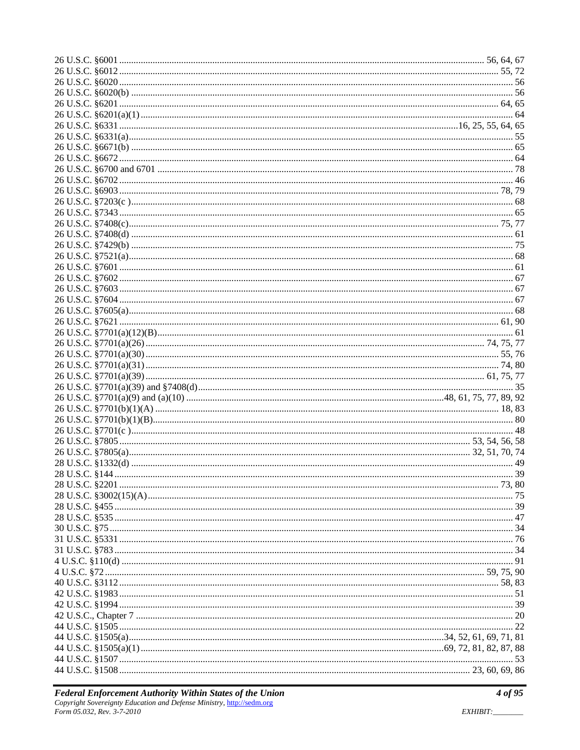26 U.S.C. §6001 ........................................................................ 56, 64, 67
26 U.S.C. §6012 ........................................................................ 55, 72
26 U.S.C. §6020 ........................................................................ 56
26 U.S.C. §6020(b) ........................................................................ 56
26 U.S.C. §6201 ........................................................................ 64, 65
26 U.S.C. §6201(a)(1) ........................................................................ 64
26 U.S.C. §6331 ........................................................................ 16, 25, 55, 64, 65
26 U.S.C. §6331(a) ........................................................................ 55
26 U.S.C. §6671(b) ........................................................................ 65
26 U.S.C. §6672 ........................................................................ 64
26 U.S.C. §6700 and 6701 ........................................................................ 78
26 U.S.C. §6702 ........................................................................ 46
26 U.S.C. §6903 ........................................................................ 78, 79
26 U.S.C. §7203(c ) ........................................................................ 68
26 U.S.C. §7343 ........................................................................ 65
26 U.S.C. §7408(c) ........................................................................ 75, 77
26 U.S.C. §7408(d) ........................................................................ 61
26 U.S.C. §7429(b) ........................................................................ 75
26 U.S.C. §7521(a) ........................................................................ 68
26 U.S.C. §7601 ........................................................................ 61
26 U.S.C. §7602 ........................................................................ 67
26 U.S.C. §7603 ........................................................................ 67
26 U.S.C. §7604 ........................................................................ 67
26 U.S.C. §7605(a) ........................................................................ 68
26 U.S.C. §7621 ........................................................................ 61, 90
26 U.S.C. §7701(a)(12)(B) ........................................................................ 61
26 U.S.C. §7701(a)(26) ........................................................................ 74, 75, 77
26 U.S.C. §7701(a)(30) ........................................................................ 55, 76
26 U.S.C. §7701(a)(31) ........................................................................ 74, 80
26 U.S.C. §7701(a)(39) ........................................................................ 61, 75, 77
26 U.S.C. §7701(a)(39) and §7408(d) ........................................................................ 35
26 U.S.C. §7701(a)(9) and (a)(10) ........................................................................ 48, 61, 75, 77, 89, 92
26 U.S.C. §7701(b)(1)(A) ........................................................................ 18, 83
26 U.S.C. §7701(b)(1)(B) ........................................................................ 80
26 U.S.C. §7701(c ) ........................................................................ 48
26 U.S.C. §7805 ........................................................................ 53, 54, 56, 58
26 U.S.C. §7805(a) ........................................................................ 32, 51, 70, 74
28 U.S.C. §1332(d) ........................................................................ 49
28 U.S.C. §144 ........................................................................ 39
28 U.S.C. §2201 ........................................................................ 73, 80
28 U.S.C. §3002(15)(A) ........................................................................ 75
28 U.S.C. §455 ........................................................................ 39
28 U.S.C. §535 ........................................................................ 47
30 U.S.C. §75 ........................................................................ 34
31 U.S.C. §5331 ........................................................................ 76
31 U.S.C. §783 ........................................................................ 34
4 U.S.C. §110(d) ........................................................................ 91
4 U.S.C. §72 ........................................................................ 59, 75, 90
40 U.S.C. §3112 ........................................................................ 58, 83
42 U.S.C. §1983 ........................................................................ 51
42 U.S.C. §1994 ........................................................................ 39
42 U.S.C., Chapter 7 ........................................................................ 20
44 U.S.C. §1505 ........................................................................ 22
44 U.S.C. §1505(a) ........................................................................ 34, 52, 61, 69, 71, 81
44 U.S.C. §1505(a)(1) ........................................................................ 69, 72, 81, 82, 87, 88
44 U.S.C. §1507 ........................................................................ 53
44 U.S.C. §1508 ........................................................................ 23, 60, 69, 86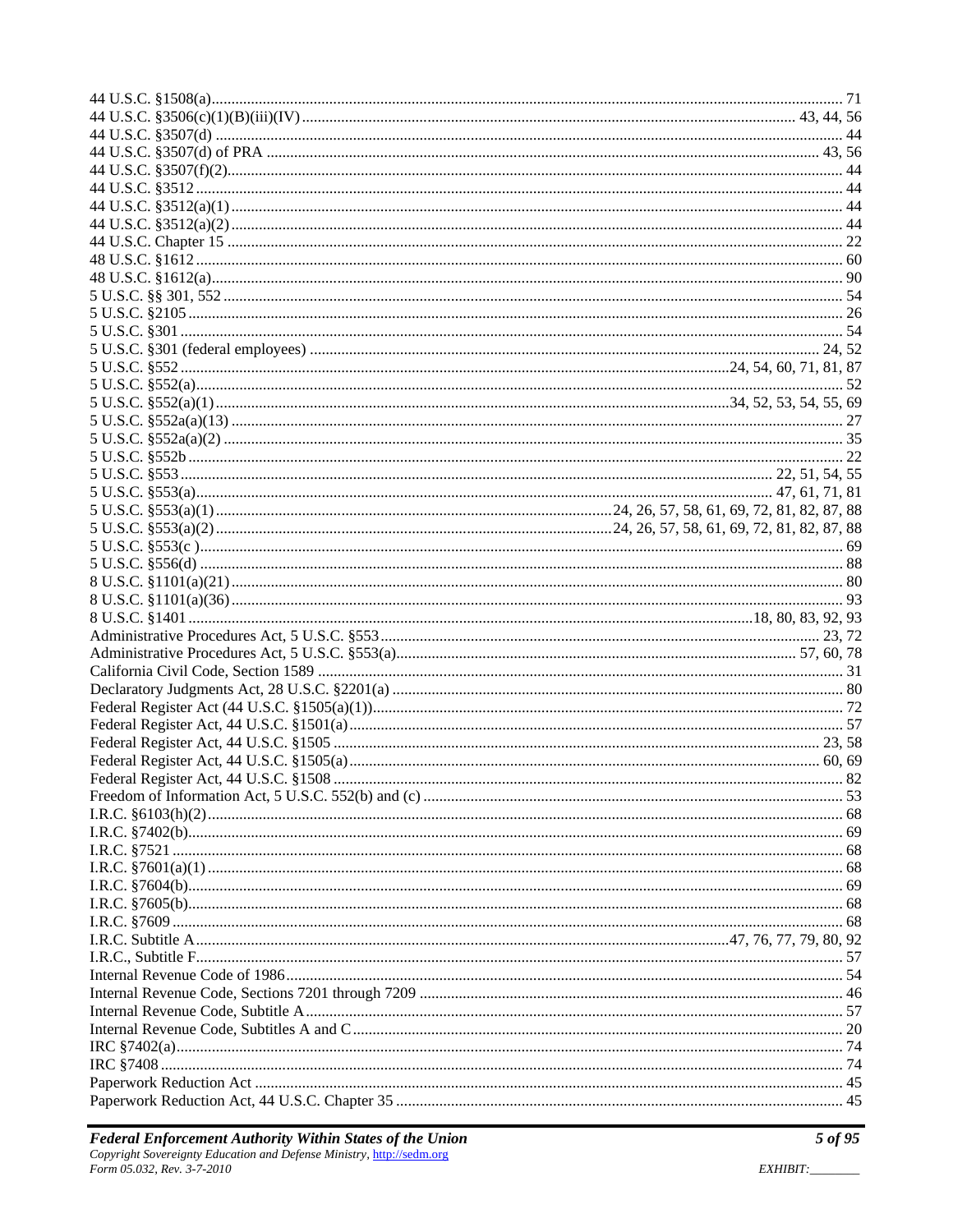44 U.S.C. §1508(a)............................................................................................................................................ 71
44 U.S.C. §3506(c)(1)(B)(iii)(IV)......................................................................................................... 43, 44, 56
44 U.S.C. §3507(d) ........................................................................................................................................... 44
44 U.S.C. §3507(d) of PRA ...................................................................................................................... 43, 56
44 U.S.C. §3507(f)(2)........................................................................................................................................ 44
44 U.S.C. §3512 ................................................................................................................................................. 44
44 U.S.C. §3512(a)(1)........................................................................................................................................ 44
44 U.S.C. §3512(a)(2)........................................................................................................................................ 44
44 U.S.C. Chapter 15 ......................................................................................................................................... 22
48 U.S.C. §1612 ................................................................................................................................................. 60
48 U.S.C. §1612(a)............................................................................................................................................ 90
5 U.S.C. §§ 301, 552 ......................................................................................................................................... 54
5 U.S.C. §2105 ................................................................................................................................................... 26
5 U.S.C. §301 ..................................................................................................................................................... 54
5 U.S.C. §301 (federal employees) .......................................................................................................... 24, 52
5 U.S.C. §552 ...................................................................................................................24, 54, 60, 71, 81, 87
5 U.S.C. §552(a)................................................................................................................................................. 52
5 U.S.C. §552(a)(1)...........................................................................................................34, 52, 53, 54, 55, 69
5 U.S.C. §552a(a)(13) ....................................................................................................................................... 27
5 U.S.C. §552a(a)(2) ......................................................................................................................................... 35
5 U.S.C. §552b ................................................................................................................................................... 22
5 U.S.C. §553 .............................................................................................................................. 22, 51, 54, 55
5 U.S.C. §553(a)......................................................................................................................... 47, 61, 71, 81
5 U.S.C. §553(a)(1)...................................................................................24, 26, 57, 58, 61, 69, 72, 81, 82, 87, 88
5 U.S.C. §553(a)(2)...................................................................................24, 26, 57, 58, 61, 69, 72, 81, 82, 87, 88
5 U.S.C. §553(c )................................................................................................................................................ 69
5 U.S.C. §556(d) ................................................................................................................................................ 88
8 U.S.C. §1101(a)(21)........................................................................................................................................ 80
8 U.S.C. §1101(a)(36)........................................................................................................................................ 93
8 U.S.C. §1401 ............................................................................................................................18, 80, 83, 92, 93
Administrative Procedures Act, 5 U.S.C. §553........................................................................................ 23, 72
Administrative Procedures Act, 5 U.S.C. §553(a)............................................................................. 57, 60, 78
California Civil Code, Section 1589 ................................................................................................................ 31
Declaratory Judgments Act, 28 U.S.C. §2201(a) ........................................................................................... 80
Federal Register Act (44 U.S.C. §1505(a)(1))................................................................................................. 72
Federal Register Act, 44 U.S.C. §1501(a)........................................................................................................ 57
Federal Register Act, 44 U.S.C. §1505 ..................................................................................................... 23, 58
Federal Register Act, 44 U.S.C. §1505(a)................................................................................................. 60, 69
Federal Register Act, 44 U.S.C. §1508 ............................................................................................................ 82
Freedom of Information Act, 5 U.S.C. 552(b) and (c) .................................................................................. 53
I.R.C. §6103(h)(2).............................................................................................................................................. 68
I.R.C. §7402(b)................................................................................................................................................... 69
I.R.C. §7521 ....................................................................................................................................................... 68
I.R.C. §7601(a)(1).............................................................................................................................................. 68
I.R.C. §7604(b)................................................................................................................................................... 69
I.R.C. §7605(b)................................................................................................................................................... 68
I.R.C. §7609 ....................................................................................................................................................... 68
I.R.C. Subtitle A..................................................................................................................47, 76, 77, 79, 80, 92
I.R.C., Subtitle F................................................................................................................................................. 57
Internal Revenue Code of 1986......................................................................................................................... 54
Internal Revenue Code, Sections 7201 through 7209 .................................................................................... 46
Internal Revenue Code, Subtitle A.................................................................................................................... 57
Internal Revenue Code, Subtitles A and C....................................................................................................... 20
IRC §7402(a)...................................................................................................................................................... 74
IRC §7408 ........................................................................................................................................................... 74
Paperwork Reduction Act ................................................................................................................................. 45
Paperwork Reduction Act, 44 U.S.C. Chapter 35 ........................................................................................... 45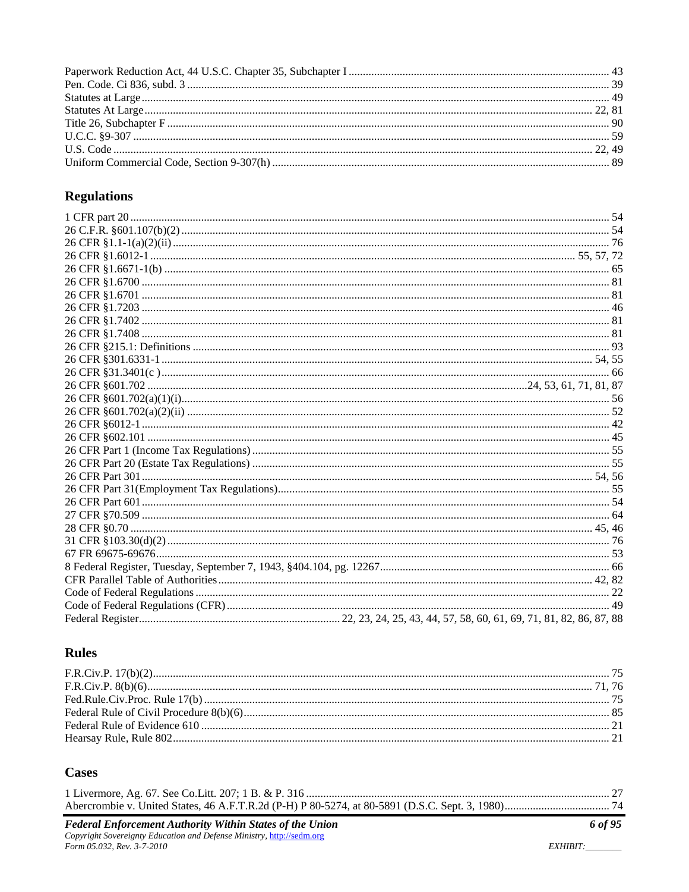Paperwork Reduction Act, 44 U.S.C. Chapter 35, Subchapter I ........ 43
Pen. Code. Ci 836, subd. 3 ........ 39
Statutes at Large ........ 49
Statutes At Large ........ 22, 81
Title 26, Subchapter F ........ 90
U.C.C. §9-307 ........ 59
U.S. Code ........ 22, 49
Uniform Commercial Code, Section 9-307(h) ........ 89

## Regulations

1 CFR part 20 ........ 54
26 C.F.R. §601.107(b)(2) ........ 54
26 CFR §1.1-1(a)(2)(ii) ........ 76
26 CFR §1.6012-1 ........ 55, 57, 72
26 CFR §1.6671-1(b) ........ 65
26 CFR §1.6700 ........ 81
26 CFR §1.6701 ........ 81
26 CFR §1.7203 ........ 46
26 CFR §1.7402 ........ 81
26 CFR §1.7408 ........ 81
26 CFR §215.1: Definitions ........ 93
26 CFR §301.6331-1 ........ 54, 55
26 CFR §31.3401(c ) ........ 66
26 CFR §601.702 ........ 24, 53, 61, 71, 81, 87
26 CFR §601.702(a)(1)(i) ........ 56
26 CFR §601.702(a)(2)(ii) ........ 52
26 CFR §6012-1 ........ 42
26 CFR §602.101 ........ 45
26 CFR Part 1 (Income Tax Regulations) ........ 55
26 CFR Part 20 (Estate Tax Regulations) ........ 55
26 CFR Part 301 ........ 54, 56
26 CFR Part 31(Employment Tax Regulations) ........ 55
26 CFR Part 601 ........ 54
27 CFR §70.509 ........ 64
28 CFR §0.70 ........ 45, 46
31 CFR §103.30(d)(2) ........ 76
67 FR 69675-69676 ........ 53
8 Federal Register, Tuesday, September 7, 1943, §404.104, pg. 12267 ........ 66
CFR Parallel Table of Authorities ........ 42, 82
Code of Federal Regulations ........ 22
Code of Federal Regulations (CFR) ........ 49
Federal Register ........ 22, 23, 24, 25, 43, 44, 57, 58, 60, 61, 69, 71, 81, 82, 86, 87, 88

## Rules

F.R.Civ.P. 17(b)(2) ........ 75
F.R.Civ.P. 8(b)(6) ........ 71, 76
Fed.Rule.Civ.Proc. Rule 17(b) ........ 75
Federal Rule of Civil Procedure 8(b)(6) ........ 85
Federal Rule of Evidence 610 ........ 21
Hearsay Rule, Rule 802 ........ 21

## Cases

1 Livermore, Ag. 67. See Co.Litt. 207; 1 B. & P. 316 ........ 27
Abercrombie v. United States, 46 A.F.T.R.2d (P-H) P 80-5274, at 80-5891 (D.S.C. Sept. 3, 1980) ........ 74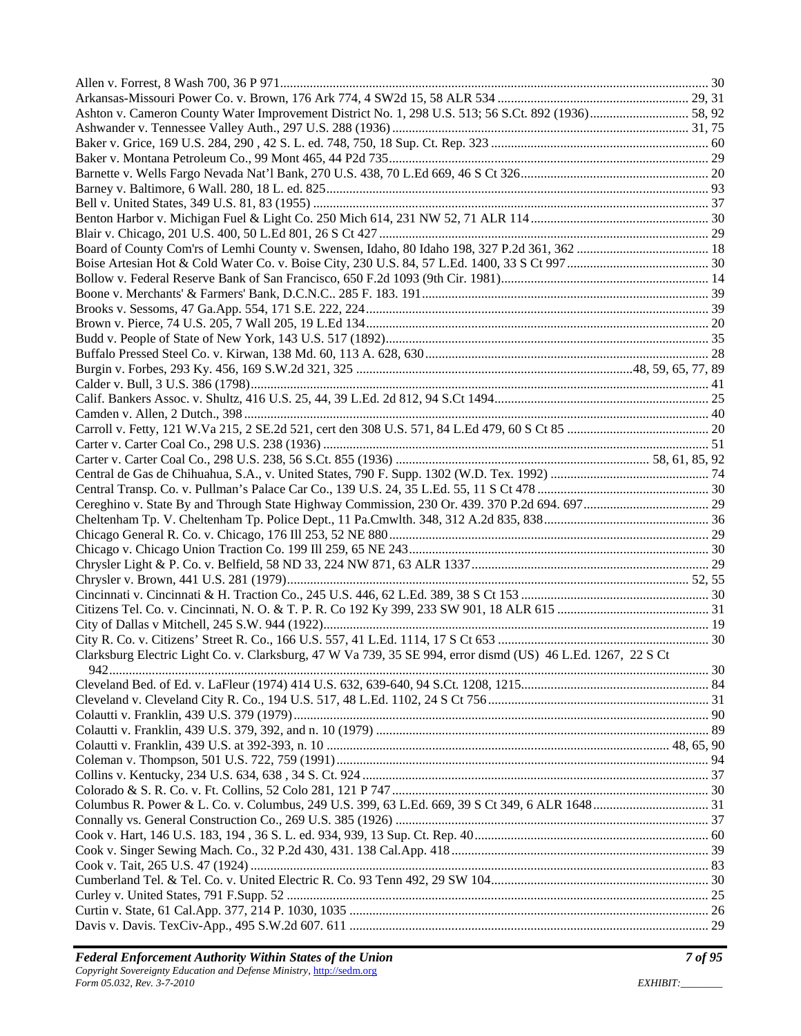Allen v. Forrest, 8 Wash 700, 36 P 971 ..... 30
Arkansas-Missouri Power Co. v. Brown, 176 Ark 774, 4 SW2d 15, 58 ALR 534 ..... 29, 31
Ashton v. Cameron County Water Improvement District No. 1, 298 U.S. 513; 56 S.Ct. 892 (1936) ..... 58, 92
Ashwander v. Tennessee Valley Auth., 297 U.S. 288 (1936) ..... 31, 75
Baker v. Grice, 169 U.S. 284, 290 , 42 S. L. ed. 748, 750, 18 Sup. Ct. Rep. 323 ..... 60
Baker v. Montana Petroleum Co., 99 Mont 465, 44 P2d 735 ..... 29
Barnette v. Wells Fargo Nevada Nat'l Bank, 270 U.S. 438, 70 L.Ed 669, 46 S Ct 326 ..... 20
Barney v. Baltimore, 6 Wall. 280, 18 L. ed. 825 ..... 93
Bell v. United States, 349 U.S. 81, 83 (1955) ..... 37
Benton Harbor v. Michigan Fuel & Light Co. 250 Mich 614, 231 NW 52, 71 ALR 114 ..... 30
Blair v. Chicago, 201 U.S. 400, 50 L.Ed 801, 26 S Ct 427 ..... 29
Board of County Com'rs of Lemhi County v. Swensen, Idaho, 80 Idaho 198, 327 P.2d 361, 362 ..... 18
Boise Artesian Hot & Cold Water Co. v. Boise City, 230 U.S. 84, 57 L.Ed. 1400, 33 S Ct 997 ..... 30
Bollow v. Federal Reserve Bank of San Francisco, 650 F.2d 1093 (9th Cir. 1981) ..... 14
Boone v. Merchants' & Farmers' Bank, D.C.N.C.. 285 F. 183. 191 ..... 39
Brooks v. Sessoms, 47 Ga.App. 554, 171 S.E. 222, 224 ..... 39
Brown v. Pierce, 74 U.S. 205, 7 Wall 205, 19 L.Ed 134 ..... 20
Budd v. People of State of New York, 143 U.S. 517 (1892) ..... 35
Buffalo Pressed Steel Co. v. Kirwan, 138 Md. 60, 113 A. 628, 630 ..... 28
Burgin v. Forbes, 293 Ky. 456, 169 S.W.2d 321, 325 ..... 48, 59, 65, 77, 89
Calder v. Bull, 3 U.S. 386 (1798) ..... 41
Calif. Bankers Assoc. v. Shultz, 416 U.S. 25, 44, 39 L.Ed. 2d 812, 94 S.Ct 1494 ..... 25
Camden v. Allen, 2 Dutch., 398 ..... 40
Carroll v. Fetty, 121 W.Va 215, 2 SE.2d 521, cert den 308 U.S. 571, 84 L.Ed 479, 60 S Ct 85 ..... 20
Carter v. Carter Coal Co., 298 U.S. 238 (1936) ..... 51
Carter v. Carter Coal Co., 298 U.S. 238, 56 S.Ct. 855 (1936) ..... 58, 61, 85, 92
Central de Gas de Chihuahua, S.A., v. United States, 790 F. Supp. 1302 (W.D. Tex. 1992) ..... 74
Central Transp. Co. v. Pullman's Palace Car Co., 139 U.S. 24, 35 L.Ed. 55, 11 S Ct 478 ..... 30
Cereghino v. State By and Through State Highway Commission, 230 Or. 439. 370 P.2d 694. 697 ..... 29
Cheltenham Tp. V. Cheltenham Tp. Police Dept., 11 Pa.Cmwlth. 348, 312 A.2d 835, 838 ..... 36
Chicago General R. Co. v. Chicago, 176 Ill 253, 52 NE 880 ..... 29
Chicago v. Chicago Union Traction Co. 199 Ill 259, 65 NE 243 ..... 30
Chrysler Light & P. Co. v. Belfield, 58 ND 33, 224 NW 871, 63 ALR 1337 ..... 29
Chrysler v. Brown, 441 U.S. 281 (1979) ..... 52, 55
Cincinnati v. Cincinnati & H. Traction Co., 245 U.S. 446, 62 L.Ed. 389, 38 S Ct 153 ..... 30
Citizens Tel. Co. v. Cincinnati, N. O. & T. P. R. Co 192 Ky 399, 233 SW 901, 18 ALR 615 ..... 31
City of Dallas v Mitchell, 245 S.W. 944 (1922) ..... 19
City R. Co. v. Citizens' Street R. Co., 166 U.S. 557, 41 L.Ed. 1114, 17 S Ct 653 ..... 30
Clarksburg Electric Light Co. v. Clarksburg, 47 W Va 739, 35 SE 994, error dismd (US) 46 L.Ed. 1267, 22 S Ct 942 ..... 30
Cleveland Bed. of Ed. v. LaFleur (1974) 414 U.S. 632, 639-640, 94 S.Ct. 1208, 1215 ..... 84
Cleveland v. Cleveland City R. Co., 194 U.S. 517, 48 L.Ed. 1102, 24 S Ct 756 ..... 31
Colautti v. Franklin, 439 U.S. 379 (1979) ..... 90
Colautti v. Franklin, 439 U.S. 379, 392, and n. 10 (1979) ..... 89
Colautti v. Franklin, 439 U.S. at 392-393, n. 10 ..... 48, 65, 90
Coleman v. Thompson, 501 U.S. 722, 759 (1991) ..... 94
Collins v. Kentucky, 234 U.S. 634, 638 , 34 S. Ct. 924 ..... 37
Colorado & S. R. Co. v. Ft. Collins, 52 Colo 281, 121 P 747 ..... 30
Columbus R. Power & L. Co. v. Columbus, 249 U.S. 399, 63 L.Ed. 669, 39 S Ct 349, 6 ALR 1648 ..... 31
Connally vs. General Construction Co., 269 U.S. 385 (1926) ..... 37
Cook v. Hart, 146 U.S. 183, 194 , 36 S. L. ed. 934, 939, 13 Sup. Ct. Rep. 40 ..... 60
Cook v. Singer Sewing Mach. Co., 32 P.2d 430, 431. 138 Cal.App. 418 ..... 39
Cook v. Tait, 265 U.S. 47 (1924) ..... 83
Cumberland Tel. & Tel. Co. v. United Electric R. Co. 93 Tenn 492, 29 SW 104 ..... 30
Curley v. United States, 791 F.Supp. 52 ..... 25
Curtin v. State, 61 Cal.App. 377, 214 P. 1030, 1035 ..... 26
Davis v. Davis. TexCiv-App., 495 S.W.2d 607. 611 ..... 29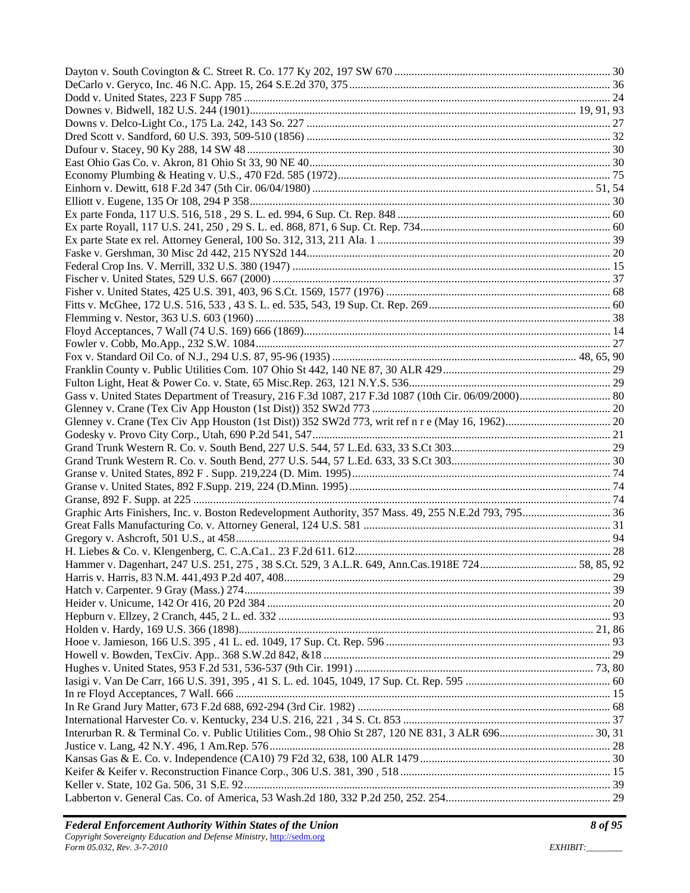Dayton v. South Covington & C. Street R. Co. 177 Ky 202, 197 SW 670 ........................................................................... 30
DeCarlo v. Geryco, Inc. 46 N.C. App. 15, 264 S.E.2d 370, 375 ........................................................................... 36
Dodd v. United States, 223 F Supp 785 ........................................................................... 24
Downes v. Bidwell, 182 U.S. 244 (1901) ........................................................................... 19, 91, 93
Downs v. Delco-Light Co., 175 La. 242, 143 So. 227 ........................................................................... 27
Dred Scott v. Sandford, 60 U.S. 393, 509-510 (1856) ........................................................................... 32
Dufour v. Stacey, 90 Ky 288, 14 SW 48 ........................................................................... 30
East Ohio Gas Co. v. Akron, 81 Ohio St 33, 90 NE 40 ........................................................................... 30
Economy Plumbing & Heating v. U.S., 470 F2d. 585 (1972) ........................................................................... 75
Einhorn v. Dewitt, 618 F.2d 347 (5th Cir. 06/04/1980) ........................................................................... 51, 54
Elliott v. Eugene, 135 Or 108, 294 P 358 ........................................................................... 30
Ex parte Fonda, 117 U.S. 516, 518 , 29 S. L. ed. 994, 6 Sup. Ct. Rep. 848 ........................................................................... 60
Ex parte Royall, 117 U.S. 241, 250 , 29 S. L. ed. 868, 871, 6 Sup. Ct. Rep. 734 ........................................................................... 60
Ex parte State ex rel. Attorney General, 100 So. 312, 313, 211 Ala. 1 ........................................................................... 39
Faske v. Gershman, 30 Misc 2d 442, 215 NYS2d 144 ........................................................................... 20
Federal Crop Ins. V. Merrill, 332 U.S. 380 (1947) ........................................................................... 15
Fischer v. United States, 529 U.S. 667 (2000) ........................................................................... 37
Fisher v. United States, 425 U.S. 391, 403, 96 S.Ct. 1569, 1577 (1976) ........................................................................... 68
Fitts v. McGhee, 172 U.S. 516, 533 , 43 S. L. ed. 535, 543, 19 Sup. Ct. Rep. 269 ........................................................................... 60
Flemming v. Nestor, 363 U.S. 603 (1960) ........................................................................... 38
Floyd Acceptances, 7 Wall (74 U.S. 169) 666 (1869) ........................................................................... 14
Fowler v. Cobb, Mo.App., 232 S.W. 1084 ........................................................................... 27
Fox v. Standard Oil Co. of N.J., 294 U.S. 87, 95-96 (1935) ........................................................................... 48, 65, 90
Franklin County v. Public Utilities Com. 107 Ohio St 442, 140 NE 87, 30 ALR 429 ........................................................................... 29
Fulton Light, Heat & Power Co. v. State, 65 Misc.Rep. 263, 121 N.Y.S. 536 ........................................................................... 29
Gass v. United States Department of Treasury, 216 F.3d 1087, 217 F.3d 1087 (10th Cir. 06/09/2000) ........................................................................... 80
Glenney v. Crane (Tex Civ App Houston (1st Dist)) 352 SW2d 773 ........................................................................... 20
Glenney v. Crane (Tex Civ App Houston (1st Dist)) 352 SW2d 773, writ ref n r e (May 16, 1962) ........................................................................... 20
Godesky v. Provo City Corp., Utah, 690 P.2d 541, 547 ........................................................................... 21
Grand Trunk Western R. Co. v. South Bend, 227 U.S. 544, 57 L.Ed. 633, 33 S.Ct 303 ........................................................................... 29
Grand Trunk Western R. Co. v. South Bend, 277 U.S. 544, 57 L.Ed. 633, 33 S.Ct 303 ........................................................................... 30
Granse v. United States, 892 F . Supp. 219,224 (D. Mim. 1995) ........................................................................... 74
Granse v. United States, 892 F.Supp. 219, 224 (D.Minn. 1995) ........................................................................... 74
Granse, 892 F. Supp. at 225 ........................................................................... 74
Graphic Arts Finishers, Inc. v. Boston Redevelopment Authority, 357 Mass. 49, 255 N.E.2d 793, 795 ........................................................................... 36
Great Falls Manufacturing Co. v. Attorney General, 124 U.S. 581 ........................................................................... 31
Gregory v. Ashcroft, 501 U.S., at 458 ........................................................................... 94
H. Liebes & Co. v. Klengenberg, C. C.A.Ca1.. 23 F.2d 611. 612 ........................................................................... 28
Hammer v. Dagenhart, 247 U.S. 251, 275 , 38 S.Ct. 529, 3 A.L.R. 649, Ann.Cas.1918E 724 ........................................................................... 58, 85, 92
Harris v. Harris, 83 N.M. 441,493 P.2d 407, 408 ........................................................................... 29
Hatch v. Carpenter. 9 Gray (Mass.) 274 ........................................................................... 39
Heider v. Unicume, 142 Or 416, 20 P2d 384 ........................................................................... 20
Hepburn v. Ellzey, 2 Cranch, 445, 2 L. ed. 332 ........................................................................... 93
Holden v. Hardy, 169 U.S. 366 (1898) ........................................................................... 21, 86
Hooe v. Jamieson, 166 U.S. 395 , 41 L. ed. 1049, 17 Sup. Ct. Rep. 596 ........................................................................... 93
Howell v. Bowden, TexCiv. App.. 368 S.W.2d 842, &18 ........................................................................... 29
Hughes v. United States, 953 F.2d 531, 536-537 (9th Cir. 1991) ........................................................................... 73, 80
Iasigi v. Van De Carr, 166 U.S. 391, 395 , 41 S. L. ed. 1045, 1049, 17 Sup. Ct. Rep. 595 ........................................................................... 60
In re Floyd Acceptances, 7 Wall. 666 ........................................................................... 15
In Re Grand Jury Matter, 673 F.2d 688, 692-294 (3rd Cir. 1982) ........................................................................... 68
International Harvester Co. v. Kentucky, 234 U.S. 216, 221 , 34 S. Ct. 853 ........................................................................... 37
Interurban R. & Terminal Co. v. Public Utilities Com., 98 Ohio St 287, 120 NE 831, 3 ALR 696 ........................................................................... 30, 31
Justice v. Lang, 42 N.Y. 496, 1 Am.Rep. 576 ........................................................................... 28
Kansas Gas & E. Co. v. Independence (CA10) 79 F2d 32, 638, 100 ALR 1479 ........................................................................... 30
Keifer & Keifer v. Reconstruction Finance Corp., 306 U.S. 381, 390 , 518 ........................................................................... 15
Keller v. State, 102 Ga. 506, 31 S.E. 92 ........................................................................... 39
Labberton v. General Cas. Co. of America, 53 Wash.2d 180, 332 P.2d 250, 252. 254 ........................................................................... 29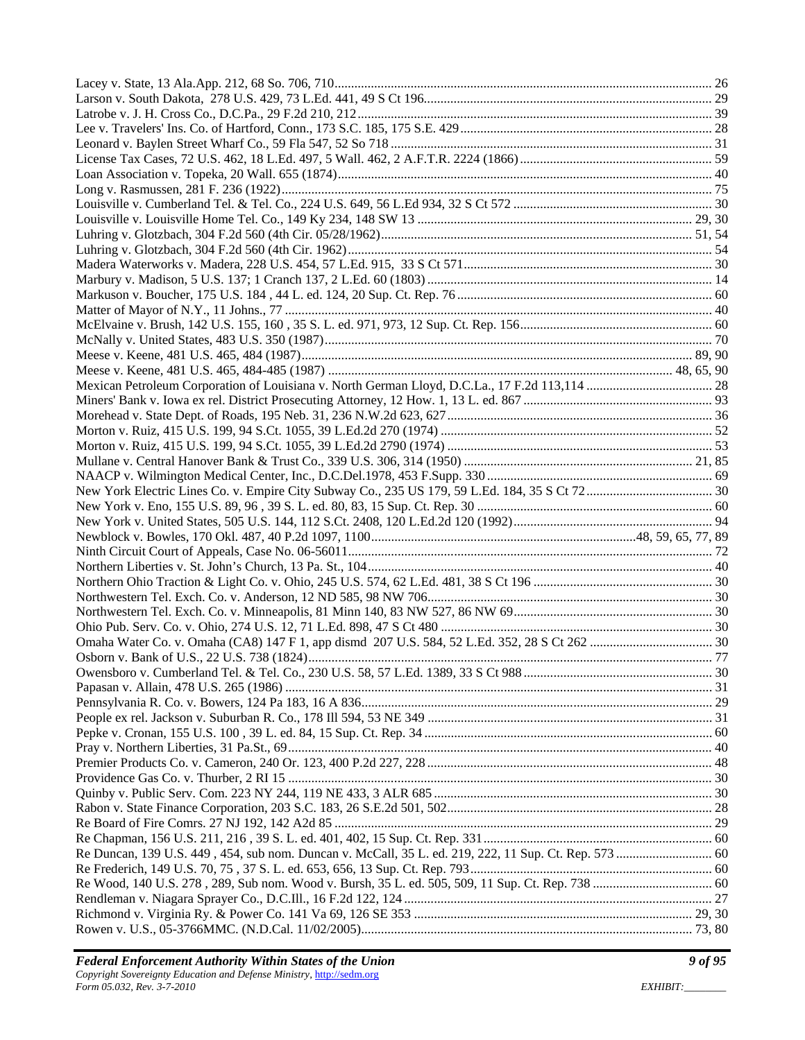Lacey v. State, 13 Ala.App. 212, 68 So. 706, 710 ........................................................................................................ 26
Larson v. South Dakota, 278 U.S. 429, 73 L.Ed. 441, 49 S Ct 196 ........................................................................................ 29
Latrobe v. J. H. Cross Co., D.C.Pa., 29 F.2d 210, 212 .......................................................................................................... 39
Lee v. Travelers' Ins. Co. of Hartford, Conn., 173 S.C. 185, 175 S.E. 429 ............................................................................. 28
Leonard v. Baylen Street Wharf Co., 59 Fla 547, 52 So 718 ................................................................................................... 31
License Tax Cases, 72 U.S. 462, 18 L.Ed. 497, 5 Wall. 462, 2 A.F.T.R. 2224 (1866) ........................................................... 59
Loan Association v. Topeka, 20 Wall. 655 (1874) ................................................................................................................... 40
Long v. Rasmussen, 281 F. 236 (1922) ................................................................................................................................... 75
Louisville v. Cumberland Tel. & Tel. Co., 224 U.S. 649, 56 L.Ed 934, 32 S Ct 572 ............................................................. 30
Louisville v. Louisville Home Tel. Co., 149 Ky 234, 148 SW 13 ....................................................................................... 29, 30
Luhring v. Glotzbach, 304 F.2d 560 (4th Cir. 05/28/1962) ................................................................................................ 51, 54
Luhring v. Glotzbach, 304 F.2d 560 (4th Cir. 1962) ................................................................................................................ 54
Madera Waterworks v. Madera, 228 U.S. 454, 57 L.Ed. 915, 33 S Ct 571 ............................................................................ 30
Marbury v. Madison, 5 U.S. 137; 1 Cranch 137, 2 L.Ed. 60 (1803) ....................................................................................... 14
Markuson v. Boucher, 175 U.S. 184 , 44 L. ed. 124, 20 Sup. Ct. Rep. 76 .............................................................................. 60
Matter of Mayor of N.Y., 11 Johns., 77 .................................................................................................................................. 40
McElvaine v. Brush, 142 U.S. 155, 160 , 35 S. L. ed. 971, 973, 12 Sup. Ct. Rep. 156 ........................................................... 60
McNally v. United States, 483 U.S. 350 (1987) ....................................................................................................................... 70
Meese v. Keene, 481 U.S. 465, 484 (1987) ........................................................................................................................ 89, 90
Meese v. Keene, 481 U.S. 465, 484-485 (1987) .......................................................................................................... 48, 65, 90
Mexican Petroleum Corporation of Louisiana v. North German Lloyd, D.C.La., 17 F.2d 113,114 ....................................... 28
Miners' Bank v. Iowa ex rel. District Prosecuting Attorney, 12 How. 1, 13 L. ed. 867 ........................................................... 93
Morehead v. State Dept. of Roads, 195 Neb. 31, 236 N.W.2d 623, 627 ................................................................................. 36
Morton v. Ruiz, 415 U.S. 199, 94 S.Ct. 1055, 39 L.Ed.2d 270 (1974) ................................................................................... 52
Morton v. Ruiz, 415 U.S. 199, 94 S.Ct. 1055, 39 L.Ed.2d 2790 (1974) ................................................................................. 53
Mullane v. Central Hanover Bank & Trust Co., 339 U.S. 306, 314 (1950) ...................................................................... 21, 85
NAACP v. Wilmington Medical Center, Inc., D.C.Del.1978, 453 F.Supp. 330 ..................................................................... 69
New York Electric Lines Co. v. Empire City Subway Co., 235 US 179, 59 L.Ed. 184, 35 S Ct 72 ....................................... 30
New York v. Eno, 155 U.S. 89, 96 , 39 S. L. ed. 80, 83, 15 Sup. Ct. Rep. 30 ........................................................................ 60
New York v. United States, 505 U.S. 144, 112 S.Ct. 2408, 120 L.Ed.2d 120 (1992) ............................................................. 94
Newblock v. Bowles, 170 Okl. 487, 40 P.2d 1097, 1100 ................................................................................ 48, 59, 65, 77, 89
Ninth Circuit Court of Appeals, Case No. 06-56011 ............................................................................................................... 72
Northern Liberties v. St. John's Church, 13 Pa. St., 104 .......................................................................................................... 40
Northern Ohio Traction & Light Co. v. Ohio, 245 U.S. 574, 62 L.Ed. 481, 38 S Ct 196 ....................................................... 30
Northwestern Tel. Exch. Co. v. Anderson, 12 ND 585, 98 NW 706 ....................................................................................... 30
Northwestern Tel. Exch. Co. v. Minneapolis, 81 Minn 140, 83 NW 527, 86 NW 69 ............................................................. 30
Ohio Pub. Serv. Co. v. Ohio, 274 U.S. 12, 71 L.Ed. 898, 47 S Ct 480 ................................................................................... 30
Omaha Water Co. v. Omaha (CA8) 147 F 1, app dismd 207 U.S. 584, 52 L.Ed. 352, 28 S Ct 262 ...................................... 30
Osborn v. Bank of U.S., 22 U.S. 738 (1824) ........................................................................................................................... 77
Owensboro v. Cumberland Tel. & Tel. Co., 230 U.S. 58, 57 L.Ed. 1389, 33 S Ct 988 .......................................................... 30
Papasan v. Allain, 478 U.S. 265 (1986) .................................................................................................................................. 31
Pennsylvania R. Co. v. Bowers, 124 Pa 183, 16 A 836 ........................................................................................................... 29
People ex rel. Jackson v. Suburban R. Co., 178 Ill 594, 53 NE 349 ....................................................................................... 31
Pepke v. Cronan, 155 U.S. 100 , 39 L. ed. 84, 15 Sup. Ct. Rep. 34 ....................................................................................... 60
Pray v. Northern Liberties, 31 Pa.St., 69 ................................................................................................................................. 40
Premier Products Co. v. Cameron, 240 Or. 123, 400 P.2d 227, 228 ...................................................................................... 48
Providence Gas Co. v. Thurber, 2 RI 15 ................................................................................................................................. 30
Quinby v. Public Serv. Com. 223 NY 244, 119 NE 433, 3 ALR 685 .................................................................................... 30
Rabon v. State Finance Corporation, 203 S.C. 183, 26 S.E.2d 501, 502 ................................................................................ 28
Re Board of Fire Comrs. 27 NJ 192, 142 A2d 85 ................................................................................................................... 29
Re Chapman, 156 U.S. 211, 216 , 39 S. L. ed. 401, 402, 15 Sup. Ct. Rep. 331 ..................................................................... 60
Re Duncan, 139 U.S. 449 , 454, sub nom. Duncan v. McCall, 35 L. ed. 219, 222, 11 Sup. Ct. Rep. 573 ............................. 60
Re Frederich, 149 U.S. 70, 75 , 37 S. L. ed. 653, 656, 13 Sup. Ct. Rep. 793 ......................................................................... 60
Re Wood, 140 U.S. 278 , 289, Sub nom. Wood v. Bursh, 35 L. ed. 505, 509, 11 Sup. Ct. Rep. 738 ..................................... 60
Rendleman v. Niagara Sprayer Co., D.C.Ill., 16 F.2d 122, 124 .............................................................................................. 27
Richmond v. Virginia Ry. & Power Co. 141 Va 69, 126 SE 353 ...................................................................................... 29, 30
Rowen v. U.S., 05-3766MMC. (N.D.Cal. 11/02/2005) ...................................................................................................... 73, 80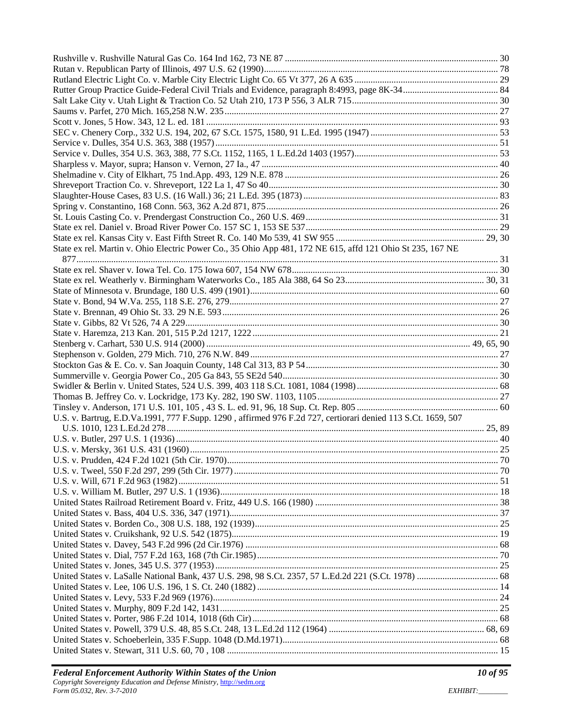Rushville v. Rushville Natural Gas Co. 164 Ind 162, 73 NE 87 .......... 30
Rutan v. Republican Party of Illinois, 497 U.S. 62 (1990).......... 78
Rutland Electric Light Co. v. Marble City Electric Light Co. 65 Vt 377, 26 A 635 .......... 29
Rutter Group Practice Guide-Federal Civil Trials and Evidence, paragraph 8:4993, page 8K-34.......... 84
Salt Lake City v. Utah Light & Traction Co. 52 Utah 210, 173 P 556, 3 ALR 715.......... 30
Saums v. Parfet, 270 Mich. 165,258 N.W. 235.......... 27
Scott v. Jones, 5 How. 343, 12 L. ed. 181 .......... 93
SEC v. Chenery Corp., 332 U.S. 194, 202, 67 S.Ct. 1575, 1580, 91 L.Ed. 1995 (1947) .......... 53
Service v. Dulles, 354 U.S. 363, 388 (1957).......... 51
Service v. Dulles, 354 U.S. 363, 388, 77 S.Ct. 1152, 1165, 1 L.Ed.2d 1403 (1957).......... 53
Sharpless v. Mayor, supra; Hanson v. Vernon, 27 Ia., 47 .......... 40
Shelmadine v. City of Elkhart, 75 1nd.App. 493, 129 N.E. 878 .......... 26
Shreveport Traction Co. v. Shreveport, 122 La 1, 47 So 40.......... 30
Slaughter-House Cases, 83 U.S. (16 Wall.) 36; 21 L.Ed. 395 (1873) .......... 83
Spring v. Constantino, 168 Conn. 563, 362 A.2d 871, 875.......... 26
St. Louis Casting Co. v. Prendergast Construction Co., 260 U.S. 469.......... 31
State ex rel. Daniel v. Broad River Power Co. 157 SC 1, 153 SE 537.......... 29
State ex rel. Kansas City v. East Fifth Street R. Co. 140 Mo 539, 41 SW 955 .......... 29, 30
State ex rel. Martin v. Ohio Electric Power Co., 35 Ohio App 481, 172 NE 615, affd 121 Ohio St 235, 167 NE 877.......... 31
State ex rel. Shaver v. Iowa Tel. Co. 175 Iowa 607, 154 NW 678.......... 30
State ex rel. Weatherly v. Birmingham Waterworks Co., 185 Ala 388, 64 So 23.......... 30, 31
State of Minnesota v. Brundage, 180 U.S. 499 (1901).......... 60
State v. Bond, 94 W.Va. 255, 118 S.E. 276, 279.......... 27
State v. Brennan, 49 Ohio St. 33. 29 N.E. 593.......... 26
State v. Gibbs, 82 Vt 526, 74 A 229.......... 30
State v. Haremza, 213 Kan. 201, 515 P.2d 1217, 1222 .......... 21
Stenberg v. Carhart, 530 U.S. 914 (2000) .......... 49, 65, 90
Stephenson v. Golden, 279 Mich. 710, 276 N.W. 849 .......... 27
Stockton Gas & E. Co. v. San Joaquin County, 148 Cal 313, 83 P 54.......... 30
Summerville v. Georgia Power Co., 205 Ga 843, 55 SE2d 540.......... 30
Swidler & Berlin v. United States, 524 U.S. 399, 403 118 S.Ct. 1081, 1084 (1998).......... 68
Thomas B. Jeffrey Co. v. Lockridge, 173 Ky. 282, 190 SW. 1103, 1105.......... 27
Tinsley v. Anderson, 171 U.S. 101, 105 , 43 S. L. ed. 91, 96, 18 Sup. Ct. Rep. 805 .......... 60
U.S. v. Bartrug, E.D.Va.1991, 777 F.Supp. 1290 , affirmed 976 F.2d 727, certiorari denied 113 S.Ct. 1659, 507 U.S. 1010, 123 L.Ed.2d 278.......... 25, 89
U.S. v. Butler, 297 U.S. 1 (1936) .......... 40
U.S. v. Mersky, 361 U.S. 431 (1960).......... 25
U.S. v. Prudden, 424 F.2d 1021 (5th Cir. 1970).......... 70
U.S. v. Tweel, 550 F.2d 297, 299 (5th Cir. 1977) .......... 70
U.S. v. Will, 671 F.2d 963 (1982).......... 51
U.S. v. William M. Butler, 297 U.S. 1 (1936).......... 18
United States Railroad Retirement Board v. Fritz, 449 U.S. 166 (1980) .......... 38
United States v. Bass, 404 U.S. 336, 347 (1971).......... 37
United States v. Borden Co., 308 U.S. 188, 192 (1939).......... 25
United States v. Cruikshank, 92 U.S. 542 (1875).......... 19
United States v. Davey, 543 F.2d 996 (2d Cir.1976) .......... 68
United States v. Dial, 757 F.2d 163, 168 (7th Cir.1985).......... 70
United States v. Jones, 345 U.S. 377 (1953) .......... 25
United States v. LaSalle National Bank, 437 U.S. 298, 98 S.Ct. 2357, 57 L.Ed.2d 221 (S.Ct. 1978) .......... 68
United States v. Lee, 106 U.S. 196, 1 S. Ct. 240 (1882) .......... 14
United States v. Levy, 533 F.2d 969 (1976).......... 24
United States v. Murphy, 809 F.2d 142, 1431.......... 25
United States v. Porter, 986 F.2d 1014, 1018 (6th Cir).......... 68
United States v. Powell, 379 U.S. 48, 85 S.Ct. 248, 13 L.Ed.2d 112 (1964) .......... 68, 69
United States v. Schoeberlein, 335 F.Supp. 1048 (D.Md.1971).......... 68
United States v. Stewart, 311 U.S. 60, 70 , 108 .......... 15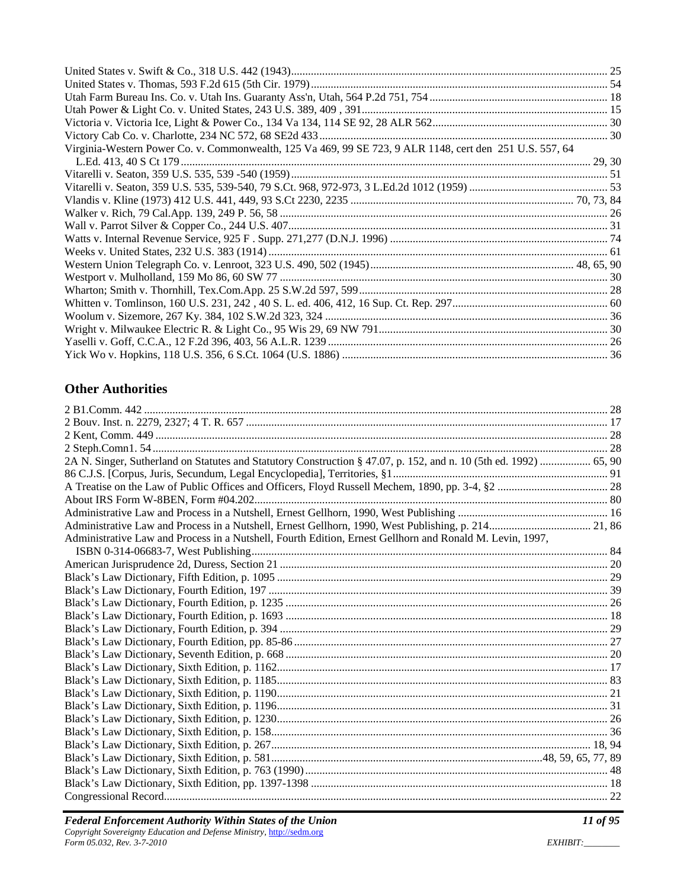United States v. Swift & Co., 318 U.S. 442 (1943)................................................................................................ 25
United States v. Thomas, 593 F.2d 615 (5th Cir. 1979)........................................................................................ 54
Utah Farm Bureau Ins. Co. v. Utah Ins. Guaranty Ass'n, Utah, 564 P.2d 751, 754............................................... 18
Utah Power & Light Co. v. United States, 243 U.S. 389, 409 , 391........................................................................ 15
Victoria v. Victoria Ice, Light & Power Co., 134 Va 134, 114 SE 92, 28 ALR 562.............................................. 30
Victory Cab Co. v. Charlotte, 234 NC 572, 68 SE2d 433...................................................................................... 30
Virginia-Western Power Co. v. Commonwealth, 125 Va 469, 99 SE 723, 9 ALR 1148, cert den 251 U.S. 557, 64 L.Ed. 413, 40 S Ct 179.......................................................................................................................... 29, 30
Vitarelli v. Seaton, 359 U.S. 535, 539 -540 (1959).................................................................................................. 51
Vitarelli v. Seaton, 359 U.S. 535, 539-540, 79 S.Ct. 968, 972-973, 3 L.Ed.2d 1012 (1959) ................................ 53
Vlandis v. Kline (1973) 412 U.S. 441, 449, 93 S.Ct 2230, 2235 ............................................................ 70, 73, 84
Walker v. Rich, 79 Cal.App. 139, 249 P. 56, 58 ..................................................................................................... 26
Wall v. Parrot Silver & Copper Co., 244 U.S. 407................................................................................................. 31
Watts v. Internal Revenue Service, 925 F . Supp. 271,277 (D.N.J. 1996) ............................................................ 74
Weeks v. United States, 232 U.S. 383 (1914)......................................................................................................... 61
Western Union Telegraph Co. v. Lenroot, 323 U.S. 490, 502 (1945)...................................................... 48, 65, 90
Westport v. Mulholland, 159 Mo 86, 60 SW 77 ..................................................................................................... 30
Wharton; Smith v. Thornhill, Tex.Com.App. 25 S.W.2d 597, 599......................................................................... 28
Whitten v. Tomlinson, 160 U.S. 231, 242 , 40 S. L. ed. 406, 412, 16 Sup. Ct. Rep. 297....................................... 60
Woolum v. Sizemore, 267 Ky. 384, 102 S.W.2d 323, 324 ..................................................................................... 36
Wright v. Milwaukee Electric R. & Light Co., 95 Wis 29, 69 NW 791.................................................................. 30
Yaselli v. Goff, C.C.A., 12 F.2d 396, 403, 56 A.L.R. 1239 .................................................................................... 26
Yick Wo v. Hopkins, 118 U.S. 356, 6 S.Ct. 1064 (U.S. 1886) ............................................................................... 36

## Other Authorities

2 B1.Comm. 442 ..................................................................................................................................................... 28
2 Bouv. Inst. n. 2279, 2327; 4 T. R. 657 ................................................................................................................ 17
2 Kent, Comm. 449 ................................................................................................................................................ 28
2 Steph.Comn1. 54.................................................................................................................................................. 28
2A N. Singer, Sutherland on Statutes and Statutory Construction § 47.07, p. 152, and n. 10 (5th ed. 1992) ................. 65, 90
86 C.J.S. [Corpus, Juris, Secundum, Legal Encyclopedia], Territories, §1............................................................ 91
A Treatise on the Law of Public Offices and Officers, Floyd Russell Mechem, 1890, pp. 3-4, §2 ....................... 28
About IRS Form W-8BEN, Form #04.202.............................................................................................................. 80
Administrative Law and Process in a Nutshell, Ernest Gellhorn, 1990, West Publishing .................................... 16
Administrative Law and Process in a Nutshell, Ernest Gellhorn, 1990, West Publishing, p. 214.................................... 21, 86
Administrative Law and Process in a Nutshell, Fourth Edition, Ernest Gellhorn and Ronald M. Levin, 1997, ISBN 0-314-06683-7, West Publishing.............................................................................................................. 84
American Jurisprudence 2d, Duress, Section 21 .................................................................................................... 20
Black's Law Dictionary, Fifth Edition, p. 1095 ..................................................................................................... 29
Black's Law Dictionary, Fourth Edition, 197 ........................................................................................................ 39
Black's Law Dictionary, Fourth Edition, p. 1235 .................................................................................................. 26
Black's Law Dictionary, Fourth Edition, p. 1693 .................................................................................................. 18
Black's Law Dictionary, Fourth Edition, p. 394 .................................................................................................... 29
Black's Law Dictionary, Fourth Edition, pp. 85-86 ............................................................................................... 27
Black's Law Dictionary, Seventh Edition, p. 668 .................................................................................................. 20
Black's Law Dictionary, Sixth Edition, p. 1162..................................................................................................... 17
Black's Law Dictionary, Sixth Edition, p. 1185..................................................................................................... 83
Black's Law Dictionary, Sixth Edition, p. 1190..................................................................................................... 21
Black's Law Dictionary, Sixth Edition, p. 1196..................................................................................................... 31
Black's Law Dictionary, Sixth Edition, p. 1230..................................................................................................... 26
Black's Law Dictionary, Sixth Edition, p. 158....................................................................................................... 36
Black's Law Dictionary, Sixth Edition, p. 267.................................................................................................. 18, 94
Black's Law Dictionary, Sixth Edition, p. 581.................................................................................48, 59, 65, 77, 89
Black's Law Dictionary, Sixth Edition, p. 763 (1990)........................................................................................... 48
Black's Law Dictionary, Sixth Edition, pp. 1397-1398 ......................................................................................... 18
Congressional Record............................................................................................................................................ 22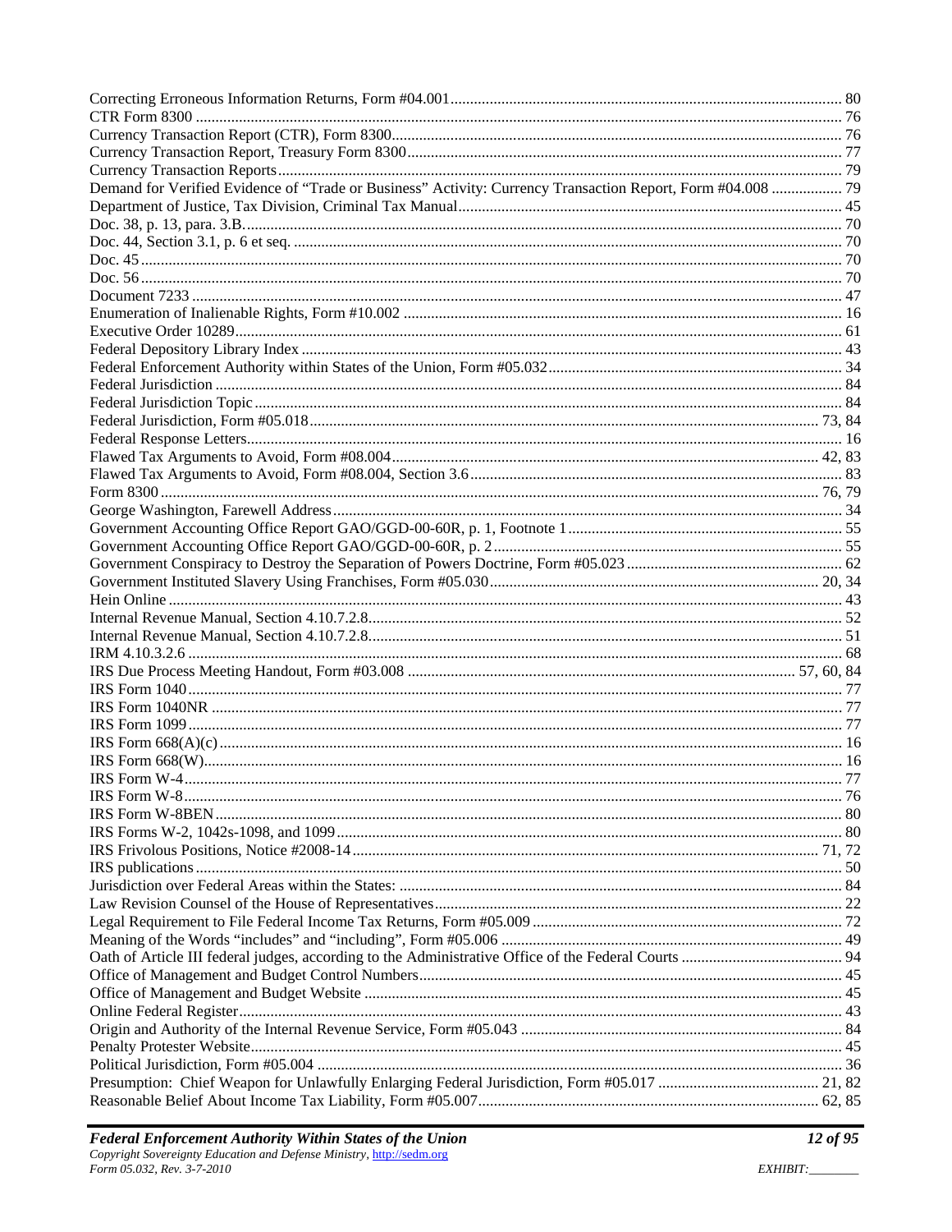Correcting Erroneous Information Returns, Form #04.001 .......... 80
CTR Form 8300 .......... 76
Currency Transaction Report (CTR), Form 8300 .......... 76
Currency Transaction Report, Treasury Form 8300 .......... 77
Currency Transaction Reports .......... 79
Demand for Verified Evidence of "Trade or Business" Activity: Currency Transaction Report, Form #04.008 .......... 79
Department of Justice, Tax Division, Criminal Tax Manual .......... 45
Doc. 38, p. 13, para. 3.B. .......... 70
Doc. 44, Section 3.1, p. 6 et seq. .......... 70
Doc. 45 .......... 70
Doc. 56 .......... 70
Document 7233 .......... 47
Enumeration of Inalienable Rights, Form #10.002 .......... 16
Executive Order 10289 .......... 61
Federal Depository Library Index .......... 43
Federal Enforcement Authority within States of the Union, Form #05.032 .......... 34
Federal Jurisdiction .......... 84
Federal Jurisdiction Topic .......... 84
Federal Jurisdiction, Form #05.018 .......... 73, 84
Federal Response Letters .......... 16
Flawed Tax Arguments to Avoid, Form #08.004 .......... 42, 83
Flawed Tax Arguments to Avoid, Form #08.004, Section 3.6 .......... 83
Form 8300 .......... 76, 79
George Washington, Farewell Address .......... 34
Government Accounting Office Report GAO/GGD-00-60R, p. 1, Footnote 1 .......... 55
Government Accounting Office Report GAO/GGD-00-60R, p. 2 .......... 55
Government Conspiracy to Destroy the Separation of Powers Doctrine, Form #05.023 .......... 62
Government Instituted Slavery Using Franchises, Form #05.030 .......... 20, 34
Hein Online .......... 43
Internal Revenue Manual, Section 4.10.7.2.8. .......... 52
Internal Revenue Manual, Section 4.10.7.2.8. .......... 51
IRM 4.10.3.2.6 .......... 68
IRS Due Process Meeting Handout, Form #03.008 .......... 57, 60, 84
IRS Form 1040 .......... 77
IRS Form 1040NR .......... 77
IRS Form 1099 .......... 77
IRS Form 668(A)(c) .......... 16
IRS Form 668(W) .......... 16
IRS Form W-4 .......... 77
IRS Form W-8 .......... 76
IRS Form W-8BEN .......... 80
IRS Forms W-2, 1042s-1098, and 1099 .......... 80
IRS Frivolous Positions, Notice #2008-14 .......... 71, 72
IRS publications .......... 50
Jurisdiction over Federal Areas within the States: .......... 84
Law Revision Counsel of the House of Representatives .......... 22
Legal Requirement to File Federal Income Tax Returns, Form #05.009 .......... 72
Meaning of the Words "includes" and "including", Form #05.006 .......... 49
Oath of Article III federal judges, according to the Administrative Office of the Federal Courts .......... 94
Office of Management and Budget Control Numbers .......... 45
Office of Management and Budget Website .......... 45
Online Federal Register .......... 43
Origin and Authority of the Internal Revenue Service, Form #05.043 .......... 84
Penalty Protester Website .......... 45
Political Jurisdiction, Form #05.004 .......... 36
Presumption: Chief Weapon for Unlawfully Enlarging Federal Jurisdiction, Form #05.017 .......... 21, 82
Reasonable Belief About Income Tax Liability, Form #05.007 .......... 62, 85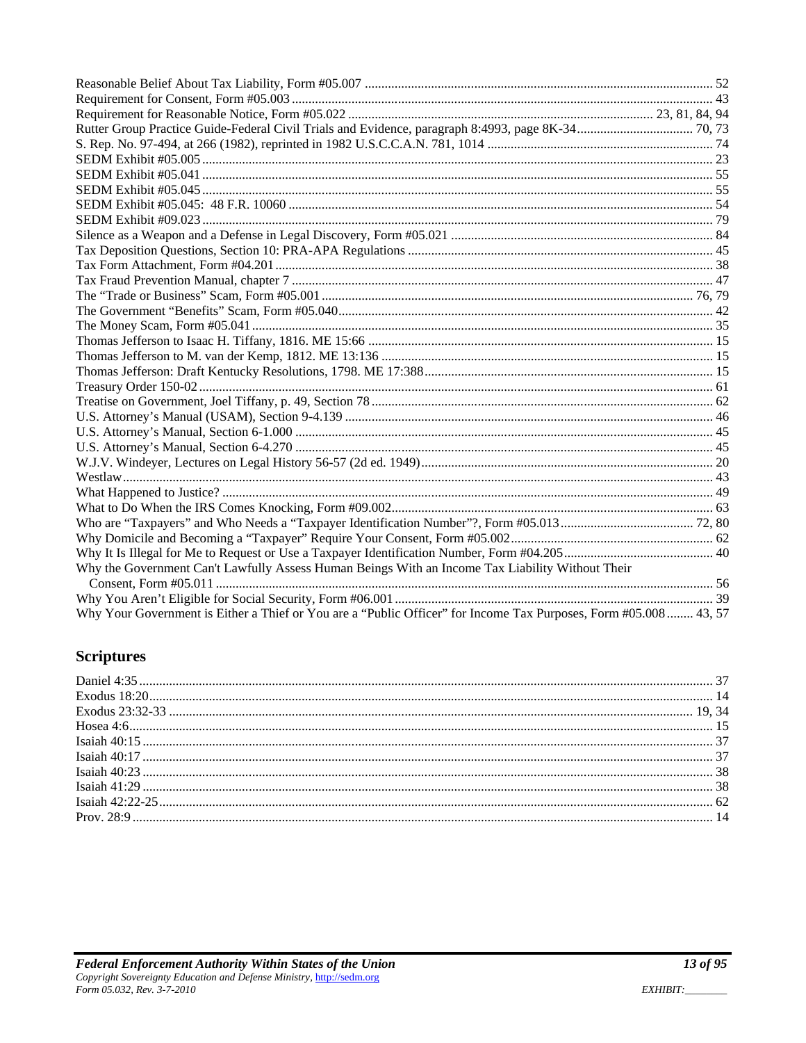Reasonable Belief About Tax Liability, Form #05.007 ........ 52
Requirement for Consent, Form #05.003 ........ 43
Requirement for Reasonable Notice, Form #05.022 ........ 23, 81, 84, 94
Rutter Group Practice Guide-Federal Civil Trials and Evidence, paragraph 8:4993, page 8K-34 ........ 70, 73
S. Rep. No. 97-494, at 266 (1982), reprinted in 1982 U.S.C.C.A.N. 781, 1014 ........ 74
SEDM Exhibit #05.005 ........ 23
SEDM Exhibit #05.041 ........ 55
SEDM Exhibit #05.045 ........ 55
SEDM Exhibit #05.045: 48 F.R. 10060 ........ 54
SEDM Exhibit #09.023 ........ 79
Silence as a Weapon and a Defense in Legal Discovery, Form #05.021 ........ 84
Tax Deposition Questions, Section 10: PRA-APA Regulations ........ 45
Tax Form Attachment, Form #04.201 ........ 38
Tax Fraud Prevention Manual, chapter 7 ........ 47
The "Trade or Business" Scam, Form #05.001 ........ 76, 79
The Government "Benefits" Scam, Form #05.040 ........ 42
The Money Scam, Form #05.041 ........ 35
Thomas Jefferson to Isaac H. Tiffany, 1816. ME 15:66 ........ 15
Thomas Jefferson to M. van der Kemp, 1812. ME 13:136 ........ 15
Thomas Jefferson: Draft Kentucky Resolutions, 1798. ME 17:388 ........ 15
Treasury Order 150-02 ........ 61
Treatise on Government, Joel Tiffany, p. 49, Section 78 ........ 62
U.S. Attorney's Manual (USAM), Section 9-4.139 ........ 46
U.S. Attorney's Manual, Section 6-1.000 ........ 45
U.S. Attorney's Manual, Section 6-4.270 ........ 45
W.J.V. Windeyer, Lectures on Legal History 56-57 (2d ed. 1949) ........ 20
Westlaw ........ 43
What Happened to Justice? ........ 49
What to Do When the IRS Comes Knocking, Form #09.002 ........ 63
Who are "Taxpayers" and Who Needs a "Taxpayer Identification Number"?, Form #05.013 ........ 72, 80
Why Domicile and Becoming a "Taxpayer" Require Your Consent, Form #05.002 ........ 62
Why It Is Illegal for Me to Request or Use a Taxpayer Identification Number, Form #04.205 ........ 40
Why the Government Can't Lawfully Assess Human Beings With an Income Tax Liability Without Their Consent, Form #05.011 ........ 56
Why You Aren't Eligible for Social Security, Form #06.001 ........ 39
Why Your Government is Either a Thief or You are a "Public Officer" for Income Tax Purposes, Form #05.008 ........ 43, 57

## Scriptures

Daniel 4:35 ........ 37
Exodus 18:20 ........ 14
Exodus 23:32-33 ........ 19, 34
Hosea 4:6 ........ 15
Isaiah 40:15 ........ 37
Isaiah 40:17 ........ 37
Isaiah 40:23 ........ 38
Isaiah 41:29 ........ 38
Isaiah 42:22-25 ........ 62
Prov. 28:9 ........ 14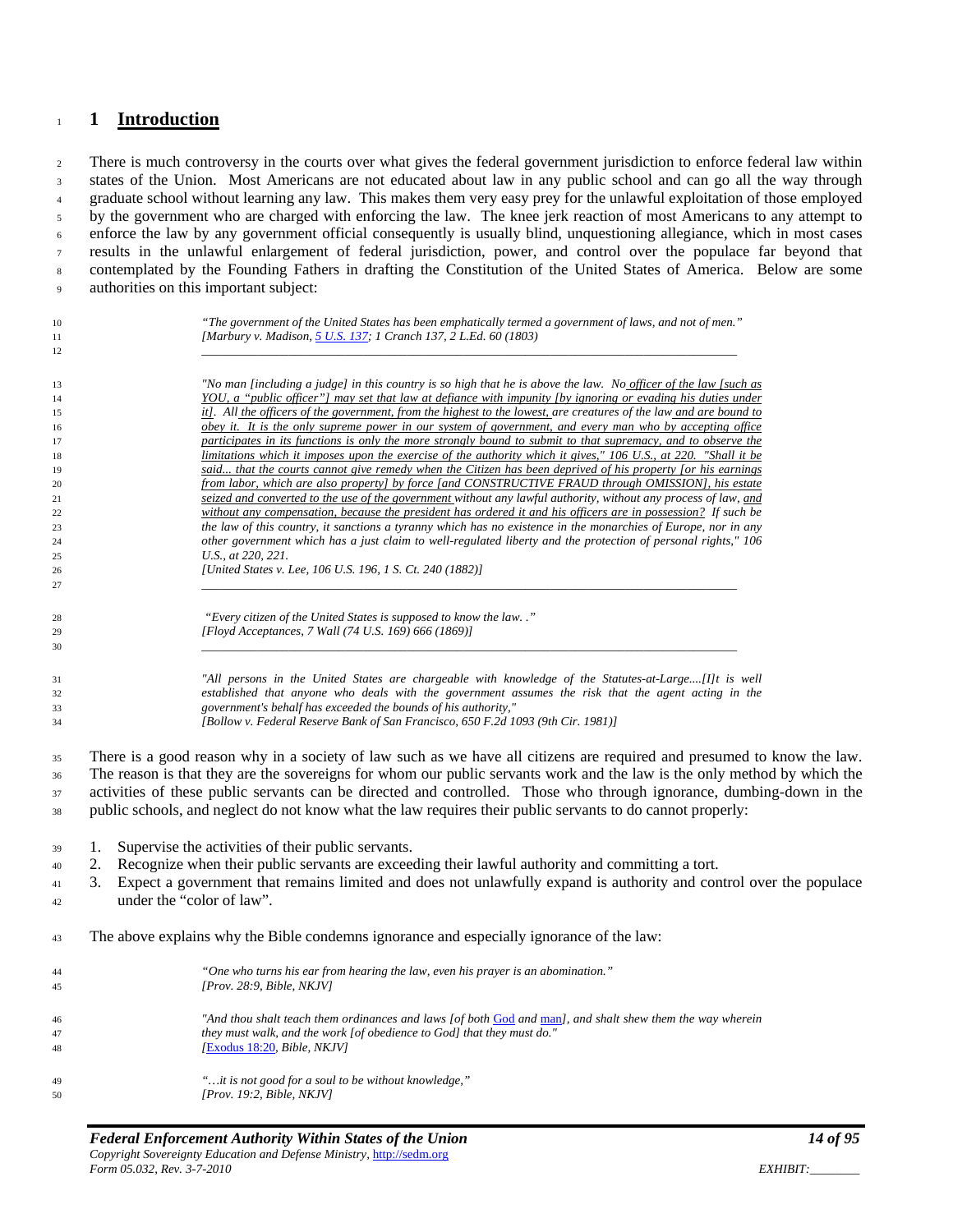# 1 Introduction

There is much controversy in the courts over what gives the federal government jurisdiction to enforce federal law within states of the Union. Most Americans are not educated about law in any public school and can go all the way through graduate school without learning any law. This makes them very easy prey for the unlawful exploitation of those employed by the government who are charged with enforcing the law. The knee jerk reaction of most Americans to any attempt to enforce the law by any government official consequently is usually blind, unquestioning allegiance, which in most cases results in the unlawful enlargement of federal jurisdiction, power, and control over the populace far beyond that contemplated by the Founding Fathers in drafting the Constitution of the United States of America. Below are some authorities on this important subject:

> *"The government of the United States has been emphatically termed a government of laws, and not of men."*
> *[Marbury v. Madison, 5 U.S. 137; 1 Cranch 137, 2 L.Ed. 60 (1803)*

---

> *"No man [including a judge] in this country is so high that he is above the law. No officer of the law [such as YOU, a "public officer"] may set that law at defiance with impunity [by ignoring or evading his duties under it]. All the officers of the government, from the highest to the lowest, are creatures of the law and are bound to obey it. It is the only supreme power in our system of government, and every man who by accepting office participates in its functions is only the more strongly bound to submit to that supremacy, and to observe the limitations which it imposes upon the exercise of the authority which it gives," 106 U.S., at 220. "Shall it be said... that the courts cannot give remedy when the Citizen has been deprived of his property [or his earnings from labor, which are also property] by force [and CONSTRUCTIVE FRAUD through OMISSION], his estate seized and converted to the use of the government without any lawful authority, without any process of law, and without any compensation, because the president has ordered it and his officers are in possession? If such be the law of this country, it sanctions a tyranny which has no existence in the monarchies of Europe, nor in any other government which has a just claim to well-regulated liberty and the protection of personal rights," 106 U.S., at 220, 221.*
> *[United States v. Lee, 106 U.S. 196, 1 S. Ct. 240 (1882)]*

---

> *"Every citizen of the United States is supposed to know the law. ."*
> *[Floyd Acceptances, 7 Wall (74 U.S. 169) 666 (1869)]*

---

> *"All persons in the United States are chargeable with knowledge of the Statutes-at-Large....[I]t is well established that anyone who deals with the government assumes the risk that the agent acting in the government's behalf has exceeded the bounds of his authority,"*
> *[Bollow v. Federal Reserve Bank of San Francisco, 650 F.2d 1093 (9th Cir. 1981)]*

There is a good reason why in a society of law such as we have all citizens are required and presumed to know the law. The reason is that they are the sovereigns for whom our public servants work and the law is the only method by which the activities of these public servants can be directed and controlled. Those who through ignorance, dumbing-down in the public schools, and neglect do not know what the law requires their public servants to do cannot properly:

1. Supervise the activities of their public servants.
2. Recognize when their public servants are exceeding their lawful authority and committing a tort.
3. Expect a government that remains limited and does not unlawfully expand is authority and control over the populace under the "color of law".

The above explains why the Bible condemns ignorance and especially ignorance of the law:

> *"One who turns his ear from hearing the law, even his prayer is an abomination."*
> *[Prov. 28:9, Bible, NKJV]*

> *"And thou shalt teach them ordinances and laws [of both God and man], and shalt shew them the way wherein they must walk, and the work [of obedience to God] that they must do."*
> *[Exodus 18:20, Bible, NKJV]*

> *"…it is not good for a soul to be without knowledge,"*
> *[Prov. 19:2, Bible, NKJV]*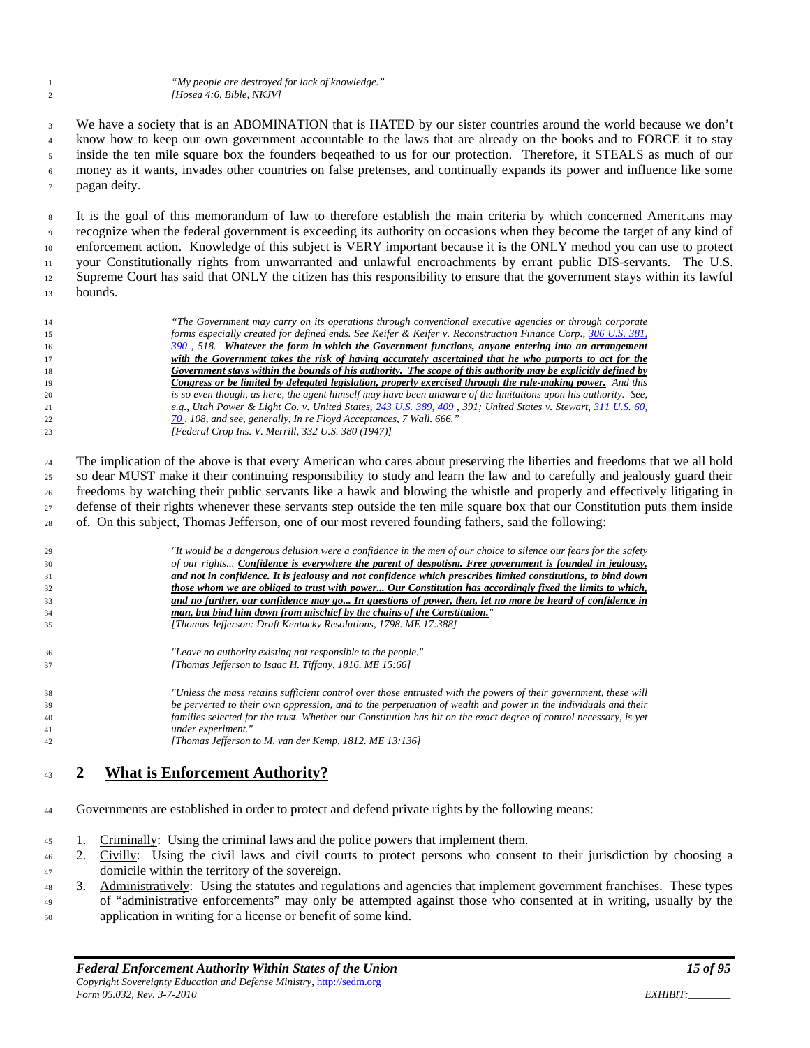> *"My people are destroyed for lack of knowledge."*
> *[Hosea 4:6, Bible, NKJV]*

We have a society that is an ABOMINATION that is HATED by our sister countries around the world because we don't know how to keep our own government accountable to the laws that are already on the books and to FORCE it to stay inside the ten mile square box the founders beqeathed to us for our protection. Therefore, it STEALS as much of our money as it wants, invades other countries on false pretenses, and continually expands its power and influence like some pagan deity.

It is the goal of this memorandum of law to therefore establish the main criteria by which concerned Americans may recognize when the federal government is exceeding its authority on occasions when they become the target of any kind of enforcement action. Knowledge of this subject is VERY important because it is the ONLY method you can use to protect your Constitutionally rights from unwarranted and unlawful encroachments by errant public DIS-servants. The U.S. Supreme Court has said that ONLY the citizen has this responsibility to ensure that the government stays within its lawful bounds.

> *"The Government may carry on its operations through conventional executive agencies or through corporate forms especially created for defined ends. See Keifer & Keifer v. Reconstruction Finance Corp., 306 U.S. 381, 390 , 518. **Whatever the form in which the Government functions, anyone entering into an arrangement with the Government takes the risk of having accurately ascertained that he who purports to act for the Government stays within the bounds of his authority. The scope of this authority may be explicitly defined by Congress or be limited by delegated legislation, properly exercised through the rule-making power.** And this is so even though, as here, the agent himself may have been unaware of the limitations upon his authority. See, e.g., Utah Power & Light Co. v. United States, 243 U.S. 389, 409 , 391; United States v. Stewart, 311 U.S. 60, 70 , 108, and see, generally, In re Floyd Acceptances, 7 Wall. 666."*
> *[Federal Crop Ins. V. Merrill, 332 U.S. 380 (1947)]*

The implication of the above is that every American who cares about preserving the liberties and freedoms that we all hold so dear MUST make it their continuing responsibility to study and learn the law and to carefully and jealously guard their freedoms by watching their public servants like a hawk and blowing the whistle and properly and effectively litigating in defense of their rights whenever these servants step outside the ten mile square box that our Constitution puts them inside of. On this subject, Thomas Jefferson, one of our most revered founding fathers, said the following:

> *"It would be a dangerous delusion were a confidence in the men of our choice to silence our fears for the safety of our rights... **Confidence is everywhere the parent of despotism. Free government is founded in jealousy, and not in confidence. It is jealousy and not confidence which prescribes limited constitutions, to bind down those whom we are obliged to trust with power... Our Constitution has accordingly fixed the limits to which, and no further, our confidence may go... In questions of power, then, let no more be heard of confidence in man, but bind him down from mischief by the chains of the Constitution.**"*
> *[Thomas Jefferson: Draft Kentucky Resolutions, 1798. ME 17:388]*

> *"Leave no authority existing not responsible to the people."*
> *[Thomas Jefferson to Isaac H. Tiffany, 1816. ME 15:66]*

> *"Unless the mass retains sufficient control over those entrusted with the powers of their government, these will be perverted to their own oppression, and to the perpetuation of wealth and power in the individuals and their families selected for the trust. Whether our Constitution has hit on the exact degree of control necessary, is yet under experiment."*
> *[Thomas Jefferson to M. van der Kemp, 1812. ME 13:136]*

# 2 What is Enforcement Authority?

Governments are established in order to protect and defend private rights by the following means:

1. Criminally: Using the criminal laws and the police powers that implement them.
2. Civilly: Using the civil laws and civil courts to protect persons who consent to their jurisdiction by choosing a domicile within the territory of the sovereign.
3. Administratively: Using the statutes and regulations and agencies that implement government franchises. These types of "administrative enforcements" may only be attempted against those who consented at in writing, usually by the application in writing for a license or benefit of some kind.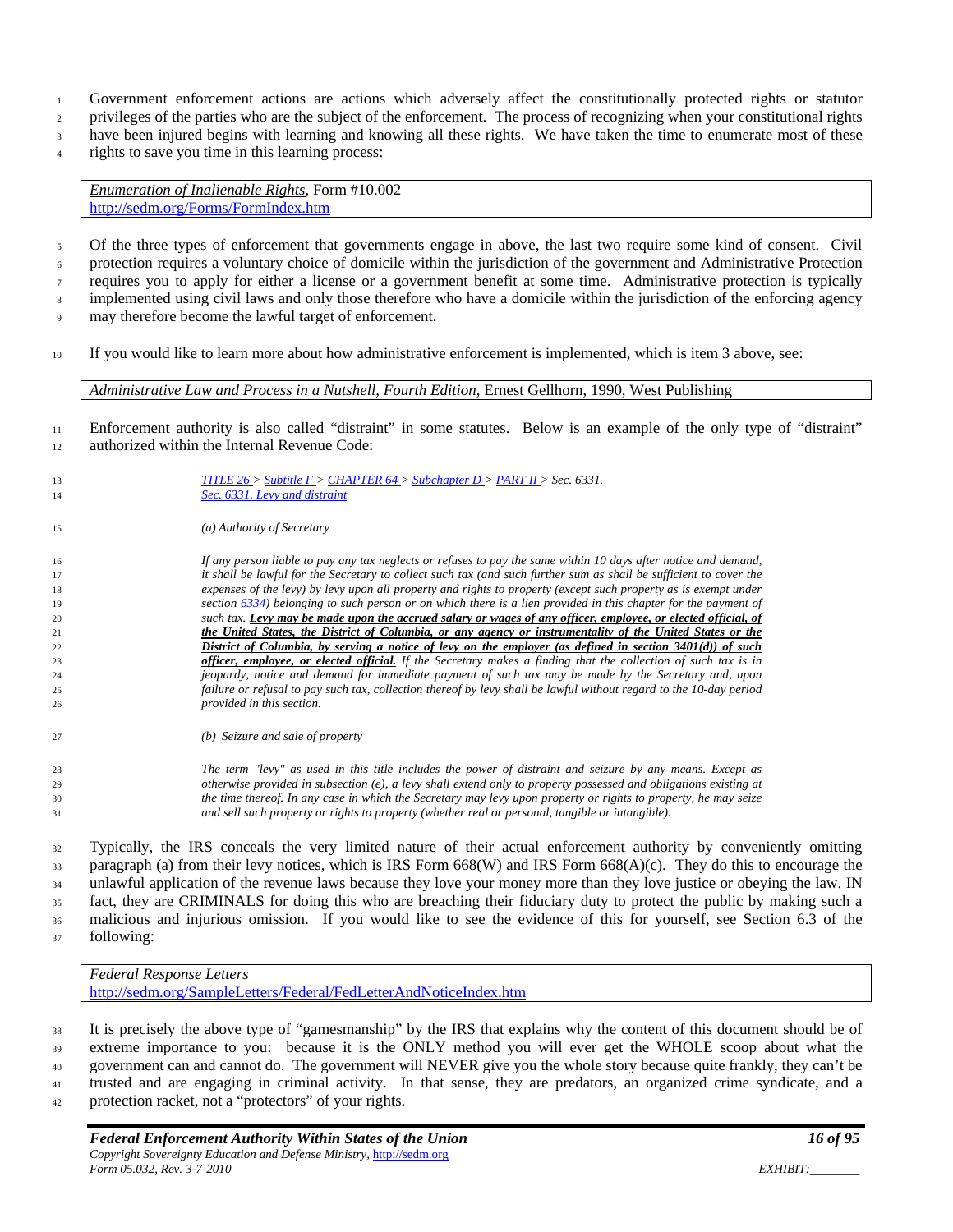Government enforcement actions are actions which adversely affect the constitutionally protected rights or statutor privileges of the parties who are the subject of the enforcement. The process of recognizing when your constitutional rights have been injured begins with learning and knowing all these rights. We have taken the time to enumerate most of these rights to save you time in this learning process:

> *Enumeration of Inalienable Rights*, Form #10.002
> http://sedm.org/Forms/FormIndex.htm

Of the three types of enforcement that governments engage in above, the last two require some kind of consent. Civil protection requires a voluntary choice of domicile within the jurisdiction of the government and Administrative Protection requires you to apply for either a license or a government benefit at some time. Administrative protection is typically implemented using civil laws and only those therefore who have a domicile within the jurisdiction of the enforcing agency may therefore become the lawful target of enforcement.

If you would like to learn more about how administrative enforcement is implemented, which is item 3 above, see:

> *Administrative Law and Process in a Nutshell, Fourth Edition*, Ernest Gellhorn, 1990, West Publishing

Enforcement authority is also called "distraint" in some statutes. Below is an example of the only type of "distraint" authorized within the Internal Revenue Code:

> *TITLE 26 > Subtitle F > CHAPTER 64 > Subchapter D > PART II > Sec. 6331.*
> *Sec. 6331. Levy and distraint*
>
> *(a) Authority of Secretary*
>
> *If any person liable to pay any tax neglects or refuses to pay the same within 10 days after notice and demand, it shall be lawful for the Secretary to collect such tax (and such further sum as shall be sufficient to cover the expenses of the levy) by levy upon all property and rights to property (except such property as is exempt under section 6334) belonging to such person or on which there is a lien provided in this chapter for the payment of such tax.* ***Levy may be made upon the accrued salary or wages of any officer, employee, or elected official, of the United States, the District of Columbia, or any agency or instrumentality of the United States or the District of Columbia, by serving a notice of levy on the employer (as defined in section 3401(d)) of such officer, employee, or elected official.*** *If the Secretary makes a finding that the collection of such tax is in jeopardy, notice and demand for immediate payment of such tax may be made by the Secretary and, upon failure or refusal to pay such tax, collection thereof by levy shall be lawful without regard to the 10-day period provided in this section.*
>
> *(b) Seizure and sale of property*
>
> *The term "levy" as used in this title includes the power of distraint and seizure by any means. Except as otherwise provided in subsection (e), a levy shall extend only to property possessed and obligations existing at the time thereof. In any case in which the Secretary may levy upon property or rights to property, he may seize and sell such property or rights to property (whether real or personal, tangible or intangible).*

Typically, the IRS conceals the very limited nature of their actual enforcement authority by conveniently omitting paragraph (a) from their levy notices, which is IRS Form 668(W) and IRS Form 668(A)(c). They do this to encourage the unlawful application of the revenue laws because they love your money more than they love justice or obeying the law. IN fact, they are CRIMINALS for doing this who are breaching their fiduciary duty to protect the public by making such a malicious and injurious omission. If you would like to see the evidence of this for yourself, see Section 6.3 of the following:

> *Federal Response Letters*
> http://sedm.org/SampleLetters/Federal/FedLetterAndNoticeIndex.htm

It is precisely the above type of "gamesmanship" by the IRS that explains why the content of this document should be of extreme importance to you: because it is the ONLY method you will ever get the WHOLE scoop about what the government can and cannot do. The government will NEVER give you the whole story because quite frankly, they can't be trusted and are engaging in criminal activity. In that sense, they are predators, an organized crime syndicate, and a protection racket, not a "protectors" of your rights.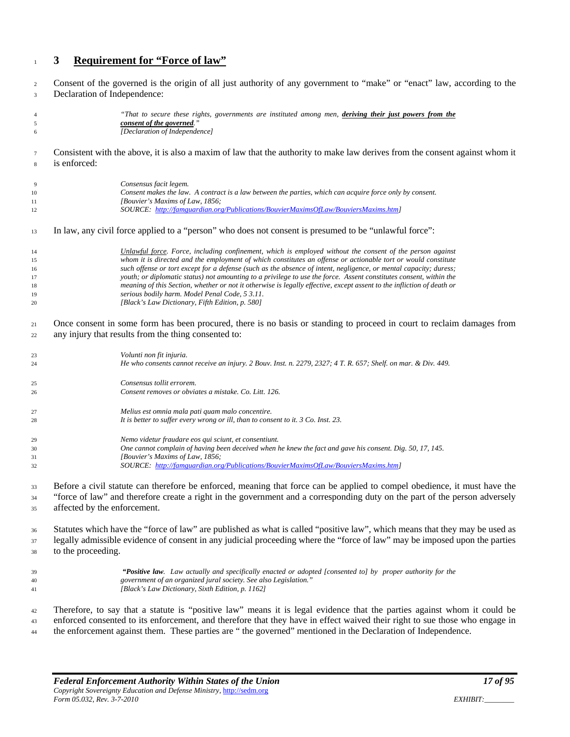## 3 <u>Requirement for "Force of law"</u>

Consent of the governed is the origin of all just authority of any government to "make" or "enact" law, according to the Declaration of Independence:

> *"That to secure these rights, governments are instituted among men, **<u>deriving their just powers from the consent of the governed</u>**."*
> *[Declaration of Independence]*

Consistent with the above, it is also a maxim of law that the authority to make law derives from the consent against whom it is enforced:

> *Consensus facit legem.*
> *Consent makes the law. A contract is a law between the parties, which can acquire force only by consent.*
> *[Bouvier's Maxims of Law, 1856;*
> *SOURCE: http://famguardian.org/Publications/BouvierMaximsOfLaw/BouviersMaxims.htm]*

In law, any civil force applied to a "person" who does not consent is presumed to be "unlawful force":

> *<u>Unlawful force</u>. Force, including confinement, which is employed without the consent of the person against whom it is directed and the employment of which constitutes an offense or actionable tort or would constitute such offense or tort except for a defense (such as the absence of intent, negligence, or mental capacity; duress; youth; or diplomatic status) not amounting to a privilege to use the force. Assent constitutes consent, within the meaning of this Section, whether or not it otherwise is legally effective, except assent to the infliction of death or serious bodily harm. Model Penal Code, 5 3.11.*
> *[Black's Law Dictionary, Fifth Edition, p. 580]*

Once consent in some form has been procured, there is no basis or standing to proceed in court to reclaim damages from any injury that results from the thing consented to:

> *Volunti non fit injuria.*
> *He who consents cannot receive an injury. 2 Bouv. Inst. n. 2279, 2327; 4 T. R. 657; Shelf. on mar. & Div. 449.*
>
> *Consensus tollit errorem.*
> *Consent removes or obviates a mistake. Co. Litt. 126.*
>
> *Melius est omnia mala pati quam malo concentire.*
> *It is better to suffer every wrong or ill, than to consent to it. 3 Co. Inst. 23.*
>
> *Nemo videtur fraudare eos qui sciunt, et consentiunt.*
> *One cannot complain of having been deceived when he knew the fact and gave his consent. Dig. 50, 17, 145.*
> *[Bouvier's Maxims of Law, 1856;*
> *SOURCE: http://famguardian.org/Publications/BouvierMaximsOfLaw/BouviersMaxims.htm]*

Before a civil statute can therefore be enforced, meaning that force can be applied to compel obedience, it must have the "force of law" and therefore create a right in the government and a corresponding duty on the part of the person adversely affected by the enforcement.

Statutes which have the "force of law" are published as what is called "positive law", which means that they may be used as legally admissible evidence of consent in any judicial proceeding where the "force of law" may be imposed upon the parties to the proceeding.

> *"**Positive law**. Law actually and specifically enacted or adopted [consented to] by proper authority for the government of an organized jural society. See also Legislation."*
> *[Black's Law Dictionary, Sixth Edition, p. 1162]*

Therefore, to say that a statute is "positive law" means it is legal evidence that the parties against whom it could be enforced consented to its enforcement, and therefore that they have in effect waived their right to sue those who engage in the enforcement against them. These parties are " the governed" mentioned in the Declaration of Independence.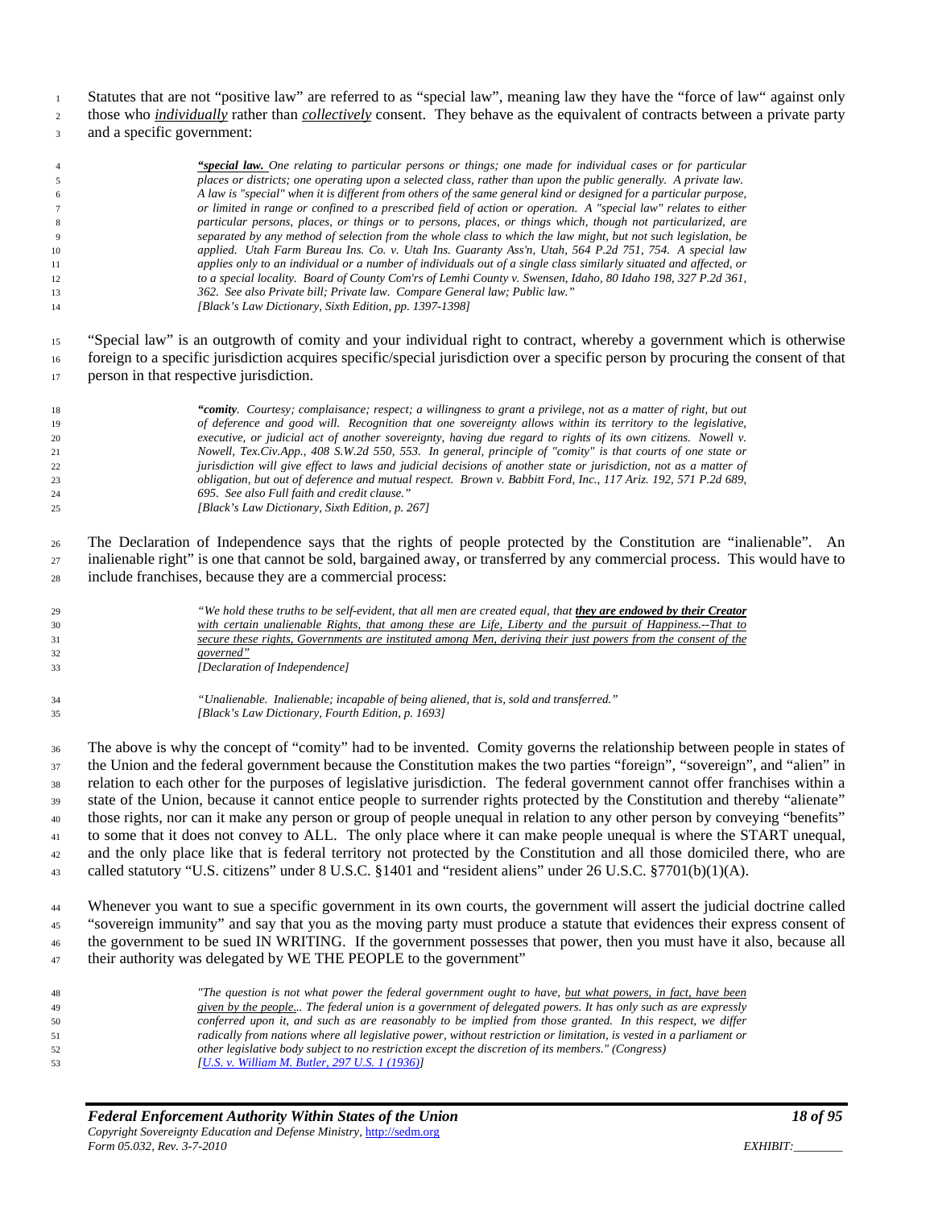Statutes that are not "positive law" are referred to as "special law", meaning law they have the "force of law" against only those who _individually_ rather than _collectively_ consent. They behave as the equivalent of contracts between a private party and a specific government:

> *"**special law.** One relating to particular persons or things; one made for individual cases or for particular places or districts; one operating upon a selected class, rather than upon the public generally. A private law. A law is "special" when it is different from others of the same general kind or designed for a particular purpose, or limited in range or confined to a prescribed field of action or operation. A "special law" relates to either particular persons, places, or things or to persons, places, or things which, though not particularized, are separated by any method of selection from the whole class to which the law might, but not such legislation, be applied. Utah Farm Bureau Ins. Co. v. Utah Ins. Guaranty Ass'n, Utah, 564 P.2d 751, 754. A special law applies only to an individual or a number of individuals out of a single class similarly situated and affected, or to a special locality. Board of County Com'rs of Lemhi County v. Swensen, Idaho, 80 Idaho 198, 327 P.2d 361, 362. See also Private bill; Private law. Compare General law; Public law."*
> *[Black's Law Dictionary, Sixth Edition, pp. 1397-1398]*

"Special law" is an outgrowth of comity and your individual right to contract, whereby a government which is otherwise foreign to a specific jurisdiction acquires specific/special jurisdiction over a specific person by procuring the consent of that person in that respective jurisdiction.

> *"**comity**. Courtesy; complaisance; respect; a willingness to grant a privilege, not as a matter of right, but out of deference and good will. Recognition that one sovereignty allows within its territory to the legislative, executive, or judicial act of another sovereignty, having due regard to rights of its own citizens. Nowell v. Nowell, Tex.Civ.App., 408 S.W.2d 550, 553. In general, principle of "comity" is that courts of one state or jurisdiction will give effect to laws and judicial decisions of another state or jurisdiction, not as a matter of obligation, but out of deference and mutual respect. Brown v. Babbitt Ford, Inc., 117 Ariz. 192, 571 P.2d 689, 695. See also Full faith and credit clause."*
> *[Black's Law Dictionary, Sixth Edition, p. 267]*

The Declaration of Independence says that the rights of people protected by the Constitution are "inalienable". An inalienable right" is one that cannot be sold, bargained away, or transferred by any commercial process. This would have to include franchises, because they are a commercial process:

> *"We hold these truths to be self-evident, that all men are created equal, that **they are endowed by their Creator** with certain unalienable Rights, that among these are Life, Liberty and the pursuit of Happiness.--That to secure these rights, Governments are instituted among Men, deriving their just powers from the consent of the governed"*
> *[Declaration of Independence]*

> *"Unalienable. Inalienable; incapable of being aliened, that is, sold and transferred."*
> *[Black's Law Dictionary, Fourth Edition, p. 1693]*

The above is why the concept of "comity" had to be invented. Comity governs the relationship between people in states of the Union and the federal government because the Constitution makes the two parties "foreign", "sovereign", and "alien" in relation to each other for the purposes of legislative jurisdiction. The federal government cannot offer franchises within a state of the Union, because it cannot entice people to surrender rights protected by the Constitution and thereby "alienate" those rights, nor can it make any person or group of people unequal in relation to any other person by conveying "benefits" to some that it does not convey to ALL. The only place where it can make people unequal is where the START unequal, and the only place like that is federal territory not protected by the Constitution and all those domiciled there, who are called statutory "U.S. citizens" under 8 U.S.C. §1401 and "resident aliens" under 26 U.S.C. §7701(b)(1)(A).

Whenever you want to sue a specific government in its own courts, the government will assert the judicial doctrine called "sovereign immunity" and say that you as the moving party must produce a statute that evidences their express consent of the government to be sued IN WRITING. If the government possesses that power, then you must have it also, because all their authority was delegated by WE THE PEOPLE to the government"

> *"The question is not what power the federal government ought to have, but what powers, in fact, have been given by the people... The federal union is a government of delegated powers. It has only such as are expressly conferred upon it, and such as are reasonably to be implied from those granted. In this respect, we differ radically from nations where all legislative power, without restriction or limitation, is vested in a parliament or other legislative body subject to no restriction except the discretion of its members." (Congress)*
> *[U.S. v. William M. Butler, 297 U.S. 1 (1936)]*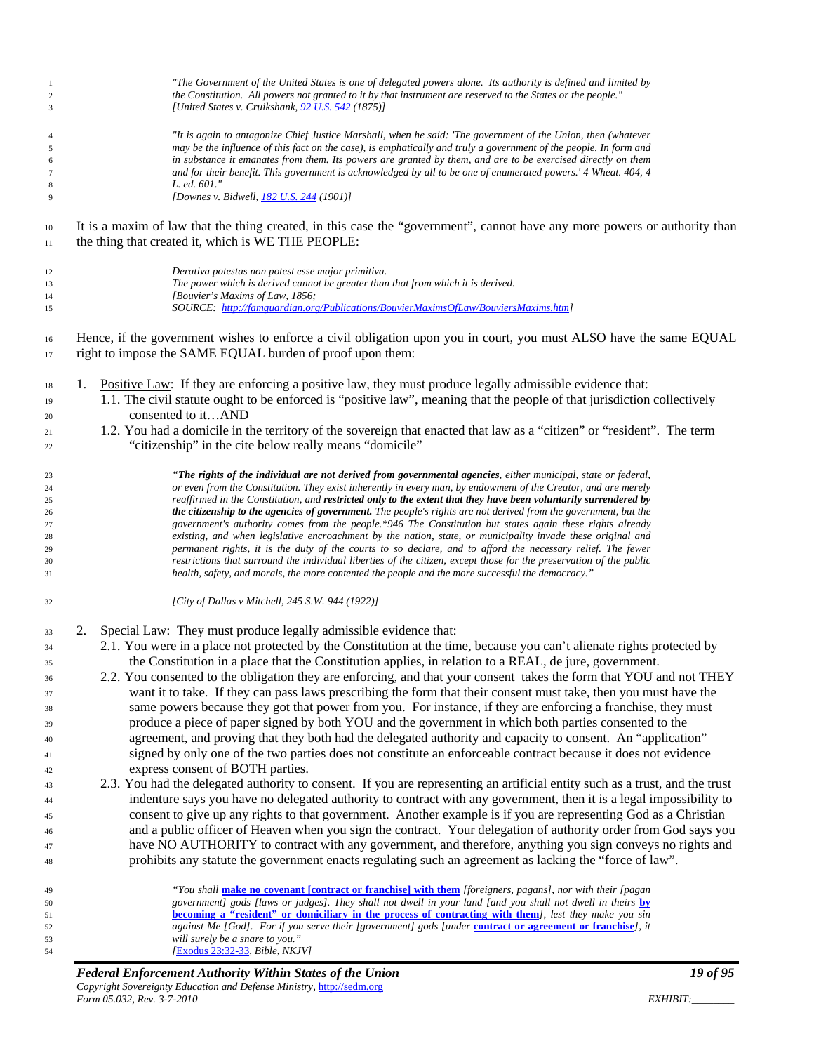> *"The Government of the United States is one of delegated powers alone. Its authority is defined and limited by the Constitution. All powers not granted to it by that instrument are reserved to the States or the people."*
> *[United States v. Cruikshank, 92 U.S. 542 (1875)]*

> *"It is again to antagonize Chief Justice Marshall, when he said: 'The government of the Union, then (whatever may be the influence of this fact on the case), is emphatically and truly a government of the people. In form and in substance it emanates from them. Its powers are granted by them, and are to be exercised directly on them and for their benefit. This government is acknowledged by all to be one of enumerated powers.' 4 Wheat. 404, 4 L. ed. 601."*
> *[Downes v. Bidwell, 182 U.S. 244 (1901)]*

It is a maxim of law that the thing created, in this case the "government", cannot have any more powers or authority than the thing that created it, which is WE THE PEOPLE:

> *Derativa potestas non potest esse major primitiva.*
> *The power which is derived cannot be greater than that from which it is derived.*
> *[Bouvier's Maxims of Law, 1856;*
> *SOURCE: http://famguardian.org/Publications/BouvierMaximsOfLaw/BouviersMaxims.htm]*

Hence, if the government wishes to enforce a civil obligation upon you in court, you must ALSO have the same EQUAL right to impose the SAME EQUAL burden of proof upon them:

1. Positive Law: If they are enforcing a positive law, they must produce legally admissible evidence that:
   1.1. The civil statute ought to be enforced is "positive law", meaning that the people of that jurisdiction collectively consented to it…AND
   1.2. You had a domicile in the territory of the sovereign that enacted that law as a "citizen" or "resident". The term "citizenship" in the cite below really means "domicile"

> *"**The rights of the individual are not derived from governmental agencies**, either municipal, state or federal, or even from the Constitution. They exist inherently in every man, by endowment of the Creator, and are merely reaffirmed in the Constitution, and **restricted only to the extent that they have been voluntarily surrendered by the citizenship to the agencies of government.** The people's rights are not derived from the government, but the government's authority comes from the people.\*946 The Constitution but states again these rights already existing, and when legislative encroachment by the nation, state, or municipality invade these original and permanent rights, it is the duty of the courts to so declare, and to afford the necessary relief. The fewer restrictions that surround the individual liberties of the citizen, except those for the preservation of the public health, safety, and morals, the more contented the people and the more successful the democracy."*
>
> *[City of Dallas v Mitchell, 245 S.W. 944 (1922)]*

2. Special Law: They must produce legally admissible evidence that:
   2.1. You were in a place not protected by the Constitution at the time, because you can't alienate rights protected by the Constitution in a place that the Constitution applies, in relation to a REAL, de jure, government.
   2.2. You consented to the obligation they are enforcing, and that your consent takes the form that YOU and not THEY want it to take. If they can pass laws prescribing the form that their consent must take, then you must have the same powers because they got that power from you. For instance, if they are enforcing a franchise, they must produce a piece of paper signed by both YOU and the government in which both parties consented to the agreement, and proving that they both had the delegated authority and capacity to consent. An "application" signed by only one of the two parties does not constitute an enforceable contract because it does not evidence express consent of BOTH parties.
   2.3. You had the delegated authority to consent. If you are representing an artificial entity such as a trust, and the trust indenture says you have no delegated authority to contract with any government, then it is a legal impossibility to consent to give up any rights to that government. Another example is if you are representing God as a Christian and a public officer of Heaven when you sign the contract. Your delegation of authority order from God says you have NO AUTHORITY to contract with any government, and therefore, anything you sign conveys no rights and prohibits any statute the government enacts regulating such an agreement as lacking the "force of law".

> *"You shall **make no covenant [contract or franchise] with them** [foreigners, pagans], nor with their [pagan government] gods [laws or judges]. They shall not dwell in your land [and you shall not dwell in theirs **by becoming a "resident" or domiciliary in the process of contracting with them**], lest they make you sin against Me [God]. For if you serve their [government] gods [under **contract or agreement or franchise**], it will surely be a snare to you."*
> *[Exodus 23:32-33, Bible, NKJV]*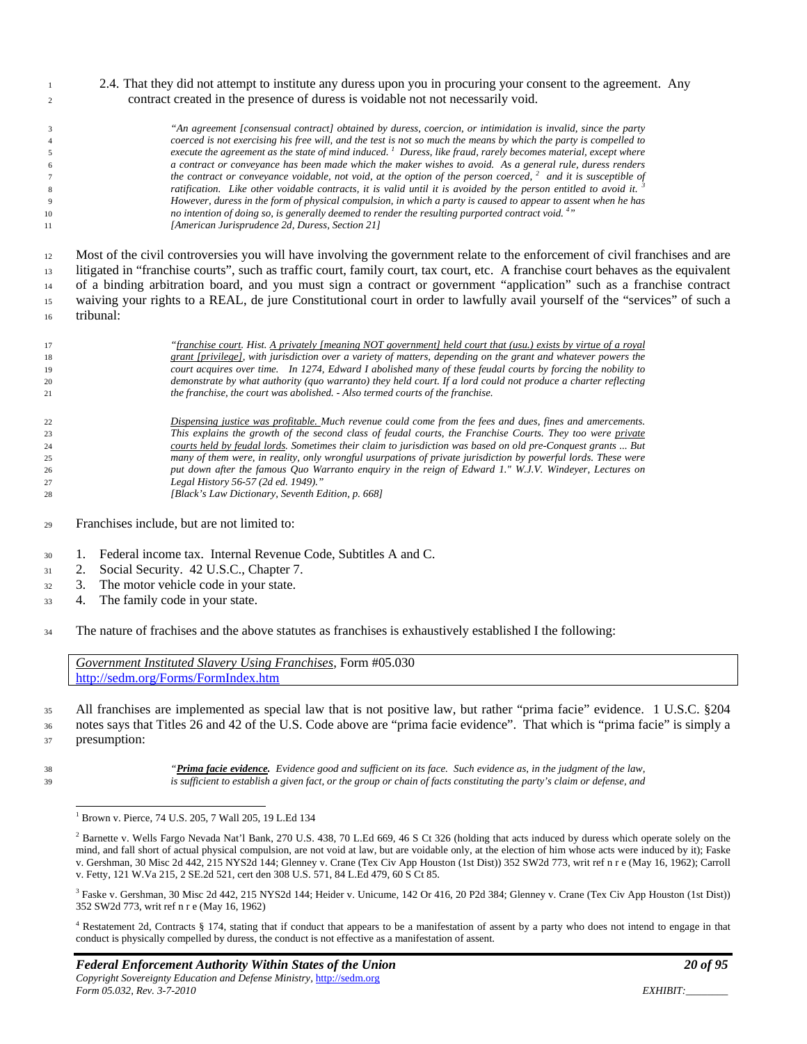2.4. That they did not attempt to institute any duress upon you in procuring your consent to the agreement. Any contract created in the presence of duress is voidable not not necessarily void.

> *"An agreement [consensual contract] obtained by duress, coercion, or intimidation is invalid, since the party coerced is not exercising his free will, and the test is not so much the means by which the party is compelled to execute the agreement as the state of mind induced.* [1] *Duress, like fraud, rarely becomes material, except where a contract or conveyance has been made which the maker wishes to avoid. As a general rule, duress renders the contract or conveyance voidable, not void, at the option of the person coerced,* [2] *and it is susceptible of ratification. Like other voidable contracts, it is valid until it is avoided by the person entitled to avoid it.* [3] *However, duress in the form of physical compulsion, in which a party is caused to appear to assent when he has no intention of doing so, is generally deemed to render the resulting purported contract void.* [4]*"*
> *[American Jurisprudence 2d, Duress, Section 21]*

Most of the civil controversies you will have involving the government relate to the enforcement of civil franchises and are litigated in "franchise courts", such as traffic court, family court, tax court, etc. A franchise court behaves as the equivalent of a binding arbitration board, and you must sign a contract or government "application" such as a franchise contract waiving your rights to a REAL, de jure Constitutional court in order to lawfully avail yourself of the "services" of such a tribunal:

> *"franchise court. Hist. A privately [meaning NOT government] held court that (usu.) exists by virtue of a royal grant [privilege], with jurisdiction over a variety of matters, depending on the grant and whatever powers the court acquires over time. In 1274, Edward I abolished many of these feudal courts by forcing the nobility to demonstrate by what authority (quo warranto) they held court. If a lord could not produce a charter reflecting the franchise, the court was abolished. - Also termed courts of the franchise.*
>
> *Dispensing justice was profitable. Much revenue could come from the fees and dues, fines and amercements. This explains the growth of the second class of feudal courts, the Franchise Courts. They too were private courts held by feudal lords. Sometimes their claim to jurisdiction was based on old pre-Conquest grants ... But many of them were, in reality, only wrongful usurpations of private jurisdiction by powerful lords. These were put down after the famous Quo Warranto enquiry in the reign of Edward 1." W.J.V. Windeyer, Lectures on Legal History 56-57 (2d ed. 1949)."*
> *[Black's Law Dictionary, Seventh Edition, p. 668]*

Franchises include, but are not limited to:

1. Federal income tax. Internal Revenue Code, Subtitles A and C.
2. Social Security. 42 U.S.C., Chapter 7.
3. The motor vehicle code in your state.
4. The family code in your state.

The nature of frachises and the above statutes as franchises is exhaustively established I the following:

| *Government Instituted Slavery Using Franchises*, Form #05.030 http://sedm.org/Forms/FormIndex.htm |
|---|

All franchises are implemented as special law that is not positive law, but rather "prima facie" evidence. 1 U.S.C. §204 notes says that Titles 26 and 42 of the U.S. Code above are "prima facie evidence". That which is "prima facie" is simply a presumption:

> *"**Prima facie evidence.** Evidence good and sufficient on its face. Such evidence as, in the judgment of the law, is sufficient to establish a given fact, or the group or chain of facts constituting the party's claim or defense, and*

---

[1] Brown v. Pierce, 74 U.S. 205, 7 Wall 205, 19 L.Ed 134

[2] Barnette v. Wells Fargo Nevada Nat'l Bank, 270 U.S. 438, 70 L.Ed 669, 46 S Ct 326 (holding that acts induced by duress which operate solely on the mind, and fall short of actual physical compulsion, are not void at law, but are voidable only, at the election of him whose acts were induced by it); Faske v. Gershman, 30 Misc 2d 442, 215 NYS2d 144; Glenney v. Crane (Tex Civ App Houston (1st Dist)) 352 SW2d 773, writ ref n r e (May 16, 1962); Carroll v. Fetty, 121 W.Va 215, 2 SE.2d 521, cert den 308 U.S. 571, 84 L.Ed 479, 60 S Ct 85.

[3] Faske v. Gershman, 30 Misc 2d 442, 215 NYS2d 144; Heider v. Unicume, 142 Or 416, 20 P2d 384; Glenney v. Crane (Tex Civ App Houston (1st Dist)) 352 SW2d 773, writ ref n r e (May 16, 1962)

[4] Restatement 2d, Contracts § 174, stating that if conduct that appears to be a manifestation of assent by a party who does not intend to engage in that conduct is physically compelled by duress, the conduct is not effective as a manifestation of assent.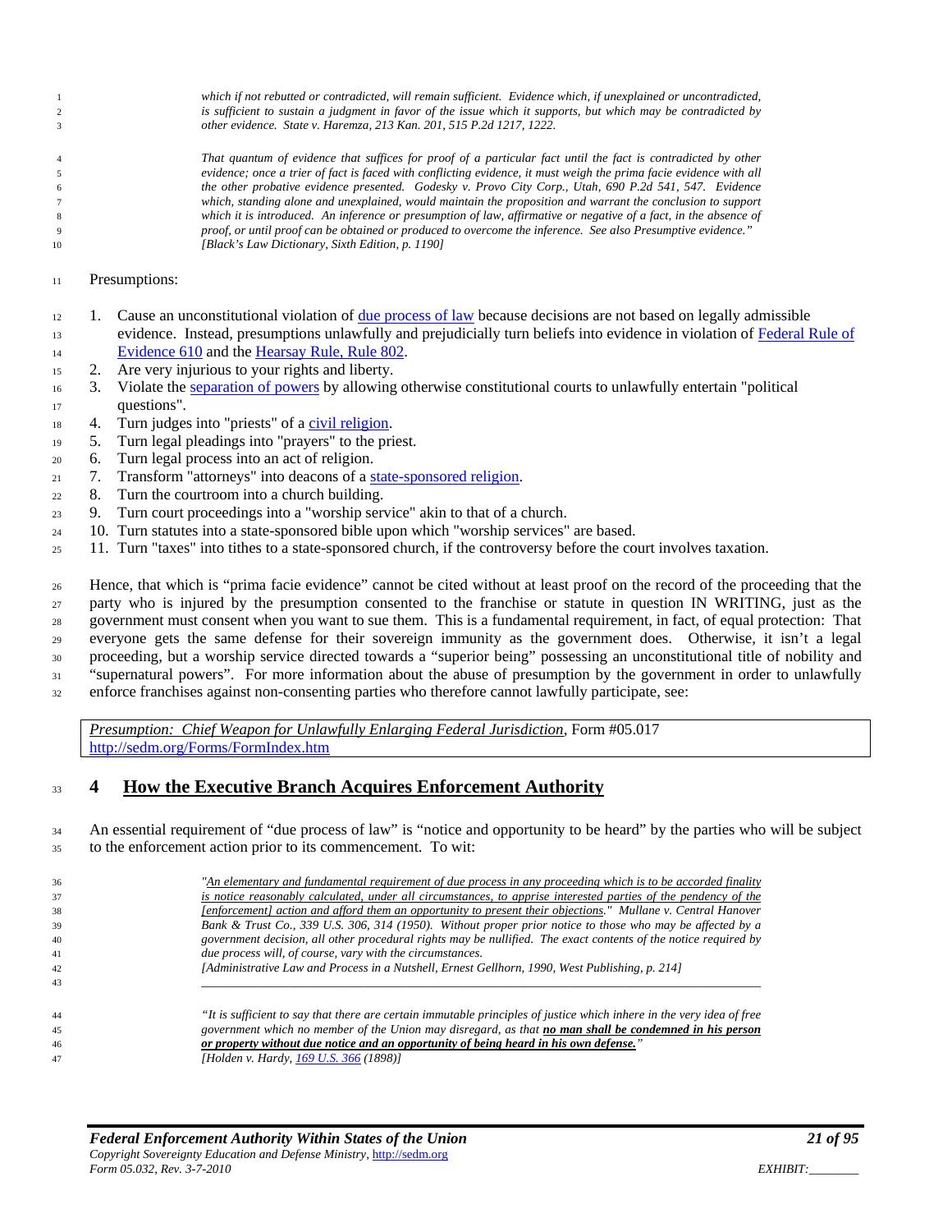*which if not rebutted or contradicted, will remain sufficient. Evidence which, if unexplained or uncontradicted, is sufficient to sustain a judgment in favor of the issue which it supports, but which may be contradicted by other evidence. State v. Haremza, 213 Kan. 201, 515 P.2d 1217, 1222.*

*That quantum of evidence that suffices for proof of a particular fact until the fact is contradicted by other evidence; once a trier of fact is faced with conflicting evidence, it must weigh the prima facie evidence with all the other probative evidence presented. Godesky v. Provo City Corp., Utah, 690 P.2d 541, 547. Evidence which, standing alone and unexplained, would maintain the proposition and warrant the conclusion to support which it is introduced. An inference or presumption of law, affirmative or negative of a fact, in the absence of proof, or until proof can be obtained or produced to overcome the inference. See also Presumptive evidence."*
*[Black's Law Dictionary, Sixth Edition, p. 1190]*

Presumptions:

1. Cause an unconstitutional violation of due process of law because decisions are not based on legally admissible evidence. Instead, presumptions unlawfully and prejudicially turn beliefs into evidence in violation of Federal Rule of Evidence 610 and the Hearsay Rule, Rule 802.
2. Are very injurious to your rights and liberty.
3. Violate the separation of powers by allowing otherwise constitutional courts to unlawfully entertain "political questions".
4. Turn judges into "priests" of a civil religion.
5. Turn legal pleadings into "prayers" to the priest.
6. Turn legal process into an act of religion.
7. Transform "attorneys" into deacons of a state-sponsored religion.
8. Turn the courtroom into a church building.
9. Turn court proceedings into a "worship service" akin to that of a church.
10. Turn statutes into a state-sponsored bible upon which "worship services" are based.
11. Turn "taxes" into tithes to a state-sponsored church, if the controversy before the court involves taxation.

Hence, that which is "prima facie evidence" cannot be cited without at least proof on the record of the proceeding that the party who is injured by the presumption consented to the franchise or statute in question IN WRITING, just as the government must consent when you want to sue them. This is a fundamental requirement, in fact, of equal protection: That everyone gets the same defense for their sovereign immunity as the government does. Otherwise, it isn't a legal proceeding, but a worship service directed towards a "superior being" possessing an unconstitutional title of nobility and "supernatural powers". For more information about the abuse of presumption by the government in order to unlawfully enforce franchises against non-consenting parties who therefore cannot lawfully participate, see:

> *Presumption: Chief Weapon for Unlawfully Enlarging Federal Jurisdiction*, Form #05.017
> http://sedm.org/Forms/FormIndex.htm

# 4 How the Executive Branch Acquires Enforcement Authority

An essential requirement of "due process of law" is "notice and opportunity to be heard" by the parties who will be subject to the enforcement action prior to its commencement. To wit:

> *"An elementary and fundamental requirement of due process in any proceeding which is to be accorded finality is notice reasonably calculated, under all circumstances, to apprise interested parties of the pendency of the [enforcement] action and afford them an opportunity to present their objections." Mullane v. Central Hanover Bank & Trust Co., 339 U.S. 306, 314 (1950). Without proper prior notice to those who may be affected by a government decision, all other procedural rights may be nullified. The exact contents of the notice required by due process will, of course, vary with the circumstances.*
> *[Administrative Law and Process in a Nutshell, Ernest Gellhorn, 1990, West Publishing, p. 214]*

---

> *"It is sufficient to say that there are certain immutable principles of justice which inhere in the very idea of free government which no member of the Union may disregard, as that* ***no man shall be condemned in his person or property without due notice and an opportunity of being heard in his own defense.****"*
> *[Holden v. Hardy, 169 U.S. 366 (1898)]*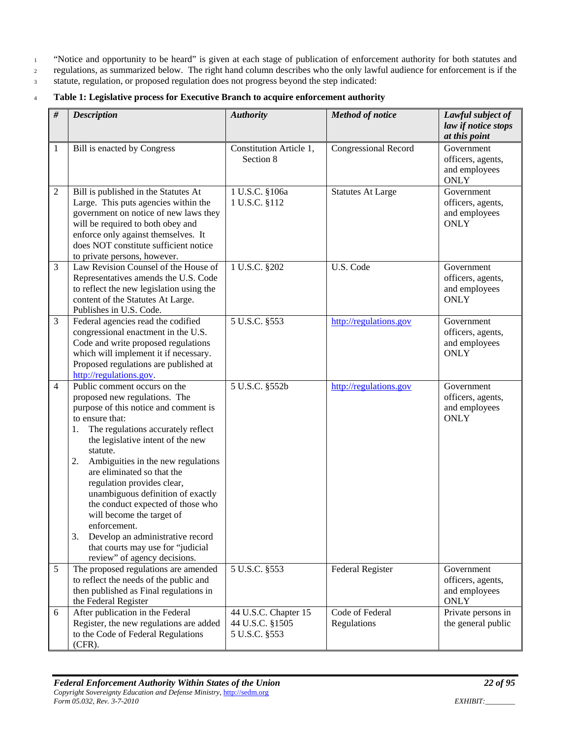"Notice and opportunity to be heard" is given at each stage of publication of enforcement authority for both statutes and regulations, as summarized below. The right hand column describes who the only lawful audience for enforcement is if the statute, regulation, or proposed regulation does not progress beyond the step indicated:

**Table 1: Legislative process for Executive Branch to acquire enforcement authority**

| *#* | *Description* | *Authority* | *Method of notice* | *Lawful subject of law if notice stops at this point* |
|---|---|---|---|---|
| 1 | Bill is enacted by Congress | Constitution Article 1, Section 8 | Congressional Record | Government officers, agents, and employees ONLY |
| 2 | Bill is published in the Statutes At Large. This puts agencies within the government on notice of new laws they will be required to both obey and enforce only against themselves. It does NOT constitute sufficient notice to private persons, however. | 1 U.S.C. §106a<br>1 U.S.C. §112 | Statutes At Large | Government officers, agents, and employees ONLY |
| 3 | Law Revision Counsel of the House of Representatives amends the U.S. Code to reflect the new legislation using the content of the Statutes At Large. Publishes in U.S. Code. | 1 U.S.C. §202 | U.S. Code | Government officers, agents, and employees ONLY |
| 3 | Federal agencies read the codified congressional enactment in the U.S. Code and write proposed regulations which will implement it if necessary. Proposed regulations are published at http://regulations.gov. | 5 U.S.C. §553 | http://regulations.gov | Government officers, agents, and employees ONLY |
| 4 | Public comment occurs on the proposed new regulations. The purpose of this notice and comment is to ensure that:<br>1. The regulations accurately reflect the legislative intent of the new statute.<br>2. Ambiguities in the new regulations are eliminated so that the regulation provides clear, unambiguous definition of exactly the conduct expected of those who will become the target of enforcement.<br>3. Develop an administrative record that courts may use for "judicial review" of agency decisions. | 5 U.S.C. §552b | http://regulations.gov | Government officers, agents, and employees ONLY |
| 5 | The proposed regulations are amended to reflect the needs of the public and then published as Final regulations in the Federal Register | 5 U.S.C. §553 | Federal Register | Government officers, agents, and employees ONLY |
| 6 | After publication in the Federal Register, the new regulations are added to the Code of Federal Regulations (CFR). | 44 U.S.C. Chapter 15<br>44 U.S.C. §1505<br>5 U.S.C. §553 | Code of Federal Regulations | Private persons in the general public |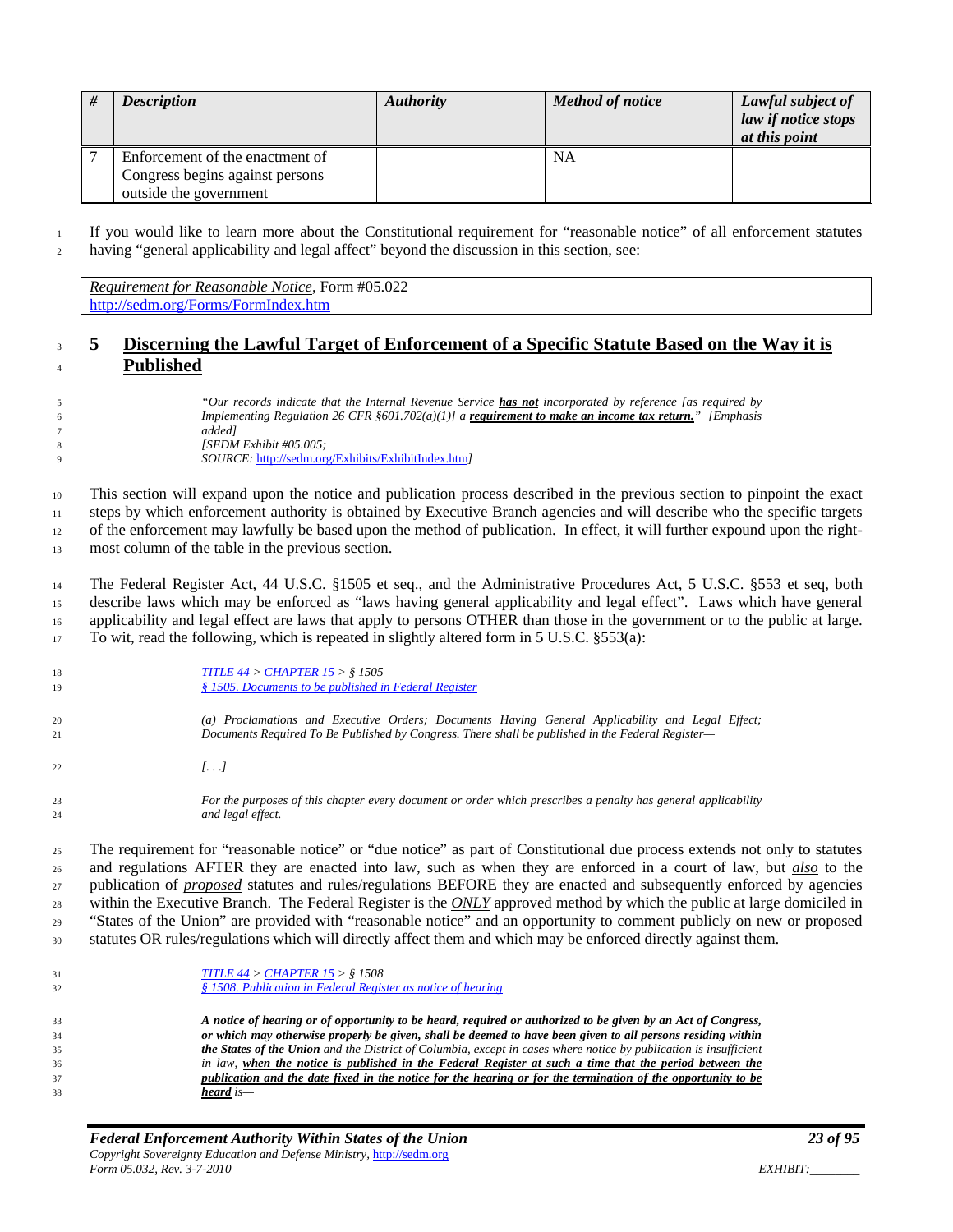| # | Description | Authority | Method of notice | Lawful subject of law if notice stops at this point |
|---|---|---|---|---|
| 7 | Enforcement of the enactment of Congress begins against persons outside the government | | NA | |

If you would like to learn more about the Constitutional requirement for "reasonable notice" of all enforcement statutes having "general applicability and legal affect" beyond the discussion in this section, see:

> *Requirement for Reasonable Notice*, Form #05.022
> http://sedm.org/Forms/FormIndex.htm

## 5 Discerning the Lawful Target of Enforcement of a Specific Statute Based on the Way it is Published

> *"Our records indicate that the Internal Revenue Service **has not** incorporated by reference [as required by Implementing Regulation 26 CFR §601.702(a)(1)] a **requirement to make an income tax return.**" [Emphasis added]*
> *[SEDM Exhibit #05.005;*
> *SOURCE: http://sedm.org/Exhibits/ExhibitIndex.htm]*

This section will expand upon the notice and publication process described in the previous section to pinpoint the exact steps by which enforcement authority is obtained by Executive Branch agencies and will describe who the specific targets of the enforcement may lawfully be based upon the method of publication. In effect, it will further expound upon the right-most column of the table in the previous section.

The Federal Register Act, 44 U.S.C. §1505 et seq., and the Administrative Procedures Act, 5 U.S.C. §553 et seq, both describe laws which may be enforced as "laws having general applicability and legal effect". Laws which have general applicability and legal effect are laws that apply to persons OTHER than those in the government or to the public at large. To wit, read the following, which is repeated in slightly altered form in 5 U.S.C. §553(a):

> *TITLE 44 > CHAPTER 15 > § 1505*
> *§ 1505. Documents to be published in Federal Register*
>
> *(a) Proclamations and Executive Orders; Documents Having General Applicability and Legal Effect; Documents Required To Be Published by Congress. There shall be published in the Federal Register—*
>
> *[. . .]*
>
> *For the purposes of this chapter every document or order which prescribes a penalty has general applicability and legal effect.*

The requirement for "reasonable notice" or "due notice" as part of Constitutional due process extends not only to statutes and regulations AFTER they are enacted into law, such as when they are enforced in a court of law, but ***also*** to the publication of ***proposed*** statutes and rules/regulations BEFORE they are enacted and subsequently enforced by agencies within the Executive Branch. The Federal Register is the ***ONLY*** approved method by which the public at large domiciled in "States of the Union" are provided with "reasonable notice" and an opportunity to comment publicly on new or proposed statutes OR rules/regulations which will directly affect them and which may be enforced directly against them.

> *TITLE 44 > CHAPTER 15 > § 1508*
> *§ 1508. Publication in Federal Register as notice of hearing*
>
> ***A notice of hearing or of opportunity to be heard, required or authorized to be given by an Act of Congress, or which may otherwise properly be given, shall be deemed to have been given to all persons residing within the States of the Union*** *and the District of Columbia, except in cases where notice by publication is insufficient in law,* ***when the notice is published in the Federal Register at such a time that the period between the publication and the date fixed in the notice for the hearing or for the termination of the opportunity to be heard*** *is—*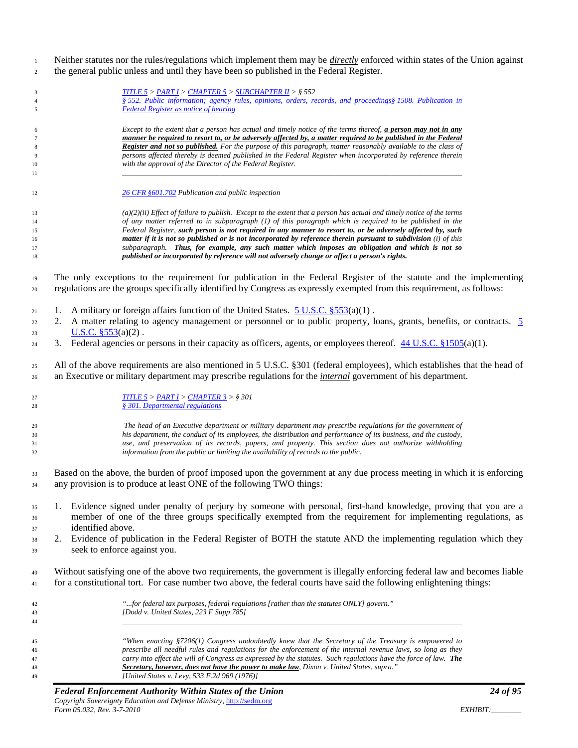Neither statutes nor the rules/regulations which implement them may be ***directly*** enforced within states of the Union against the general public unless and until they have been so published in the Federal Register.

> *TITLE 5 > PART I > CHAPTER 5 > SUBCHAPTER II > § 552*
> *§ 552. Public information; agency rules, opinions, orders, records, and proceedings§ 1508. Publication in Federal Register as notice of hearing*
>
> *Except to the extent that a person has actual and timely notice of the terms thereof,* ***a person may not in any manner be required to resort to, or be adversely affected by, a matter required to be published in the Federal Register and not so published.*** *For the purpose of this paragraph, matter reasonably available to the class of persons affected thereby is deemed published in the Federal Register when incorporated by reference therein with the approval of the Director of the Federal Register.*

---

> *26 CFR §601.702 Publication and public inspection*
>
> *(a)(2)(ii) Effect of failure to publish. Except to the extent that a person has actual and timely notice of the terms of any matter referred to in subparagraph (1) of this paragraph which is required to be published in the Federal Register,* ***such person is not required in any manner to resort to, or be adversely affected by, such matter if it is not so published or is not incorporated by reference therein pursuant to subdivision*** *(i) of this subparagraph.* ***Thus, for example, any such matter which imposes an obligation and which is not so published or incorporated by reference will not adversely change or affect a person's rights.***

The only exceptions to the requirement for publication in the Federal Register of the statute and the implementing regulations are the groups specifically identified by Congress as expressly exempted from this requirement, as follows:

1. A military or foreign affairs function of the United States. 5 U.S.C. §553(a)(1) .
2. A matter relating to agency management or personnel or to public property, loans, grants, benefits, or contracts. 5 U.S.C. §553(a)(2) .
3. Federal agencies or persons in their capacity as officers, agents, or employees thereof. 44 U.S.C. §1505(a)(1).

All of the above requirements are also mentioned in 5 U.S.C. §301 (federal employees), which establishes that the head of an Executive or military department may prescribe regulations for the ***internal*** government of his department.

> *TITLE 5 > PART I > CHAPTER 3 > § 301*
> *§ 301. Departmental regulations*
>
> *The head of an Executive department or military department may prescribe regulations for the government of his department, the conduct of its employees, the distribution and performance of its business, and the custody, use, and preservation of its records, papers, and property. This section does not authorize withholding information from the public or limiting the availability of records to the public.*

Based on the above, the burden of proof imposed upon the government at any due process meeting in which it is enforcing any provision is to produce at least ONE of the following TWO things:

1. Evidence signed under penalty of perjury by someone with personal, first-hand knowledge, proving that you are a member of one of the three groups specifically exempted from the requirement for implementing regulations, as identified above.
2. Evidence of publication in the Federal Register of BOTH the statute AND the implementing regulation which they seek to enforce against you.

Without satisfying one of the above two requirements, the government is illegally enforcing federal law and becomes liable for a constitutional tort. For case number two above, the federal courts have said the following enlightening things:

> *"...for federal tax purposes, federal regulations [rather than the statutes ONLY] govern."*
> *[Dodd v. United States, 223 F Supp 785]*

---

> *"When enacting §7206(1) Congress undoubtedly knew that the Secretary of the Treasury is empowered to prescribe all needful rules and regulations for the enforcement of the internal revenue laws, so long as they carry into effect the will of Congress as expressed by the statutes. Such regulations have the force of law.* ***The Secretary, however, does not have the power to make law****, Dixon v. United States, supra."*
> *[United States v. Levy, 533 F.2d 969 (1976)]*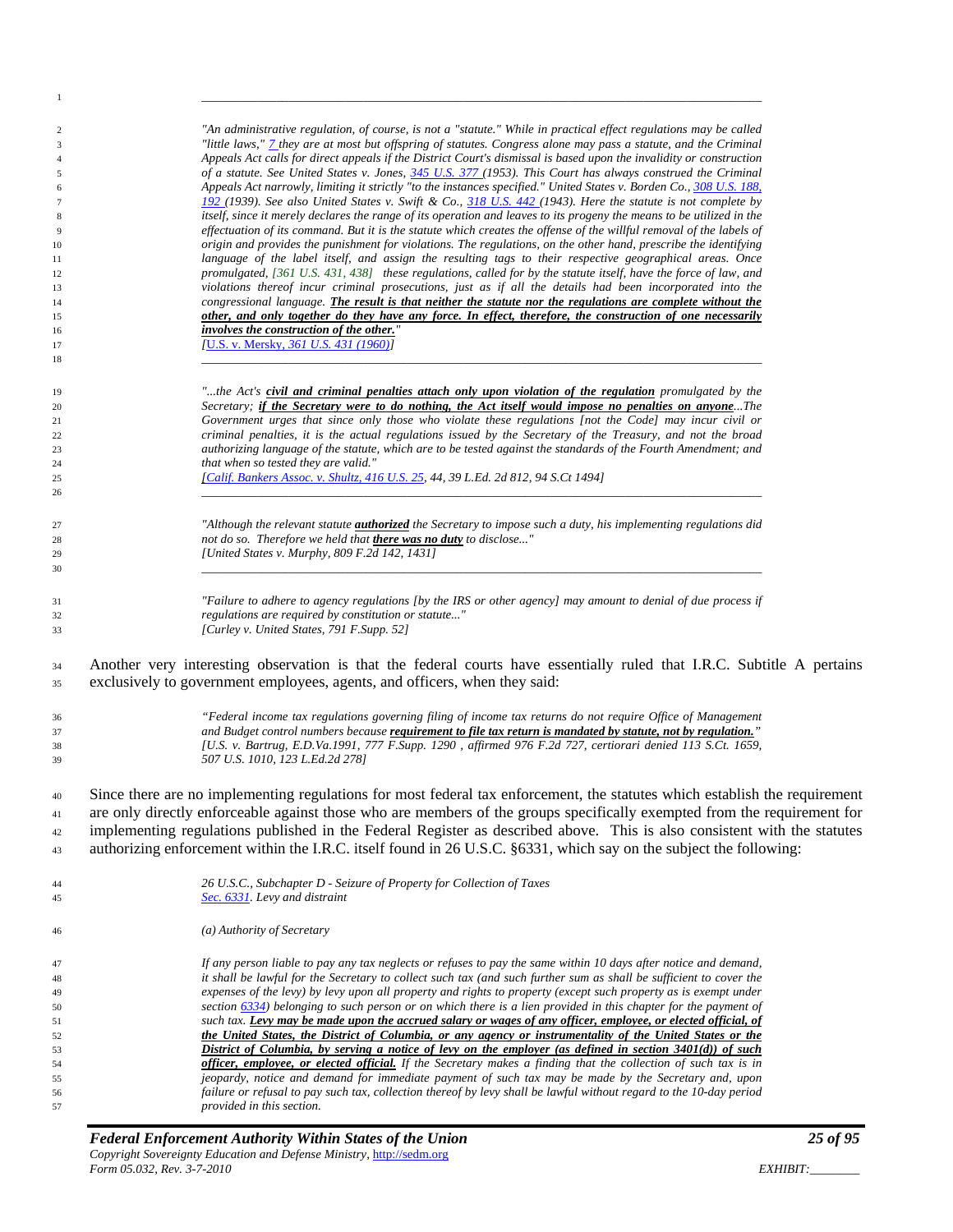---

> *"An administrative regulation, of course, is not a "statute." While in practical effect regulations may be called "little laws," 7 they are at most but offspring of statutes. Congress alone may pass a statute, and the Criminal Appeals Act calls for direct appeals if the District Court's dismissal is based upon the invalidity or construction of a statute. See United States v. Jones, 345 U.S. 377 (1953). This Court has always construed the Criminal Appeals Act narrowly, limiting it strictly "to the instances specified." United States v. Borden Co., 308 U.S. 188, 192 (1939). See also United States v. Swift & Co., 318 U.S. 442 (1943). Here the statute is not complete by itself, since it merely declares the range of its operation and leaves to its progeny the means to be utilized in the effectuation of its command. But it is the statute which creates the offense of the willful removal of the labels of origin and provides the punishment for violations. The regulations, on the other hand, prescribe the identifying language of the label itself, and assign the resulting tags to their respective geographical areas. Once promulgated, [361 U.S. 431, 438] these regulations, called for by the statute itself, have the force of law, and violations thereof incur criminal prosecutions, just as if all the details had been incorporated into the congressional language. **The result is that neither the statute nor the regulations are complete without the other, and only together do they have any force. In effect, therefore, the construction of one necessarily involves the construction of the other.**"*
> [U.S. v. Mersky, *361 U.S. 431 (1960)*]

---

> *"...the Act's **civil and criminal penalties attach only upon violation of the regulation** promulgated by the Secretary; **if the Secretary were to do nothing, the Act itself would impose no penalties on anyone**...The Government urges that since only those who violate these regulations [not the Code] may incur civil or criminal penalties, it is the actual regulations issued by the Secretary of the Treasury, and not the broad authorizing language of the statute, which are to be tested against the standards of the Fourth Amendment; and that when so tested they are valid."*
> *[Calif. Bankers Assoc. v. Shultz, 416 U.S. 25, 44, 39 L.Ed. 2d 812, 94 S.Ct 1494]*

---

> *"Although the relevant statute **authorized** the Secretary to impose such a duty, his implementing regulations did not do so. Therefore we held that **there was no duty** to disclose..."*
> *[United States v. Murphy, 809 F.2d 142, 1431]*

---

> *"Failure to adhere to agency regulations [by the IRS or other agency] may amount to denial of due process if regulations are required by constitution or statute..."*
> *[Curley v. United States, 791 F.Supp. 52]*

Another very interesting observation is that the federal courts have essentially ruled that I.R.C. Subtitle A pertains exclusively to government employees, agents, and officers, when they said:

> *"Federal income tax regulations governing filing of income tax returns do not require Office of Management and Budget control numbers because **requirement to file tax return is mandated by statute, not by regulation.**"*
> *[U.S. v. Bartrug, E.D.Va.1991, 777 F.Supp. 1290 , affirmed 976 F.2d 727, certiorari denied 113 S.Ct. 1659, 507 U.S. 1010, 123 L.Ed.2d 278]*

Since there are no implementing regulations for most federal tax enforcement, the statutes which establish the requirement are only directly enforceable against those who are members of the groups specifically exempted from the requirement for implementing regulations published in the Federal Register as described above. This is also consistent with the statutes authorizing enforcement within the I.R.C. itself found in 26 U.S.C. §6331, which say on the subject the following:

> *26 U.S.C., Subchapter D - Seizure of Property for Collection of Taxes*
> *Sec. 6331. Levy and distraint*
>
> *(a) Authority of Secretary*
>
> *If any person liable to pay any tax neglects or refuses to pay the same within 10 days after notice and demand, it shall be lawful for the Secretary to collect such tax (and such further sum as shall be sufficient to cover the expenses of the levy) by levy upon all property and rights to property (except such property as is exempt under section 6334) belonging to such person or on which there is a lien provided in this chapter for the payment of such tax. **Levy may be made upon the accrued salary or wages of any officer, employee, or elected official, of the United States, the District of Columbia, or any agency or instrumentality of the United States or the District of Columbia, by serving a notice of levy on the employer (as defined in section 3401(d)) of such officer, employee, or elected official.** If the Secretary makes a finding that the collection of such tax is in jeopardy, notice and demand for immediate payment of such tax may be made by the Secretary and, upon failure or refusal to pay such tax, collection thereof by levy shall be lawful without regard to the 10-day period provided in this section.*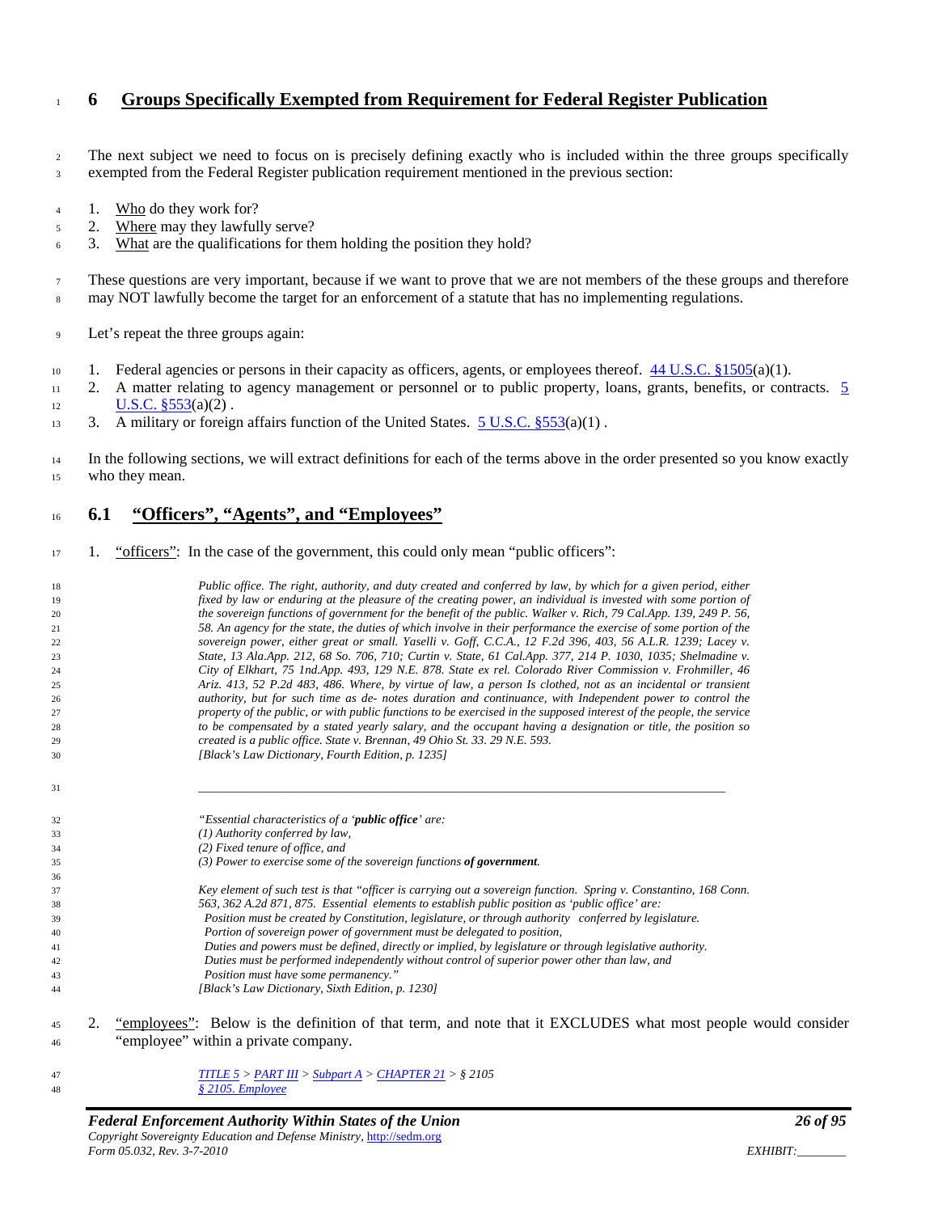# 6 Groups Specifically Exempted from Requirement for Federal Register Publication

The next subject we need to focus on is precisely defining exactly who is included within the three groups specifically exempted from the Federal Register publication requirement mentioned in the previous section:

1. Who do they work for?
2. Where may they lawfully serve?
3. What are the qualifications for them holding the position they hold?

These questions are very important, because if we want to prove that we are not members of the these groups and therefore may NOT lawfully become the target for an enforcement of a statute that has no implementing regulations.

Let's repeat the three groups again:

1. Federal agencies or persons in their capacity as officers, agents, or employees thereof. 44 U.S.C. §1505(a)(1).
2. A matter relating to agency management or personnel or to public property, loans, grants, benefits, or contracts. 5 U.S.C. §553(a)(2) .
3. A military or foreign affairs function of the United States. 5 U.S.C. §553(a)(1) .

In the following sections, we will extract definitions for each of the terms above in the order presented so you know exactly who they mean.

## 6.1 "Officers", "Agents", and "Employees"

1. "officers": In the case of the government, this could only mean "public officers":

> *Public office. The right, authority, and duty created and conferred by law, by which for a given period, either fixed by law or enduring at the pleasure of the creating power, an individual is invested with some portion of the sovereign functions of government for the benefit of the public. Walker v. Rich, 79 Cal.App. 139, 249 P. 56, 58. An agency for the state, the duties of which involve in their performance the exercise of some portion of the sovereign power, either great or small. Yaselli v. Goff, C.C.A., 12 F.2d 396, 403, 56 A.L.R. 1239; Lacey v. State, 13 Ala.App. 212, 68 So. 706, 710; Curtin v. State, 61 Cal.App. 377, 214 P. 1030, 1035; Shelmadine v. City of Elkhart, 75 1nd.App. 493, 129 N.E. 878. State ex rel. Colorado River Commission v. Frohmiller, 46 Ariz. 413, 52 P.2d 483, 486. Where, by virtue of law, a person Is clothed, not as an incidental or transient authority, but for such time as de- notes duration and continuance, with Independent power to control the property of the public, or with public functions to be exercised in the supposed interest of the people, the service to be compensated by a stated yearly salary, and the occupant having a designation or title, the position so created is a public office. State v. Brennan, 49 Ohio St. 33. 29 N.E. 593.*
> *[Black's Law Dictionary, Fourth Edition, p. 1235]*
>
> ---
>
> *"Essential characteristics of a '**public office**' are:*
> *(1) Authority conferred by law,*
> *(2) Fixed tenure of office, and*
> *(3) Power to exercise some of the sovereign functions **of government**.*
>
> *Key element of such test is that "officer is carrying out a sovereign function. Spring v. Constantino, 168 Conn. 563, 362 A.2d 871, 875. Essential elements to establish public position as 'public office' are:*
> *Position must be created by Constitution, legislature, or through authority conferred by legislature.*
> *Portion of sovereign power of government must be delegated to position,*
> *Duties and powers must be defined, directly or implied, by legislature or through legislative authority.*
> *Duties must be performed independently without control of superior power other than law, and*
> *Position must have some permanency."*
> *[Black's Law Dictionary, Sixth Edition, p. 1230]*

2. "employees": Below is the definition of that term, and note that it EXCLUDES what most people would consider "employee" within a private company.

> *TITLE 5 > PART III > Subpart A > CHAPTER 21 > § 2105*
> *§ 2105. Employee*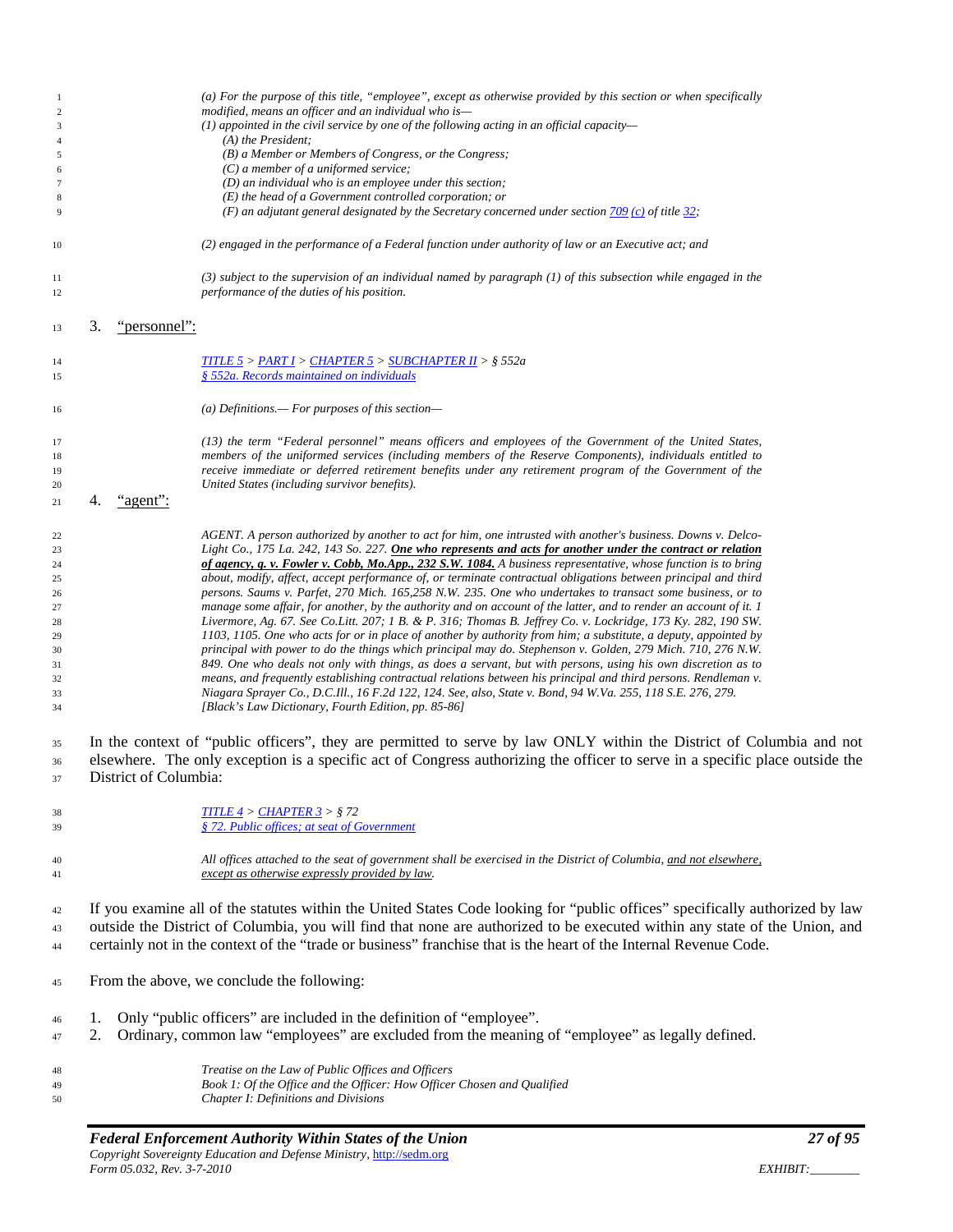> *(a) For the purpose of this title, "employee", except as otherwise provided by this section or when specifically modified, means an officer and an individual who is—*
> *(1) appointed in the civil service by one of the following acting in an official capacity—*
> *(A) the President;*
> *(B) a Member or Members of Congress, or the Congress;*
> *(C) a member of a uniformed service;*
> *(D) an individual who is an employee under this section;*
> *(E) the head of a Government controlled corporation; or*
> *(F) an adjutant general designated by the Secretary concerned under section 709 (c) of title 32;*
>
> *(2) engaged in the performance of a Federal function under authority of law or an Executive act; and*
>
> *(3) subject to the supervision of an individual named by paragraph (1) of this subsection while engaged in the performance of the duties of his position.*

3. "personnel":

> *TITLE 5 > PART I > CHAPTER 5 > SUBCHAPTER II > § 552a*
> *§ 552a. Records maintained on individuals*
>
> *(a) Definitions.— For purposes of this section—*
>
> *(13) the term "Federal personnel" means officers and employees of the Government of the United States, members of the uniformed services (including members of the Reserve Components), individuals entitled to receive immediate or deferred retirement benefits under any retirement program of the Government of the United States (including survivor benefits).*

4. "agent":

> *AGENT. A person authorized by another to act for him, one intrusted with another's business. Downs v. Delco-Light Co., 175 La. 242, 143 So. 227.* ***One who represents and acts for another under the contract or relation of agency, q. v. Fowler v. Cobb, Mo.App., 232 S.W. 1084.*** *A business representative, whose function is to bring about, modify, affect, accept performance of, or terminate contractual obligations between principal and third persons. Saums v. Parfet, 270 Mich. 165,258 N.W. 235. One who undertakes to transact some business, or to manage some affair, for another, by the authority and on account of the latter, and to render an account of it. 1 Livermore, Ag. 67. See Co.Litt. 207; 1 B. & P. 316; Thomas B. Jeffrey Co. v. Lockridge, 173 Ky. 282, 190 SW. 1103, 1105. One who acts for or in place of another by authority from him; a substitute, a deputy, appointed by principal with power to do the things which principal may do. Stephenson v. Golden, 279 Mich. 710, 276 N.W. 849. One who deals not only with things, as does a servant, but with persons, using his own discretion as to means, and frequently establishing contractual relations between his principal and third persons. Rendleman v. Niagara Sprayer Co., D.C.Ill., 16 F.2d 122, 124. See, also, State v. Bond, 94 W.Va. 255, 118 S.E. 276, 279.*
> *[Black's Law Dictionary, Fourth Edition, pp. 85-86]*

In the context of "public officers", they are permitted to serve by law ONLY within the District of Columbia and not elsewhere. The only exception is a specific act of Congress authorizing the officer to serve in a specific place outside the District of Columbia:

> *TITLE 4 > CHAPTER 3 > § 72*
> *§ 72. Public offices; at seat of Government*
>
> *All offices attached to the seat of government shall be exercised in the District of Columbia, and not elsewhere, except as otherwise expressly provided by law.*

If you examine all of the statutes within the United States Code looking for "public offices" specifically authorized by law outside the District of Columbia, you will find that none are authorized to be executed within any state of the Union, and certainly not in the context of the "trade or business" franchise that is the heart of the Internal Revenue Code.

From the above, we conclude the following:

1. Only "public officers" are included in the definition of "employee".
2. Ordinary, common law "employees" are excluded from the meaning of "employee" as legally defined.

> *Treatise on the Law of Public Offices and Officers*
> *Book 1: Of the Office and the Officer: How Officer Chosen and Qualified*
> *Chapter I: Definitions and Divisions*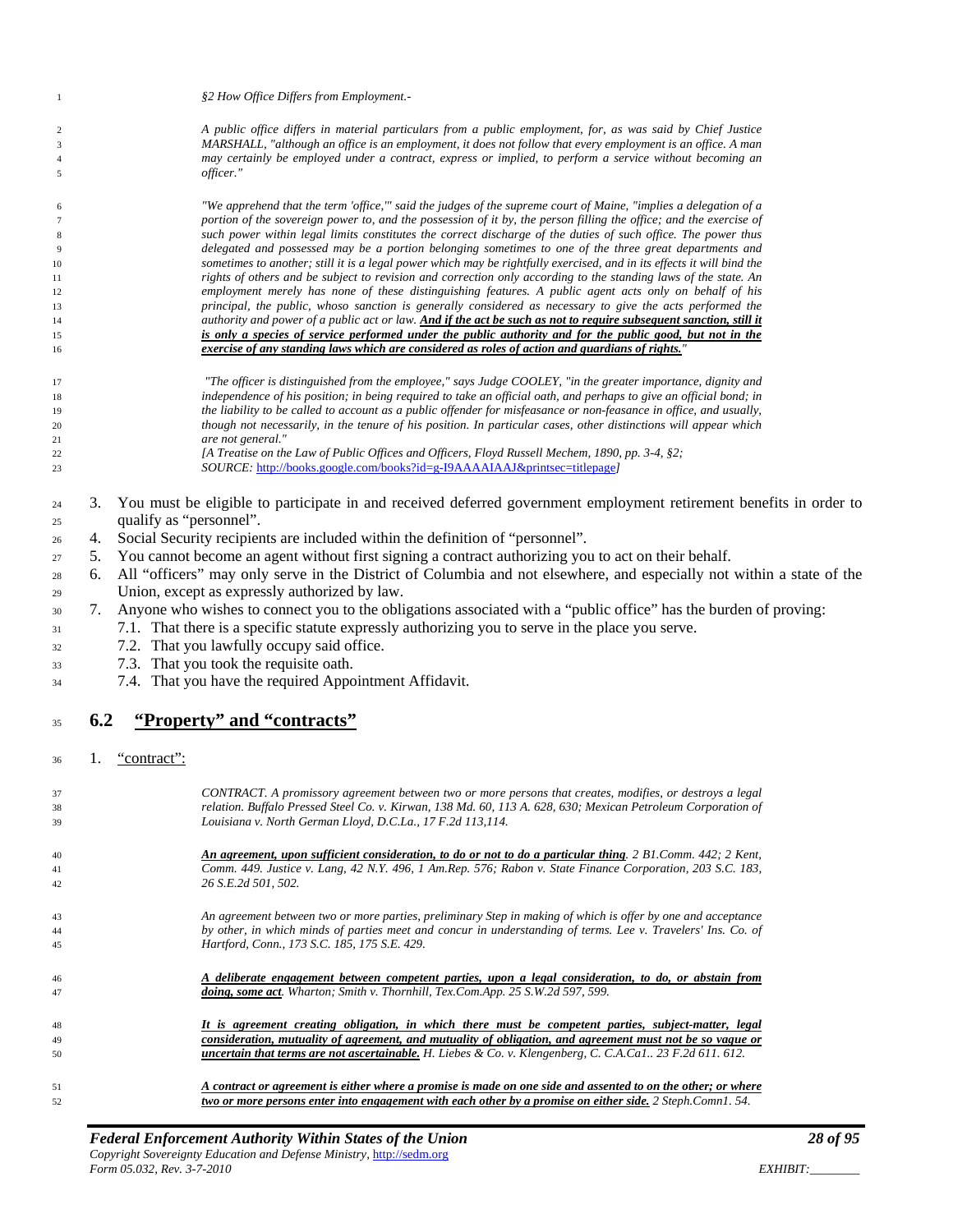*§2 How Office Differs from Employment.-*

*A public office differs in material particulars from a public employment, for, as was said by Chief Justice MARSHALL, "although an office is an employment, it does not follow that every employment is an office. A man may certainly be employed under a contract, express or implied, to perform a service without becoming an officer."*

*"We apprehend that the term 'office,'" said the judges of the supreme court of Maine, "implies a delegation of a portion of the sovereign power to, and the possession of it by, the person filling the office; and the exercise of such power within legal limits constitutes the correct discharge of the duties of such office. The power thus delegated and possessed may be a portion belonging sometimes to one of the three great departments and sometimes to another; still it is a legal power which may be rightfully exercised, and in its effects it will bind the rights of others and be subject to revision and correction only according to the standing laws of the state. An employment merely has none of these distinguishing features. A public agent acts only on behalf of his principal, the public, whoso sanction is generally considered as necessary to give the acts performed the authority and power of a public act or law. **<u>And if the act be such as not to require subsequent sanction, still it is only a species of service performed under the public authority and for the public good, but not in the exercise of any standing laws which are considered as roles of action and guardians of rights.</u>**"*

*"The officer is distinguished from the employee," says Judge COOLEY, "in the greater importance, dignity and independence of his position; in being required to take an official oath, and perhaps to give an official bond; in the liability to be called to account as a public offender for misfeasance or non-feasance in office, and usually, though not necessarily, in the tenure of his position. In particular cases, other distinctions will appear which are not general."*
*[A Treatise on the Law of Public Offices and Officers, Floyd Russell Mechem, 1890, pp. 3-4, §2; SOURCE: http://books.google.com/books?id=g-I9AAAAIAAJ&printsec=titlepage]*

3. You must be eligible to participate in and received deferred government employment retirement benefits in order to qualify as "personnel".
4. Social Security recipients are included within the definition of "personnel".
5. You cannot become an agent without first signing a contract authorizing you to act on their behalf.
6. All "officers" may only serve in the District of Columbia and not elsewhere, and especially not within a state of the Union, except as expressly authorized by law.
7. Anyone who wishes to connect you to the obligations associated with a "public office" has the burden of proving:
   7.1. That there is a specific statute expressly authorizing you to serve in the place you serve.
   7.2. That you lawfully occupy said office.
   7.3. That you took the requisite oath.
   7.4. That you have the required Appointment Affidavit.

## 6.2 <u>"Property" and "contracts"</u>

1. <u>"contract"</u>:

*CONTRACT. A promissory agreement between two or more persons that creates, modifies, or destroys a legal relation. Buffalo Pressed Steel Co. v. Kirwan, 138 Md. 60, 113 A. 628, 630; Mexican Petroleum Corporation of Louisiana v. North German Lloyd, D.C.La., 17 F.2d 113,114.*

***<u>An agreement, upon sufficient consideration, to do or not to do a particular thing</u>**. 2 Bl.Comm. 442; 2 Kent, Comm. 449. Justice v. Lang, 42 N.Y. 496, 1 Am.Rep. 576; Rabon v. State Finance Corporation, 203 S.C. 183, 26 S.E.2d 501, 502.*

*An agreement between two or more parties, preliminary Step in making of which is offer by one and acceptance by other, in which minds of parties meet and concur in understanding of terms. Lee v. Travelers' Ins. Co. of Hartford, Conn., 173 S.C. 185, 175 S.E. 429.*

***<u>A deliberate engagement between competent parties, upon a legal consideration, to do, or abstain from doing, some act</u>**. Wharton; Smith v. Thornhill, Tex.Com.App. 25 S.W.2d 597, 599.*

***<u>It is agreement creating obligation, in which there must be competent parties, subject-matter, legal consideration, mutuality of agreement, and mutuality of obligation, and agreement must not be so vague or uncertain that terms are not ascertainable.</u>** H. Liebes & Co. v. Klengenberg, C. C.A.Ca1.. 23 F.2d 611. 612.*

***<u>A contract or agreement is either where a promise is made on one side and assented to on the other; or where two or more persons enter into engagement with each other by a promise on either side.</u>** 2 Steph.Comn1. 54.*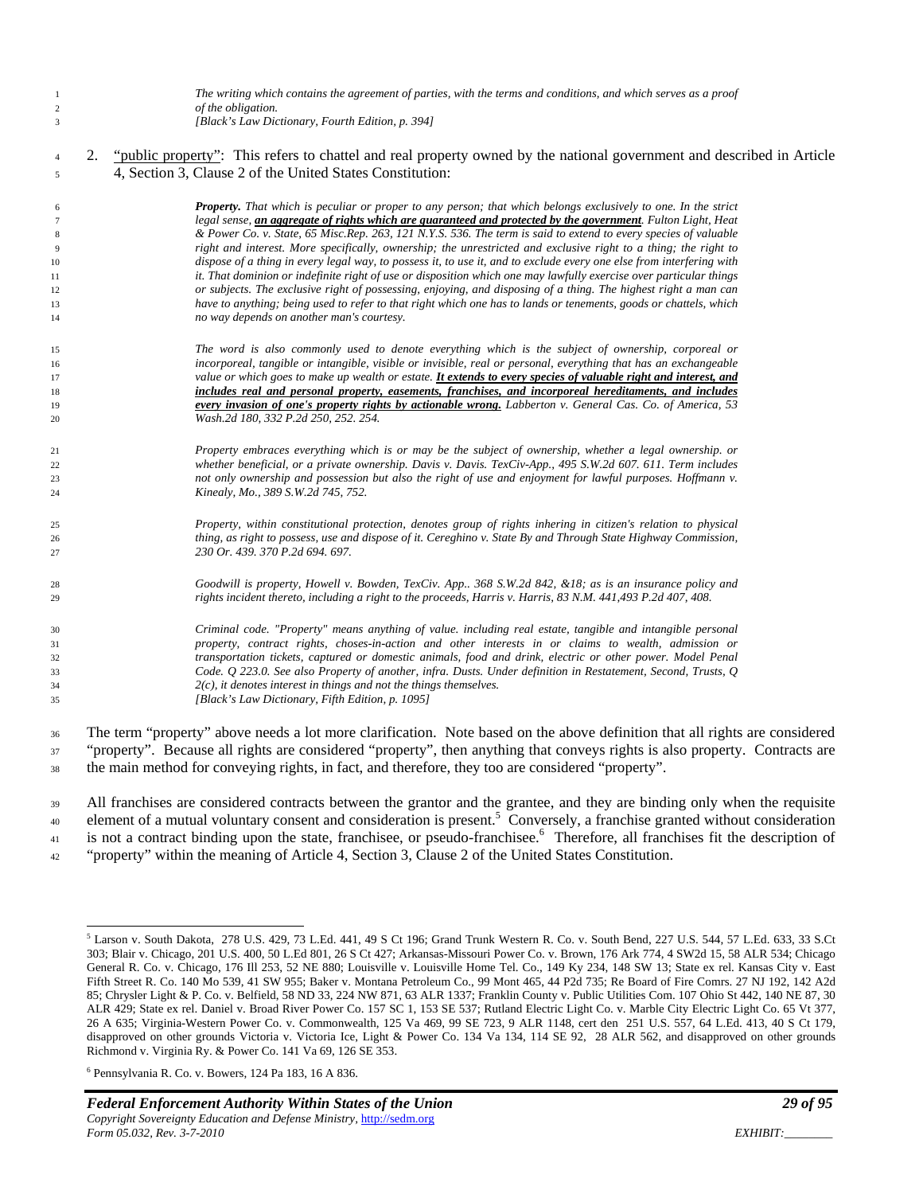> *The writing which contains the agreement of parties, with the terms and conditions, and which serves as a proof of the obligation.*
> *[Black's Law Dictionary, Fourth Edition, p. 394]*

2. "public property": This refers to chattel and real property owned by the national government and described in Article 4, Section 3, Clause 2 of the United States Constitution:

> ***Property.*** *That which is peculiar or proper to any person; that which belongs exclusively to one. In the strict legal sense,* ***an aggregate of rights which are guaranteed and protected by the government****. Fulton Light, Heat & Power Co. v. State, 65 Misc.Rep. 263, 121 N.Y.S. 536. The term is said to extend to every species of valuable right and interest. More specifically, ownership; the unrestricted and exclusive right to a thing; the right to dispose of a thing in every legal way, to possess it, to use it, and to exclude every one else from interfering with it. That dominion or indefinite right of use or disposition which one may lawfully exercise over particular things or subjects. The exclusive right of possessing, enjoying, and disposing of a thing. The highest right a man can have to anything; being used to refer to that right which one has to lands or tenements, goods or chattels, which no way depends on another man's courtesy.*
>
> *The word is also commonly used to denote everything which is the subject of ownership, corporeal or incorporeal, tangible or intangible, visible or invisible, real or personal, everything that has an exchangeable value or which goes to make up wealth or estate.* ***It extends to every species of valuable right and interest, and includes real and personal property, easements, franchises, and incorporeal hereditaments, and includes every invasion of one's property rights by actionable wrong.*** *Labberton v. General Cas. Co. of America, 53 Wash.2d 180, 332 P.2d 250, 252. 254.*
>
> *Property embraces everything which is or may be the subject of ownership, whether a legal ownership. or whether beneficial, or a private ownership. Davis v. Davis. TexCiv-App., 495 S.W.2d 607. 611. Term includes not only ownership and possession but also the right of use and enjoyment for lawful purposes. Hoffmann v. Kinealy, Mo., 389 S.W.2d 745, 752.*
>
> *Property, within constitutional protection, denotes group of rights inhering in citizen's relation to physical thing, as right to possess, use and dispose of it. Cereghino v. State By and Through State Highway Commission, 230 Or. 439. 370 P.2d 694. 697.*
>
> *Goodwill is property, Howell v. Bowden, TexCiv. App.. 368 S.W.2d 842, &18; as is an insurance policy and rights incident thereto, including a right to the proceeds, Harris v. Harris, 83 N.M. 441,493 P.2d 407, 408.*
>
> *Criminal code. "Property" means anything of value. including real estate, tangible and intangible personal property, contract rights, choses-in-action and other interests in or claims to wealth, admission or transportation tickets, captured or domestic animals, food and drink, electric or other power. Model Penal Code. Q 223.0. See also Property of another, infra. Dusts. Under definition in Restatement, Second, Trusts, Q 2(c), it denotes interest in things and not the things themselves.*
> *[Black's Law Dictionary, Fifth Edition, p. 1095]*

The term "property" above needs a lot more clarification. Note based on the above definition that all rights are considered "property". Because all rights are considered "property", then anything that conveys rights is also property. Contracts are the main method for conveying rights, in fact, and therefore, they too are considered "property".

All franchises are considered contracts between the grantor and the grantee, and they are binding only when the requisite element of a mutual voluntary consent and consideration is present.[5] Conversely, a franchise granted without consideration is not a contract binding upon the state, franchisee, or pseudo-franchisee.[6] Therefore, all franchises fit the description of "property" within the meaning of Article 4, Section 3, Clause 2 of the United States Constitution.

---

[5] Larson v. South Dakota, 278 U.S. 429, 73 L.Ed. 441, 49 S Ct 196; Grand Trunk Western R. Co. v. South Bend, 227 U.S. 544, 57 L.Ed. 633, 33 S.Ct 303; Blair v. Chicago, 201 U.S. 400, 50 L.Ed 801, 26 S Ct 427; Arkansas-Missouri Power Co. v. Brown, 176 Ark 774, 4 SW2d 15, 58 ALR 534; Chicago General R. Co. v. Chicago, 176 Ill 253, 52 NE 880; Louisville v. Louisville Home Tel. Co., 149 Ky 234, 148 SW 13; State ex rel. Kansas City v. East Fifth Street R. Co. 140 Mo 539, 41 SW 955; Baker v. Montana Petroleum Co., 99 Mont 465, 44 P2d 735; Re Board of Fire Comrs. 27 NJ 192, 142 A2d 85; Chrysler Light & P. Co. v. Belfield, 58 ND 33, 224 NW 871, 63 ALR 1337; Franklin County v. Public Utilities Com. 107 Ohio St 442, 140 NE 87, 30 ALR 429; State ex rel. Daniel v. Broad River Power Co. 157 SC 1, 153 SE 537; Rutland Electric Light Co. v. Marble City Electric Light Co. 65 Vt 377, 26 A 635; Virginia-Western Power Co. v. Commonwealth, 125 Va 469, 99 SE 723, 9 ALR 1148, cert den 251 U.S. 557, 64 L.Ed. 413, 40 S Ct 179, disapproved on other grounds Victoria v. Victoria Ice, Light & Power Co. 134 Va 134, 114 SE 92, 28 ALR 562, and disapproved on other grounds Richmond v. Virginia Ry. & Power Co. 141 Va 69, 126 SE 353.

[6] Pennsylvania R. Co. v. Bowers, 124 Pa 183, 16 A 836.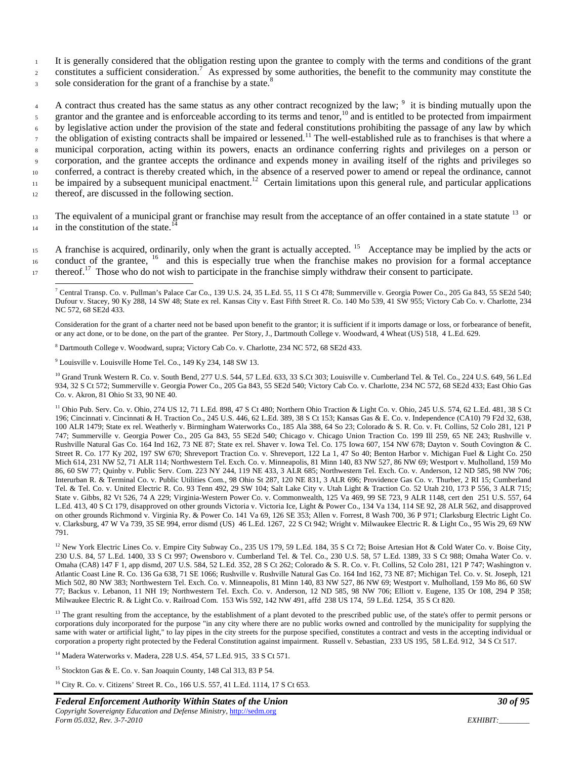It is generally considered that the obligation resting upon the grantee to comply with the terms and conditions of the grant constitutes a sufficient consideration.[7] As expressed by some authorities, the benefit to the community may constitute the sole consideration for the grant of a franchise by a state.[8]

A contract thus created has the same status as any other contract recognized by the law; [9] it is binding mutually upon the grantor and the grantee and is enforceable according to its terms and tenor,[10] and is entitled to be protected from impairment by legislative action under the provision of the state and federal constitutions prohibiting the passage of any law by which the obligation of existing contracts shall be impaired or lessened.[11] The well-established rule as to franchises is that where a municipal corporation, acting within its powers, enacts an ordinance conferring rights and privileges on a person or corporation, and the grantee accepts the ordinance and expends money in availing itself of the rights and privileges so conferred, a contract is thereby created which, in the absence of a reserved power to amend or repeal the ordinance, cannot be impaired by a subsequent municipal enactment.[12] Certain limitations upon this general rule, and particular applications thereof, are discussed in the following section.

The equivalent of a municipal grant or franchise may result from the acceptance of an offer contained in a state statute [13] or in the constitution of the state.[14]

A franchise is acquired, ordinarily, only when the grant is actually accepted. [15] Acceptance may be implied by the acts or conduct of the grantee, [16] and this is especially true when the franchise makes no provision for a formal acceptance thereof.[17] Those who do not wish to participate in the franchise simply withdraw their consent to participate.

---

[7] Central Transp. Co. v. Pullman's Palace Car Co., 139 U.S. 24, 35 L.Ed. 55, 11 S Ct 478; Summerville v. Georgia Power Co., 205 Ga 843, 55 SE2d 540; Dufour v. Stacey, 90 Ky 288, 14 SW 48; State ex rel. Kansas City v. East Fifth Street R. Co. 140 Mo 539, 41 SW 955; Victory Cab Co. v. Charlotte, 234 NC 572, 68 SE2d 433.

Consideration for the grant of a charter need not be based upon benefit to the grantor; it is sufficient if it imports damage or loss, or forbearance of benefit, or any act done, or to be done, on the part of the grantee. Per Story, J., Dartmouth College v. Woodward, 4 Wheat (US) 518, 4 L.Ed. 629.

[8] Dartmouth College v. Woodward, supra; Victory Cab Co. v. Charlotte, 234 NC 572, 68 SE2d 433.

[9] Louisville v. Louisville Home Tel. Co., 149 Ky 234, 148 SW 13.

[10] Grand Trunk Western R. Co. v. South Bend, 277 U.S. 544, 57 L.Ed. 633, 33 S.Ct 303; Louisville v. Cumberland Tel. & Tel. Co., 224 U.S. 649, 56 L.Ed 934, 32 S Ct 572; Summerville v. Georgia Power Co., 205 Ga 843, 55 SE2d 540; Victory Cab Co. v. Charlotte, 234 NC 572, 68 SE2d 433; East Ohio Gas Co. v. Akron, 81 Ohio St 33, 90 NE 40.

[11] Ohio Pub. Serv. Co. v. Ohio, 274 US 12, 71 L.Ed. 898, 47 S Ct 480; Northern Ohio Traction & Light Co. v. Ohio, 245 U.S. 574, 62 L.Ed. 481, 38 S Ct 196; Cincinnati v. Cincinnati & H. Traction Co., 245 U.S. 446, 62 L.Ed. 389, 38 S Ct 153; Kansas Gas & E. Co. v. Independence (CA10) 79 F2d 32, 638, 100 ALR 1479; State ex rel. Weatherly v. Birmingham Waterworks Co., 185 Ala 388, 64 So 23; Colorado & S. R. Co. v. Ft. Collins, 52 Colo 281, 121 P 747; Summerville v. Georgia Power Co., 205 Ga 843, 55 SE2d 540; Chicago v. Chicago Union Traction Co. 199 Ill 259, 65 NE 243; Rushville v. Rushville Natural Gas Co. 164 Ind 162, 73 NE 87; State ex rel. Shaver v. Iowa Tel. Co. 175 Iowa 607, 154 NW 678; Dayton v. South Covington & C. Street R. Co. 177 Ky 202, 197 SW 670; Shreveport Traction Co. v. Shreveport, 122 La 1, 47 So 40; Benton Harbor v. Michigan Fuel & Light Co. 250 Mich 614, 231 NW 52, 71 ALR 114; Northwestern Tel. Exch. Co. v. Minneapolis, 81 Minn 140, 83 NW 527, 86 NW 69; Westport v. Mulholland, 159 Mo 86, 60 SW 77; Quinby v. Public Serv. Com. 223 NY 244, 119 NE 433, 3 ALR 685; Northwestern Tel. Exch. Co. v. Anderson, 12 ND 585, 98 NW 706; Interurban R. & Terminal Co. v. Public Utilities Com., 98 Ohio St 287, 120 NE 831, 3 ALR 696; Providence Gas Co. v. Thurber, 2 RI 15; Cumberland Tel. & Tel. Co. v. United Electric R. Co. 93 Tenn 492, 29 SW 104; Salt Lake City v. Utah Light & Traction Co. 52 Utah 210, 173 P 556, 3 ALR 715; State v. Gibbs, 82 Vt 526, 74 A 229; Virginia-Western Power Co. v. Commonwealth, 125 Va 469, 99 SE 723, 9 ALR 1148, cert den 251 U.S. 557, 64 L.Ed. 413, 40 S Ct 179, disapproved on other grounds Victoria v. Victoria Ice, Light & Power Co., 134 Va 134, 114 SE 92, 28 ALR 562, and disapproved on other grounds Richmond v. Virginia Ry. & Power Co. 141 Va 69, 126 SE 353; Allen v. Forrest, 8 Wash 700, 36 P 971; Clarksburg Electric Light Co. v. Clarksburg, 47 W Va 739, 35 SE 994, error dismd (US) 46 L.Ed. 1267, 22 S Ct 942; Wright v. Milwaukee Electric R. & Light Co., 95 Wis 29, 69 NW 791.

[12] New York Electric Lines Co. v. Empire City Subway Co., 235 US 179, 59 L.Ed. 184, 35 S Ct 72; Boise Artesian Hot & Cold Water Co. v. Boise City, 230 U.S. 84, 57 L.Ed. 1400, 33 S Ct 997; Owensboro v. Cumberland Tel. & Tel. Co., 230 U.S. 58, 57 L.Ed. 1389, 33 S Ct 988; Omaha Water Co. v. Omaha (CA8) 147 F 1, app dismd, 207 U.S. 584, 52 L.Ed. 352, 28 S Ct 262; Colorado & S. R. Co. v. Ft. Collins, 52 Colo 281, 121 P 747; Washington v. Atlantic Coast Line R. Co. 136 Ga 638, 71 SE 1066; Rushville v. Rushville Natural Gas Co. 164 Ind 162, 73 NE 87; Michigan Tel. Co. v. St. Joseph, 121 Mich 502, 80 NW 383; Northwestern Tel. Exch. Co. v. Minneapolis, 81 Minn 140, 83 NW 527, 86 NW 69; Westport v. Mulholland, 159 Mo 86, 60 SW 77; Backus v. Lebanon, 11 NH 19; Northwestern Tel. Exch. Co. v. Anderson, 12 ND 585, 98 NW 706; Elliott v. Eugene, 135 Or 108, 294 P 358; Milwaukee Electric R. & Light Co. v. Railroad Com. 153 Wis 592, 142 NW 491, affd 238 US 174, 59 L.Ed. 1254, 35 S Ct 820.

[13] The grant resulting from the acceptance, by the establishment of a plant devoted to the prescribed public use, of the state's offer to permit persons or corporations duly incorporated for the purpose "in any city where there are no public works owned and controlled by the municipality for supplying the same with water or artificial light," to lay pipes in the city streets for the purpose specified, constitutes a contract and vests in the accepting individual or corporation a property right protected by the Federal Constitution against impairment. Russell v. Sebastian, 233 US 195, 58 L.Ed. 912, 34 S Ct 517.

[14] Madera Waterworks v. Madera, 228 U.S. 454, 57 L.Ed. 915, 33 S Ct 571.

[15] Stockton Gas & E. Co. v. San Joaquin County, 148 Cal 313, 83 P 54.

[16] City R. Co. v. Citizens' Street R. Co., 166 U.S. 557, 41 L.Ed. 1114, 17 S Ct 653.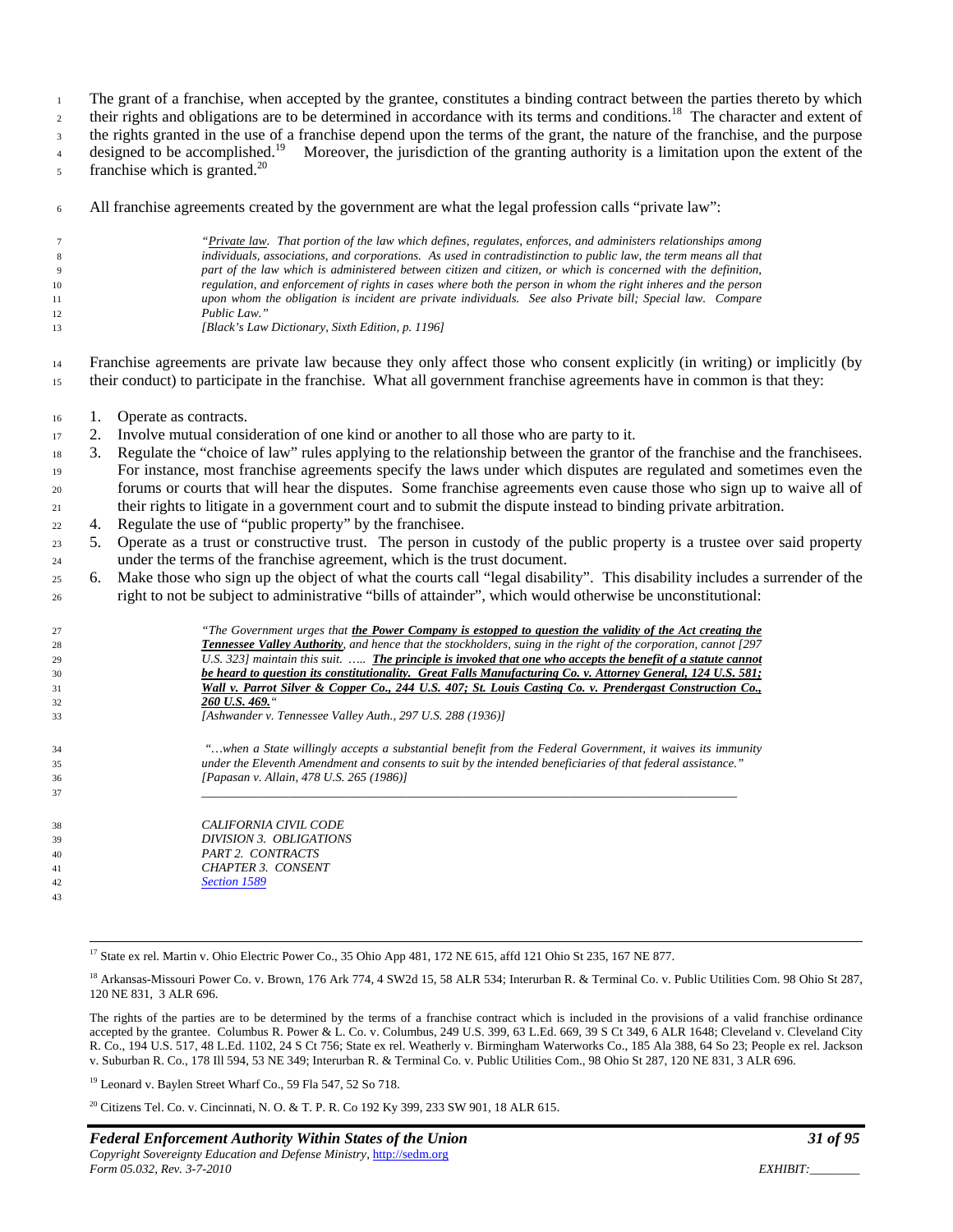The grant of a franchise, when accepted by the grantee, constitutes a binding contract between the parties thereto by which their rights and obligations are to be determined in accordance with its terms and conditions.[18] The character and extent of the rights granted in the use of a franchise depend upon the terms of the grant, the nature of the franchise, and the purpose designed to be accomplished.[19] Moreover, the jurisdiction of the granting authority is a limitation upon the extent of the franchise which is granted.[20]

All franchise agreements created by the government are what the legal profession calls "private law":

> *"<u>Private law</u>. That portion of the law which defines, regulates, enforces, and administers relationships among individuals, associations, and corporations. As used in contradistinction to public law, the term means all that part of the law which is administered between citizen and citizen, or which is concerned with the definition, regulation, and enforcement of rights in cases where both the person in whom the right inheres and the person upon whom the obligation is incident are private individuals. See also Private bill; Special law. Compare Public Law."*
> *[Black's Law Dictionary, Sixth Edition, p. 1196]*

Franchise agreements are private law because they only affect those who consent explicitly (in writing) or implicitly (by their conduct) to participate in the franchise. What all government franchise agreements have in common is that they:

1. Operate as contracts.
2. Involve mutual consideration of one kind or another to all those who are party to it.
3. Regulate the "choice of law" rules applying to the relationship between the grantor of the franchise and the franchisees. For instance, most franchise agreements specify the laws under which disputes are regulated and sometimes even the forums or courts that will hear the disputes. Some franchise agreements even cause those who sign up to waive all of their rights to litigate in a government court and to submit the dispute instead to binding private arbitration.
4. Regulate the use of "public property" by the franchisee.
5. Operate as a trust or constructive trust. The person in custody of the public property is a trustee over said property under the terms of the franchise agreement, which is the trust document.
6. Make those who sign up the object of what the courts call "legal disability". This disability includes a surrender of the right to not be subject to administrative "bills of attainder", which would otherwise be unconstitutional:

> *"The Government urges that **<u>the Power Company is estoppped to question the validity of the Act creating the Tennessee Valley Authority</u>**, and hence that the stockholders, suing in the right of the corporation, cannot [297 U.S. 323] maintain this suit. ….. **<u>The principle is invoked that one who accepts the benefit of a statute cannot be heard to question its constitutionality. Great Falls Manufacturing Co. v. Attorney General, 124 U.S. 581; Wall v. Parrot Silver & Copper Co., 244 U.S. 407; St. Louis Casting Co. v. Prendergast Construction Co., 260 U.S. 469.</u>**"*
> *[Ashwander v. Tennessee Valley Auth., 297 U.S. 288 (1936)]*

> *"…when a State willingly accepts a substantial benefit from the Federal Government, it waives its immunity under the Eleventh Amendment and consents to suit by the intended beneficiaries of that federal assistance."*
> *[Papasan v. Allain, 478 U.S. 265 (1986)]*

---

> *CALIFORNIA CIVIL CODE*
> *DIVISION 3. OBLIGATIONS*
> *PART 2. CONTRACTS*
> *CHAPTER 3. CONSENT*
> *<u>Section 1589</u>*

---

[17] State ex rel. Martin v. Ohio Electric Power Co., 35 Ohio App 481, 172 NE 615, affd 121 Ohio St 235, 167 NE 877.

[18] Arkansas-Missouri Power Co. v. Brown, 176 Ark 774, 4 SW2d 15, 58 ALR 534; Interurban R. & Terminal Co. v. Public Utilities Com. 98 Ohio St 287, 120 NE 831, 3 ALR 696.

The rights of the parties are to be determined by the terms of a franchise contract which is included in the provisions of a valid franchise ordinance accepted by the grantee. Columbus R. Power & L. Co. v. Columbus, 249 U.S. 399, 63 L.Ed. 669, 39 S Ct 349, 6 ALR 1648; Cleveland v. Cleveland City R. Co., 194 U.S. 517, 48 L.Ed. 1102, 24 S Ct 756; State ex rel. Weatherly v. Birmingham Waterworks Co., 185 Ala 388, 64 So 23; People ex rel. Jackson v. Suburban R. Co., 178 Ill 594, 53 NE 349; Interurban R. & Terminal Co. v. Public Utilities Com., 98 Ohio St 287, 120 NE 831, 3 ALR 696.

[19] Leonard v. Baylen Street Wharf Co., 59 Fla 547, 52 So 718.

[20] Citizens Tel. Co. v. Cincinnati, N. O. & T. P. R. Co 192 Ky 399, 233 SW 901, 18 ALR 615.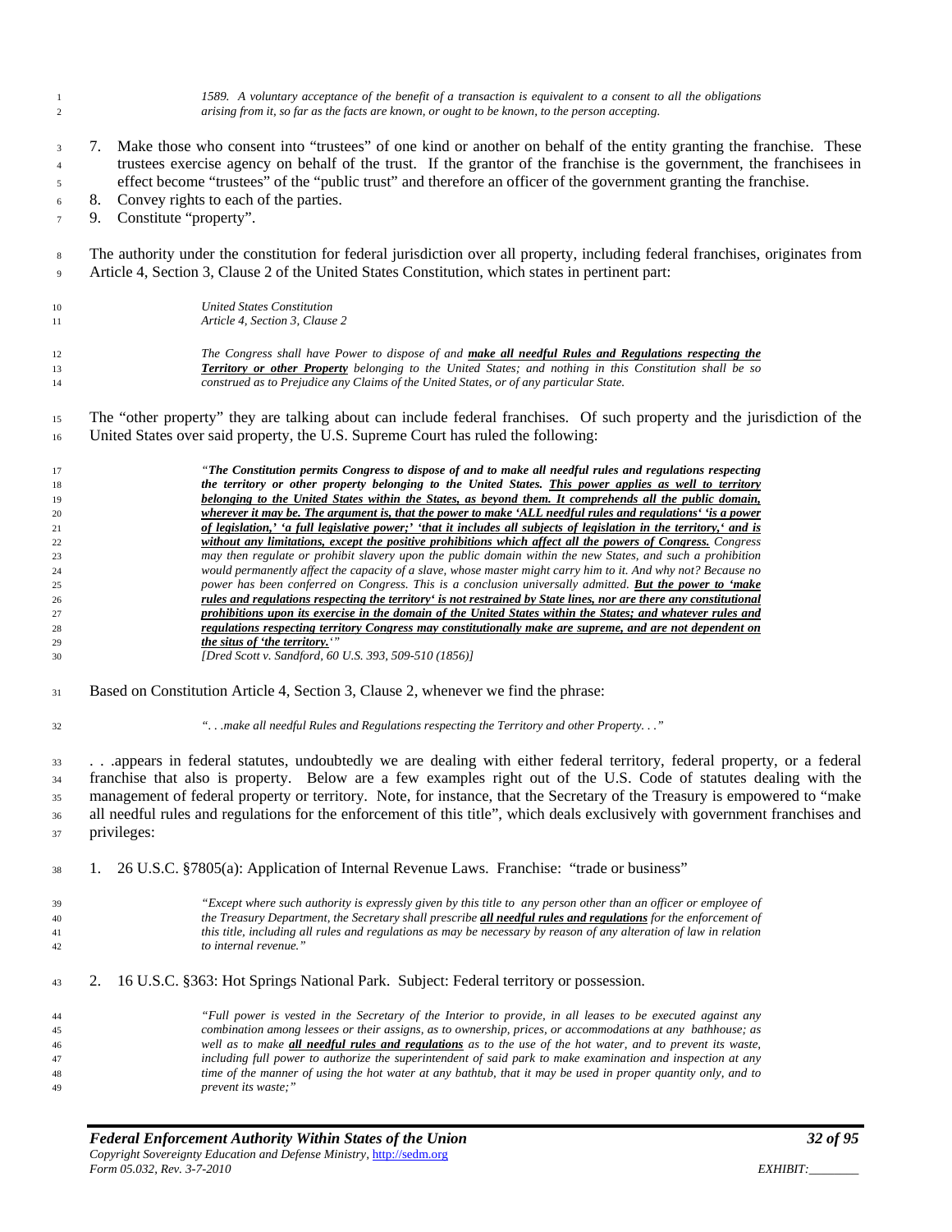> *1589. A voluntary acceptance of the benefit of a transaction is equivalent to a consent to all the obligations arising from it, so far as the facts are known, or ought to be known, to the person accepting.*

7. Make those who consent into "trustees" of one kind or another on behalf of the entity granting the franchise. These trustees exercise agency on behalf of the trust. If the grantor of the franchise is the government, the franchisees in effect become "trustees" of the "public trust" and therefore an officer of the government granting the franchise.
8. Convey rights to each of the parties.
9. Constitute "property".

The authority under the constitution for federal jurisdiction over all property, including federal franchises, originates from Article 4, Section 3, Clause 2 of the United States Constitution, which states in pertinent part:

> *United States Constitution*
> *Article 4, Section 3, Clause 2*
>
> *The Congress shall have Power to dispose of and **make all needful Rules and Regulations respecting the Territory or other Property** belonging to the United States; and nothing in this Constitution shall be so construed as to Prejudice any Claims of the United States, or of any particular State.*

The "other property" they are talking about can include federal franchises. Of such property and the jurisdiction of the United States over said property, the U.S. Supreme Court has ruled the following:

> *"**The Constitution permits Congress to dispose of and to make all needful rules and regulations respecting the territory or other property belonging to the United States. This power applies as well to territory belonging to the United States within the States, as beyond them. It comprehends all the public domain, wherever it may be. The argument is, that the power to make 'ALL needful rules and regulations' 'is a power of legislation,' 'a full legislative power;' 'that it includes all subjects of legislation in the territory,' and is without any limitations, except the positive prohibitions which affect all the powers of Congress.** Congress may then regulate or prohibit slavery upon the public domain within the new States, and such a prohibition would permanently affect the capacity of a slave, whose master might carry him to it. And why not? Because no power has been conferred on Congress. This is a conclusion universally admitted. **But the power to 'make rules and regulations respecting the territory' is not restrained by State lines, nor are there any constitutional prohibitions upon its exercise in the domain of the United States within the States; and whatever rules and regulations respecting territory Congress may constitutionally make are supreme, and are not dependent on the situs of 'the territory.'**"*
> *[Dred Scott v. Sandford, 60 U.S. 393, 509-510 (1856)]*

Based on Constitution Article 4, Section 3, Clause 2, whenever we find the phrase:

> *". . .make all needful Rules and Regulations respecting the Territory and other Property. . ."*

. . .appears in federal statutes, undoubtedly we are dealing with either federal territory, federal property, or a federal franchise that also is property. Below are a few examples right out of the U.S. Code of statutes dealing with the management of federal property or territory. Note, for instance, that the Secretary of the Treasury is empowered to "make all needful rules and regulations for the enforcement of this title", which deals exclusively with government franchises and privileges:

1. 26 U.S.C. §7805(a): Application of Internal Revenue Laws. Franchise: "trade or business"

> *"Except where such authority is expressly given by this title to any person other than an officer or employee of the Treasury Department, the Secretary shall prescribe **all needful rules and regulations** for the enforcement of this title, including all rules and regulations as may be necessary by reason of any alteration of law in relation to internal revenue."*

2. 16 U.S.C. §363: Hot Springs National Park. Subject: Federal territory or possession.

> *"Full power is vested in the Secretary of the Interior to provide, in all leases to be executed against any combination among lessees or their assigns, as to ownership, prices, or accommodations at any bathhouse; as well as to make **all needful rules and regulations** as to the use of the hot water, and to prevent its waste, including full power to authorize the superintendent of said park to make examination and inspection at any time of the manner of using the hot water at any bathtub, that it may be used in proper quantity only, and to prevent its waste;"*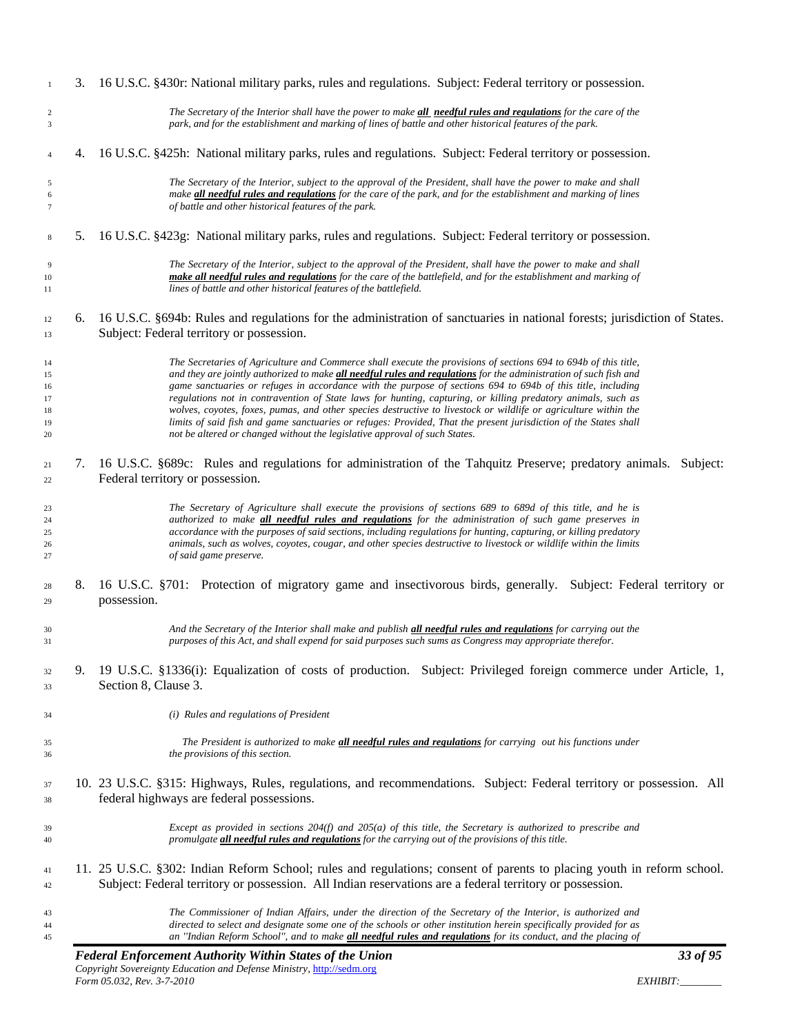3. 16 U.S.C. §430r: National military parks, rules and regulations. Subject: Federal territory or possession.

> *The Secretary of the Interior shall have the power to make **all needful rules and regulations** for the care of the park, and for the establishment and marking of lines of battle and other historical features of the park.*

4. 16 U.S.C. §425h: National military parks, rules and regulations. Subject: Federal territory or possession.

> *The Secretary of the Interior, subject to the approval of the President, shall have the power to make and shall make **all needful rules and regulations** for the care of the park, and for the establishment and marking of lines of battle and other historical features of the park.*

5. 16 U.S.C. §423g: National military parks, rules and regulations. Subject: Federal territory or possession.

> *The Secretary of the Interior, subject to the approval of the President, shall have the power to make and shall **make all needful rules and regulations** for the care of the battlefield, and for the establishment and marking of lines of battle and other historical features of the battlefield.*

6. 16 U.S.C. §694b: Rules and regulations for the administration of sanctuaries in national forests; jurisdiction of States. Subject: Federal territory or possession.

> *The Secretaries of Agriculture and Commerce shall execute the provisions of sections 694 to 694b of this title, and they are jointly authorized to make **all needful rules and regulations** for the administration of such fish and game sanctuaries or refuges in accordance with the purpose of sections 694 to 694b of this title, including regulations not in contravention of State laws for hunting, capturing, or killing predatory animals, such as wolves, coyotes, foxes, pumas, and other species destructive to livestock or wildlife or agriculture within the limits of said fish and game sanctuaries or refuges: Provided, That the present jurisdiction of the States shall not be altered or changed without the legislative approval of such States.*

7. 16 U.S.C. §689c: Rules and regulations for administration of the Tahquitz Preserve; predatory animals. Subject: Federal territory or possession.

> *The Secretary of Agriculture shall execute the provisions of sections 689 to 689d of this title, and he is authorized to make **all needful rules and regulations** for the administration of such game preserves in accordance with the purposes of said sections, including regulations for hunting, capturing, or killing predatory animals, such as wolves, coyotes, cougar, and other species destructive to livestock or wildlife within the limits of said game preserve.*

8. 16 U.S.C. §701: Protection of migratory game and insectivorous birds, generally. Subject: Federal territory or possession.

> *And the Secretary of the Interior shall make and publish **all needful rules and regulations** for carrying out the purposes of this Act, and shall expend for said purposes such sums as Congress may appropriate therefor.*

9. 19 U.S.C. §1336(i): Equalization of costs of production. Subject: Privileged foreign commerce under Article, 1, Section 8, Clause 3.

> *(i) Rules and regulations of President*
>
> *The President is authorized to make **all needful rules and regulations** for carrying out his functions under the provisions of this section.*

10. 23 U.S.C. §315: Highways, Rules, regulations, and recommendations. Subject: Federal territory or possession. All federal highways are federal possessions.

> *Except as provided in sections 204(f) and 205(a) of this title, the Secretary is authorized to prescribe and promulgate **all needful rules and regulations** for the carrying out of the provisions of this title.*

11. 25 U.S.C. §302: Indian Reform School; rules and regulations; consent of parents to placing youth in reform school. Subject: Federal territory or possession. All Indian reservations are a federal territory or possession.

> *The Commissioner of Indian Affairs, under the direction of the Secretary of the Interior, is authorized and directed to select and designate some one of the schools or other institution herein specifically provided for as an "Indian Reform School", and to make **all needful rules and regulations** for its conduct, and the placing of*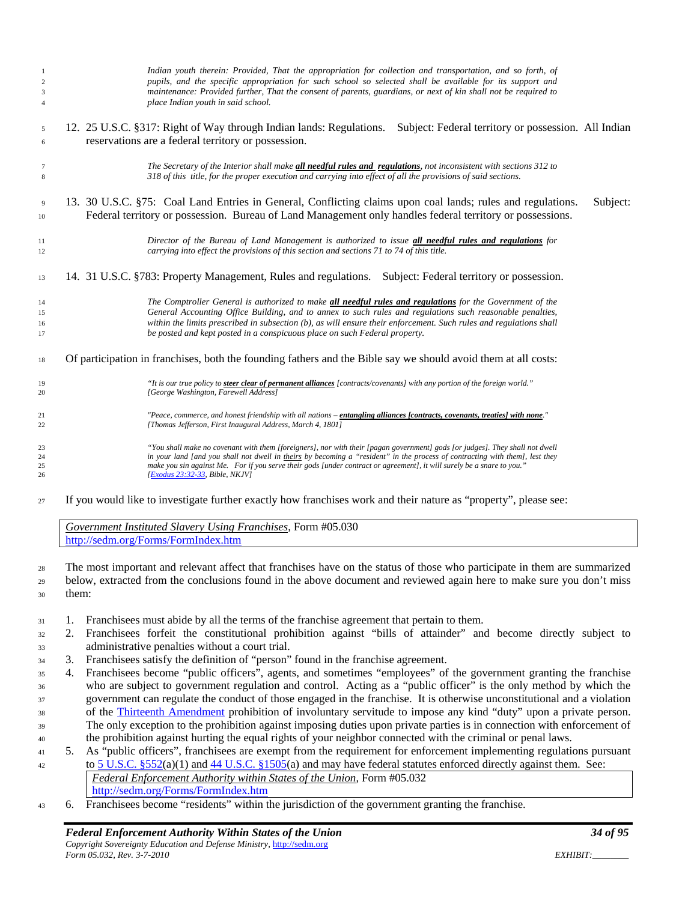> *Indian youth therein: Provided, That the appropriation for collection and transportation, and so forth, of pupils, and the specific appropriation for such school so selected shall be available for its support and maintenance: Provided further, That the consent of parents, guardians, or next of kin shall not be required to place Indian youth in said school.*

12. 25 U.S.C. §317: Right of Way through Indian lands: Regulations. Subject: Federal territory or possession. All Indian reservations are a federal territory or possession.

> *The Secretary of the Interior shall make **all needful rules and regulations**, not inconsistent with sections 312 to 318 of this title, for the proper execution and carrying into effect of all the provisions of said sections.*

13. 30 U.S.C. §75: Coal Land Entries in General, Conflicting claims upon coal lands; rules and regulations. Subject: Federal territory or possession. Bureau of Land Management only handles federal territory or possessions.

> *Director of the Bureau of Land Management is authorized to issue **all needful rules and regulations** for carrying into effect the provisions of this section and sections 71 to 74 of this title.*

14. 31 U.S.C. §783: Property Management, Rules and regulations. Subject: Federal territory or possession.

> *The Comptroller General is authorized to make **all needful rules and regulations** for the Government of the General Accounting Office Building, and to annex to such rules and regulations such reasonable penalties, within the limits prescribed in subsection (b), as will ensure their enforcement. Such rules and regulations shall be posted and kept posted in a conspicuous place on such Federal property.*

Of participation in franchises, both the founding fathers and the Bible say we should avoid them at all costs:

> *"It is our true policy to **steer clear of permanent alliances** [contracts/covenants] with any portion of the foreign world."*
> *[George Washington, Farewell Address]*

> *"Peace, commerce, and honest friendship with all nations – **entangling alliances [contracts, covenants, treaties] with none**."*
> *[Thomas Jefferson, First Inaugural Address, March 4, 1801]*

> *"You shall make no covenant with them [foreigners], nor with their [pagan government] gods [or judges]. They shall not dwell in your land [and you shall not dwell in theirs by becoming a "resident" in the process of contracting with them], lest they make you sin against Me. For if you serve their gods [under contract or agreement], it will surely be a snare to you."*
> *[Exodus 23:32-33, Bible, NKJV]*

If you would like to investigate further exactly how franchises work and their nature as "property", please see:

| *Government Instituted Slavery Using Franchises*, Form #05.030<br>http://sedm.org/Forms/FormIndex.htm |
|---|

The most important and relevant affect that franchises have on the status of those who participate in them are summarized below, extracted from the conclusions found in the above document and reviewed again here to make sure you don't miss them:

1. Franchisees must abide by all the terms of the franchise agreement that pertain to them.
2. Franchisees forfeit the constitutional prohibition against "bills of attainder" and become directly subject to administrative penalties without a court trial.
3. Franchisees satisfy the definition of "person" found in the franchise agreement.
4. Franchisees become "public officers", agents, and sometimes "employees" of the government granting the franchise who are subject to government regulation and control. Acting as a "public officer" is the only method by which the government can regulate the conduct of those engaged in the franchise. It is otherwise unconstitutional and a violation of the Thirteenth Amendment prohibition of involuntary servitude to impose any kind "duty" upon a private person. The only exception to the prohibition against imposing duties upon private parties is in connection with enforcement of the prohibition against hurting the equal rights of your neighbor connected with the criminal or penal laws.
5. As "public officers", franchisees are exempt from the requirement for enforcement implementing regulations pursuant to 5 U.S.C. §552(a)(1) and 44 U.S.C. §1505(a) and may have federal statutes enforced directly against them. See:

   | *Federal Enforcement Authority within States of the Union*, Form #05.032<br>http://sedm.org/Forms/FormIndex.htm |
   |---|

6. Franchisees become "residents" within the jurisdiction of the government granting the franchise.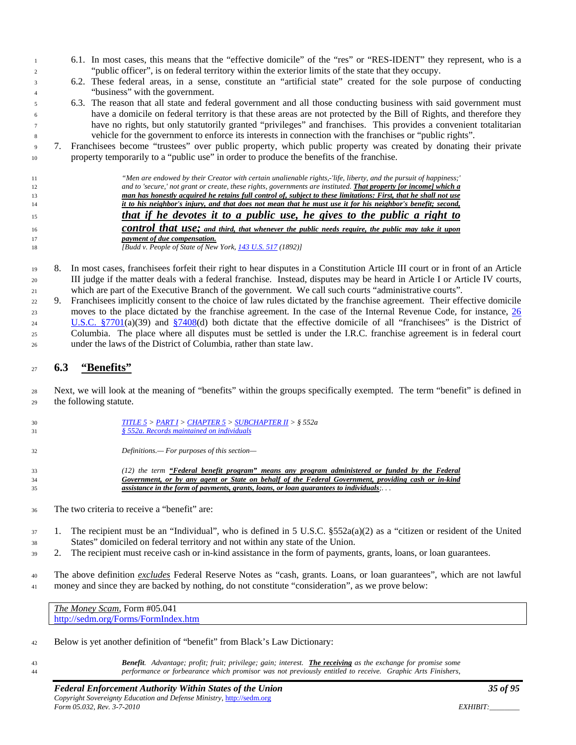6.1. In most cases, this means that the "effective domicile" of the "res" or "RES-IDENT" they represent, who is a "public officer", is on federal territory within the exterior limits of the state that they occupy.

6.2. These federal areas, in a sense, constitute an "artificial state" created for the sole purpose of conducting "business" with the government.

6.3. The reason that all state and federal government and all those conducting business with said government must have a domicile on federal territory is that these areas are not protected by the Bill of Rights, and therefore they have no rights, but only statutorily granted "privileges" and franchises. This provides a convenient totalitarian vehicle for the government to enforce its interests in connection with the franchises or "public rights".

7. Franchisees become "trustees" over public property, which public property was created by donating their private property temporarily to a "public use" in order to produce the benefits of the franchise.

> *"Men are endowed by their Creator with certain unalienable rights,-'life, liberty, and the pursuit of happiness;' and to 'secure,' not grant or create, these rights, governments are instituted.* ***That property [or income] which a man has honestly acquired he retains full control of, subject to these limitations: First, that he shall not use it to his neighbor's injury, and that does not mean that he must use it for his neighbor's benefit; second, that if he devotes it to a public use, he gives to the public a right to control that use; and third, that whenever the public needs require, the public may take it upon payment of due compensation.***
> *[Budd v. People of State of New York, 143 U.S. 517 (1892)]*

8. In most cases, franchisees forfeit their right to hear disputes in a Constitution Article III court or in front of an Article III judge if the matter deals with a federal franchise. Instead, disputes may be heard in Article I or Article IV courts, which are part of the Executive Branch of the government. We call such courts "administrative courts".

9. Franchisees implicitly consent to the choice of law rules dictated by the franchise agreement. Their effective domicile moves to the place dictated by the franchise agreement. In the case of the Internal Revenue Code, for instance, 26 U.S.C. §7701(a)(39) and §7408(d) both dictate that the effective domicile of all "franchisees" is the District of Columbia. The place where all disputes must be settled is under the I.R.C. franchise agreement is in federal court under the laws of the District of Columbia, rather than state law.

## 6.3 "Benefits"

Next, we will look at the meaning of "benefits" within the groups specifically exempted. The term "benefit" is defined in the following statute.

> *TITLE 5 > PART I > CHAPTER 5 > SUBCHAPTER II > § 552a*
> *§ 552a. Records maintained on individuals*
>
> *Definitions.— For purposes of this section—*
>
> *(12) the term* ***"Federal benefit program" means any program administered or funded by the Federal Government, or by any agent or State on behalf of the Federal Government, providing cash or in-kind assistance in the form of payments, grants, loans, or loan guarantees to individuals****;. . .*

The two criteria to receive a "benefit" are:

1. The recipient must be an "Individual", who is defined in 5 U.S.C. §552a(a)(2) as a "citizen or resident of the United States" domiciled on federal territory and not within any state of the Union.
2. The recipient must receive cash or in-kind assistance in the form of payments, grants, loans, or loan guarantees.

The above definition ***excludes*** Federal Reserve Notes as "cash, grants. Loans, or loan guarantees", which are not lawful money and since they are backed by nothing, do not constitute "consideration", as we prove below:

| *The Money Scam*, Form #05.041 http://sedm.org/Forms/FormIndex.htm |
|---|

Below is yet another definition of "benefit" from Black's Law Dictionary:

> ***Benefit****. Advantage; profit; fruit; privilege; gain; interest.* ***The receiving*** *as the exchange for promise some performance or forbearance which promisor was not previously entitled to receive. Graphic Arts Finishers,*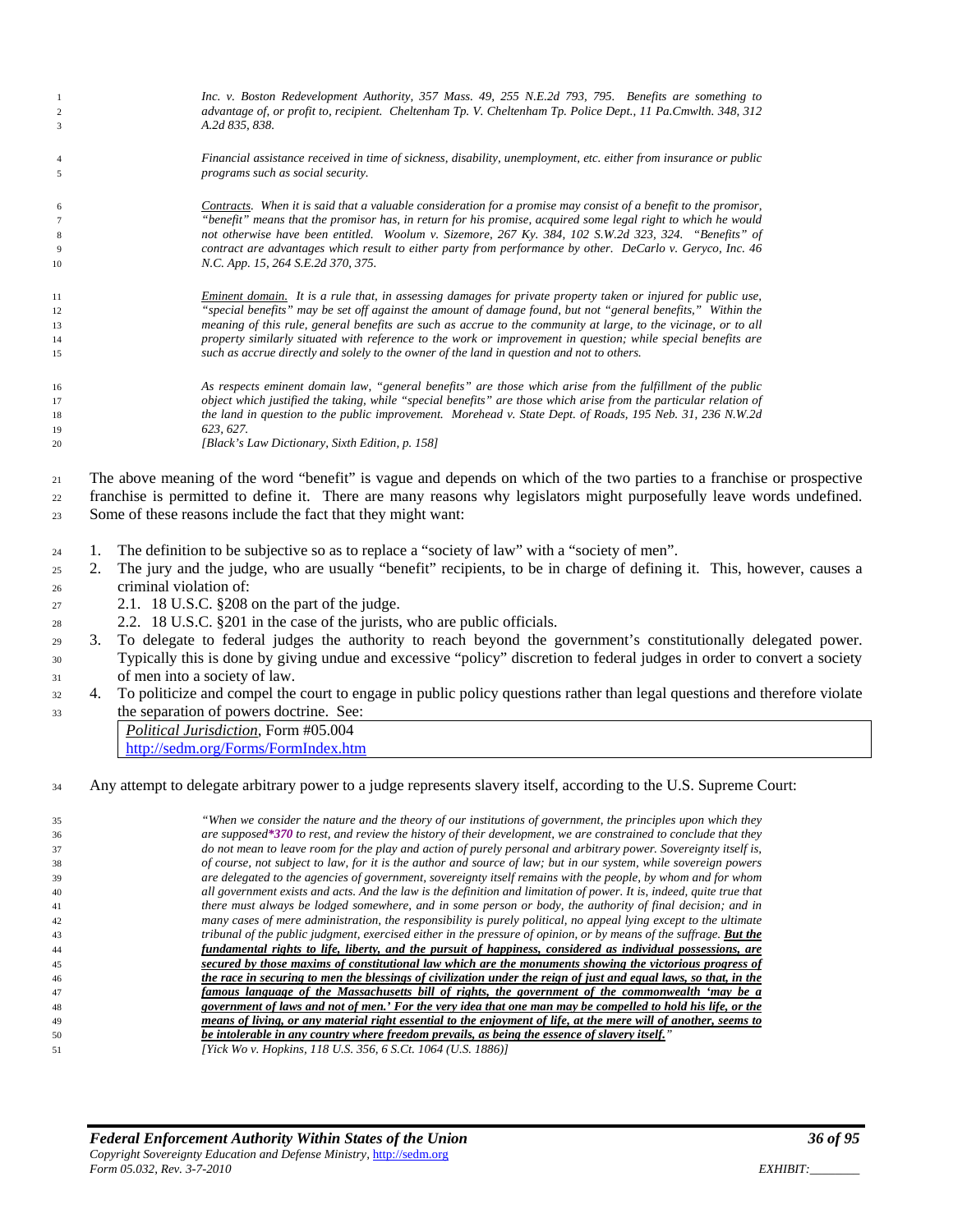> *Inc. v. Boston Redevelopment Authority, 357 Mass. 49, 255 N.E.2d 793, 795. Benefits are something to advantage of, or profit to, recipient. Cheltenham Tp. V. Cheltenham Tp. Police Dept., 11 Pa.Cmwlth. 348, 312 A.2d 835, 838.*
>
> *Financial assistance received in time of sickness, disability, unemployment, etc. either from insurance or public programs such as social security.*
>
> *<u>Contracts</u>. When it is said that a valuable consideration for a promise may consist of a benefit to the promisor, "benefit" means that the promisor has, in return for his promise, acquired some legal right to which he would not otherwise have been entitled. Woolum v. Sizemore, 267 Ky. 384, 102 S.W.2d 323, 324. "Benefits" of contract are advantages which result to either party from performance by other. DeCarlo v. Geryco, Inc. 46 N.C. App. 15, 264 S.E.2d 370, 375.*
>
> *<u>Eminent domain.</u> It is a rule that, in assessing damages for private property taken or injured for public use, "special benefits" may be set off against the amount of damage found, but not "general benefits," Within the meaning of this rule, general benefits are such as accrue to the community at large, to the vicinage, or to all property similarly situated with reference to the work or improvement in question; while special benefits are such as accrue directly and solely to the owner of the land in question and not to others.*
>
> *As respects eminent domain law, "general benefits" are those which arise from the fulfillment of the public object which justified the taking, while "special benefits" are those which arise from the particular relation of the land in question to the public improvement. Morehead v. State Dept. of Roads, 195 Neb. 31, 236 N.W.2d 623, 627.*
>
> *[Black's Law Dictionary, Sixth Edition, p. 158]*

The above meaning of the word "benefit" is vague and depends on which of the two parties to a franchise or prospective franchise is permitted to define it. There are many reasons why legislators might purposefully leave words undefined. Some of these reasons include the fact that they might want:

1. The definition to be subjective so as to replace a "society of law" with a "society of men".
2. The jury and the judge, who are usually "benefit" recipients, to be in charge of defining it. This, however, causes a criminal violation of:
   - 2.1. 18 U.S.C. §208 on the part of the judge.
   - 2.2. 18 U.S.C. §201 in the case of the jurists, who are public officials.
3. To delegate to federal judges the authority to reach beyond the government's constitutionally delegated power. Typically this is done by giving undue and excessive "policy" discretion to federal judges in order to convert a society of men into a society of law.
4. To politicize and compel the court to engage in public policy questions rather than legal questions and therefore violate the separation of powers doctrine. See:

| *Political Jurisdiction*, Form #05.004<br>http://sedm.org/Forms/FormIndex.htm |
|---|

Any attempt to delegate arbitrary power to a judge represents slavery itself, according to the U.S. Supreme Court:

> *"When we consider the nature and the theory of our institutions of government, the principles upon which they are supposed\*370 to rest, and review the history of their development, we are constrained to conclude that they do not mean to leave room for the play and action of purely personal and arbitrary power. Sovereignty itself is, of course, not subject to law, for it is the author and source of law; but in our system, while sovereign powers are delegated to the agencies of government, sovereignty itself remains with the people, by whom and for whom all government exists and acts. And the law is the definition and limitation of power. It is, indeed, quite true that there must always be lodged somewhere, and in some person or body, the authority of final decision; and in many cases of mere administration, the responsibility is purely political, no appeal lying except to the ultimate tribunal of the public judgment, exercised either in the pressure of opinion, or by means of the suffrage. **<u>But the fundamental rights to life, liberty, and the pursuit of happiness, considered as individual possessions, are secured by those maxims of constitutional law which are the monuments showing the victorious progress of the race in securing to men the blessings of civilization under the reign of just and equal laws, so that, in the famous language of the Massachusetts bill of rights, the government of the commonwealth 'may be a government of laws and not of men.' For the very idea that one man may be compelled to hold his life, or the means of living, or any material right essential to the enjoyment of life, at the mere will of another, seems to be intolerable in any country where freedom prevails, as being the essence of slavery itself.</u>**"*
>
> *[Yick Wo v. Hopkins, 118 U.S. 356, 6 S.Ct. 1064 (U.S. 1886)]*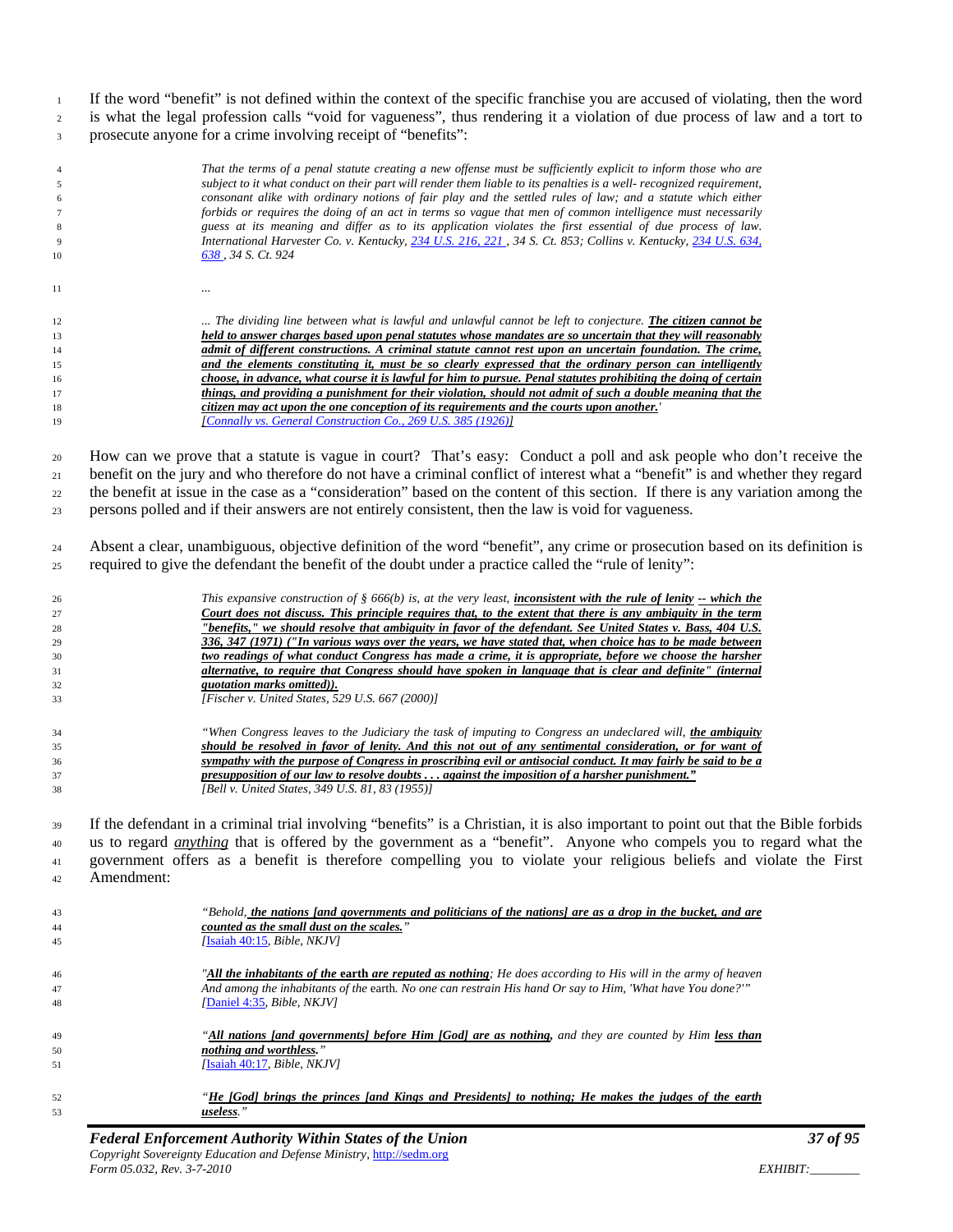If the word "benefit" is not defined within the context of the specific franchise you are accused of violating, then the word is what the legal profession calls "void for vagueness", thus rendering it a violation of due process of law and a tort to prosecute anyone for a crime involving receipt of "benefits":

> *That the terms of a penal statute creating a new offense must be sufficiently explicit to inform those who are subject to it what conduct on their part will render them liable to its penalties is a well- recognized requirement, consonant alike with ordinary notions of fair play and the settled rules of law; and a statute which either forbids or requires the doing of an act in terms so vague that men of common intelligence must necessarily guess at its meaning and differ as to its application violates the first essential of due process of law. International Harvester Co. v. Kentucky, 234 U.S. 216, 221 , 34 S. Ct. 853; Collins v. Kentucky, 234 U.S. 634, 638 , 34 S. Ct. 924*
>
> *...*
>
> *... The dividing line between what is lawful and unlawful cannot be left to conjecture. **The citizen cannot be held to answer charges based upon penal statutes whose mandates are so uncertain that they will reasonably admit of different constructions. A criminal statute cannot rest upon an uncertain foundation. The crime, and the elements constituting it, must be so clearly expressed that the ordinary person can intelligently choose, in advance, what course it is lawful for him to pursue. Penal statutes prohibiting the doing of certain things, and providing a punishment for their violation, should not admit of such a double meaning that the citizen may act upon the one conception of its requirements and the courts upon another.**'*
> *[Connally vs. General Construction Co., 269 U.S. 385 (1926)]*

How can we prove that a statute is vague in court? That's easy: Conduct a poll and ask people who don't receive the benefit on the jury and who therefore do not have a criminal conflict of interest what a "benefit" is and whether they regard the benefit at issue in the case as a "consideration" based on the content of this section. If there is any variation among the persons polled and if their answers are not entirely consistent, then the law is void for vagueness.

Absent a clear, unambiguous, objective definition of the word "benefit", any crime or prosecution based on its definition is required to give the defendant the benefit of the doubt under a practice called the "rule of lenity":

> *This expansive construction of § 666(b) is, at the very least, **inconsistent with the rule of lenity -- which the Court does not discuss. This principle requires that, to the extent that there is any ambiguity in the term "benefits," we should resolve that ambiguity in favor of the defendant. See United States v. Bass, 404 U.S. 336, 347 (1971) ("In various ways over the years, we have stated that, when choice has to be made between two readings of what conduct Congress has made a crime, it is appropriate, before we choose the harsher alternative, to require that Congress should have spoken in language that is clear and definite" (internal quotation marks omitted)).***
> *[Fischer v. United States, 529 U.S. 667 (2000)]*

> *"When Congress leaves to the Judiciary the task of imputing to Congress an undeclared will, **the ambiguity should be resolved in favor of lenity. And this not out of any sentimental consideration, or for want of sympathy with the purpose of Congress in proscribing evil or antisocial conduct. It may fairly be said to be a presupposition of our law to resolve doubts . . . against the imposition of a harsher punishment."***
> *[Bell v. United States, 349 U.S. 81, 83 (1955)]*

If the defendant in a criminal trial involving "benefits" is a Christian, it is also important to point out that the Bible forbids us to regard *anything* that is offered by the government as a "benefit". Anyone who compels you to regard what the government offers as a benefit is therefore compelling you to violate your religious beliefs and violate the First Amendment:

> *"Behold, **the nations [and governments and politicians of the nations] are as a drop in the bucket, and are counted as the small dust on the scales.**"*
> *[Isaiah 40:15, Bible, NKJV]*

> *"**All the inhabitants of the earth are reputed as nothing**; He does according to His will in the army of heaven And among the inhabitants of the earth. No one can restrain His hand Or say to Him, 'What have You done?'"*
> *[Daniel 4:35, Bible, NKJV]*

> *"**All nations [and governments] before Him [God] are as nothing,** and they are counted by Him **less than nothing and worthless.**"*
> *[Isaiah 40:17, Bible, NKJV]*

> *"**He [God] brings the princes [and Kings and Presidents] to nothing; He makes the judges of the earth useless**."*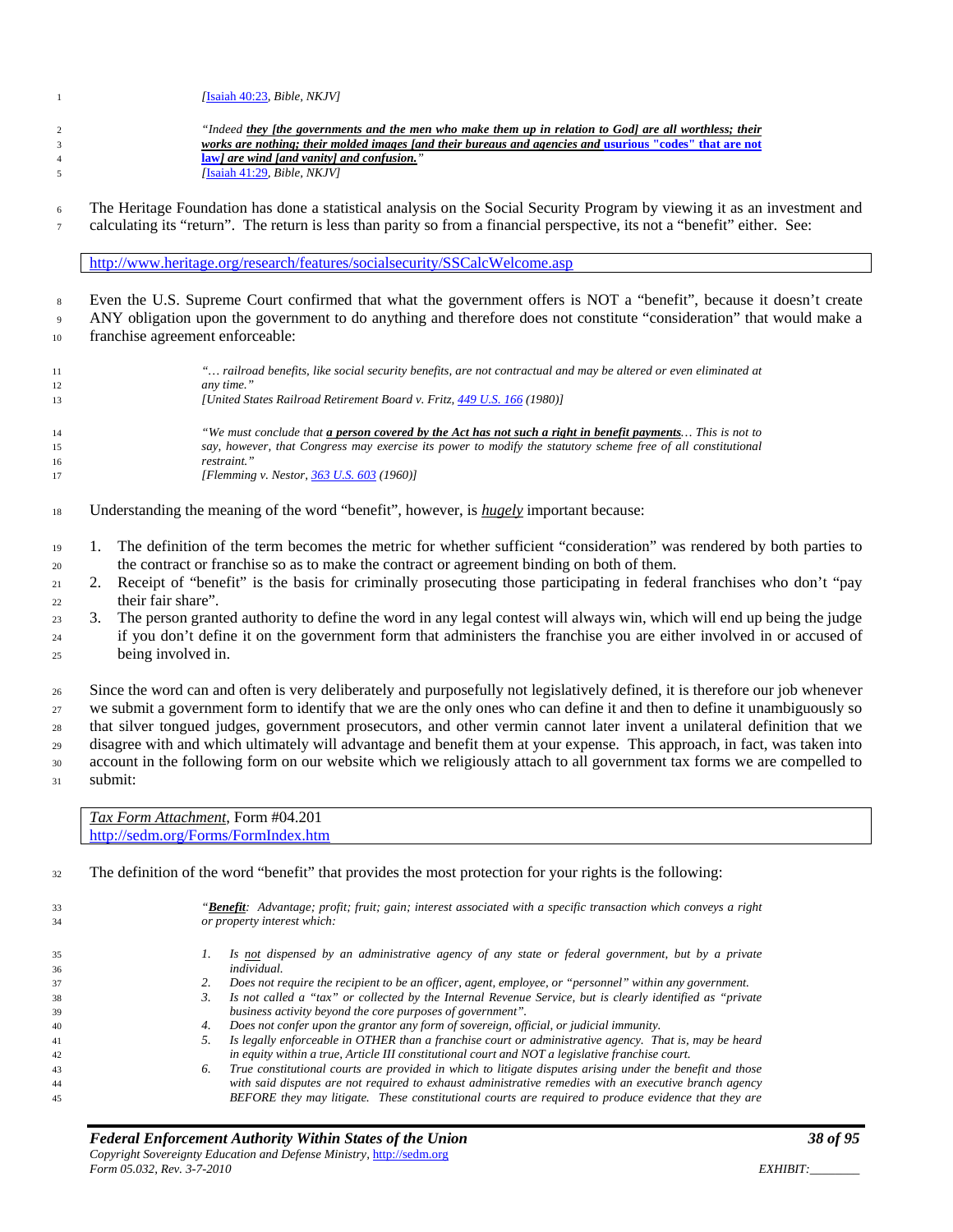*[Isaiah 40:23, Bible, NKJV]*

> *"Indeed **they [the governments and the men who make them up in relation to God] are all worthless; their works are nothing; their molded images [and their bureaus and agencies and usurious "codes" that are not law] are wind [and vanity] and confusion.**"*
> *[Isaiah 41:29, Bible, NKJV]*

The Heritage Foundation has done a statistical analysis on the Social Security Program by viewing it as an investment and calculating its "return". The return is less than parity so from a financial perspective, its not a "benefit" either. See:

| http://www.heritage.org/research/features/socialsecurity/SSCalcWelcome.asp |
|---|

Even the U.S. Supreme Court confirmed that what the government offers is NOT a "benefit", because it doesn't create ANY obligation upon the government to do anything and therefore does not constitute "consideration" that would make a franchise agreement enforceable:

> *"… railroad benefits, like social security benefits, are not contractual and may be altered or even eliminated at any time."*
> *[United States Railroad Retirement Board v. Fritz, 449 U.S. 166 (1980)]*

> *"We must conclude that **a person covered by the Act has not such a right in benefit payments**… This is not to say, however, that Congress may exercise its power to modify the statutory scheme free of all constitutional restraint."*
> *[Flemming v. Nestor, 363 U.S. 603 (1960)]*

Understanding the meaning of the word "benefit", however, is ***hugely*** important because:

1. The definition of the term becomes the metric for whether sufficient "consideration" was rendered by both parties to the contract or franchise so as to make the contract or agreement binding on both of them.
2. Receipt of "benefit" is the basis for criminally prosecuting those participating in federal franchises who don't "pay their fair share".
3. The person granted authority to define the word in any legal contest will always win, which will end up being the judge if you don't define it on the government form that administers the franchise you are either involved in or accused of being involved in.

Since the word can and often is very deliberately and purposefully not legislatively defined, it is therefore our job whenever we submit a government form to identify that we are the only ones who can define it and then to define it unambiguously so that silver tongued judges, government prosecutors, and other vermin cannot later invent a unilateral definition that we disagree with and which ultimately will advantage and benefit them at your expense. This approach, in fact, was taken into account in the following form on our website which we religiously attach to all government tax forms we are compelled to submit:

| *Tax Form Attachment*, Form #04.201<br>http://sedm.org/Forms/FormIndex.htm |
|---|

The definition of the word "benefit" that provides the most protection for your rights is the following:

> *"**Benefit**: Advantage; profit; fruit; gain; interest associated with a specific transaction which conveys a right or property interest which:*
>
> 1. *Is not dispensed by an administrative agency of any state or federal government, but by a private individual.*
> 2. *Does not require the recipient to be an officer, agent, employee, or "personnel" within any government.*
> 3. *Is not called a "tax" or collected by the Internal Revenue Service, but is clearly identified as "private business activity beyond the core purposes of government".*
> 4. *Does not confer upon the grantor any form of sovereign, official, or judicial immunity.*
> 5. *Is legally enforceable in OTHER than a franchise court or administrative agency. That is, may be heard in equity within a true, Article III constitutional court and NOT a legislative franchise court.*
> 6. *True constitutional courts are provided in which to litigate disputes arising under the benefit and those with said disputes are not required to exhaust administrative remedies with an executive branch agency BEFORE they may litigate. These constitutional courts are required to produce evidence that they are*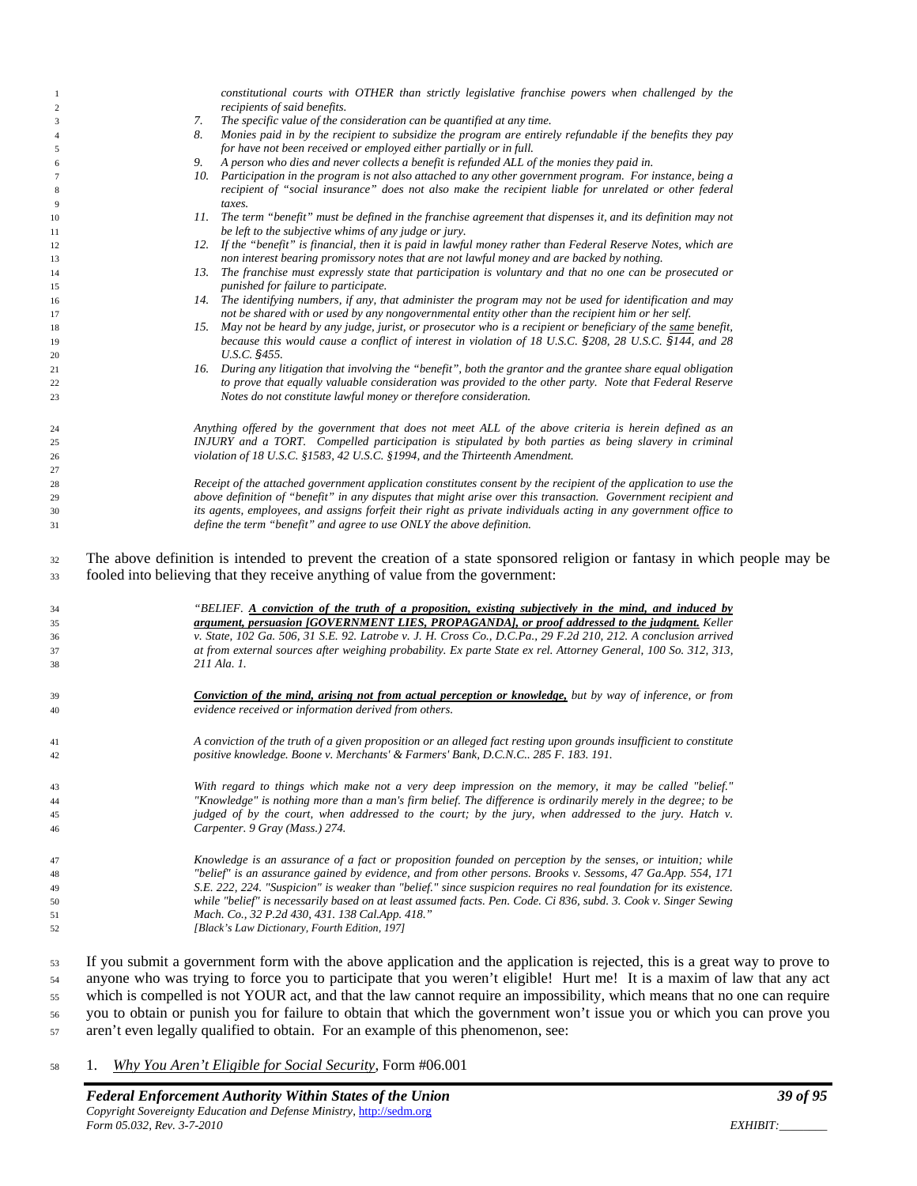> constitutional courts with OTHER than strictly legislative franchise powers when challenged by the recipients of said benefits.
>
> 7. The specific value of the consideration can be quantified at any time.
> 8. Monies paid in by the recipient to subsidize the program are entirely refundable if the benefits they pay for have not been received or employed either partially or in full.
> 9. A person who dies and never collects a benefit is refunded ALL of the monies they paid in.
> 10. Participation in the program is not also attached to any other government program. For instance, being a recipient of "social insurance" does not also make the recipient liable for unrelated or other federal taxes.
> 11. The term "benefit" must be defined in the franchise agreement that dispenses it, and its definition may not be left to the subjective whims of any judge or jury.
> 12. If the "benefit" is financial, then it is paid in lawful money rather than Federal Reserve Notes, which are non interest bearing promissory notes that are not lawful money and are backed by nothing.
> 13. The franchise must expressly state that participation is voluntary and that no one can be prosecuted or punished for failure to participate.
> 14. The identifying numbers, if any, that administer the program may not be used for identification and may not be shared with or used by any nongovernmental entity other than the recipient him or her self.
> 15. May not be heard by any judge, jurist, or prosecutor who is a recipient or beneficiary of the same benefit, because this would cause a conflict of interest in violation of 18 U.S.C. §208, 28 U.S.C. §144, and 28 U.S.C. §455.
> 16. During any litigation that involving the "benefit", both the grantor and the grantee share equal obligation to prove that equally valuable consideration was provided to the other party. Note that Federal Reserve Notes do not constitute lawful money or therefore consideration.
>
> Anything offered by the government that does not meet ALL of the above criteria is herein defined as an INJURY and a TORT. Compelled participation is stipulated by both parties as being slavery in criminal violation of 18 U.S.C. §1583, 42 U.S.C. §1994, and the Thirteenth Amendment.
>
> Receipt of the attached government application constitutes consent by the recipient of the application to use the above definition of "benefit" in any disputes that might arise over this transaction. Government recipient and its agents, employees, and assigns forfeit their right as private individuals acting in any government office to define the term "benefit" and agree to use ONLY the above definition.

The above definition is intended to prevent the creation of a state sponsored religion or fantasy in which people may be fooled into believing that they receive anything of value from the government:

> *"BELIEF. **A conviction of the truth of a proposition, existing subjectively in the mind, and induced by argument, persuasion [GOVERNMENT LIES, PROPAGANDA], or proof addressed to the judgment.** Keller v. State, 102 Ga. 506, 31 S.E. 92. Latrobe v. J. H. Cross Co., D.C.Pa., 29 F.2d 210, 212. A conclusion arrived at from external sources after weighing probability. Ex parte State ex rel. Attorney General, 100 So. 312, 313, 211 Ala. 1.*
>
> ***Conviction of the mind, arising not from actual perception or knowledge,** but by way of inference, or from evidence received or information derived from others.*
>
> *A conviction of the truth of a given proposition or an alleged fact resting upon grounds insufficient to constitute positive knowledge. Boone v. Merchants' & Farmers' Bank, D.C.N.C.. 285 F. 183. 191.*
>
> *With regard to things which make not a very deep impression on the memory, it may be called "belief." "Knowledge" is nothing more than a man's firm belief. The difference is ordinarily merely in the degree; to be judged of by the court, when addressed to the court; by the jury, when addressed to the jury. Hatch v. Carpenter. 9 Gray (Mass.) 274.*
>
> *Knowledge is an assurance of a fact or proposition founded on perception by the senses, or intuition; while "belief" is an assurance gained by evidence, and from other persons. Brooks v. Sessoms, 47 Ga.App. 554, 171 S.E. 222, 224. "Suspicion" is weaker than "belief." since suspicion requires no real foundation for its existence. while "belief" is necessarily based on at least assumed facts. Pen. Code. Ci 836, subd. 3. Cook v. Singer Sewing Mach. Co., 32 P.2d 430, 431. 138 Cal.App. 418."*
> *[Black's Law Dictionary, Fourth Edition, 197]*

If you submit a government form with the above application and the application is rejected, this is a great way to prove to anyone who was trying to force you to participate that you weren't eligible! Hurt me! It is a maxim of law that any act which is compelled is not YOUR act, and that the law cannot require an impossibility, which means that no one can require you to obtain or punish you for failure to obtain that which the government won't issue you or which you can prove you aren't even legally qualified to obtain. For an example of this phenomenon, see:

1. *Why You Aren't Eligible for Social Security*, Form #06.001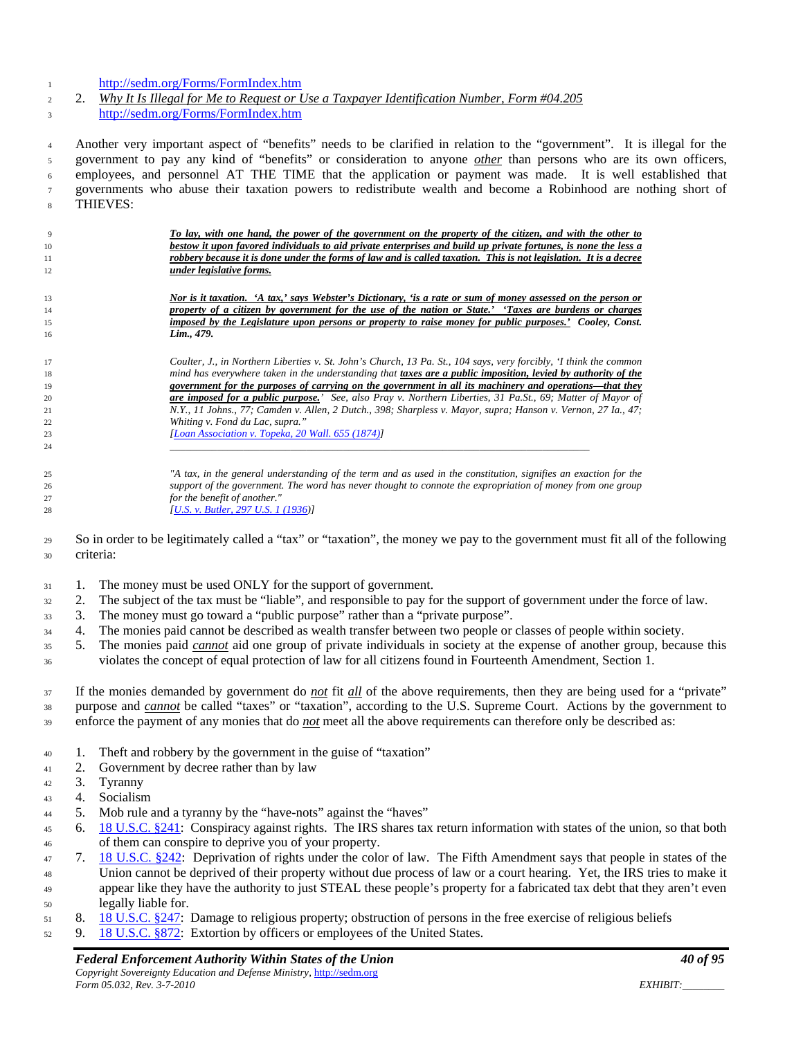http://sedm.org/Forms/FormIndex.htm

2. *Why It Is Illegal for Me to Request or Use a Taxpayer Identification Number, Form #04.205*
http://sedm.org/Forms/FormIndex.htm

Another very important aspect of "benefits" needs to be clarified in relation to the "government". It is illegal for the government to pay any kind of "benefits" or consideration to anyone *other* than persons who are its own officers, employees, and personnel AT THE TIME that the application or payment was made. It is well established that governments who abuse their taxation powers to redistribute wealth and become a Robinhood are nothing short of THIEVES:

> ***To lay, with one hand, the power of the government on the property of the citizen, and with the other to bestow it upon favored individuals to aid private enterprises and build up private fortunes, is none the less a robbery because it is done under the forms of law and is called taxation. This is not legislation. It is a decree under legislative forms.***
>
> ***Nor is it taxation. 'A tax,' says Webster's Dictionary, 'is a rate or sum of money assessed on the person or property of a citizen by government for the use of the nation or State.' 'Taxes are burdens or charges imposed by the Legislature upon persons or property to raise money for public purposes.' Cooley, Const. Lim., 479.***
>
> *Coulter, J., in Northern Liberties v. St. John's Church, 13 Pa. St., 104 says, very forcibly, 'I think the common mind has everywhere taken in the understanding that **taxes are a public imposition, levied by authority of the government for the purposes of carrying on the government in all its machinery and operations—that they are imposed for a public purpose.**' See, also Pray v. Northern Liberties, 31 Pa.St., 69; Matter of Mayor of N.Y., 11 Johns., 77; Camden v. Allen, 2 Dutch., 398; Sharpless v. Mayor, supra; Hanson v. Vernon, 27 Ia., 47; Whiting v. Fond du Lac, supra."*
> *[Loan Association v. Topeka, 20 Wall. 655 (1874)]*

---

> *"A tax, in the general understanding of the term and as used in the constitution, signifies an exaction for the support of the government. The word has never thought to connote the expropriation of money from one group for the benefit of another."*
> *[U.S. v. Butler, 297 U.S. 1 (1936)]*

So in order to be legitimately called a "tax" or "taxation", the money we pay to the government must fit all of the following criteria:

1. The money must be used ONLY for the support of government.
2. The subject of the tax must be "liable", and responsible to pay for the support of government under the force of law.
3. The money must go toward a "public purpose" rather than a "private purpose".
4. The monies paid cannot be described as wealth transfer between two people or classes of people within society.
5. The monies paid *cannot* aid one group of private individuals in society at the expense of another group, because this violates the concept of equal protection of law for all citizens found in Fourteenth Amendment, Section 1.

If the monies demanded by government do *not* fit *all* of the above requirements, then they are being used for a "private" purpose and *cannot* be called "taxes" or "taxation", according to the U.S. Supreme Court. Actions by the government to enforce the payment of any monies that do *not* meet all the above requirements can therefore only be described as:

1. Theft and robbery by the government in the guise of "taxation"
2. Government by decree rather than by law
3. Tyranny
4. Socialism
5. Mob rule and a tyranny by the "have-nots" against the "haves"
6. 18 U.S.C. §241: Conspiracy against rights. The IRS shares tax return information with states of the union, so that both of them can conspire to deprive you of your property.
7. 18 U.S.C. §242: Deprivation of rights under the color of law. The Fifth Amendment says that people in states of the Union cannot be deprived of their property without due process of law or a court hearing. Yet, the IRS tries to make it appear like they have the authority to just STEAL these people's property for a fabricated tax debt that they aren't even legally liable for.
8. 18 U.S.C. §247: Damage to religious property; obstruction of persons in the free exercise of religious beliefs
9. 18 U.S.C. §872: Extortion by officers or employees of the United States.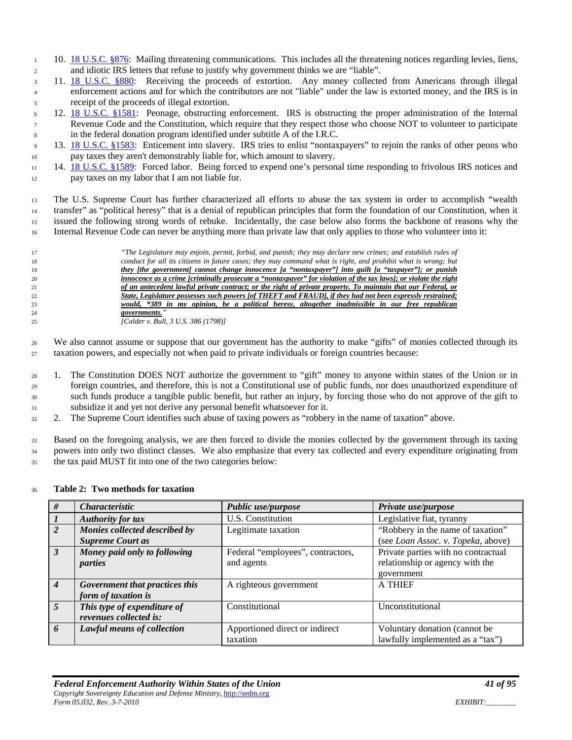10. [18 U.S.C. §876](#): Mailing threatening communications. This includes all the threatening notices regarding levies, liens, and idiotic IRS letters that refuse to justify why government thinks we are "liable".
11. [18 U.S.C. §880](#): Receiving the proceeds of extortion. Any money collected from Americans through illegal enforcement actions and for which the contributors are not "liable" under the law is extorted money, and the IRS is in receipt of the proceeds of illegal extortion.
12. [18 U.S.C. §1581](#): Peonage, obstructing enforcement. IRS is obstructing the proper administration of the Internal Revenue Code and the Constitution, which require that they respect those who choose NOT to volunteer to participate in the federal donation program identified under subtitle A of the I.R.C.
13. [18 U.S.C. §1583](#): Enticement into slavery. IRS tries to enlist "nontaxpayers" to rejoin the ranks of other peons who pay taxes they aren't demonstrably liable for, which amount to slavery.
14. [18 U.S.C. §1589](#): Forced labor. Being forced to expend one's personal time responding to frivolous IRS notices and pay taxes on my labor that I am not liable for.

The U.S. Supreme Court has further characterized all efforts to abuse the tax system in order to accomplish "wealth transfer" as "political heresy" that is a denial of republican principles that form the foundation of our Constitution, when it issued the following strong words of rebuke. Incidentally, the case below also forms the backbone of reasons why the Internal Revenue Code can never be anything more than private law that only applies to those who volunteer into it:

> *"The Legislature may enjoin, permit, forbid, and punish; they may declare new crimes; and establish rules of conduct for all its citizens in future cases; they may command what is right, and prohibit what is wrong; but* ***they [the government] cannot change innocence [a "nontaxpayer"] into guilt [a "taxpayer"]; or punish innocence as a crime [criminally prosecute a "nontaxpayer" for violation of the tax laws]; or violate the right of an antecedent lawful private contract; or the right of private property. To maintain that our Federal, or State, Legislature possesses such powers [of THEFT and FRAUD], if they had not been expressly restrained; would, \*389 in my opinion, be a political heresy, altogether inadmissible in our free republican governments.****"*
> *[Calder v. Bull, 3 U.S. 386 (1798)]*

We also cannot assume or suppose that our government has the authority to make "gifts" of monies collected through its taxation powers, and especially not when paid to private individuals or foreign countries because:

1. The Constitution DOES NOT authorize the government to "gift" money to anyone within states of the Union or in foreign countries, and therefore, this is not a Constitutional use of public funds, nor does unauthorized expenditure of such funds produce a tangible public benefit, but rather an injury, by forcing those who do not approve of the gift to subsidize it and yet not derive any personal benefit whatsoever for it.
2. The Supreme Court identifies such abuse of taxing powers as "robbery in the name of taxation" above.

Based on the foregoing analysis, we are then forced to divide the monies collected by the government through its taxing powers into only two distinct classes. We also emphasize that every tax collected and every expenditure originating from the tax paid MUST fit into one of the two categories below:

**Table 2: Two methods for taxation**

| # | Characteristic | Public use/purpose | Private use/purpose |
|---|---|---|---|
| ***1*** | ***Authority for tax*** | U.S. Constitution | Legislative fiat, tyranny |
| ***2*** | ***Monies collected described by Supreme Court as*** | Legitimate taxation | "Robbery in the name of taxation" (see *Loan Assoc. v. Topeka*, above) |
| ***3*** | ***Money paid only to following parties*** | Federal "employees", contractors, and agents | Private parties with no contractual relationship or agency with the government |
| ***4*** | ***Government that practices this form of taxation is*** | A righteous government | A THIEF |
| ***5*** | ***This type of expenditure of revenues collected is:*** | Constitutional | Unconstitutional |
| ***6*** | ***Lawful means of collection*** | Apportioned direct or indirect taxation | Voluntary donation (cannot be lawfully implemented as a "tax") |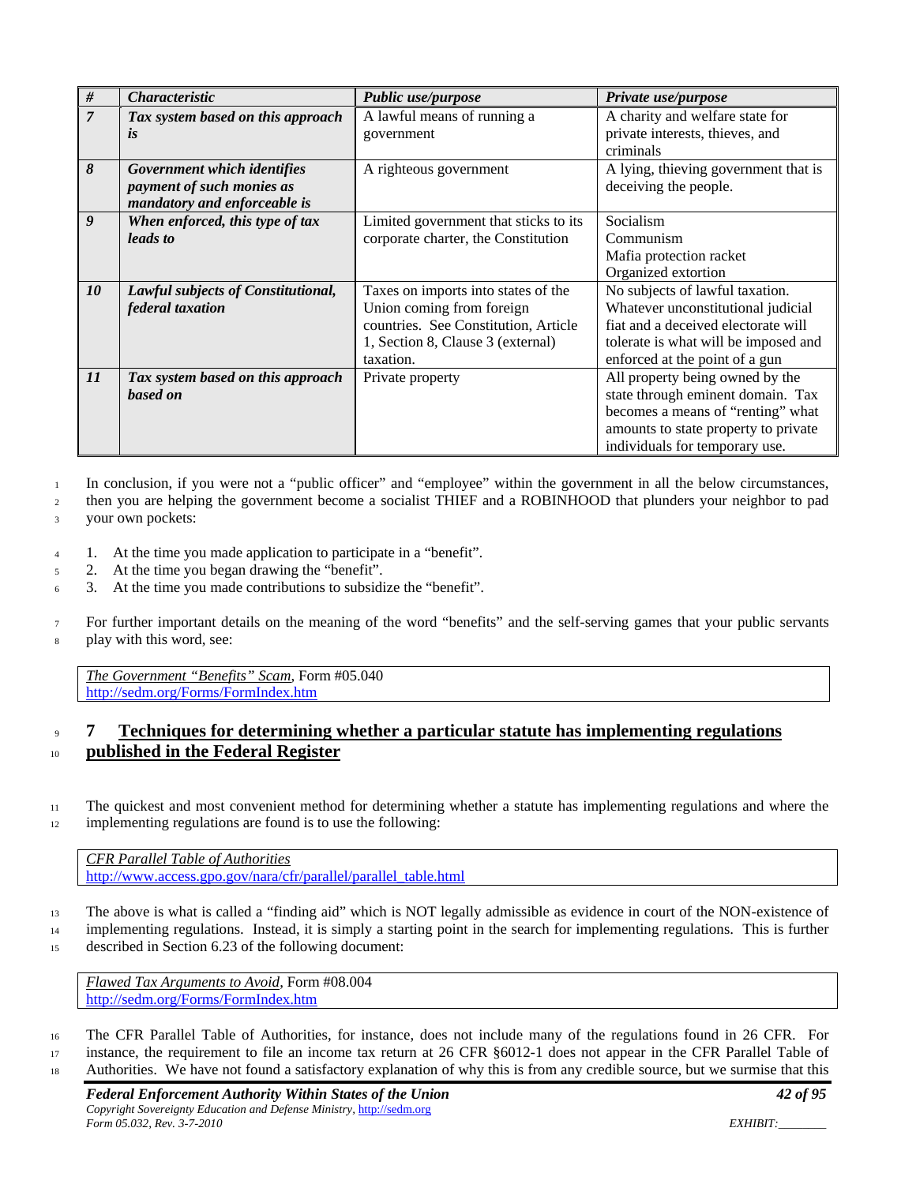| # | Characteristic | Public use/purpose | Private use/purpose |
|---|---|---|---|
| *7* | ***Tax system based on this approach is*** | A lawful means of running a government | A charity and welfare state for private interests, thieves, and criminals |
| *8* | ***Government which identifies payment of such monies as mandatory and enforceable is*** | A righteous government | A lying, thieving government that is deceiving the people. |
| *9* | ***When enforced, this type of tax leads to*** | Limited government that sticks to its corporate charter, the Constitution | Socialism<br>Communism<br>Mafia protection racket<br>Organized extortion |
| *10* | ***Lawful subjects of Constitutional, federal taxation*** | Taxes on imports into states of the Union coming from foreign countries. See Constitution, Article 1, Section 8, Clause 3 (external) taxation. | No subjects of lawful taxation. Whatever unconstitutional judicial fiat and a deceived electorate will tolerate is what will be imposed and enforced at the point of a gun |
| *11* | ***Tax system based on this approach based on*** | Private property | All property being owned by the state through eminent domain. Tax becomes a means of "renting" what amounts to state property to private individuals for temporary use. |

In conclusion, if you were not a "public officer" and "employee" within the government in all the below circumstances, then you are helping the government become a socialist THIEF and a ROBINHOOD that plunders your neighbor to pad your own pockets:

1. At the time you made application to participate in a "benefit".
2. At the time you began drawing the "benefit".
3. At the time you made contributions to subsidize the "benefit".

For further important details on the meaning of the word "benefits" and the self-serving games that your public servants play with this word, see:

> *The Government "Benefits" Scam*, Form #05.040
> http://sedm.org/Forms/FormIndex.htm

## 7 Techniques for determining whether a particular statute has implementing regulations published in the Federal Register

The quickest and most convenient method for determining whether a statute has implementing regulations and where the implementing regulations are found is to use the following:

> *CFR Parallel Table of Authorities*
> http://www.access.gpo.gov/nara/cfr/parallel/parallel_table.html

The above is what is called a "finding aid" which is NOT legally admissible as evidence in court of the NON-existence of implementing regulations. Instead, it is simply a starting point in the search for implementing regulations. This is further described in Section 6.23 of the following document:

> *Flawed Tax Arguments to Avoid*, Form #08.004
> http://sedm.org/Forms/FormIndex.htm

The CFR Parallel Table of Authorities, for instance, does not include many of the regulations found in 26 CFR. For instance, the requirement to file an income tax return at 26 CFR §6012-1 does not appear in the CFR Parallel Table of Authorities. We have not found a satisfactory explanation of why this is from any credible source, but we surmise that this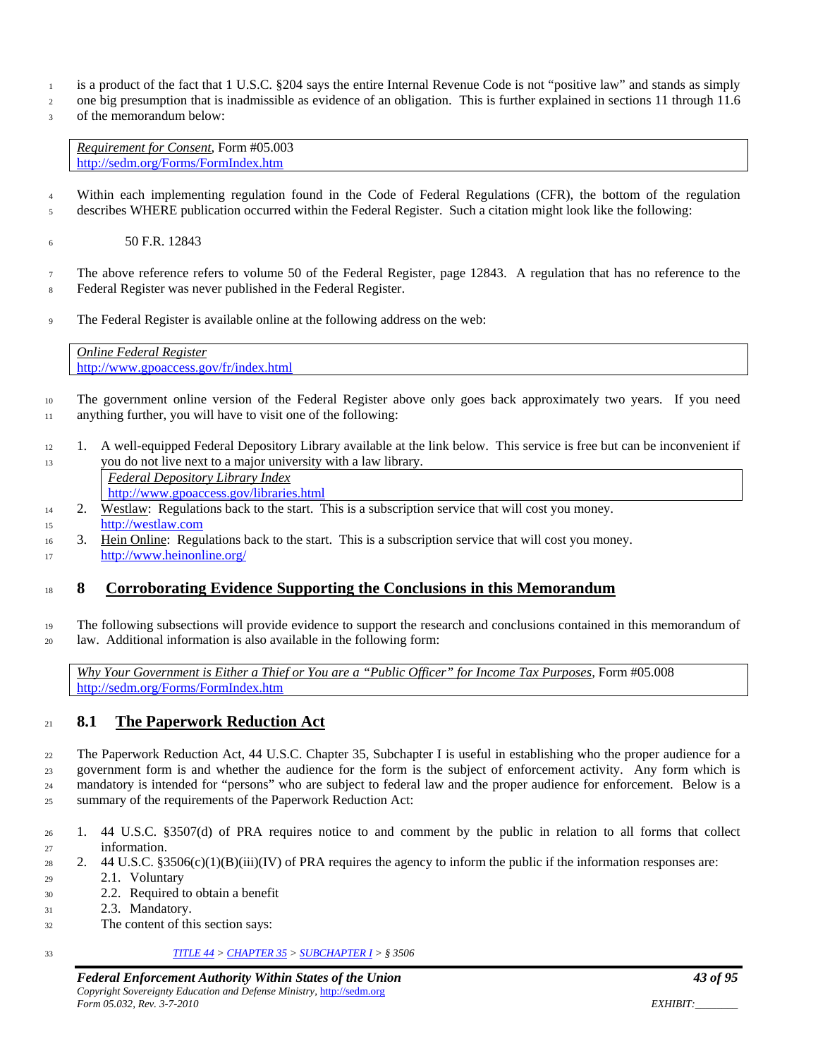is a product of the fact that 1 U.S.C. §204 says the entire Internal Revenue Code is not "positive law" and stands as simply one big presumption that is inadmissible as evidence of an obligation. This is further explained in sections 11 through 11.6 of the memorandum below:

| *Requirement for Consent*, Form #05.003<br>http://sedm.org/Forms/FormIndex.htm |
|---|

Within each implementing regulation found in the Code of Federal Regulations (CFR), the bottom of the regulation describes WHERE publication occurred within the Federal Register. Such a citation might look like the following:

50 F.R. 12843

The above reference refers to volume 50 of the Federal Register, page 12843. A regulation that has no reference to the Federal Register was never published in the Federal Register.

The Federal Register is available online at the following address on the web:

| *Online Federal Register*<br>http://www.gpoaccess.gov/fr/index.html |
|---|

The government online version of the Federal Register above only goes back approximately two years. If you need anything further, you will have to visit one of the following:

1. A well-equipped Federal Depository Library available at the link below. This service is free but can be inconvenient if you do not live next to a major university with a law library.

   | *Federal Depository Library Index*<br>http://www.gpoaccess.gov/libraries.html |
   |---|

2. Westlaw: Regulations back to the start. This is a subscription service that will cost you money. http://westlaw.com
3. Hein Online: Regulations back to the start. This is a subscription service that will cost you money. http://www.heinonline.org/

# 8 Corroborating Evidence Supporting the Conclusions in this Memorandum

The following subsections will provide evidence to support the research and conclusions contained in this memorandum of law. Additional information is also available in the following form:

| *Why Your Government is Either a Thief or You are a "Public Officer" for Income Tax Purposes*, Form #05.008<br>http://sedm.org/Forms/FormIndex.htm |
|---|

## 8.1 The Paperwork Reduction Act

The Paperwork Reduction Act, 44 U.S.C. Chapter 35, Subchapter I is useful in establishing who the proper audience for a government form is and whether the audience for the form is the subject of enforcement activity. Any form which is mandatory is intended for "persons" who are subject to federal law and the proper audience for enforcement. Below is a summary of the requirements of the Paperwork Reduction Act:

1. 44 U.S.C. §3507(d) of PRA requires notice to and comment by the public in relation to all forms that collect information.
2. 44 U.S.C. §3506(c)(1)(B)(iii)(IV) of PRA requires the agency to inform the public if the information responses are:
   2.1. Voluntary
   2.2. Required to obtain a benefit
   2.3. Mandatory.

   The content of this section says:

*TITLE 44 > CHAPTER 35 > SUBCHAPTER I > § 3506*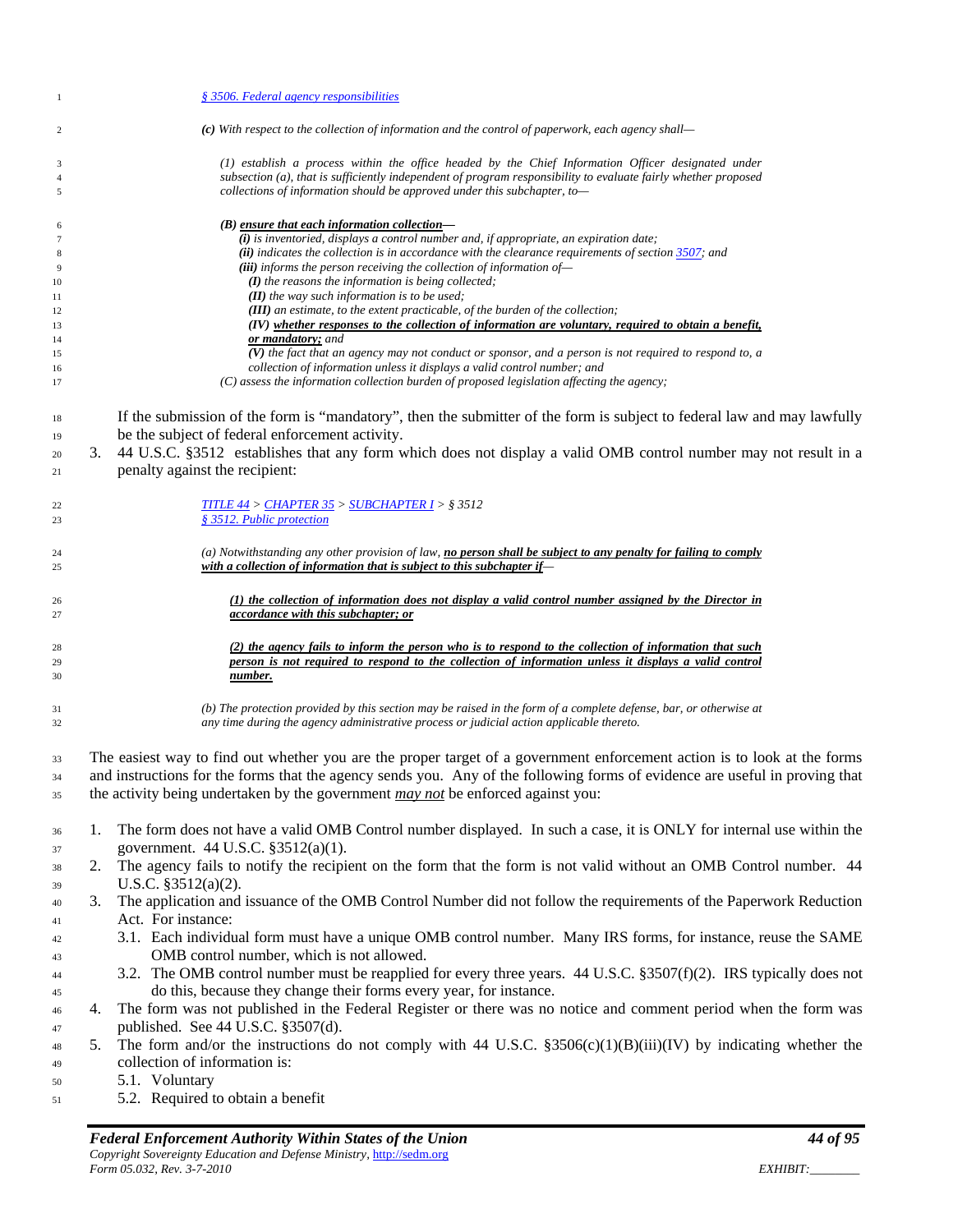> [§ 3506. Federal agency responsibilities](#)
>
> *(c) With respect to the collection of information and the control of paperwork, each agency shall—*
>
> *(1) establish a process within the office headed by the Chief Information Officer designated under subsection (a), that is sufficiently independent of program responsibility to evaluate fairly whether proposed collections of information should be approved under this subchapter, to—*
>
> *(B) **ensure that each information collection—***
> *(i) is inventoried, displays a control number and, if appropriate, an expiration date;*
> *(ii) indicates the collection is in accordance with the clearance requirements of section 3507; and*
> *(iii) informs the person receiving the collection of information of—*
> *(I) the reasons the information is being collected;*
> *(II) the way such information is to be used;*
> *(III) an estimate, to the extent practicable, of the burden of the collection;*
> *(IV) **whether responses to the collection of information are voluntary, required to obtain a benefit, or mandatory;** and*
> *(V) the fact that an agency may not conduct or sponsor, and a person is not required to respond to, a collection of information unless it displays a valid control number; and*
> *(C) assess the information collection burden of proposed legislation affecting the agency;*

If the submission of the form is "mandatory", then the submitter of the form is subject to federal law and may lawfully be the subject of federal enforcement activity.

3. 44 U.S.C. §3512 establishes that any form which does not display a valid OMB control number may not result in a penalty against the recipient:

> *TITLE 44 > CHAPTER 35 > SUBCHAPTER I > § 3512*
> *§ 3512. Public protection*
>
> *(a) Notwithstanding any other provision of law, **no person shall be subject to any penalty for failing to comply with a collection of information that is subject to this subchapter if—***
>
> ***(1) the collection of information does not display a valid control number assigned by the Director in accordance with this subchapter; or***
>
> ***(2) the agency fails to inform the person who is to respond to the collection of information that such person is not required to respond to the collection of information unless it displays a valid control number.***
>
> *(b) The protection provided by this section may be raised in the form of a complete defense, bar, or otherwise at any time during the agency administrative process or judicial action applicable thereto.*

The easiest way to find out whether you are the proper target of a government enforcement action is to look at the forms and instructions for the forms that the agency sends you. Any of the following forms of evidence are useful in proving that the activity being undertaken by the government ***may not*** be enforced against you:

1. The form does not have a valid OMB Control number displayed. In such a case, it is ONLY for internal use within the government. 44 U.S.C. §3512(a)(1).
2. The agency fails to notify the recipient on the form that the form is not valid without an OMB Control number. 44 U.S.C. §3512(a)(2).
3. The application and issuance of the OMB Control Number did not follow the requirements of the Paperwork Reduction Act. For instance:
   - 3.1. Each individual form must have a unique OMB control number. Many IRS forms, for instance, reuse the SAME OMB control number, which is not allowed.
   - 3.2. The OMB control number must be reapplied for every three years. 44 U.S.C. §3507(f)(2). IRS typically does not do this, because they change their forms every year, for instance.
4. The form was not published in the Federal Register or there was no notice and comment period when the form was published. See 44 U.S.C. §3507(d).
5. The form and/or the instructions do not comply with 44 U.S.C. §3506(c)(1)(B)(iii)(IV) by indicating whether the collection of information is:
   - 5.1. Voluntary
   - 5.2. Required to obtain a benefit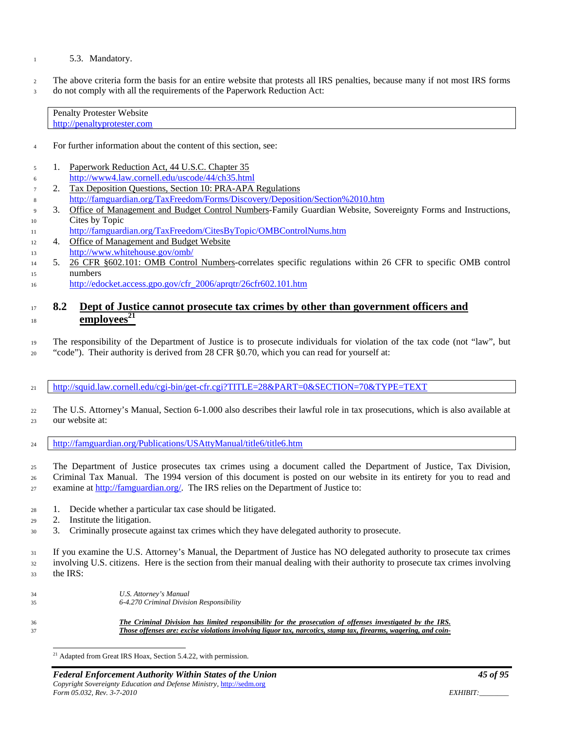5.3. Mandatory.

The above criteria form the basis for an entire website that protests all IRS penalties, because many if not most IRS forms do not comply with all the requirements of the Paperwork Reduction Act:

| Penalty Protester Website<br>http://penaltyprotester.com |
|---|

For further information about the content of this section, see:

1. Paperwork Reduction Act, 44 U.S.C. Chapter 35
   http://www4.law.cornell.edu/uscode/44/ch35.html
2. Tax Deposition Questions, Section 10: PRA-APA Regulations
   http://famguardian.org/TaxFreedom/Forms/Discovery/Deposition/Section%2010.htm
3. Office of Management and Budget Control Numbers-Family Guardian Website, Sovereignty Forms and Instructions, Cites by Topic
   http://famguardian.org/TaxFreedom/CitesByTopic/OMBControlNums.htm
4. Office of Management and Budget Website
   http://www.whitehouse.gov/omb/
5. 26 CFR §602.101: OMB Control Numbers-correlates specific regulations within 26 CFR to specific OMB control numbers
   http://edocket.access.gpo.gov/cfr_2006/aprqtr/26cfr602.101.htm

## 8.2 Dept of Justice cannot prosecute tax crimes by other than government officers and employees[21]

The responsibility of the Department of Justice is to prosecute individuals for violation of the tax code (not "law", but "code"). Their authority is derived from 28 CFR §0.70, which you can read for yourself at:

| http://squid.law.cornell.edu/cgi-bin/get-cfr.cgi?TITLE=28&PART=0&SECTION=70&TYPE=TEXT |
|---|

The U.S. Attorney's Manual, Section 6-1.000 also describes their lawful role in tax prosecutions, which is also available at our website at:

| http://famguardian.org/Publications/USAttyManual/title6/title6.htm |
|---|

The Department of Justice prosecutes tax crimes using a document called the Department of Justice, Tax Division, Criminal Tax Manual. The 1994 version of this document is posted on our website in its entirety for you to read and examine at http://famguardian.org/. The IRS relies on the Department of Justice to:

1. Decide whether a particular tax case should be litigated.
2. Institute the litigation.
3. Criminally prosecute against tax crimes which they have delegated authority to prosecute.

If you examine the U.S. Attorney's Manual, the Department of Justice has NO delegated authority to prosecute tax crimes involving U.S. citizens. Here is the section from their manual dealing with their authority to prosecute tax crimes involving the IRS:

> *U.S. Attorney's Manual*
> *6-4.270 Criminal Division Responsibility*
>
> ***The Criminal Division has limited responsibility for the prosecution of offenses investigated by the IRS. Those offenses are: excise violations involving liquor tax, narcotics, stamp tax, firearms, wagering, and coin-***

[21] Adapted from Great IRS Hoax, Section 5.4.22, with permission.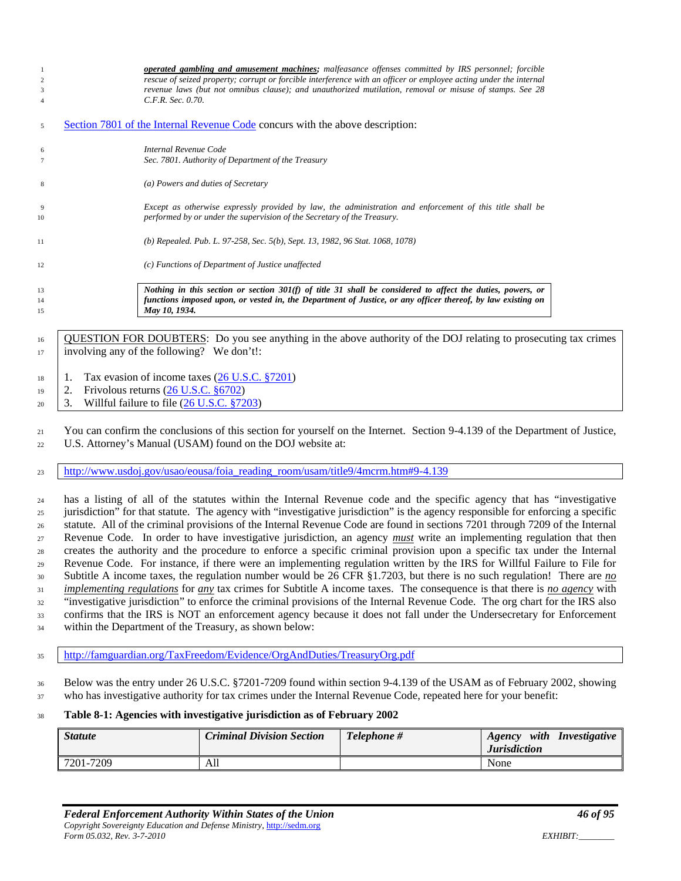> ***operated gambling and amusement machines;*** *malfeasance offenses committed by IRS personnel; forcible rescue of seized property; corrupt or forcible interference with an officer or employee acting under the internal revenue laws (but not omnibus clause); and unauthorized mutilation, removal or misuse of stamps. See 28 C.F.R. Sec. 0.70.*

Section 7801 of the Internal Revenue Code concurs with the above description:

> *Internal Revenue Code*
> *Sec. 7801. Authority of Department of the Treasury*
>
> *(a) Powers and duties of Secretary*
>
> *Except as otherwise expressly provided by law, the administration and enforcement of this title shall be performed by or under the supervision of the Secretary of the Treasury.*
>
> *(b) Repealed. Pub. L. 97-258, Sec. 5(b), Sept. 13, 1982, 96 Stat. 1068, 1078)*
>
> *(c) Functions of Department of Justice unaffected*
>
> ***Nothing in this section or section 301(f) of title 31 shall be considered to affect the duties, powers, or functions imposed upon, or vested in, the Department of Justice, or any officer thereof, by law existing on May 10, 1934.***

QUESTION FOR DOUBTERS: Do you see anything in the above authority of the DOJ relating to prosecuting tax crimes involving any of the following? We don't'!:

1. Tax evasion of income taxes (26 U.S.C. §7201)
2. Frivolous returns (26 U.S.C. §6702)
3. Willful failure to file (26 U.S.C. §7203)

You can confirm the conclusions of this section for yourself on the Internet. Section 9-4.139 of the Department of Justice, U.S. Attorney's Manual (USAM) found on the DOJ website at:

http://www.usdoj.gov/usao/eousa/foia_reading_room/usam/title9/4mcrm.htm#9-4.139

has a listing of all of the statutes within the Internal Revenue code and the specific agency that has "investigative jurisdiction" for that statute. The agency with "investigative jurisdiction" is the agency responsible for enforcing a specific statute. All of the criminal provisions of the Internal Revenue Code are found in sections 7201 through 7209 of the Internal Revenue Code. In order to have investigative jurisdiction, an agency *must* write an implementing regulation that then creates the authority and the procedure to enforce a specific criminal provision upon a specific tax under the Internal Revenue Code. For instance, if there were an implementing regulation written by the IRS for Willful Failure to File for Subtitle A income taxes, the regulation number would be 26 CFR §1.7203, but there is no such regulation! There are *no implementing regulations* for *any* tax crimes for Subtitle A income taxes. The consequence is that there is *no agency* with "investigative jurisdiction" to enforce the criminal provisions of the Internal Revenue Code. The org chart for the IRS also confirms that the IRS is NOT an enforcement agency because it does not fall under the Undersecretary for Enforcement within the Department of the Treasury, as shown below:

http://famguardian.org/TaxFreedom/Evidence/OrgAndDuties/TreasuryOrg.pdf

Below was the entry under 26 U.S.C. §7201-7209 found within section 9-4.139 of the USAM as of February 2002, showing who has investigative authority for tax crimes under the Internal Revenue Code, repeated here for your benefit:

**Table 8-1: Agencies with investigative jurisdiction as of February 2002**

| *Statute* | *Criminal Division Section* | *Telephone #* | *Agency with Investigative Jurisdiction* |
|---|---|---|---|
| 7201-7209 | All | | None |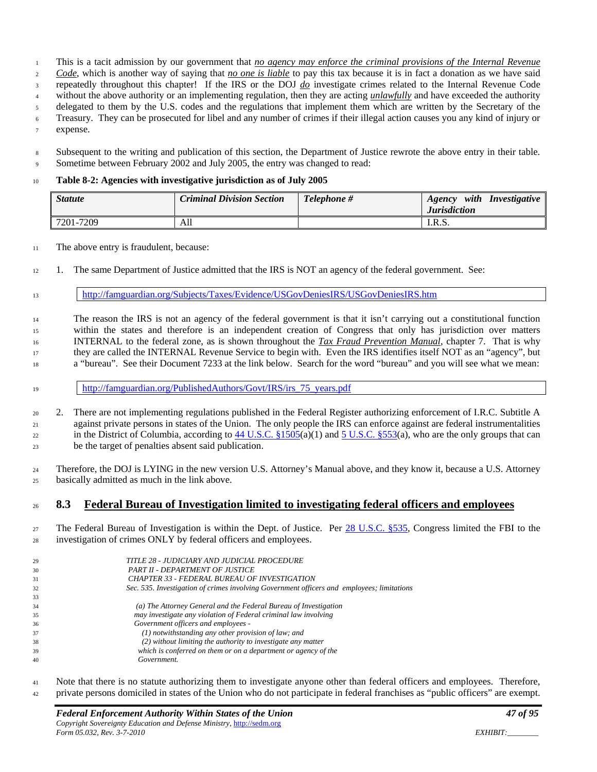This is a tacit admission by our government that ***no agency may enforce the criminal provisions of the Internal Revenue Code***, which is another way of saying that *no one is liable* to pay this tax because it is in fact a donation as we have said repeatedly throughout this chapter! If the IRS or the DOJ *do* investigate crimes related to the Internal Revenue Code without the above authority or an implementing regulation, then they are acting *unlawfully* and have exceeded the authority delegated to them by the U.S. codes and the regulations that implement them which are written by the Secretary of the Treasury. They can be prosecuted for libel and any number of crimes if their illegal action causes you any kind of injury or expense.

Subsequent to the writing and publication of this section, the Department of Justice rewrote the above entry in their table. Sometime between February 2002 and July 2005, the entry was changed to read:

**Table 8-2: Agencies with investigative jurisdiction as of July 2005**

| ***Statute*** | ***Criminal Division Section*** | ***Telephone #*** | ***Agency with Investigative Jurisdiction*** |
|---|---|---|---|
| 7201-7209 | All | | I.R.S. |

The above entry is fraudulent, because:

1. The same Department of Justice admitted that the IRS is NOT an agency of the federal government. See:

   http://famguardian.org/Subjects/Taxes/Evidence/USGovDeniesIRS/USGovDeniesIRS.htm

   The reason the IRS is not an agency of the federal government is that it isn't carrying out a constitutional function within the states and therefore is an independent creation of Congress that only has jurisdiction over matters INTERNAL to the federal zone, as is shown throughout the *Tax Fraud Prevention Manual*, chapter 7. That is why they are called the INTERNAL Revenue Service to begin with. Even the IRS identifies itself NOT as an "agency", but a "bureau". See their Document 7233 at the link below. Search for the word "bureau" and you will see what we mean:

   http://famguardian.org/PublishedAuthors/Govt/IRS/irs_75_years.pdf

2. There are not implementing regulations published in the Federal Register authorizing enforcement of I.R.C. Subtitle A against private persons in states of the Union. The only people the IRS can enforce against are federal instrumentalities in the District of Columbia, according to 44 U.S.C. §1505(a)(1) and 5 U.S.C. §553(a), who are the only groups that can be the target of penalties absent said publication.

Therefore, the DOJ is LYING in the new version U.S. Attorney's Manual above, and they know it, because a U.S. Attorney basically admitted as much in the link above.

## 8.3 Federal Bureau of Investigation limited to investigating federal officers and employees

The Federal Bureau of Investigation is within the Dept. of Justice. Per 28 U.S.C. §535, Congress limited the FBI to the investigation of crimes ONLY by federal officers and employees.

> *TITLE 28 - JUDICIARY AND JUDICIAL PROCEDURE*
> *PART II - DEPARTMENT OF JUSTICE*
> *CHAPTER 33 - FEDERAL BUREAU OF INVESTIGATION*
> *Sec. 535. Investigation of crimes involving Government officers and employees; limitations*
>
> *(a) The Attorney General and the Federal Bureau of Investigation may investigate any violation of Federal criminal law involving Government officers and employees -*
> *(1) notwithstanding any other provision of law; and*
> *(2) without limiting the authority to investigate any matter which is conferred on them or on a department or agency of the Government.*

Note that there is no statute authorizing them to investigate anyone other than federal officers and employees. Therefore, private persons domiciled in states of the Union who do not participate in federal franchises as "public officers" are exempt.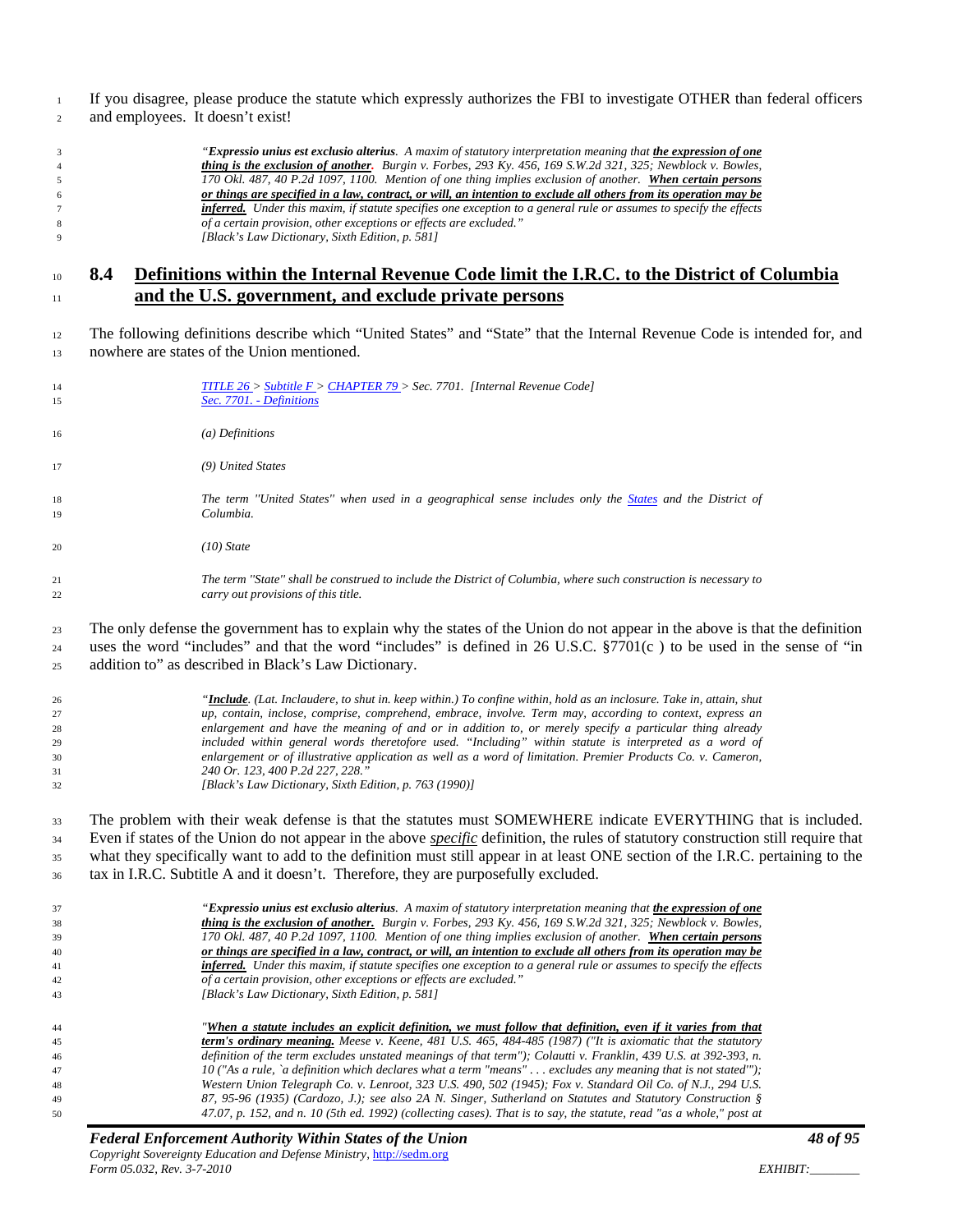If you disagree, please produce the statute which expressly authorizes the FBI to investigate OTHER than federal officers and employees. It doesn't exist!

> *"**Expressio unius est exclusio alterius**. A maxim of statutory interpretation meaning that **the expression of one thing is the exclusion of another**. Burgin v. Forbes, 293 Ky. 456, 169 S.W.2d 321, 325; Newblock v. Bowles, 170 Okl. 487, 40 P.2d 1097, 1100. Mention of one thing implies exclusion of another. **When certain persons or things are specified in a law, contract, or will, an intention to exclude all others from its operation may be inferred.** Under this maxim, if statute specifies one exception to a general rule or assumes to specify the effects of a certain provision, other exceptions or effects are excluded."*
> *[Black's Law Dictionary, Sixth Edition, p. 581]*

## 8.4 Definitions within the Internal Revenue Code limit the I.R.C. to the District of Columbia and the U.S. government, and exclude private persons

The following definitions describe which "United States" and "State" that the Internal Revenue Code is intended for, and nowhere are states of the Union mentioned.

> *TITLE 26 > Subtitle F > CHAPTER 79 > Sec. 7701. [Internal Revenue Code]*
> *Sec. 7701. - Definitions*
>
> *(a) Definitions*
>
> *(9) United States*
>
> *The term "United States" when used in a geographical sense includes only the States and the District of Columbia.*
>
> *(10) State*
>
> *The term "State" shall be construed to include the District of Columbia, where such construction is necessary to carry out provisions of this title.*

The only defense the government has to explain why the states of the Union do not appear in the above is that the definition uses the word "includes" and that the word "includes" is defined in 26 U.S.C. §7701(c ) to be used in the sense of "in addition to" as described in Black's Law Dictionary.

> *"**Include**. (Lat. Inclaudere, to shut in. keep within.) To confine within, hold as an inclosure. Take in, attain, shut up, contain, inclose, comprise, comprehend, embrace, involve. Term may, according to context, express an enlargement and have the meaning of and or in addition to, or merely specify a particular thing already included within general words theretofore used. "Including" within statute is interpreted as a word of enlargement or of illustrative application as well as a word of limitation. Premier Products Co. v. Cameron, 240 Or. 123, 400 P.2d 227, 228."*
> *[Black's Law Dictionary, Sixth Edition, p. 763 (1990)]*

The problem with their weak defense is that the statutes must SOMEWHERE indicate EVERYTHING that is included. Even if states of the Union do not appear in the above *specific* definition, the rules of statutory construction still require that what they specifically want to add to the definition must still appear in at least ONE section of the I.R.C. pertaining to the tax in I.R.C. Subtitle A and it doesn't. Therefore, they are purposefully excluded.

> *"**Expressio unius est exclusio alterius**. A maxim of statutory interpretation meaning that **the expression of one thing is the exclusion of another.** Burgin v. Forbes, 293 Ky. 456, 169 S.W.2d 321, 325; Newblock v. Bowles, 170 Okl. 487, 40 P.2d 1097, 1100. Mention of one thing implies exclusion of another. **When certain persons or things are specified in a law, contract, or will, an intention to exclude all others from its operation may be inferred.** Under this maxim, if statute specifies one exception to a general rule or assumes to specify the effects of a certain provision, other exceptions or effects are excluded."*
> *[Black's Law Dictionary, Sixth Edition, p. 581]*

> *"**When a statute includes an explicit definition, we must follow that definition, even if it varies from that term's ordinary meaning.** Meese v. Keene, 481 U.S. 465, 484-485 (1987) ("It is axiomatic that the statutory definition of the term excludes unstated meanings of that term"); Colautti v. Franklin, 439 U.S. at 392-393, n. 10 ("As a rule, `a definition which declares what a term "means" . . . excludes any meaning that is not stated'"); Western Union Telegraph Co. v. Lenroot, 323 U.S. 490, 502 (1945); Fox v. Standard Oil Co. of N.J., 294 U.S. 87, 95-96 (1935) (Cardozo, J.); see also 2A N. Singer, Sutherland on Statutes and Statutory Construction § 47.07, p. 152, and n. 10 (5th ed. 1992) (collecting cases). That is to say, the statute, read "as a whole," post at*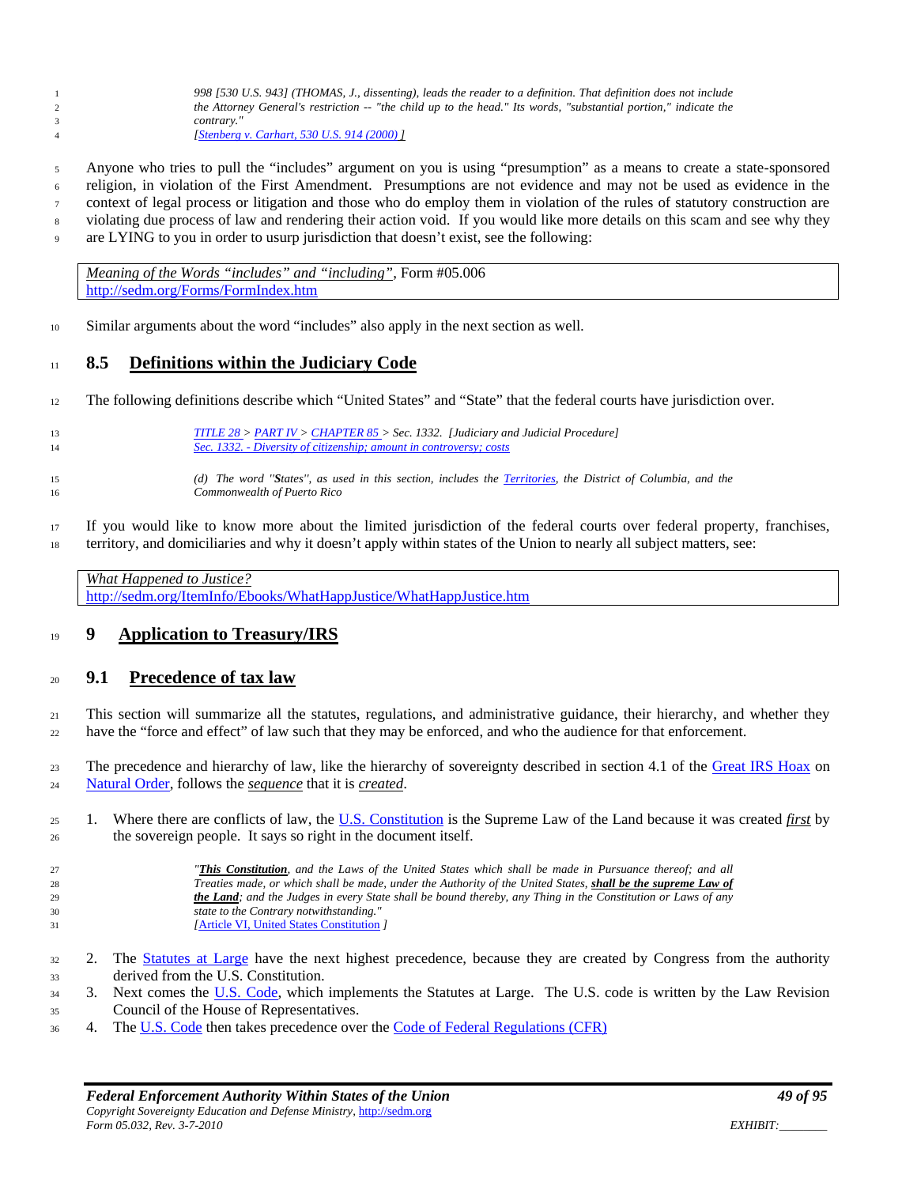> *998 [530 U.S. 943] (THOMAS, J., dissenting), leads the reader to a definition. That definition does not include the Attorney General's restriction -- "the child up to the head." Its words, "substantial portion," indicate the contrary."*
> *[Stenberg v. Carhart, 530 U.S. 914 (2000) ]*

Anyone who tries to pull the "includes" argument on you is using "presumption" as a means to create a state-sponsored religion, in violation of the First Amendment. Presumptions are not evidence and may not be used as evidence in the context of legal process or litigation and those who do employ them in violation of the rules of statutory construction are violating due process of law and rendering their action void. If you would like more details on this scam and see why they are LYING to you in order to usurp jurisdiction that doesn't exist, see the following:

| *Meaning of the Words "includes" and "including"*, Form #05.006 http://sedm.org/Forms/FormIndex.htm |
|---|

Similar arguments about the word "includes" also apply in the next section as well.

## 8.5 Definitions within the Judiciary Code

The following definitions describe which "United States" and "State" that the federal courts have jurisdiction over.

> *TITLE 28 > PART IV > CHAPTER 85 > Sec. 1332. [Judiciary and Judicial Procedure]*
> *Sec. 1332. - Diversity of citizenship; amount in controversy; costs*
>
> *(d) The word "**S**tates", as used in this section, includes the Territories, the District of Columbia, and the Commonwealth of Puerto Rico*

If you would like to know more about the limited jurisdiction of the federal courts over federal property, franchises, territory, and domiciliaries and why it doesn't apply within states of the Union to nearly all subject matters, see:

| *What Happened to Justice?* http://sedm.org/ItemInfo/Ebooks/WhatHappJustice/WhatHappJustice.htm |
|---|

# 9 Application to Treasury/IRS

## 9.1 Precedence of tax law

This section will summarize all the statutes, regulations, and administrative guidance, their hierarchy, and whether they have the "force and effect" of law such that they may be enforced, and who the audience for that enforcement.

The precedence and hierarchy of law, like the hierarchy of sovereignty described in section 4.1 of the Great IRS Hoax on Natural Order, follows the *sequence* that it is *created*.

1. Where there are conflicts of law, the U.S. Constitution is the Supreme Law of the Land because it was created *first* by the sovereign people. It says so right in the document itself.

   > *"**This Constitution**, and the Laws of the United States which shall be made in Pursuance thereof; and all Treaties made, or which shall be made, under the Authority of the United States, **shall be the supreme Law of the Land**; and the Judges in every State shall be bound thereby, any Thing in the Constitution or Laws of any state to the Contrary notwithstanding."*
   > *[Article VI, United States Constitution ]*

2. The Statutes at Large have the next highest precedence, because they are created by Congress from the authority derived from the U.S. Constitution.
3. Next comes the U.S. Code, which implements the Statutes at Large. The U.S. code is written by the Law Revision Council of the House of Representatives.
4. The U.S. Code then takes precedence over the Code of Federal Regulations (CFR)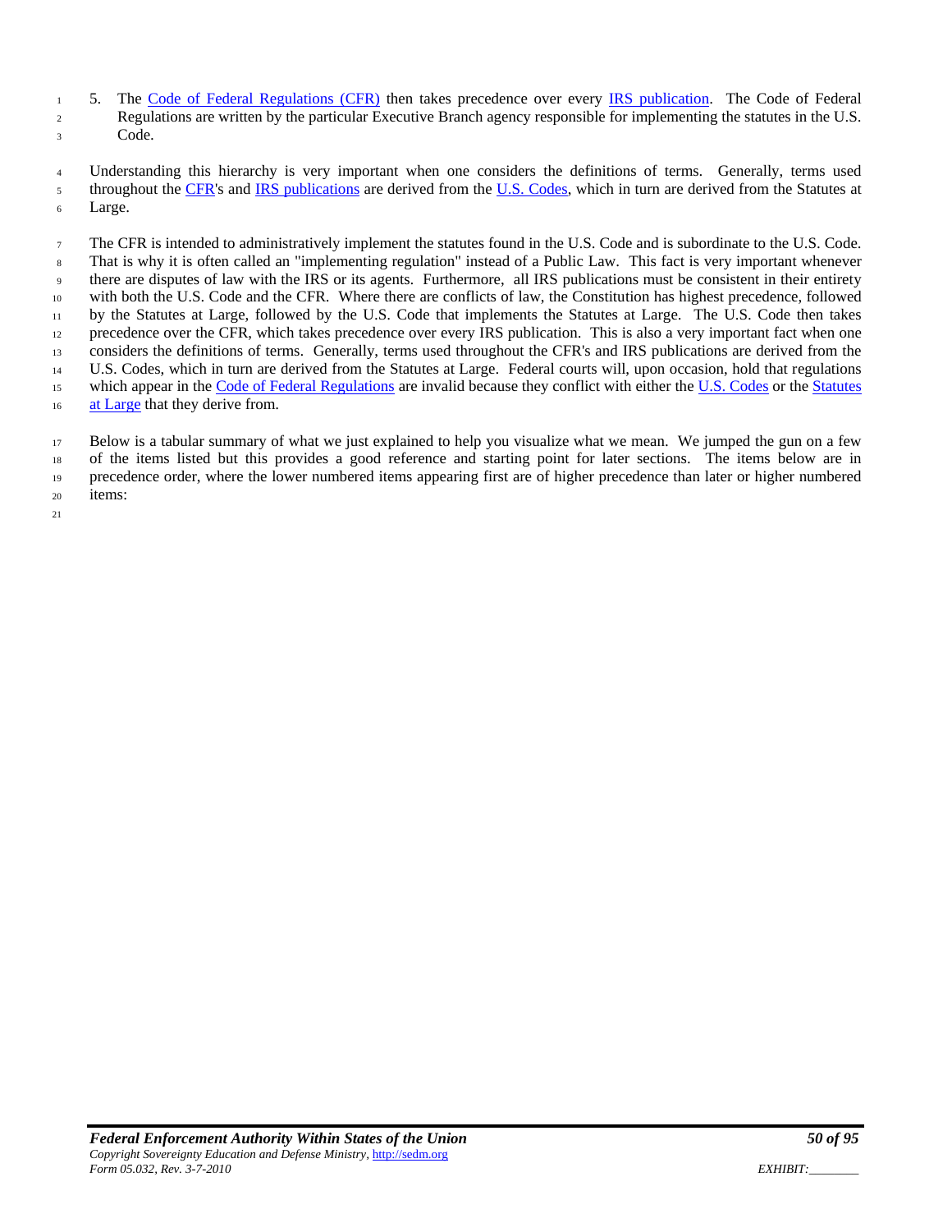5. The Code of Federal Regulations (CFR) then takes precedence over every IRS publication. The Code of Federal Regulations are written by the particular Executive Branch agency responsible for implementing the statutes in the U.S. Code.

Understanding this hierarchy is very important when one considers the definitions of terms. Generally, terms used throughout the CFR's and IRS publications are derived from the U.S. Codes, which in turn are derived from the Statutes at Large.

The CFR is intended to administratively implement the statutes found in the U.S. Code and is subordinate to the U.S. Code. That is why it is often called an "implementing regulation" instead of a Public Law. This fact is very important whenever there are disputes of law with the IRS or its agents. Furthermore, all IRS publications must be consistent in their entirety with both the U.S. Code and the CFR. Where there are conflicts of law, the Constitution has highest precedence, followed by the Statutes at Large, followed by the U.S. Code that implements the Statutes at Large. The U.S. Code then takes precedence over the CFR, which takes precedence over every IRS publication. This is also a very important fact when one considers the definitions of terms. Generally, terms used throughout the CFR's and IRS publications are derived from the U.S. Codes, which in turn are derived from the Statutes at Large. Federal courts will, upon occasion, hold that regulations which appear in the Code of Federal Regulations are invalid because they conflict with either the U.S. Codes or the Statutes at Large that they derive from.

Below is a tabular summary of what we just explained to help you visualize what we mean. We jumped the gun on a few of the items listed but this provides a good reference and starting point for later sections. The items below are in precedence order, where the lower numbered items appearing first are of higher precedence than later or higher numbered items: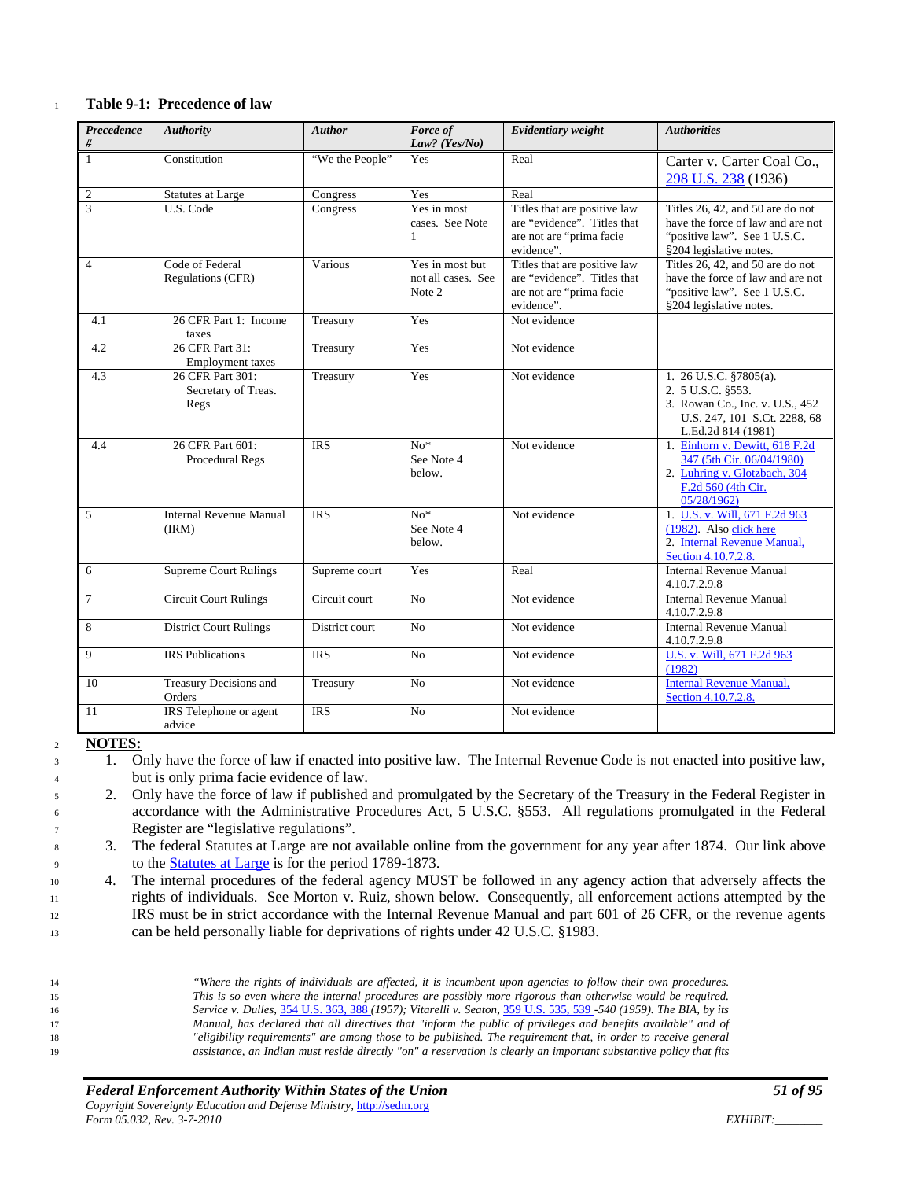**Table 9-1: Precedence of law**

| *Precedence #* | *Authority* | *Author* | *Force of Law? (Yes/No)* | *Evidentiary weight* | *Authorities* |
|---|---|---|---|---|---|
| 1 | Constitution | "We the People" | Yes | Real | Carter v. Carter Coal Co., 298 U.S. 238 (1936) |
| 2 | Statutes at Large | Congress | Yes | Real | |
| 3 | U.S. Code | Congress | Yes in most cases. See Note 1 | Titles that are positive law are "evidence". Titles that are not are "prima facie evidence". | Titles 26, 42, and 50 are do not have the force of law and are not "positive law". See 1 U.S.C. §204 legislative notes. |
| 4 | Code of Federal Regulations (CFR) | Various | Yes in most but not all cases. See Note 2 | Titles that are positive law are "evidence". Titles that are not are "prima facie evidence". | Titles 26, 42, and 50 are do not have the force of law and are not "positive law". See 1 U.S.C. §204 legislative notes. |
| 4.1 | 26 CFR Part 1: Income taxes | Treasury | Yes | Not evidence | |
| 4.2 | 26 CFR Part 31: Employment taxes | Treasury | Yes | Not evidence | |
| 4.3 | 26 CFR Part 301: Secretary of Treas. Regs | Treasury | Yes | Not evidence | 1. 26 U.S.C. §7805(a). 2. 5 U.S.C. §553. 3. Rowan Co., Inc. v. U.S., 452 U.S. 247, 101 S.Ct. 2288, 68 L.Ed.2d 814 (1981) |
| 4.4 | 26 CFR Part 601: Procedural Regs | IRS | No* See Note 4 below. | Not evidence | 1. Einhorn v. Dewitt, 618 F.2d 347 (5th Cir. 06/04/1980) 2. Luhring v. Glotzbach, 304 F.2d 560 (4th Cir. 05/28/1962) |
| 5 | Internal Revenue Manual (IRM) | IRS | No* See Note 4 below. | Not evidence | 1. U.S. v. Will, 671 F.2d 963 (1982). Also click here 2. Internal Revenue Manual, Section 4.10.7.2.8. |
| 6 | Supreme Court Rulings | Supreme court | Yes | Real | Internal Revenue Manual 4.10.7.2.9.8 |
| 7 | Circuit Court Rulings | Circuit court | No | Not evidence | Internal Revenue Manual 4.10.7.2.9.8 |
| 8 | District Court Rulings | District court | No | Not evidence | Internal Revenue Manual 4.10.7.2.9.8 |
| 9 | IRS Publications | IRS | No | Not evidence | U.S. v. Will, 671 F.2d 963 (1982) |
| 10 | Treasury Decisions and Orders | Treasury | No | Not evidence | Internal Revenue Manual, Section 4.10.7.2.8. |
| 11 | IRS Telephone or agent advice | IRS | No | Not evidence | |

**NOTES:**

1. Only have the force of law if enacted into positive law. The Internal Revenue Code is not enacted into positive law, but is only prima facie evidence of law.
2. Only have the force of law if published and promulgated by the Secretary of the Treasury in the Federal Register in accordance with the Administrative Procedures Act, 5 U.S.C. §553. All regulations promulgated in the Federal Register are "legislative regulations".
3. The federal Statutes at Large are not available online from the government for any year after 1874. Our link above to the Statutes at Large is for the period 1789-1873.
4. The internal procedures of the federal agency MUST be followed in any agency action that adversely affects the rights of individuals. See Morton v. Ruiz, shown below. Consequently, all enforcement actions attempted by the IRS must be in strict accordance with the Internal Revenue Manual and part 601 of 26 CFR, or the revenue agents can be held personally liable for deprivations of rights under 42 U.S.C. §1983.

> *"Where the rights of individuals are affected, it is incumbent upon agencies to follow their own procedures. This is so even where the internal procedures are possibly more rigorous than otherwise would be required. Service v. Dulles, 354 U.S. 363, 388 (1957); Vitarelli v. Seaton, 359 U.S. 535, 539 -540 (1959). The BIA, by its Manual, has declared that all directives that "inform the public of privileges and benefits available" and of "eligibility requirements" are among those to be published. The requirement that, in order to receive general assistance, an Indian must reside directly "on" a reservation is clearly an important substantive policy that fits*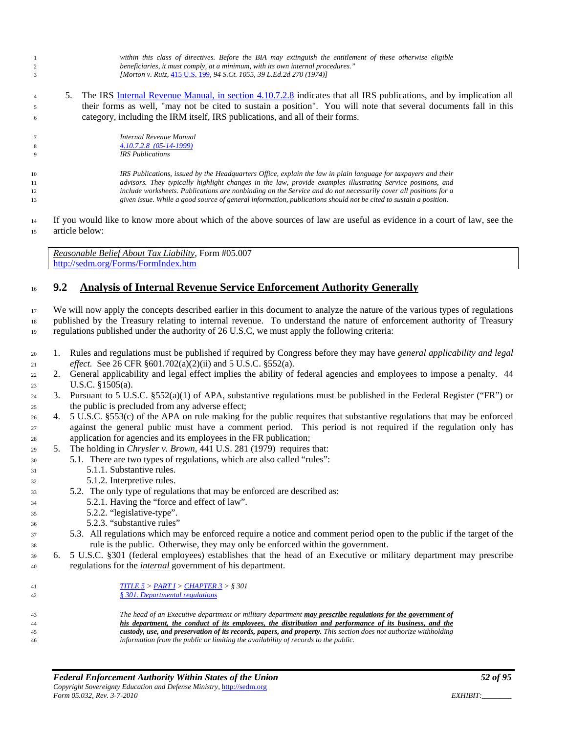> *within this class of directives. Before the BIA may extinguish the entitlement of these otherwise eligible beneficiaries, it must comply, at a minimum, with its own internal procedures."*
> *[Morton v. Ruiz, 415 U.S. 199, 94 S.Ct. 1055, 39 L.Ed.2d 270 (1974)]*

5. The IRS Internal Revenue Manual, in section 4.10.7.2.8 indicates that all IRS publications, and by implication all their forms as well, "may not be cited to sustain a position". You will note that several documents fall in this category, including the IRM itself, IRS publications, and all of their forms.

> *Internal Revenue Manual*
> *4.10.7.2.8 (05-14-1999)*
> *IRS Publications*
>
> *IRS Publications, issued by the Headquarters Office, explain the law in plain language for taxpayers and their advisors. They typically highlight changes in the law, provide examples illustrating Service positions, and include worksheets. Publications are nonbinding on the Service and do not necessarily cover all positions for a given issue. While a good source of general information, publications should not be cited to sustain a position.*

If you would like to know more about which of the above sources of law are useful as evidence in a court of law, see the article below:

| *Reasonable Belief About Tax Liability*, Form #05.007<br>http://sedm.org/Forms/FormIndex.htm |
|---|

## 9.2 Analysis of Internal Revenue Service Enforcement Authority Generally

We will now apply the concepts described earlier in this document to analyze the nature of the various types of regulations published by the Treasury relating to internal revenue. To understand the nature of enforcement authority of Treasury regulations published under the authority of 26 U.S.C, we must apply the following criteria:

1. Rules and regulations must be published if required by Congress before they may have *general applicability and legal effect.* See 26 CFR §601.702(a)(2)(ii) and 5 U.S.C. §552(a).
2. General applicability and legal effect implies the ability of federal agencies and employees to impose a penalty. 44 U.S.C. §1505(a).
3. Pursuant to 5 U.S.C. §552(a)(1) of APA, substantive regulations must be published in the Federal Register ("FR") or the public is precluded from any adverse effect;
4. 5 U.S.C. §553(c) of the APA on rule making for the public requires that substantive regulations that may be enforced against the general public must have a comment period. This period is not required if the regulation only has application for agencies and its employees in the FR publication;
5. The holding in *Chrysler v. Brown*, 441 U.S. 281 (1979) requires that:
   5.1. There are two types of regulations, which are also called "rules":
      5.1.1. Substantive rules.
      5.1.2. Interpretive rules.
   5.2. The only type of regulations that may be enforced are described as:
      5.2.1. Having the "force and effect of law".
      5.2.2. "legislative-type".
      5.2.3. "substantive rules"
   5.3. All regulations which may be enforced require a notice and comment period open to the public if the target of the rule is the public. Otherwise, they may only be enforced within the government.
6. 5 U.S.C. §301 (federal employees) establishes that the head of an Executive or military department may prescribe regulations for the ***internal*** government of his department.

> *TITLE 5 > PART I > CHAPTER 3 > § 301*
> *§ 301. Departmental regulations*
>
> *The head of an Executive department or military department* ***may prescribe regulations for the government of his department, the conduct of its employees, the distribution and performance of its business, and the custody, use, and preservation of its records, papers, and property.*** *This section does not authorize withholding information from the public or limiting the availability of records to the public.*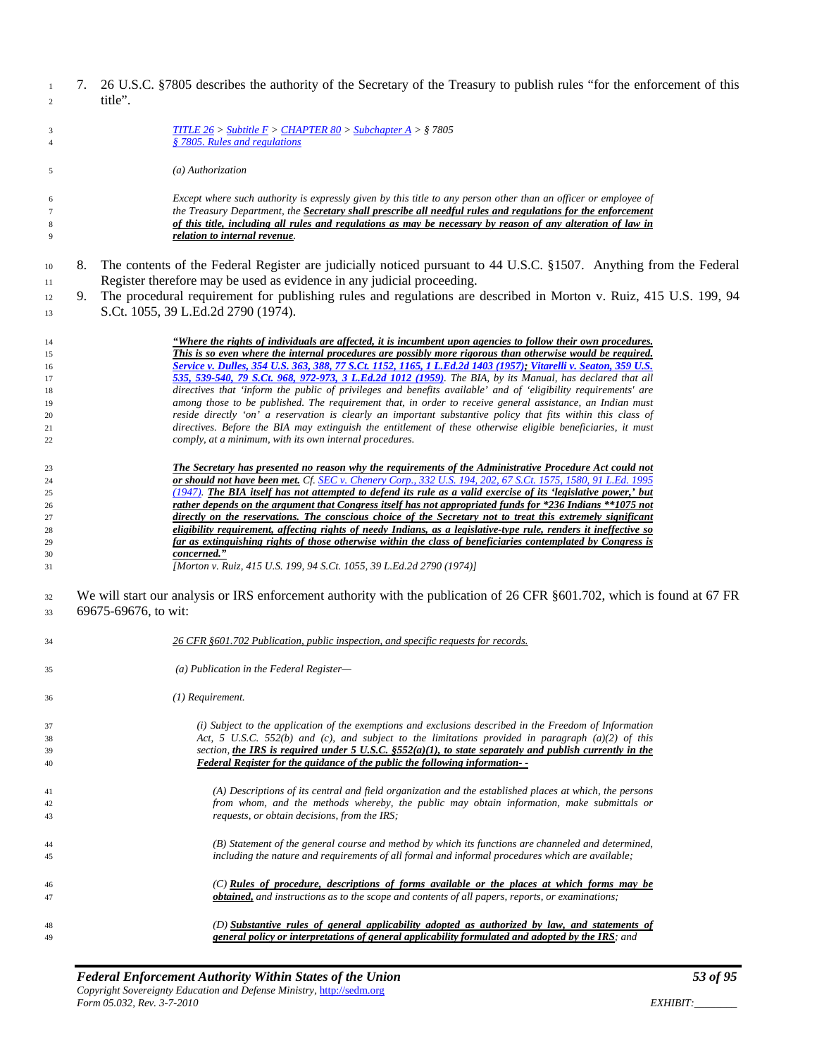7. 26 U.S.C. §7805 describes the authority of the Secretary of the Treasury to publish rules "for the enforcement of this title".

> *TITLE 26 > Subtitle F > CHAPTER 80 > Subchapter A > § 7805*
> *§ 7805. Rules and regulations*
>
> *(a) Authorization*
>
> *Except where such authority is expressly given by this title to any person other than an officer or employee of the Treasury Department, the **Secretary shall prescribe all needful rules and regulations for the enforcement of this title, including all rules and regulations as may be necessary by reason of any alteration of law in relation to internal revenue**.*

8. The contents of the Federal Register are judicially noticed pursuant to 44 U.S.C. §1507. Anything from the Federal Register therefore may be used as evidence in any judicial proceeding.
9. The procedural requirement for publishing rules and regulations are described in Morton v. Ruiz, 415 U.S. 199, 94 S.Ct. 1055, 39 L.Ed.2d 2790 (1974).

> ***"Where the rights of individuals are affected, it is incumbent upon agencies to follow their own procedures. This is so even where the internal procedures are possibly more rigorous than otherwise would be required. Service v. Dulles, 354 U.S. 363, 388, 77 S.Ct. 1152, 1165, 1 L.Ed.2d 1403 (1957); Vitarelli v. Seaton, 359 U.S. 535, 539-540, 79 S.Ct. 968, 972-973, 3 L.Ed.2d 1012 (1959)**. The BIA, by its Manual, has declared that all directives that 'inform the public of privileges and benefits available' and of 'eligibility requirements' are among those to be published. The requirement that, in order to receive general assistance, an Indian must reside directly 'on' a reservation is clearly an important substantive policy that fits within this class of directives. Before the BIA may extinguish the entitlement of these otherwise eligible beneficiaries, it must comply, at a minimum, with its own internal procedures.*
>
> ***The Secretary has presented no reason why the requirements of the Administrative Procedure Act could not or should not have been met.** Cf. SEC v. Chenery Corp., 332 U.S. 194, 202, 67 S.Ct. 1575, 1580, 91 L.Ed. 1995 (1947). **The BIA itself has not attempted to defend its rule as a valid exercise of its 'legislative power,' but rather depends on the argument that Congress itself has not appropriated funds for \*236 Indians \*\*1075 not directly on the reservations. The conscious choice of the Secretary not to treat this extremely significant eligibility requirement, affecting rights of needy Indians, as a legislative-type rule, renders it ineffective so far as extinguishing rights of those otherwise within the class of beneficiaries contemplated by Congress is concerned."***
> *[Morton v. Ruiz, 415 U.S. 199, 94 S.Ct. 1055, 39 L.Ed.2d 2790 (1974)]*

We will start our analysis or IRS enforcement authority with the publication of 26 CFR §601.702, which is found at 67 FR 69675-69676, to wit:

> *26 CFR §601.702 Publication, public inspection, and specific requests for records.*
>
> *(a) Publication in the Federal Register—*
>
> *(1) Requirement.*
>
> > *(i) Subject to the application of the exemptions and exclusions described in the Freedom of Information Act, 5 U.S.C. 552(b) and (c), and subject to the limitations provided in paragraph (a)(2) of this section, **the IRS is required under 5 U.S.C. §552(a)(1), to state separately and publish currently in the Federal Register for the guidance of the public the following information- -***
> >
> > > *(A) Descriptions of its central and field organization and the established places at which, the persons from whom, and the methods whereby, the public may obtain information, make submittals or requests, or obtain decisions, from the IRS;*
> > >
> > > *(B) Statement of the general course and method by which its functions are channeled and determined, including the nature and requirements of all formal and informal procedures which are available;*
> > >
> > > *(C) **Rules of procedure, descriptions of forms available or the places at which forms may be obtained,** and instructions as to the scope and contents of all papers, reports, or examinations;*
> > >
> > > *(D) **Substantive rules of general applicability adopted as authorized by law, and statements of general policy or interpretations of general applicability formulated and adopted by the IRS**; and*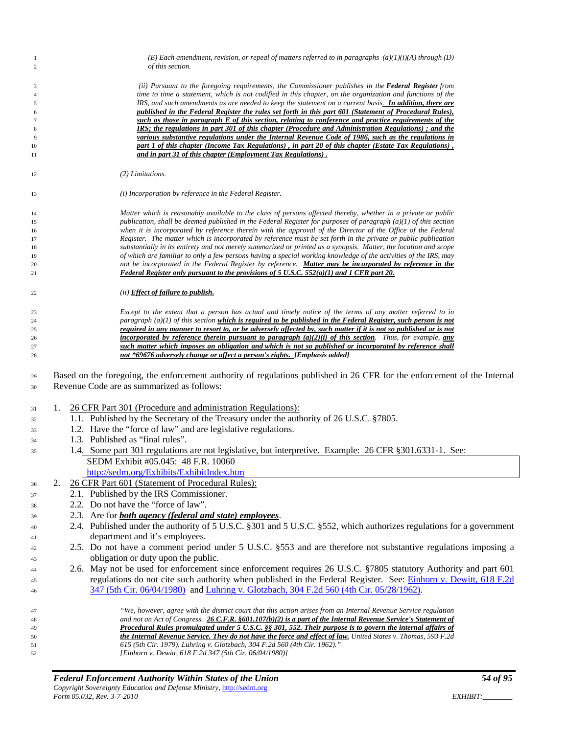> *(E) Each amendment, revision, or repeal of matters referred to in paragraphs (a)(1)(i)(A) through (D) of this section.*
>
> *(ii) Pursuant to the foregoing requirements, the Commissioner publishes in the **Federal Register** from time to time a statement, which is not codified in this chapter, on the organization and functions of the IRS, and such amendments as are needed to keep the statement on a current basis. **<u>In addition, there are published in the Federal Register the rules set forth in this part 601 (Statement of Procedural Rules), such as those in paragraph E of this section, relating to conference and practice requirements of the IRS; the regulations in part 301 of this chapter (Procedure and Administration Regulations) ; and the various substantive regulations under the Internal Revenue Code of 1986, such as the regulations in part 1 of this chapter (Income Tax Regulations) , in part 20 of this chapter (Estate Tax Regulations) , and in part 31 of this chapter (Employment Tax Regulations) .</u>***
>
> *(2) Limitations.*
>
> *(i) Incorporation by reference in the Federal Register.*
>
> *Matter which is reasonably available to the class of persons affected thereby, whether in a private or public publication, shall be deemed published in the Federal Register for purposes of paragraph (a)(1) of this section when it is incorporated by reference therein with the approval of the Director of the Office of the Federal Register. The matter which is incorporated by reference must be set forth in the private or public publication substantially in its entirety and not merely summarized or printed as a synopsis. Matter, the location and scope of which are familiar to only a few persons having a special working knowledge of the activities of the IRS, may not be incorporated in the Federal Register by reference. **<u>Matter may be incorporated by reference in the Federal Register only pursuant to the provisions of 5 U.S.C. 552(a)(1) and 1 CFR part 20.</u>***
>
> *(ii) **<u>Effect of failure to publish.</u>***
>
> *Except to the extent that a person has actual and timely notice of the terms of any matter referred to in paragraph (a)(1) of this section **<u>which is required to be published in the Federal Register, such person is not required in any manner to resort to, or be adversely affected by, such matter if it is not so published or is not incorporated by reference therein pursuant to paragraph (a)(2)(i) of this section</u>**. Thus, for example, **<u>any such matter which imposes an obligation and which is not so published or incorporated by reference shall not *69676 adversely change or affect a person's rights.</u>** **[Emphasis added]***

Based on the foregoing, the enforcement authority of regulations published in 26 CFR for the enforcement of the Internal Revenue Code are as summarized as follows:

1. <u>26 CFR Part 301 (Procedure and administration Regulations):</u>
   1.1. Published by the Secretary of the Treasury under the authority of 26 U.S.C. §7805.
   1.2. Have the "force of law" and are legislative regulations.
   1.3. Published as "final rules".
   1.4. Some part 301 regulations are not legislative, but interpretive. Example: 26 CFR §301.6331-1. See:

| SEDM Exhibit #05.045: 48 F.R. 10060<br>http://sedm.org/Exhibits/ExhibitIndex.htm |
|---|

2. <u>26 CFR Part 601 (Statement of Procedural Rules):</u>
   2.1. Published by the IRS Commissioner.
   2.2. Do not have the "force of law".
   2.3. Are for ***<u>both agency (federal and state) employees</u>***.
   2.4. Published under the authority of 5 U.S.C. §301 and 5 U.S.C. §552, which authorizes regulations for a government department and it's employees.
   2.5. Do not have a comment period under 5 U.S.C. §553 and are therefore not substantive regulations imposing a obligation or duty upon the public.
   2.6. May not be used for enforcement since enforcement requires 26 U.S.C. §7805 statutory Authority and part 601 regulations do not cite such authority when published in the Federal Register. See: Einhorn v. Dewitt, 618 F.2d 347 (5th Cir. 06/04/1980) and Luhring v. Glotzbach, 304 F.2d 560 (4th Cir. 05/28/1962).

> *"We, however, agree with the district court that this action arises from an Internal Revenue Service regulation and not an Act of Congress. **<u>26 C.F.R. §601.107(b)(2) is a part of the Internal Revenue Service's Statement of Procedural Rules promulgated under 5 U.S.C. §§ 301, 552. Their purpose is to govern the internal affairs of the Internal Revenue Service. They do not have the force and effect of law.</u>** United States v. Thomas, 593 F.2d 615 (5th Cir. 1979). Luhring v. Glotzbach, 304 F.2d 560 (4th Cir. 1962)."*
> *[Einhorn v. Dewitt, 618 F.2d 347 (5th Cir. 06/04/1980)]*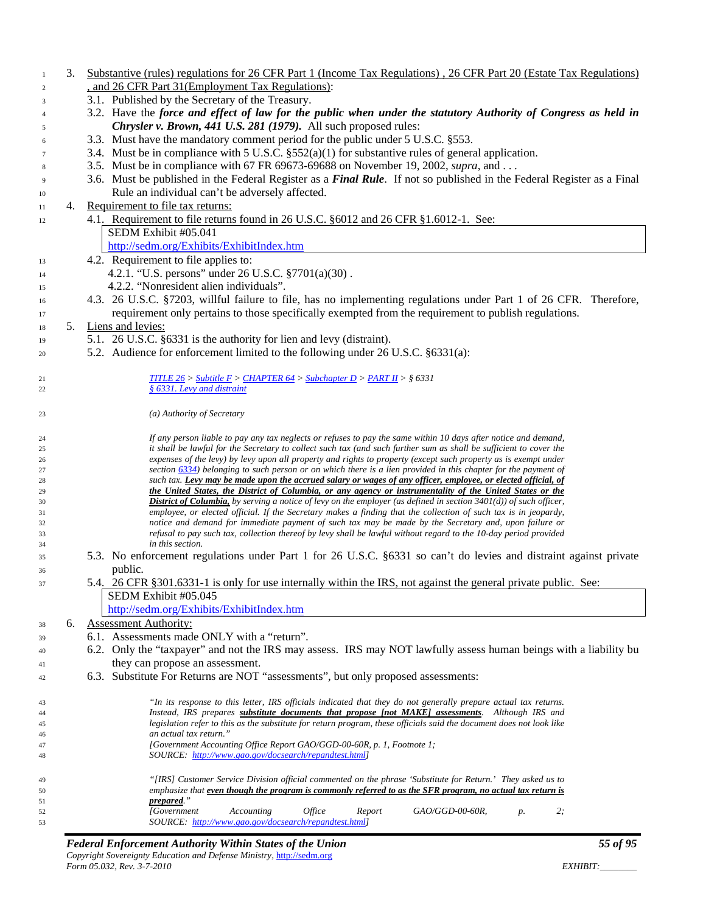3. Substantive (rules) regulations for 26 CFR Part 1 (Income Tax Regulations) , 26 CFR Part 20 (Estate Tax Regulations) , and 26 CFR Part 31(Employment Tax Regulations):
   3.1. Published by the Secretary of the Treasury.
   3.2. Have the ***force and effect of law for the public when under the statutory Authority of Congress as held in Chrysler v. Brown, 441 U.S. 281 (1979).*** All such proposed rules:
   3.3. Must have the mandatory comment period for the public under 5 U.S.C. §553.
   3.4. Must be in compliance with 5 U.S.C. §552(a)(1) for substantive rules of general application.
   3.5. Must be in compliance with 67 FR 69673-69688 on November 19, 2002, *supra*, and . . .
   3.6. Must be published in the Federal Register as a ***Final Rule***. If not so published in the Federal Register as a Final Rule an individual can't be adversely affected.
4. Requirement to file tax returns:
   4.1. Requirement to file returns found in 26 U.S.C. §6012 and 26 CFR §1.6012-1. See:

| SEDM Exhibit #05.041<br>http://sedm.org/Exhibits/ExhibitIndex.htm |
|---|

   4.2. Requirement to file applies to:
      4.2.1. "U.S. persons" under 26 U.S.C. §7701(a)(30) .
      4.2.2. "Nonresident alien individuals".
   4.3. 26 U.S.C. §7203, willful failure to file, has no implementing regulations under Part 1 of 26 CFR. Therefore, requirement only pertains to those specifically exempted from the requirement to publish regulations.
5. Liens and levies:
   5.1. 26 U.S.C. §6331 is the authority for lien and levy (distraint).
   5.2. Audience for enforcement limited to the following under 26 U.S.C. §6331(a):

> *TITLE 26 > Subtitle F > CHAPTER 64 > Subchapter D > PART II > § 6331*
> *§ 6331. Levy and distraint*
>
> *(a) Authority of Secretary*
>
> *If any person liable to pay any tax neglects or refuses to pay the same within 10 days after notice and demand, it shall be lawful for the Secretary to collect such tax (and such further sum as shall be sufficient to cover the expenses of the levy) by levy upon all property and rights to property (except such property as is exempt under section 6334) belonging to such person or on which there is a lien provided in this chapter for the payment of such tax. **Levy may be made upon the accrued salary or wages of any officer, employee, or elected official, of the United States, the District of Columbia, or any agency or instrumentality of the United States or the District of Columbia,** by serving a notice of levy on the employer (as defined in section 3401(d)) of such officer, employee, or elected official. If the Secretary makes a finding that the collection of such tax is in jeopardy, notice and demand for immediate payment of such tax may be made by the Secretary and, upon failure or refusal to pay such tax, collection thereof by levy shall be lawful without regard to the 10-day period provided in this section.*

   5.3. No enforcement regulations under Part 1 for 26 U.S.C. §6331 so can't do levies and distraint against private public.
   5.4. 26 CFR §301.6331-1 is only for use internally within the IRS, not against the general private public. See:

| SEDM Exhibit #05.045<br>http://sedm.org/Exhibits/ExhibitIndex.htm |
|---|

6. Assessment Authority:
   6.1. Assessments made ONLY with a "return".
   6.2. Only the "taxpayer" and not the IRS may assess. IRS may NOT lawfully assess human beings with a liability bu they can propose an assessment.
   6.3. Substitute For Returns are NOT "assessments", but only proposed assessments:

> *"In its response to this letter, IRS officials indicated that they do not generally prepare actual tax returns. Instead, IRS prepares **substitute documents that propose [not MAKE] assessments**. Although IRS and legislation refer to this as the substitute for return program, these officials said the document does not look like an actual tax return."*
> *[Government Accounting Office Report GAO/GGD-00-60R, p. 1, Footnote 1;*
> *SOURCE: http://www.gao.gov/docsearch/repandtest.html]*

> *"[IRS] Customer Service Division official commented on the phrase 'Substitute for Return.' They asked us to emphasize that **even though the program is commonly referred to as the SFR program, no actual tax return is prepared**."*
> *[Government Accounting Office Report GAO/GGD-00-60R, p. 2;*
> *SOURCE: http://www.gao.gov/docsearch/repandtest.html]*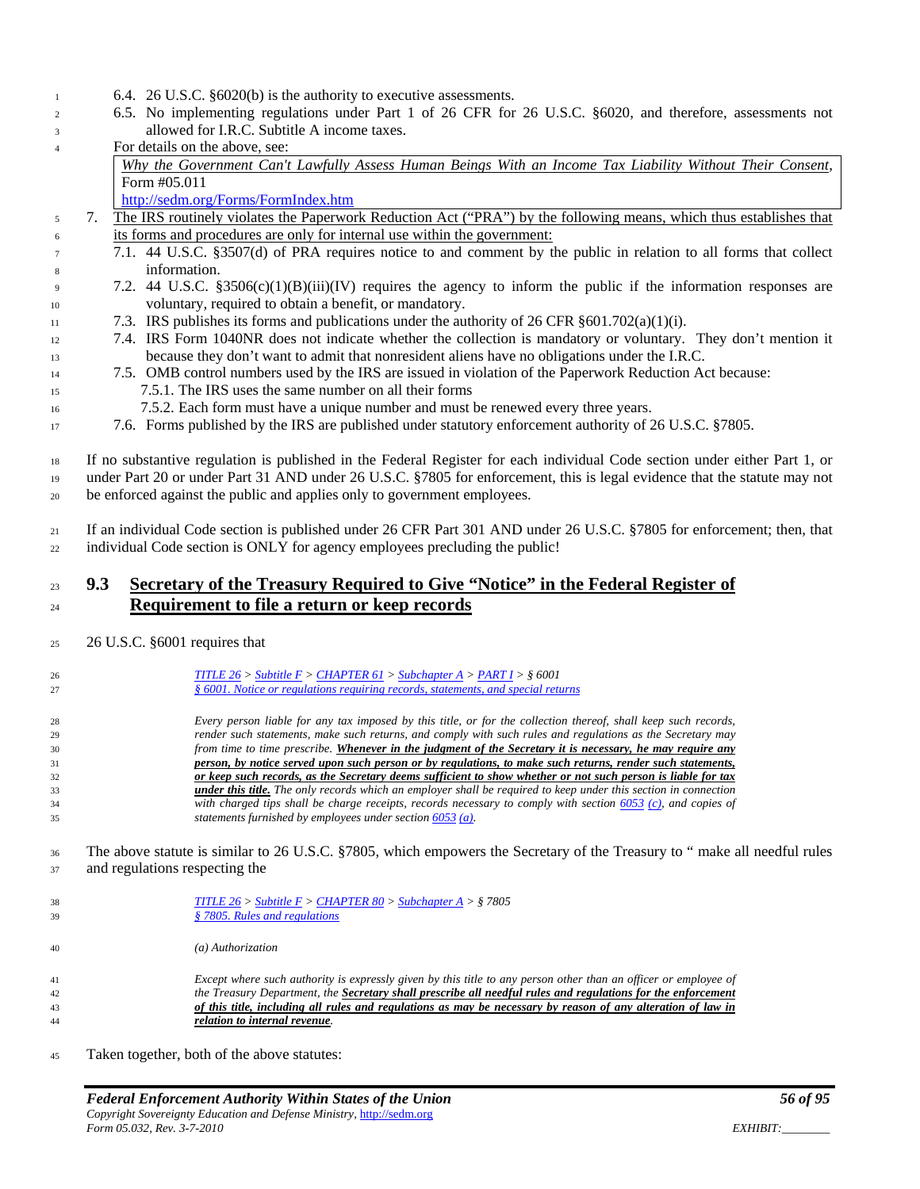6.4. 26 U.S.C. §6020(b) is the authority to executive assessments.

6.5. No implementing regulations under Part 1 of 26 CFR for 26 U.S.C. §6020, and therefore, assessments not allowed for I.R.C. Subtitle A income taxes.

For details on the above, see:

| *Why the Government Can't Lawfully Assess Human Beings With an Income Tax Liability Without Their Consent*, Form #05.011 http://sedm.org/Forms/FormIndex.htm |
|---|

7. The IRS routinely violates the Paperwork Reduction Act ("PRA") by the following means, which thus establishes that its forms and procedures are only for internal use within the government:

   7.1. 44 U.S.C. §3507(d) of PRA requires notice to and comment by the public in relation to all forms that collect information.

   7.2. 44 U.S.C. §3506(c)(1)(B)(iii)(IV) requires the agency to inform the public if the information responses are voluntary, required to obtain a benefit, or mandatory.

   7.3. IRS publishes its forms and publications under the authority of 26 CFR §601.702(a)(1)(i).

   7.4. IRS Form 1040NR does not indicate whether the collection is mandatory or voluntary. They don't mention it because they don't want to admit that nonresident aliens have no obligations under the I.R.C.

   7.5. OMB control numbers used by the IRS are issued in violation of the Paperwork Reduction Act because:

      7.5.1. The IRS uses the same number on all their forms

      7.5.2. Each form must have a unique number and must be renewed every three years.

   7.6. Forms published by the IRS are published under statutory enforcement authority of 26 U.S.C. §7805.

If no substantive regulation is published in the Federal Register for each individual Code section under either Part 1, or under Part 20 or under Part 31 AND under 26 U.S.C. §7805 for enforcement, this is legal evidence that the statute may not be enforced against the public and applies only to government employees.

If an individual Code section is published under 26 CFR Part 301 AND under 26 U.S.C. §7805 for enforcement; then, that individual Code section is ONLY for agency employees precluding the public!

## 9.3 Secretary of the Treasury Required to Give "Notice" in the Federal Register of Requirement to file a return or keep records

26 U.S.C. §6001 requires that

> *TITLE 26 > Subtitle F > CHAPTER 61 > Subchapter A > PART I > § 6001*
> *§ 6001. Notice or regulations requiring records, statements, and special returns*
>
> *Every person liable for any tax imposed by this title, or for the collection thereof, shall keep such records, render such statements, make such returns, and comply with such rules and regulations as the Secretary may from time to time prescribe.* ***Whenever in the judgment of the Secretary it is necessary, he may require any person, by notice served upon such person or by regulations, to make such returns, render such statements, or keep such records, as the Secretary deems sufficient to show whether or not such person is liable for tax under this title.*** *The only records which an employer shall be required to keep under this section in connection with charged tips shall be charge receipts, records necessary to comply with section 6053 (c), and copies of statements furnished by employees under section 6053 (a).*

The above statute is similar to 26 U.S.C. §7805, which empowers the Secretary of the Treasury to " make all needful rules and regulations respecting the

> *TITLE 26 > Subtitle F > CHAPTER 80 > Subchapter A > § 7805*
> *§ 7805. Rules and regulations*
>
> *(a) Authorization*
>
> *Except where such authority is expressly given by this title to any person other than an officer or employee of the Treasury Department, the* ***Secretary shall prescribe all needful rules and regulations for the enforcement of this title, including all rules and regulations as may be necessary by reason of any alteration of law in relation to internal revenue****.*

Taken together, both of the above statutes: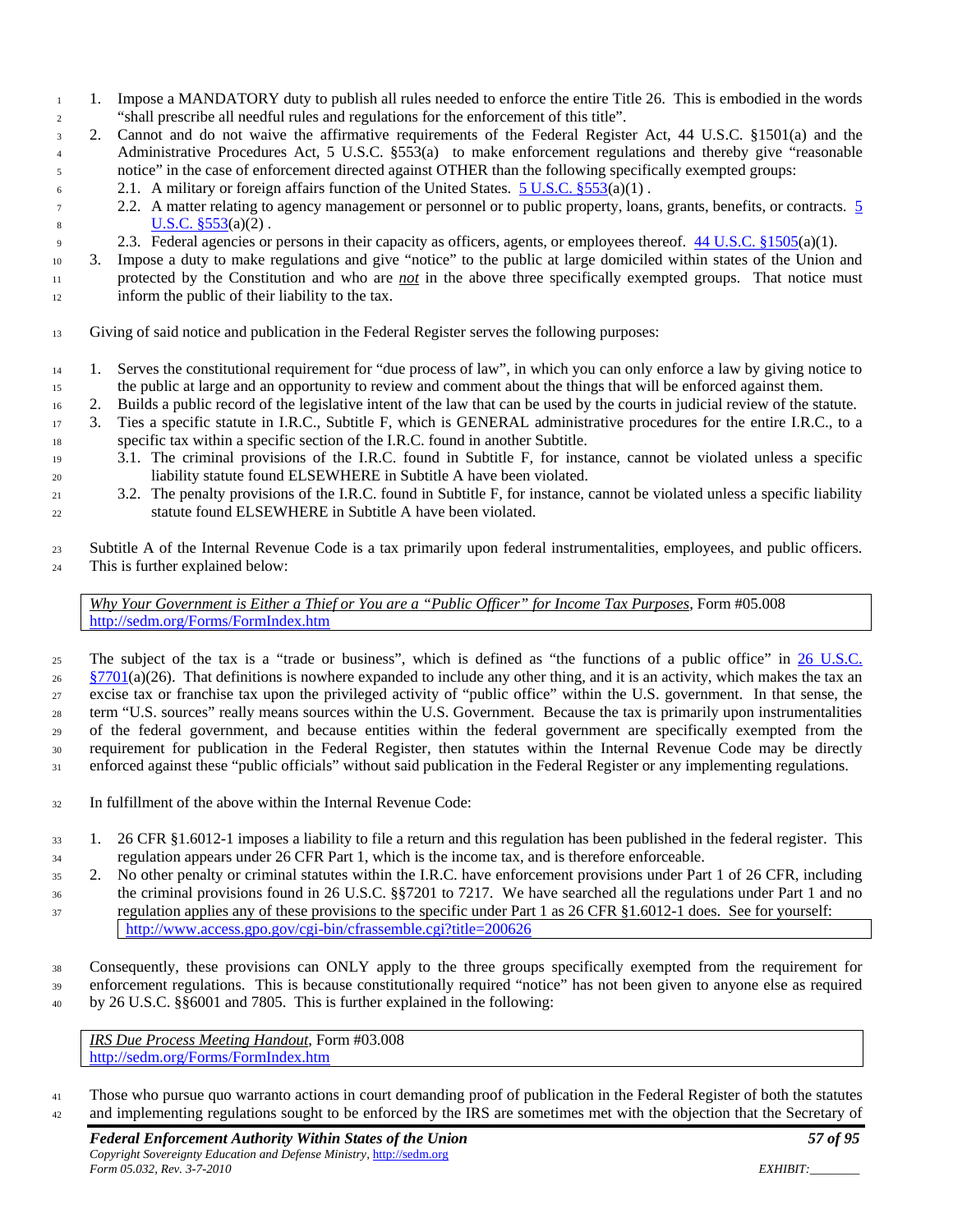1. Impose a MANDATORY duty to publish all rules needed to enforce the entire Title 26. This is embodied in the words "shall prescribe all needful rules and regulations for the enforcement of this title".
2. Cannot and do not waive the affirmative requirements of the Federal Register Act, 44 U.S.C. §1501(a) and the Administrative Procedures Act, 5 U.S.C. §553(a) to make enforcement regulations and thereby give "reasonable notice" in the case of enforcement directed against OTHER than the following specifically exempted groups:
   2.1. A military or foreign affairs function of the United States. 5 U.S.C. §553(a)(1) .
   2.2. A matter relating to agency management or personnel or to public property, loans, grants, benefits, or contracts. 5 U.S.C. §553(a)(2) .
   2.3. Federal agencies or persons in their capacity as officers, agents, or employees thereof. 44 U.S.C. §1505(a)(1).
3. Impose a duty to make regulations and give "notice" to the public at large domiciled within states of the Union and protected by the Constitution and who are *not* in the above three specifically exempted groups. That notice must inform the public of their liability to the tax.

Giving of said notice and publication in the Federal Register serves the following purposes:

1. Serves the constitutional requirement for "due process of law", in which you can only enforce a law by giving notice to the public at large and an opportunity to review and comment about the things that will be enforced against them.
2. Builds a public record of the legislative intent of the law that can be used by the courts in judicial review of the statute.
3. Ties a specific statute in I.R.C., Subtitle F, which is GENERAL administrative procedures for the entire I.R.C., to a specific tax within a specific section of the I.R.C. found in another Subtitle.
   3.1. The criminal provisions of the I.R.C. found in Subtitle F, for instance, cannot be violated unless a specific liability statute found ELSEWHERE in Subtitle A have been violated.
   3.2. The penalty provisions of the I.R.C. found in Subtitle F, for instance, cannot be violated unless a specific liability statute found ELSEWHERE in Subtitle A have been violated.

Subtitle A of the Internal Revenue Code is a tax primarily upon federal instrumentalities, employees, and public officers. This is further explained below:

| *Why Your Government is Either a Thief or You are a "Public Officer" for Income Tax Purposes*, Form #05.008 http://sedm.org/Forms/FormIndex.htm |
|---|

The subject of the tax is a "trade or business", which is defined as "the functions of a public office" in 26 U.S.C. §7701(a)(26). That definitions is nowhere expanded to include any other thing, and it is an activity, which makes the tax an excise tax or franchise tax upon the privileged activity of "public office" within the U.S. government. In that sense, the term "U.S. sources" really means sources within the U.S. Government. Because the tax is primarily upon instrumentalities of the federal government, and because entities within the federal government are specifically exempted from the requirement for publication in the Federal Register, then statutes within the Internal Revenue Code may be directly enforced against these "public officials" without said publication in the Federal Register or any implementing regulations.

In fulfillment of the above within the Internal Revenue Code:

1. 26 CFR §1.6012-1 imposes a liability to file a return and this regulation has been published in the federal register. This regulation appears under 26 CFR Part 1, which is the income tax, and is therefore enforceable.
2. No other penalty or criminal statutes within the I.R.C. have enforcement provisions under Part 1 of 26 CFR, including the criminal provisions found in 26 U.S.C. §§7201 to 7217. We have searched all the regulations under Part 1 and no regulation applies any of these provisions to the specific under Part 1 as 26 CFR §1.6012-1 does. See for yourself:

| http://www.access.gpo.gov/cgi-bin/cfrassemble.cgi?title=200626 |
|---|

Consequently, these provisions can ONLY apply to the three groups specifically exempted from the requirement for enforcement regulations. This is because constitutionally required "notice" has not been given to anyone else as required by 26 U.S.C. §§6001 and 7805. This is further explained in the following:

| *IRS Due Process Meeting Handout*, Form #03.008 http://sedm.org/Forms/FormIndex.htm |
|---|

Those who pursue quo warranto actions in court demanding proof of publication in the Federal Register of both the statutes and implementing regulations sought to be enforced by the IRS are sometimes met with the objection that the Secretary of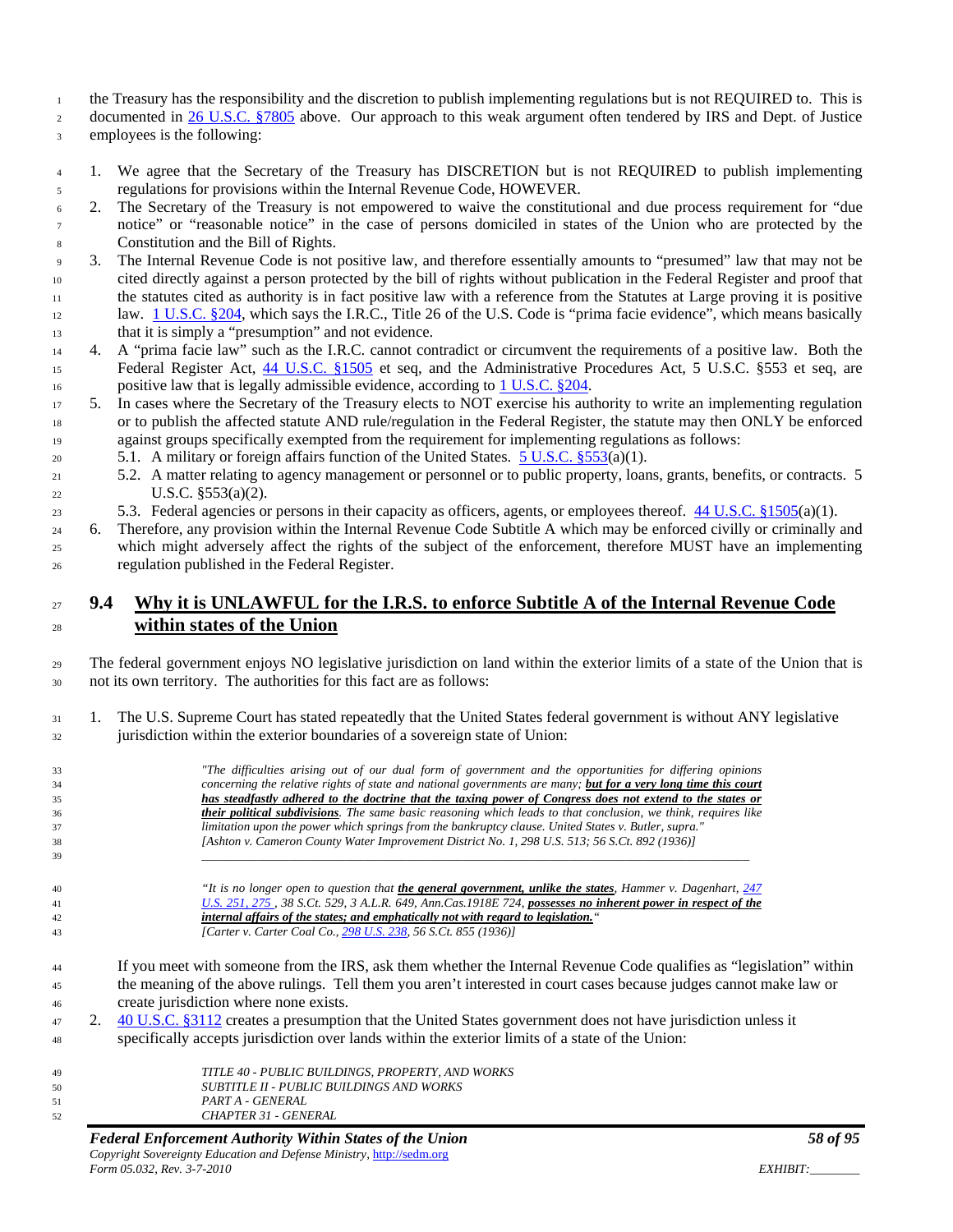the Treasury has the responsibility and the discretion to publish implementing regulations but is not REQUIRED to. This is documented in 26 U.S.C. §7805 above. Our approach to this weak argument often tendered by IRS and Dept. of Justice employees is the following:

1. We agree that the Secretary of the Treasury has DISCRETION but is not REQUIRED to publish implementing regulations for provisions within the Internal Revenue Code, HOWEVER.
2. The Secretary of the Treasury is not empowered to waive the constitutional and due process requirement for "due notice" or "reasonable notice" in the case of persons domiciled in states of the Union who are protected by the Constitution and the Bill of Rights.
3. The Internal Revenue Code is not positive law, and therefore essentially amounts to "presumed" law that may not be cited directly against a person protected by the bill of rights without publication in the Federal Register and proof that the statutes cited as authority is in fact positive law with a reference from the Statutes at Large proving it is positive law. 1 U.S.C. §204, which says the I.R.C., Title 26 of the U.S. Code is "prima facie evidence", which means basically that it is simply a "presumption" and not evidence.
4. A "prima facie law" such as the I.R.C. cannot contradict or circumvent the requirements of a positive law. Both the Federal Register Act, 44 U.S.C. §1505 et seq, and the Administrative Procedures Act, 5 U.S.C. §553 et seq, are positive law that is legally admissible evidence, according to 1 U.S.C. §204.
5. In cases where the Secretary of the Treasury elects to NOT exercise his authority to write an implementing regulation or to publish the affected statute AND rule/regulation in the Federal Register, the statute may then ONLY be enforced against groups specifically exempted from the requirement for implementing regulations as follows:
   5.1. A military or foreign affairs function of the United States. 5 U.S.C. §553(a)(1).
   5.2. A matter relating to agency management or personnel or to public property, loans, grants, benefits, or contracts. 5 U.S.C. §553(a)(2).
   5.3. Federal agencies or persons in their capacity as officers, agents, or employees thereof. 44 U.S.C. §1505(a)(1).
6. Therefore, any provision within the Internal Revenue Code Subtitle A which may be enforced civilly or criminally and which might adversely affect the rights of the subject of the enforcement, therefore MUST have an implementing regulation published in the Federal Register.

## 9.4 Why it is UNLAWFUL for the I.R.S. to enforce Subtitle A of the Internal Revenue Code within states of the Union

The federal government enjoys NO legislative jurisdiction on land within the exterior limits of a state of the Union that is not its own territory. The authorities for this fact are as follows:

1. The U.S. Supreme Court has stated repeatedly that the United States federal government is without ANY legislative jurisdiction within the exterior boundaries of a sovereign state of Union:

   > *"The difficulties arising out of our dual form of government and the opportunities for differing opinions concerning the relative rights of state and national governments are many; **but for a very long time this court has steadfastly adhered to the doctrine that the taxing power of Congress does not extend to the states or their political subdivisions**. The same basic reasoning which leads to that conclusion, we think, requires like limitation upon the power which springs from the bankruptcy clause. United States v. Butler, supra."*
   > *[Ashton v. Cameron County Water Improvement District No. 1, 298 U.S. 513; 56 S.Ct. 892 (1936)]*

   > *"It is no longer open to question that **the general government, unlike the states**, Hammer v. Dagenhart, 247 U.S. 251, 275 , 38 S.Ct. 529, 3 A.L.R. 649, Ann.Cas.1918E 724, **possesses no inherent power in respect of the internal affairs of the states; and emphatically not with regard to legislation.**"*
   > *[Carter v. Carter Coal Co., 298 U.S. 238, 56 S.Ct. 855 (1936)]*

   If you meet with someone from the IRS, ask them whether the Internal Revenue Code qualifies as "legislation" within the meaning of the above rulings. Tell them you aren't interested in court cases because judges cannot make law or create jurisdiction where none exists.
2. 40 U.S.C. §3112 creates a presumption that the United States government does not have jurisdiction unless it specifically accepts jurisdiction over lands within the exterior limits of a state of the Union:

   > *TITLE 40 - PUBLIC BUILDINGS, PROPERTY, AND WORKS*
   > *SUBTITLE II - PUBLIC BUILDINGS AND WORKS*
   > *PART A - GENERAL*
   > *CHAPTER 31 - GENERAL*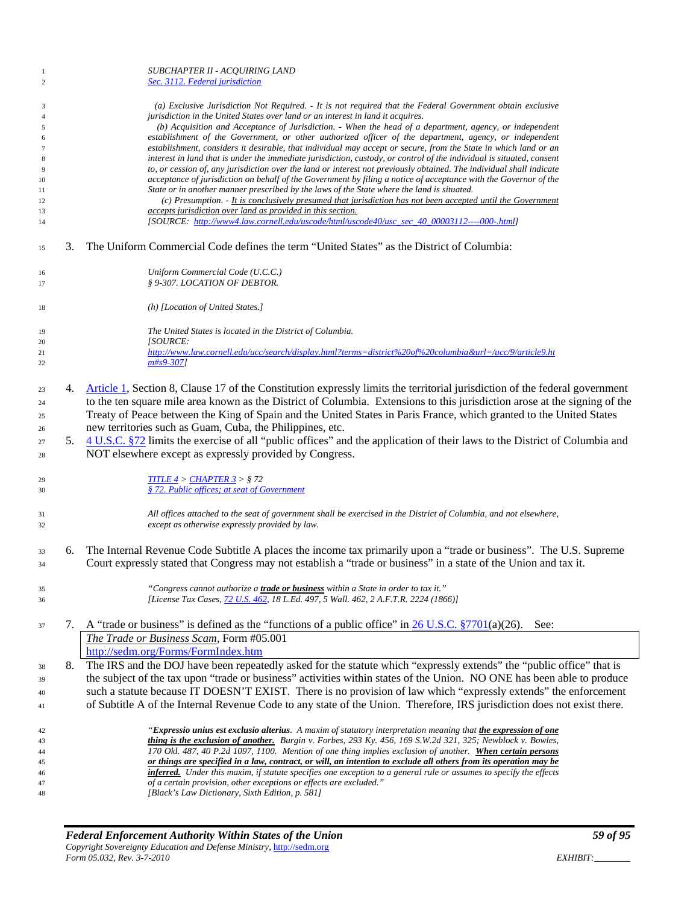*SUBCHAPTER II - ACQUIRING LAND*
*Sec. 3112. Federal jurisdiction*

> *(a) Exclusive Jurisdiction Not Required. - It is not required that the Federal Government obtain exclusive jurisdiction in the United States over land or an interest in land it acquires.*
> *(b) Acquisition and Acceptance of Jurisdiction. - When the head of a department, agency, or independent establishment of the Government, or other authorized officer of the department, agency, or independent establishment, considers it desirable, that individual may accept or secure, from the State in which land or an interest in land that is under the immediate jurisdiction, custody, or control of the individual is situated, consent to, or cession of, any jurisdiction over the land or interest not previously obtained. The individual shall indicate acceptance of jurisdiction on behalf of the Government by filing a notice of acceptance with the Governor of the State or in another manner prescribed by the laws of the State where the land is situated.*
> *(c) Presumption. - It is conclusively presumed that jurisdiction has not been accepted until the Government accepts jurisdiction over land as provided in this section.*
> *[SOURCE: http://www4.law.cornell.edu/uscode/html/uscode40/usc_sec_40_00003112----000-.html]*

3. The Uniform Commercial Code defines the term "United States" as the District of Columbia:

> *Uniform Commercial Code (U.C.C.)*
> *§ 9-307. LOCATION OF DEBTOR.*
>
> *(h) [Location of United States.]*
>
> *The United States is located in the District of Columbia.*
> *[SOURCE: http://www.law.cornell.edu/ucc/search/display.html?terms=district%20of%20columbia&url=/ucc/9/article9.htm#s9-307]*

4. Article 1, Section 8, Clause 17 of the Constitution expressly limits the territorial jurisdiction of the federal government to the ten square mile area known as the District of Columbia. Extensions to this jurisdiction arose at the signing of the Treaty of Peace between the King of Spain and the United States in Paris France, which granted to the United States new territories such as Guam, Cuba, the Philippines, etc.
5. 4 U.S.C. §72 limits the exercise of all "public offices" and the application of their laws to the District of Columbia and NOT elsewhere except as expressly provided by Congress.

> *TITLE 4 > CHAPTER 3 > § 72*
> *§ 72. Public offices; at seat of Government*
>
> *All offices attached to the seat of government shall be exercised in the District of Columbia, and not elsewhere, except as otherwise expressly provided by law.*

6. The Internal Revenue Code Subtitle A places the income tax primarily upon a "trade or business". The U.S. Supreme Court expressly stated that Congress may not establish a "trade or business" in a state of the Union and tax it.

> *"Congress cannot authorize a **trade or business** within a State in order to tax it."*
> *[License Tax Cases, 72 U.S. 462, 18 L.Ed. 497, 5 Wall. 462, 2 A.F.T.R. 2224 (1866)]*

7. A "trade or business" is defined as the "functions of a public office" in 26 U.S.C. §7701(a)(26). See:

| *The Trade or Business Scam*, Form #05.001<br>http://sedm.org/Forms/FormIndex.htm |
|---|

8. The IRS and the DOJ have been repeatedly asked for the statute which "expressly extends" the "public office" that is the subject of the tax upon "trade or business" activities within states of the Union. NO ONE has been able to produce such a statute because IT DOESN'T EXIST. There is no provision of law which "expressly extends" the enforcement of Subtitle A of the Internal Revenue Code to any state of the Union. Therefore, IRS jurisdiction does not exist there.

> *"**Expressio unius est exclusio alterius**. A maxim of statutory interpretation meaning that **the expression of one thing is the exclusion of another.** Burgin v. Forbes, 293 Ky. 456, 169 S.W.2d 321, 325; Newblock v. Bowles, 170 Okl. 487, 40 P.2d 1097, 1100. Mention of one thing implies exclusion of another. **When certain persons or things are specified in a law, contract, or will, an intention to exclude all others from its operation may be inferred.** Under this maxim, if statute specifies one exception to a general rule or assumes to specify the effects of a certain provision, other exceptions or effects are excluded."*
> *[Black's Law Dictionary, Sixth Edition, p. 581]*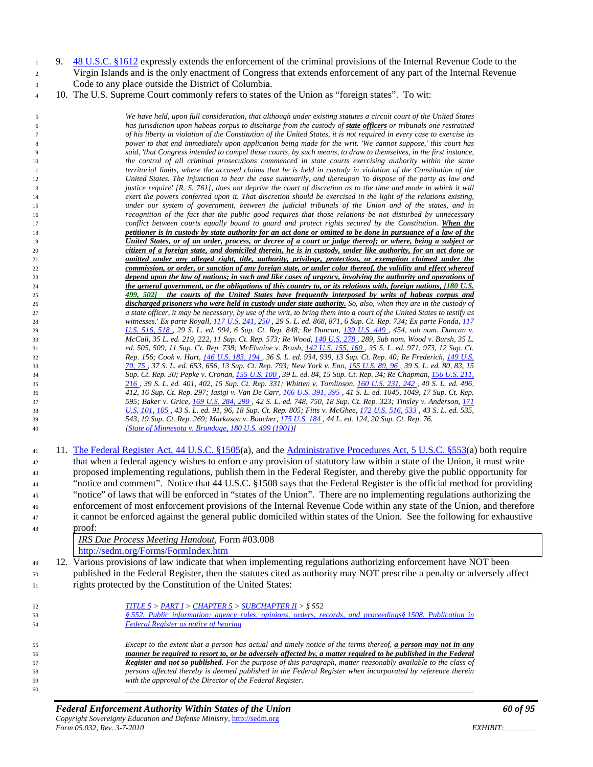9. 48 U.S.C. §1612 expressly extends the enforcement of the criminal provisions of the Internal Revenue Code to the Virgin Islands and is the only enactment of Congress that extends enforcement of any part of the Internal Revenue Code to any place outside the District of Columbia.
10. The U.S. Supreme Court commonly refers to states of the Union as "foreign states". To wit:

> *We have held, upon full consideration, that although under existing statutes a circuit court of the United States has jurisdiction upon habeas corpus to discharge from the custody of* ***state officers*** *or tribunals one restrained of his liberty in violation of the Constitution of the United States, it is not required in every case to exercise its power to that end immediately upon application being made for the writ. 'We cannot suppose,' this court has said, 'that Congress intended to compel those courts, by such means, to draw to themselves, in the first instance, the control of all criminal prosecutions commenced in state courts exercising authority within the same territorial limits, where the accused claims that he is held in custody in violation of the Constitution of the United States. The injunction to hear the case summarily, and thereupon 'to dispose of the party as law and justice require' [R. S. 761], does not deprive the court of discretion as to the time and mode in which it will exert the powers conferred upon it. That discretion should be exercised in the light of the relations existing, under our system of government, between the judicial tribunals of the Union and of the states, and in recognition of the fact that the public good requires that those relations be not disturbed by unnecessary conflict between courts equally bound to guard and protect rights secured by the Constitution.* ***When the petitioner is in custody by state authority for an act done or omitted to be done in pursuance of a law of the United States, or of an order, process, or decree of a court or judge thereof; or where, being a subject or citizen of a foreign state, and domiciled therein, he is in custody, under like authority, for an act done or omitted under any alleged right, title, authority, privilege, protection, or exemption claimed under the commission, or order, or sanction of any foreign state, or under color thereof, the validity and effect whereof depend upon the law of nations; in such and like cases of urgency, involving the authority and operations of the general government, or the obligations of this country to, or its relations with, foreign nations, [180 U.S. 499, 502] the courts of the United States have frequently interposed by writs of habeas corpus and discharged prisoners who were held in custody under state authority.*** *So, also, when they are in the custody of a state officer, it may be necessary, by use of the writ, to bring them into a court of the United States to testify as witnesses.' Ex parte Royall, 117 U.S. 241, 250 , 29 S. L. ed. 868, 871, 6 Sup. Ct. Rep. 734; Ex parte Fonda, 117 U.S. 516, 518 , 29 S. L. ed. 994, 6 Sup. Ct. Rep. 848; Re Duncan, 139 U.S. 449 , 454, sub nom. Duncan v. McCall, 35 L. ed. 219, 222, 11 Sup. Ct. Rep. 573; Re Wood, 140 U.S. 278 , 289, Sub nom. Wood v. Bursh, 35 L. ed. 505, 509, 11 Sup. Ct. Rep. 738; McElvaine v. Brush, 142 U.S. 155, 160 , 35 S. L. ed. 971, 973, 12 Sup. Ct. Rep. 156; Cook v. Hart, 146 U.S. 183, 194 , 36 S. L. ed. 934, 939, 13 Sup. Ct. Rep. 40; Re Frederich, 149 U.S. 70, 75 , 37 S. L. ed. 653, 656, 13 Sup. Ct. Rep. 793; New York v. Eno, 155 U.S. 89, 96 , 39 S. L. ed. 80, 83, 15 Sup. Ct. Rep. 30; Pepke v. Cronan, 155 U.S. 100 , 39 L. ed. 84, 15 Sup. Ct. Rep. 34; Re Chapman, 156 U.S. 211, 216 , 39 S. L. ed. 401, 402, 15 Sup. Ct. Rep. 331; Whitten v. Tomlinson, 160 U.S. 231, 242 , 40 S. L. ed. 406, 412, 16 Sup. Ct. Rep. 297; Iasigi v. Van De Carr, 166 U.S. 391, 395 , 41 S. L. ed. 1045, 1049, 17 Sup. Ct. Rep. 595; Baker v. Grice, 169 U.S. 284, 290 , 42 S. L. ed. 748, 750, 18 Sup. Ct. Rep. 323; Tinsley v. Anderson, 171 U.S. 101, 105 , 43 S. L. ed. 91, 96, 18 Sup. Ct. Rep. 805; Fitts v. McGhee, 172 U.S. 516, 533 , 43 S. L. ed. 535, 543, 19 Sup. Ct. Rep. 269; Markuson v. Boucher, 175 U.S. 184 , 44 L. ed. 124, 20 Sup. Ct. Rep. 76.*
> *[State of Minnesota v. Brundage, 180 U.S. 499 (1901)]*

11. The Federal Register Act, 44 U.S.C. §1505(a), and the Administrative Procedures Act, 5 U.S.C. §553(a) both require that when a federal agency wishes to enforce any provision of statutory law within a state of the Union, it must write proposed implementing regulations, publish them in the Federal Register, and thereby give the public opportunity for "notice and comment". Notice that 44 U.S.C. §1508 says that the Federal Register is the official method for providing "notice" of laws that will be enforced in "states of the Union". There are no implementing regulations authorizing the enforcement of most enforcement provisions of the Internal Revenue Code within any state of the Union, and therefore it cannot be enforced against the general public domiciled within states of the Union. See the following for exhaustive proof:

| *IRS Due Process Meeting Handout*, Form #03.008<br>http://sedm.org/Forms/FormIndex.htm |
|---|

12. Various provisions of law indicate that when implementing regulations authorizing enforcement have NOT been published in the Federal Register, then the statutes cited as authority may NOT prescribe a penalty or adversely affect rights protected by the Constitution of the United States:

> *TITLE 5 > PART I > CHAPTER 5 > SUBCHAPTER II > § 552*
> *§ 552. Public information; agency rules, opinions, orders, records, and proceedings§ 1508. Publication in Federal Register as notice of hearing*
>
> *Except to the extent that a person has actual and timely notice of the terms thereof,* ***a person may not in any manner be required to resort to, or be adversely affected by, a matter required to be published in the Federal Register and not so published.*** *For the purpose of this paragraph, matter reasonably available to the class of persons affected thereby is deemed published in the Federal Register when incorporated by reference therein with the approval of the Director of the Federal Register.*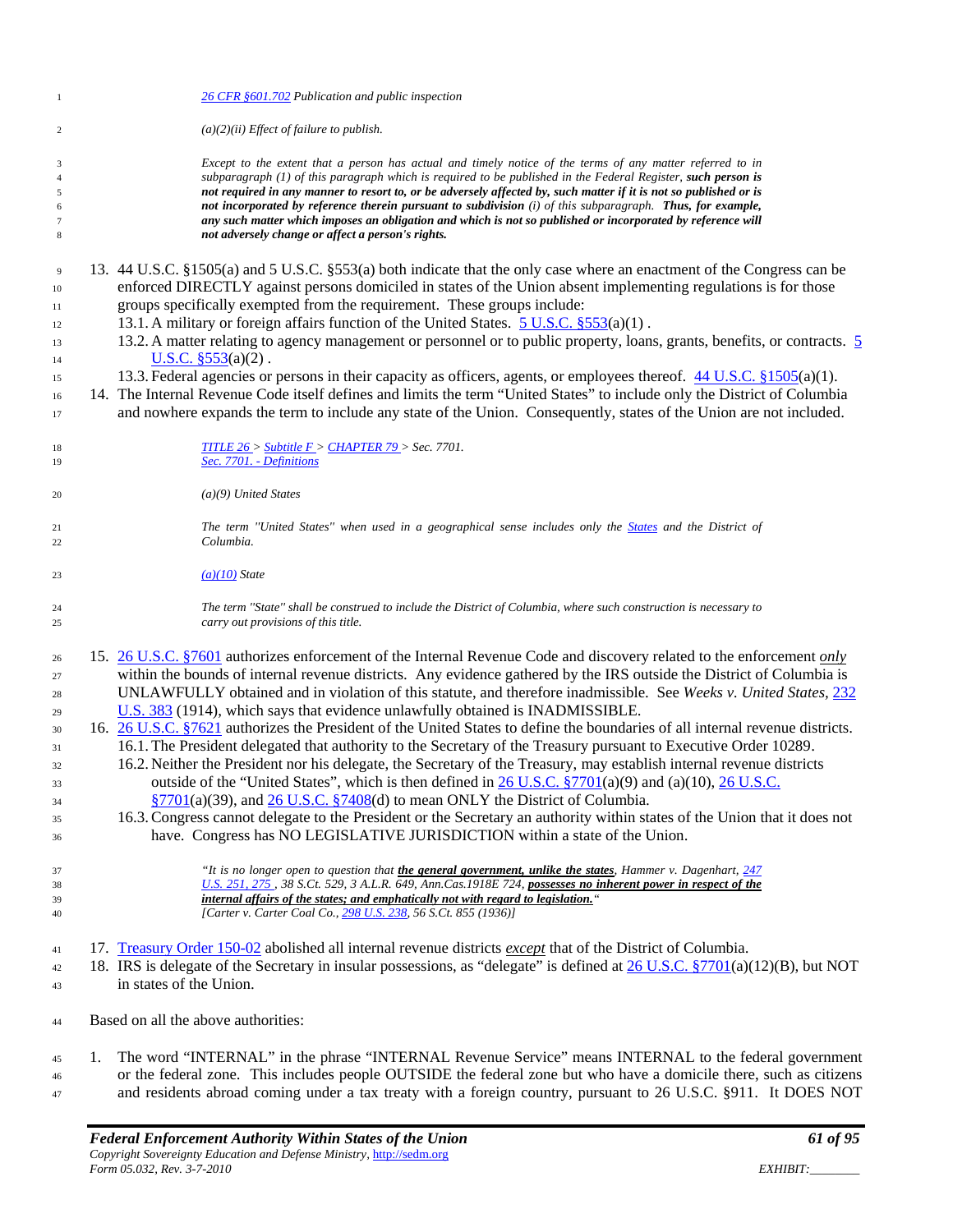*26 CFR §601.702 Publication and public inspection*

*(a)(2)(ii) Effect of failure to publish.*

*Except to the extent that a person has actual and timely notice of the terms of any matter referred to in subparagraph (1) of this paragraph which is required to be published in the Federal Register, **such person is not required in any manner to resort to, or be adversely affected by, such matter if it is not so published or is not incorporated by reference therein pursuant to subdivision** (i) of this subparagraph. **Thus, for example, any such matter which imposes an obligation and which is not so published or incorporated by reference will not adversely change or affect a person's rights.***

13. 44 U.S.C. §1505(a) and 5 U.S.C. §553(a) both indicate that the only case where an enactment of the Congress can be enforced DIRECTLY against persons domiciled in states of the Union absent implementing regulations is for those groups specifically exempted from the requirement. These groups include:
    13.1. A military or foreign affairs function of the United States. 5 U.S.C. §553(a)(1) .
    13.2. A matter relating to agency management or personnel or to public property, loans, grants, benefits, or contracts. 5 U.S.C. §553(a)(2) .
    13.3. Federal agencies or persons in their capacity as officers, agents, or employees thereof. 44 U.S.C. §1505(a)(1).
14. The Internal Revenue Code itself defines and limits the term "United States" to include only the District of Columbia and nowhere expands the term to include any state of the Union. Consequently, states of the Union are not included.

*TITLE 26 > Subtitle F > CHAPTER 79 > Sec. 7701.*
*Sec. 7701. - Definitions*

*(a)(9) United States*

*The term "United States" when used in a geographical sense includes only the States and the District of Columbia.*

*(a)(10) State*

*The term "State" shall be construed to include the District of Columbia, where such construction is necessary to carry out provisions of this title.*

15. 26 U.S.C. §7601 authorizes enforcement of the Internal Revenue Code and discovery related to the enforcement ***only*** within the bounds of internal revenue districts. Any evidence gathered by the IRS outside the District of Columbia is UNLAWFULLY obtained and in violation of this statute, and therefore inadmissible. See *Weeks v. United States*, 232 U.S. 383 (1914), which says that evidence unlawfully obtained is INADMISSIBLE.
16. 26 U.S.C. §7621 authorizes the President of the United States to define the boundaries of all internal revenue districts.
    16.1. The President delegated that authority to the Secretary of the Treasury pursuant to Executive Order 10289.
    16.2. Neither the President nor his delegate, the Secretary of the Treasury, may establish internal revenue districts outside of the "United States", which is then defined in 26 U.S.C. §7701(a)(9) and (a)(10), 26 U.S.C. §7701(a)(39), and 26 U.S.C. §7408(d) to mean ONLY the District of Columbia.
    16.3. Congress cannot delegate to the President or the Secretary an authority within states of the Union that it does not have. Congress has NO LEGISLATIVE JURISDICTION within a state of the Union.

*"It is no longer open to question that **the general government, unlike the states**, Hammer v. Dagenhart, 247 U.S. 251, 275 , 38 S.Ct. 529, 3 A.L.R. 649, Ann.Cas.1918E 724, **possesses no inherent power in respect of the internal affairs of the states; and emphatically not with regard to legislation.**"*
*[Carter v. Carter Coal Co., 298 U.S. 238, 56 S.Ct. 855 (1936)]*

17. Treasury Order 150-02 abolished all internal revenue districts ***except*** that of the District of Columbia.
18. IRS is delegate of the Secretary in insular possessions, as "delegate" is defined at 26 U.S.C. §7701(a)(12)(B), but NOT in states of the Union.

Based on all the above authorities:

1. The word "INTERNAL" in the phrase "INTERNAL Revenue Service" means INTERNAL to the federal government or the federal zone. This includes people OUTSIDE the federal zone but who have a domicile there, such as citizens and residents abroad coming under a tax treaty with a foreign country, pursuant to 26 U.S.C. §911. It DOES NOT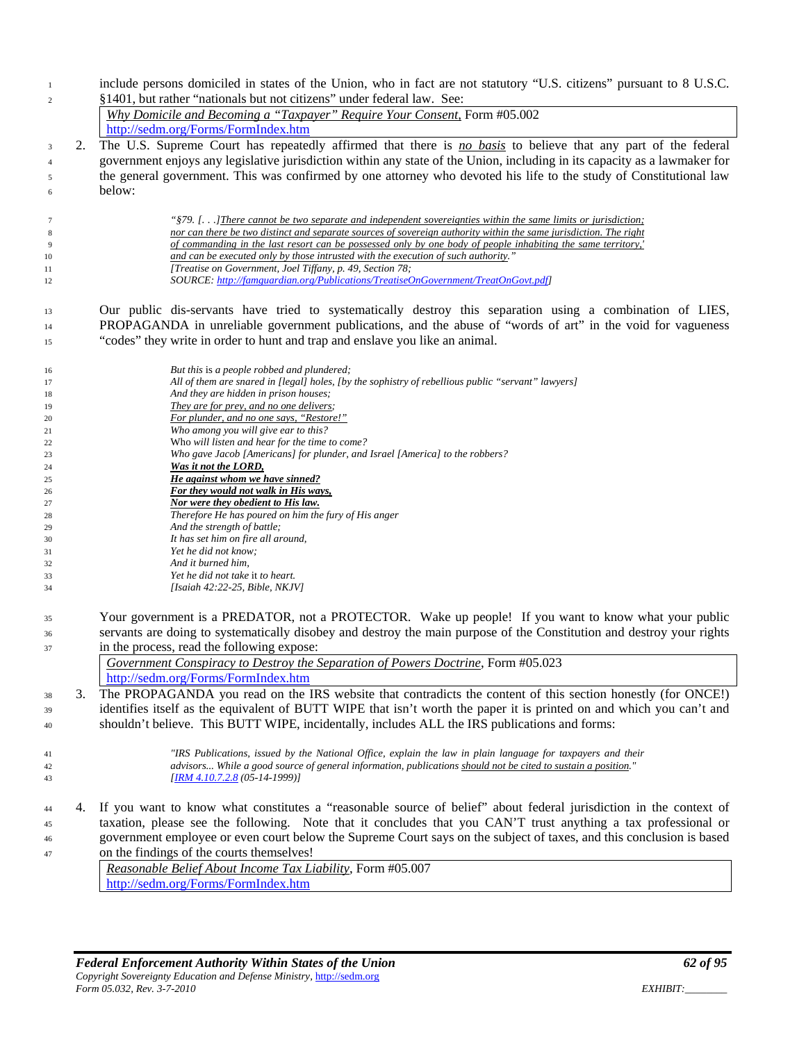include persons domiciled in states of the Union, who in fact are not statutory "U.S. citizens" pursuant to 8 U.S.C. §1401, but rather "nationals but not citizens" under federal law. See:

> *Why Domicile and Becoming a "Taxpayer" Require Your Consent*, Form #05.002
> http://sedm.org/Forms/FormIndex.htm

2. The U.S. Supreme Court has repeatedly affirmed that there is *no basis* to believe that any part of the federal government enjoys any legislative jurisdiction within any state of the Union, including in its capacity as a lawmaker for the general government. This was confirmed by one attorney who devoted his life to the study of Constitutional law below:

> *"§79. [. . .]There cannot be two separate and independent sovereignties within the same limits or jurisdiction; nor can there be two distinct and separate sources of sovereign authority within the same jurisdiction. The right of commanding in the last resort can be possessed only by one body of people inhabiting the same territory,' and can be executed only by those intrusted with the execution of such authority."*
> *[Treatise on Government, Joel Tiffany, p. 49, Section 78;*
> *SOURCE: http://famguardian.org/Publications/TreatiseOnGovernment/TreatOnGovt.pdf]*

Our public dis-servants have tried to systematically destroy this separation using a combination of LIES, PROPAGANDA in unreliable government publications, and the abuse of "words of art" in the void for vagueness "codes" they write in order to hunt and trap and enslave you like an animal.

> *But this is a people robbed and plundered;*
> *All of them are snared in [legal] holes, [by the sophistry of rebellious public "servant" lawyers]*
> *And they are hidden in prison houses;*
> *They are for prey, and no one delivers;*
> *For plunder, and no one says, "Restore!"*
> *Who among you will give ear to this?*
> *Who will listen and hear for the time to come?*
> *Who gave Jacob [Americans] for plunder, and Israel [America] to the robbers?*
> ***Was it not the LORD,***
> ***He against whom we have sinned?***
> ***For they would not walk in His ways,***
> ***Nor were they obedient to His law.***
> *Therefore He has poured on him the fury of His anger*
> *And the strength of battle;*
> *It has set him on fire all around,*
> *Yet he did not know;*
> *And it burned him,*
> *Yet he did not take it to heart.*
> *[Isaiah 42:22-25, Bible, NKJV]*

Your government is a PREDATOR, not a PROTECTOR. Wake up people! If you want to know what your public servants are doing to systematically disobey and destroy the main purpose of the Constitution and destroy your rights in the process, read the following expose:

> *Government Conspiracy to Destroy the Separation of Powers Doctrine*, Form #05.023
> http://sedm.org/Forms/FormIndex.htm

3. The PROPAGANDA you read on the IRS website that contradicts the content of this section honestly (for ONCE!) identifies itself as the equivalent of BUTT WIPE that isn't worth the paper it is printed on and which you can't and shouldn't believe. This BUTT WIPE, incidentally, includes ALL the IRS publications and forms:

> *"IRS Publications, issued by the National Office, explain the law in plain language for taxpayers and their advisors... While a good source of general information, publications should not be cited to sustain a position."*
> *[IRM 4.10.7.2.8 (05-14-1999)]*

4. If you want to know what constitutes a "reasonable source of belief" about federal jurisdiction in the context of taxation, please see the following. Note that it concludes that you CAN'T trust anything a tax professional or government employee or even court below the Supreme Court says on the subject of taxes, and this conclusion is based on the findings of the courts themselves!

> *Reasonable Belief About Income Tax Liability*, Form #05.007
> http://sedm.org/Forms/FormIndex.htm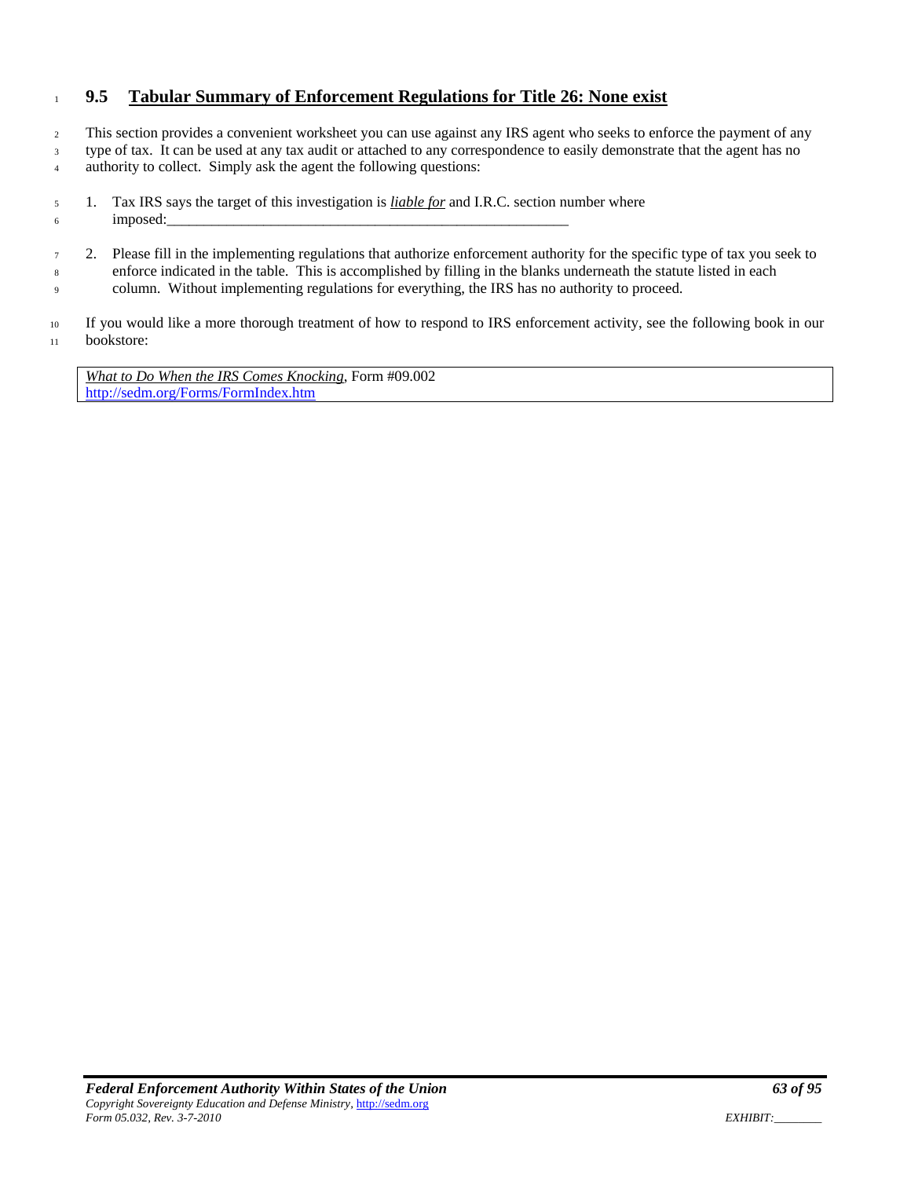## 9.5 Tabular Summary of Enforcement Regulations for Title 26: None exist

This section provides a convenient worksheet you can use against any IRS agent who seeks to enforce the payment of any type of tax. It can be used at any tax audit or attached to any correspondence to easily demonstrate that the agent has no authority to collect. Simply ask the agent the following questions:

1. Tax IRS says the target of this investigation is *liable for* and I.R.C. section number where imposed:_______________________________________________________

2. Please fill in the implementing regulations that authorize enforcement authority for the specific type of tax you seek to enforce indicated in the table. This is accomplished by filling in the blanks underneath the statute listed in each column. Without implementing regulations for everything, the IRS has no authority to proceed.

If you would like a more thorough treatment of how to respond to IRS enforcement activity, see the following book in our bookstore:

> *What to Do When the IRS Comes Knocking*, Form #09.002
> http://sedm.org/Forms/FormIndex.htm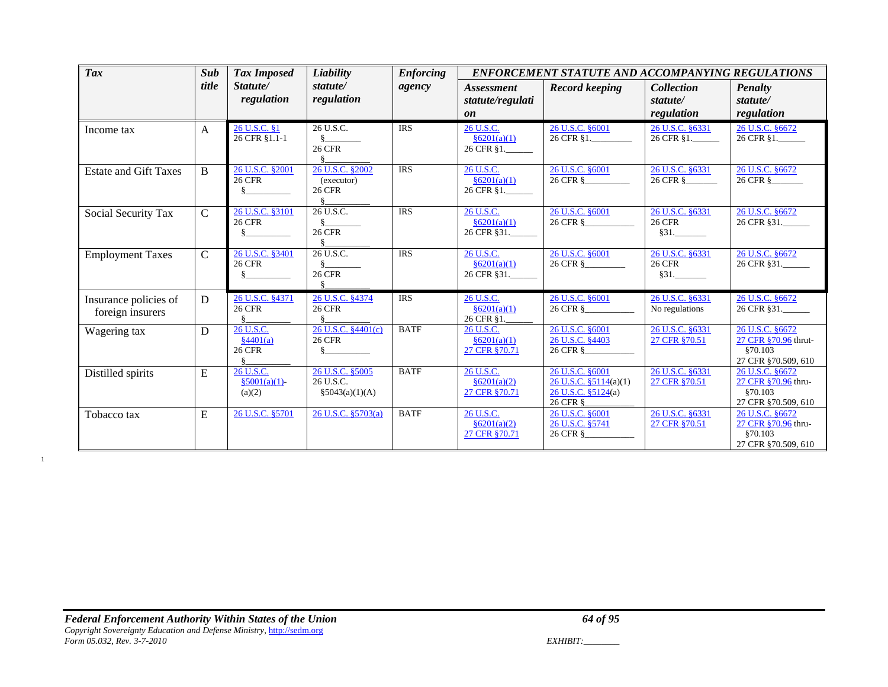| *Tax* | *Sub title* | *Tax Imposed Statute/ regulation* | *Liability statute/ regulation* | *Enforcing agency* | *ENFORCEMENT STATUTE AND ACCOMPANYING REGULATIONS* | | | |
|---|---|---|---|---|---|---|---|---|
| | | | | | *Assessment statute/regulation* | *Record keeping* | *Collection statute/ regulation* | *Penalty statute/ regulation* |
| Income tax | A | 26 U.S.C. §1<br>26 CFR §1.1-1 | 26 U.S.C. §\_\_\_\_\_\_\_<br>26 CFR §\_\_\_\_\_\_\_\_\_\_ | IRS | 26 U.S.C. §6201(a)(1)<br>26 CFR §1.\_\_\_\_\_\_ | 26 U.S.C. §6001<br>26 CFR §1.\_\_\_\_\_\_\_\_\_ | 26 U.S.C. §6331<br>26 CFR §1.\_\_\_\_\_\_ | 26 U.S.C. §6672<br>26 CFR §1.\_\_\_\_\_\_ |
| Estate and Gift Taxes | B | 26 U.S.C. §2001<br>26 CFR §\_\_\_\_\_\_\_\_\_\_ | 26 U.S.C. §2002 (executor)<br>26 CFR §\_\_\_\_\_\_\_\_\_\_ | IRS | 26 U.S.C. §6201(a)(1)<br>26 CFR §1.\_\_\_\_\_\_ | 26 U.S.C. §6001<br>26 CFR §\_\_\_\_\_\_\_\_\_\_ | 26 U.S.C. §6331<br>26 CFR §\_\_\_\_\_\_\_ | 26 U.S.C. §6672<br>26 CFR §\_\_\_\_\_\_\_ |
| Social Security Tax | C | 26 U.S.C. §3101<br>26 CFR §\_\_\_\_\_\_\_\_\_\_ | 26 U.S.C. §\_\_\_\_\_\_\_<br>26 CFR §\_\_\_\_\_\_\_\_\_\_ | IRS | 26 U.S.C. §6201(a)(1)<br>26 CFR §31.\_\_\_\_\_\_ | 26 U.S.C. §6001<br>26 CFR §\_\_\_\_\_\_\_\_\_\_\_ | 26 U.S.C. §6331<br>26 CFR §31.\_\_\_\_\_\_\_ | 26 U.S.C. §6672<br>26 CFR §31.\_\_\_\_\_\_ |
| Employment Taxes | C | 26 U.S.C. §3401<br>26 CFR §\_\_\_\_\_\_\_\_\_\_ | 26 U.S.C. §\_\_\_\_\_\_\_<br>26 CFR §\_\_\_\_\_\_\_\_\_\_ | IRS | 26 U.S.C. §6201(a)(1)<br>26 CFR §31.\_\_\_\_\_\_ | 26 U.S.C. §6001<br>26 CFR §\_\_\_\_\_\_\_\_\_ | 26 U.S.C. §6331<br>26 CFR §31.\_\_\_\_\_\_\_ | 26 U.S.C. §6672<br>26 CFR §31.\_\_\_\_\_\_ |
| Insurance policies of foreign insurers | D | 26 U.S.C. §4371<br>26 CFR §\_\_\_\_\_\_\_\_\_\_ | 26 U.S.C. §4374<br>26 CFR §\_\_\_\_\_\_\_\_\_\_ | IRS | 26 U.S.C. §6201(a)(1)<br>26 CFR §1.\_\_\_\_\_\_ | 26 U.S.C. §6001<br>26 CFR §\_\_\_\_\_\_\_\_\_\_\_ | 26 U.S.C. §6331<br>No regulations | 26 U.S.C. §6672<br>26 CFR §31.\_\_\_\_\_\_ |
| Wagering tax | D | 26 U.S.C. §4401(a)<br>26 CFR §\_\_\_\_\_\_\_\_\_\_ | 26 U.S.C. §4401(c)<br>26 CFR §\_\_\_\_\_\_\_\_\_\_ | BATF | 26 U.S.C. §6201(a)(1)<br>27 CFR §70.71 | 26 U.S.C. §6001<br>26 U.S.C. §4403<br>26 CFR §\_\_\_\_\_\_\_\_\_\_\_ | 26 U.S.C. §6331<br>27 CFR §70.51 | 26 U.S.C. §6672<br>27 CFR §70.96 thrut-§70.103<br>27 CFR §70.509, 610 |
| Distilled spirits | E | 26 U.S.C. §5001(a)(1)-(a)(2) | 26 U.S.C. §5005<br>26 U.S.C. §5043(a)(1)(A) | BATF | 26 U.S.C. §6201(a)(2)<br>27 CFR §70.71 | 26 U.S.C. §6001<br>26 U.S.C. §5114(a)(1)<br>26 U.S.C. §5124(a)<br>26 CFR §\_\_\_\_\_\_\_\_\_\_\_ | 26 U.S.C. §6331<br>27 CFR §70.51 | 26 U.S.C. §6672<br>27 CFR §70.96 thru-§70.103<br>27 CFR §70.509, 610 |
| Tobacco tax | E | 26 U.S.C. §5701 | 26 U.S.C. §5703(a) | BATF | 26 U.S.C. §6201(a)(2)<br>27 CFR §70.71 | 26 U.S.C. §6001<br>26 U.S.C. §5741<br>26 CFR §\_\_\_\_\_\_\_\_\_\_\_ | 26 U.S.C. §6331<br>27 CFR §70.51 | 26 U.S.C. §6672<br>27 CFR §70.96 thru-§70.103<br>27 CFR §70.509, 610 |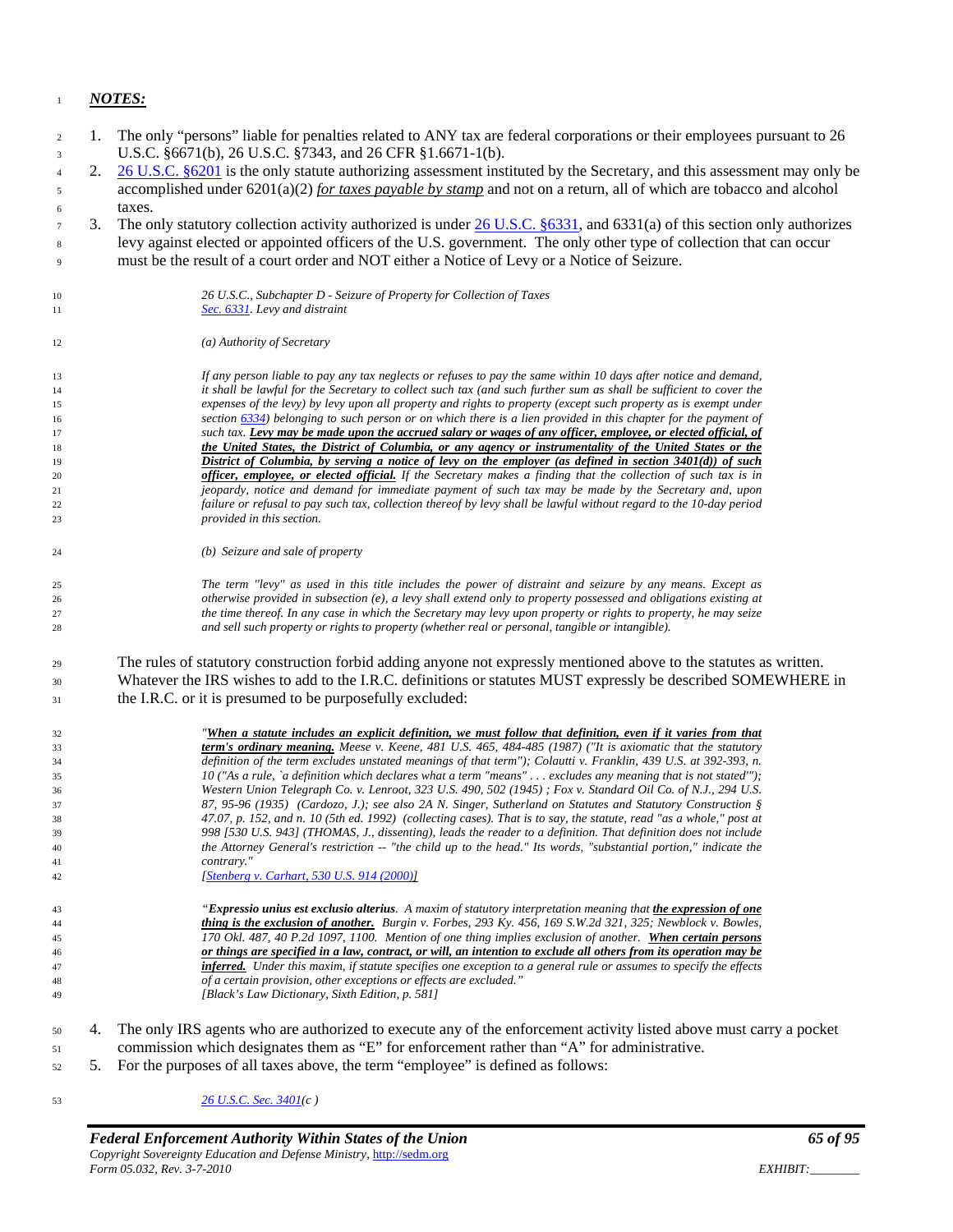***NOTES:***

1. The only "persons" liable for penalties related to ANY tax are federal corporations or their employees pursuant to 26 U.S.C. §6671(b), 26 U.S.C. §7343, and 26 CFR §1.6671-1(b).
2. 26 U.S.C. §6201 is the only statute authorizing assessment instituted by the Secretary, and this assessment may only be accomplished under 6201(a)(2) *for taxes payable by stamp* and not on a return, all of which are tobacco and alcohol taxes.
3. The only statutory collection activity authorized is under 26 U.S.C. §6331, and 6331(a) of this section only authorizes levy against elected or appointed officers of the U.S. government. The only other type of collection that can occur must be the result of a court order and NOT either a Notice of Levy or a Notice of Seizure.

> *26 U.S.C., Subchapter D - Seizure of Property for Collection of Taxes*
> *Sec. 6331. Levy and distraint*
>
> *(a) Authority of Secretary*
>
> *If any person liable to pay any tax neglects or refuses to pay the same within 10 days after notice and demand, it shall be lawful for the Secretary to collect such tax (and such further sum as shall be sufficient to cover the expenses of the levy) by levy upon all property and rights to property (except such property as is exempt under section 6334) belonging to such person or on which there is a lien provided in this chapter for the payment of such tax.* ***Levy may be made upon the accrued salary or wages of any officer, employee, or elected official, of the United States, the District of Columbia, or any agency or instrumentality of the United States or the District of Columbia, by serving a notice of levy on the employer (as defined in section 3401(d)) of such officer, employee, or elected official.*** *If the Secretary makes a finding that the collection of such tax is in jeopardy, notice and demand for immediate payment of such tax may be made by the Secretary and, upon failure or refusal to pay such tax, collection thereof by levy shall be lawful without regard to the 10-day period provided in this section.*
>
> *(b) Seizure and sale of property*
>
> *The term "levy" as used in this title includes the power of distraint and seizure by any means. Except as otherwise provided in subsection (e), a levy shall extend only to property possessed and obligations existing at the time thereof. In any case in which the Secretary may levy upon property or rights to property, he may seize and sell such property or rights to property (whether real or personal, tangible or intangible).*

The rules of statutory construction forbid adding anyone not expressly mentioned above to the statutes as written. Whatever the IRS wishes to add to the I.R.C. definitions or statutes MUST expressly be described SOMEWHERE in the I.R.C. or it is presumed to be purposefully excluded:

> *"**When a statute includes an explicit definition, we must follow that definition, even if it varies from that term's ordinary meaning.** Meese v. Keene, 481 U.S. 465, 484-485 (1987) ("It is axiomatic that the statutory definition of the term excludes unstated meanings of that term"); Colautti v. Franklin, 439 U.S. at 392-393, n. 10 ("As a rule, `a definition which declares what a term "means" . . . excludes any meaning that is not stated'"); Western Union Telegraph Co. v. Lenroot, 323 U.S. 490, 502 (1945) ; Fox v. Standard Oil Co. of N.J., 294 U.S. 87, 95-96 (1935) (Cardozo, J.); see also 2A N. Singer, Sutherland on Statutes and Statutory Construction § 47.07, p. 152, and n. 10 (5th ed. 1992) (collecting cases). That is to say, the statute, read "as a whole," post at 998 [530 U.S. 943] (THOMAS, J., dissenting), leads the reader to a definition. That definition does not include the Attorney General's restriction -- "the child up to the head." Its words, "substantial portion," indicate the contrary."*
> *[Stenberg v. Carhart, 530 U.S. 914 (2000)]*
>
> *"**Expressio unius est exclusio alterius**. A maxim of statutory interpretation meaning that **the expression of one thing is the exclusion of another.** Burgin v. Forbes, 293 Ky. 456, 169 S.W.2d 321, 325; Newblock v. Bowles, 170 Okl. 487, 40 P.2d 1097, 1100. Mention of one thing implies exclusion of another. **When certain persons or things are specified in a law, contract, or will, an intention to exclude all others from its operation may be inferred.** Under this maxim, if statute specifies one exception to a general rule or assumes to specify the effects of a certain provision, other exceptions or effects are excluded."*
> *[Black's Law Dictionary, Sixth Edition, p. 581]*

4. The only IRS agents who are authorized to execute any of the enforcement activity listed above must carry a pocket commission which designates them as "E" for enforcement rather than "A" for administrative.
5. For the purposes of all taxes above, the term "employee" is defined as follows:

> *26 U.S.C. Sec. 3401(c )*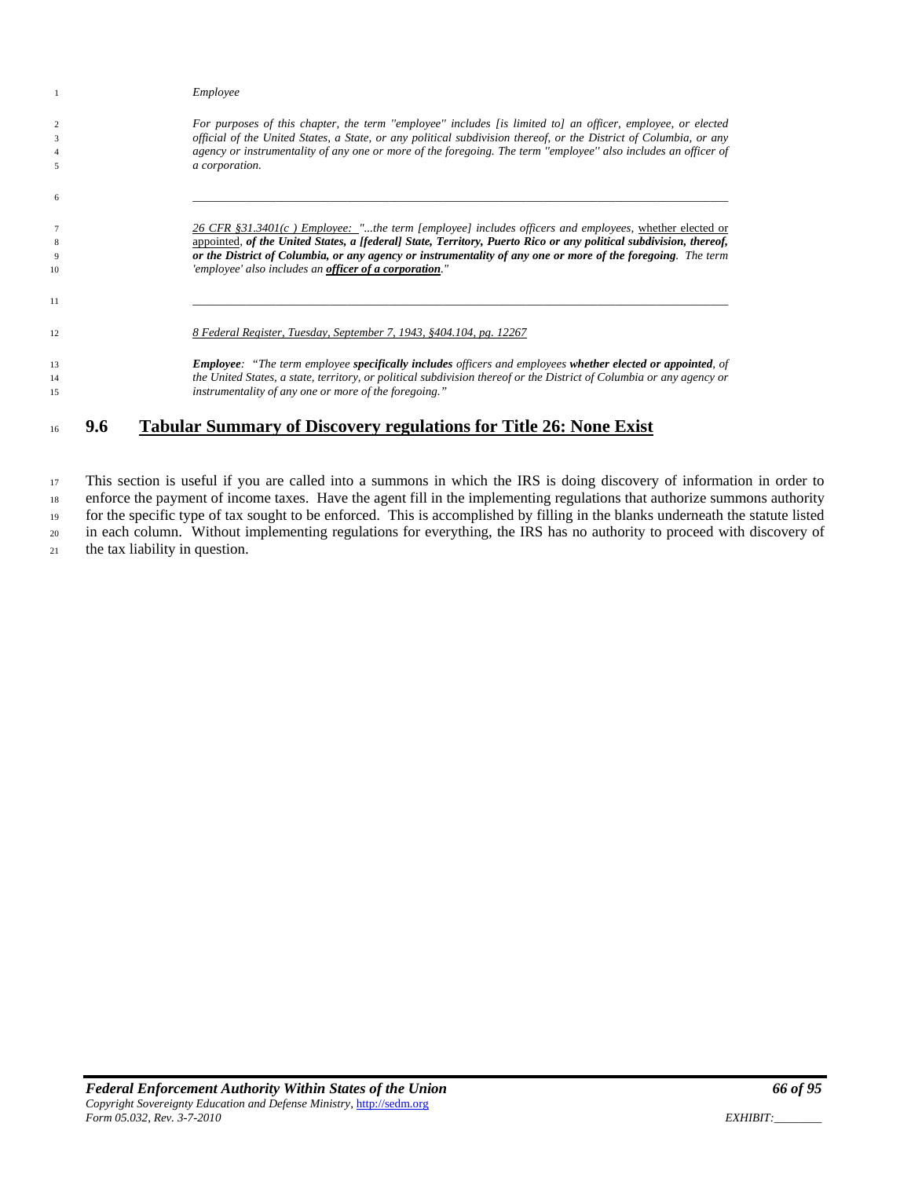*Employee*

*For purposes of this chapter, the term "employee" includes [is limited to] an officer, employee, or elected official of the United States, a State, or any political subdivision thereof, or the District of Columbia, or any agency or instrumentality of any one or more of the foregoing. The term "employee" also includes an officer of a corporation.*

---

*26 CFR §31.3401(c ) Employee: "...the term [employee] includes officers and employees,* whether elected or appointed*, **of the United States, a [federal] State, Territory, Puerto Rico or any political subdivision, thereof, or the District of Columbia, or any agency or instrumentality of any one or more of the foregoing**. The term 'employee' also includes an **officer of a corporation**."*

---

*8 Federal Register, Tuesday, September 7, 1943, §404.104, pg. 12267*

***Employee**: "The term employee **specifically includes** officers and employees **whether elected or appointed**, of the United States, a state, territory, or political subdivision thereof or the District of Columbia or any agency or instrumentality of any one or more of the foregoing."*

## 9.6 Tabular Summary of Discovery regulations for Title 26: None Exist

This section is useful if you are called into a summons in which the IRS is doing discovery of information in order to enforce the payment of income taxes. Have the agent fill in the implementing regulations that authorize summons authority for the specific type of tax sought to be enforced. This is accomplished by filling in the blanks underneath the statute listed in each column. Without implementing regulations for everything, the IRS has no authority to proceed with discovery of the tax liability in question.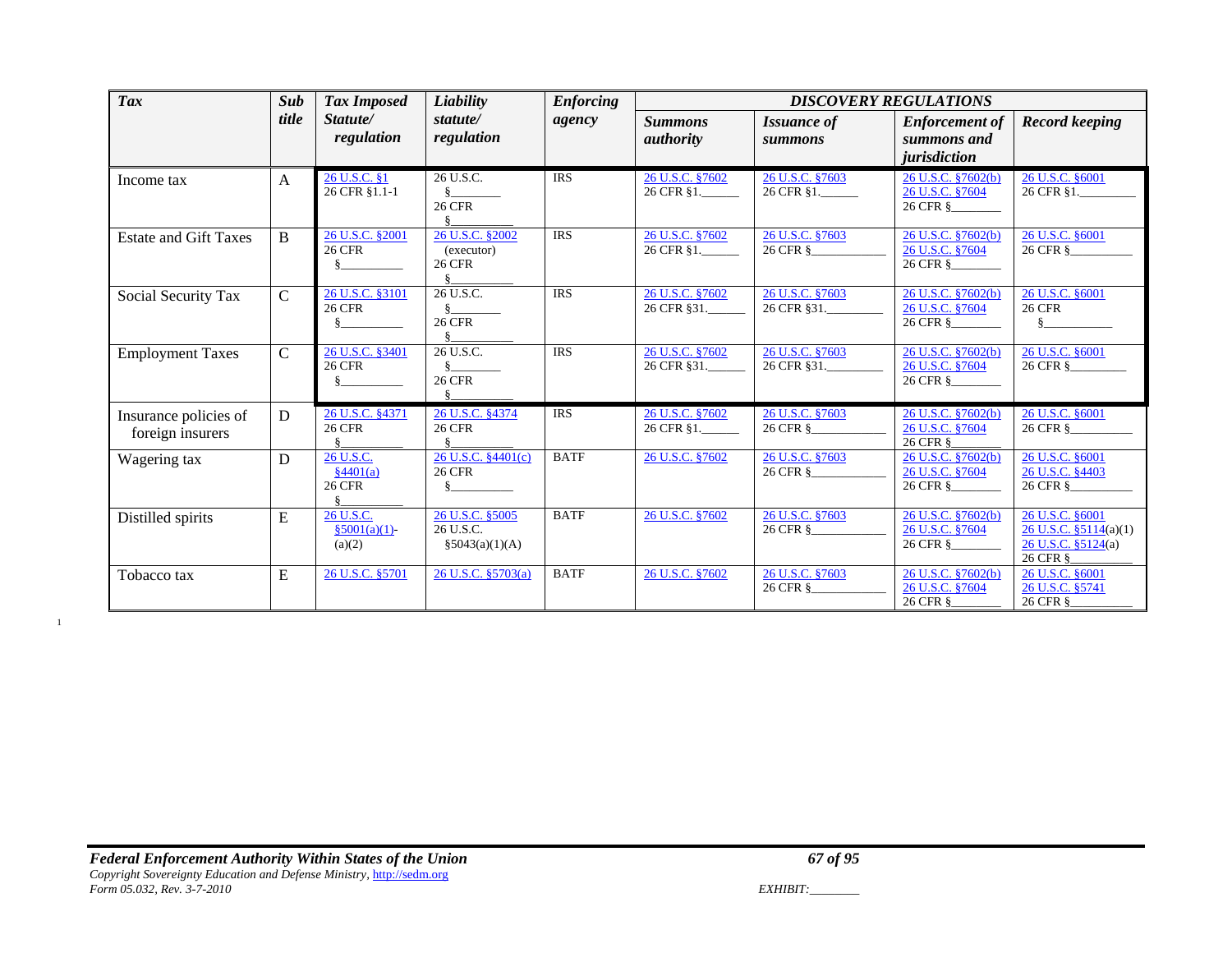| *Tax* | *Sub title* | *Tax Imposed Statute/ regulation* | *Liability statute/ regulation* | *Enforcing agency* | *DISCOVERY REGULATIONS* | | | |
|---|---|---|---|---|---|---|---|---|
| | | | | | *Summons authority* | *Issuance of summons* | *Enforcement of summons and jurisdiction* | *Record keeping* |
| Income tax | A | 26 U.S.C. §1<br>26 CFR §1.1-1 | 26 U.S.C. §________<br>26 CFR §__________ | IRS | 26 U.S.C. §7602<br>26 CFR §1.______ | 26 U.S.C. §7603<br>26 CFR §1.______ | 26 U.S.C. §7602(b)<br>26 U.S.C. §7604<br>26 CFR §________ | 26 U.S.C. §6001<br>26 CFR §1._________ |
| Estate and Gift Taxes | B | 26 U.S.C. §2001<br>26 CFR §__________ | 26 U.S.C. §2002 (executor)<br>26 CFR §__________ | IRS | 26 U.S.C. §7602<br>26 CFR §1.______ | 26 U.S.C. §7603<br>26 CFR §____________ | 26 U.S.C. §7602(b)<br>26 U.S.C. §7604<br>26 CFR §________ | 26 U.S.C. §6001<br>26 CFR §__________ |
| Social Security Tax | C | 26 U.S.C. §3101<br>26 CFR §__________ | 26 U.S.C. §________<br>26 CFR §__________ | IRS | 26 U.S.C. §7602<br>26 CFR §31.______ | 26 U.S.C. §7603<br>26 CFR §31.________ | 26 U.S.C. §7602(b)<br>26 U.S.C. §7604<br>26 CFR §________ | 26 U.S.C. §6001<br>26 CFR §__________ |
| Employment Taxes | C | 26 U.S.C. §3401<br>26 CFR §__________ | 26 U.S.C. §________<br>26 CFR §__________ | IRS | 26 U.S.C. §7602<br>26 CFR §31.______ | 26 U.S.C. §7603<br>26 CFR §31.________ | 26 U.S.C. §7602(b)<br>26 U.S.C. §7604<br>26 CFR §________ | 26 U.S.C. §6001<br>26 CFR §_________ |
| Insurance policies of foreign insurers | D | 26 U.S.C. §4371<br>26 CFR §__________ | 26 U.S.C. §4374<br>26 CFR §__________ | IRS | 26 U.S.C. §7602<br>26 CFR §1.______ | 26 U.S.C. §7603<br>26 CFR §____________ | 26 U.S.C. §7602(b)<br>26 U.S.C. §7604<br>26 CFR §________ | 26 U.S.C. §6001<br>26 CFR §__________ |
| Wagering tax | D | 26 U.S.C. §4401(a)<br>26 CFR §__________ | 26 U.S.C. §4401(c)<br>26 CFR §__________ | BATF | 26 U.S.C. §7602 | 26 U.S.C. §7603<br>26 CFR §____________ | 26 U.S.C. §7602(b)<br>26 U.S.C. §7604<br>26 CFR §________ | 26 U.S.C. §6001<br>26 U.S.C. §4403<br>26 CFR §__________ |
| Distilled spirits | E | 26 U.S.C. §5001(a)(1)-(a)(2) | 26 U.S.C. §5005<br>26 U.S.C. §5043(a)(1)(A) | BATF | 26 U.S.C. §7602 | 26 U.S.C. §7603<br>26 CFR §____________ | 26 U.S.C. §7602(b)<br>26 U.S.C. §7604<br>26 CFR §________ | 26 U.S.C. §6001<br>26 U.S.C. §5114(a)(1)<br>26 U.S.C. §5124(a)<br>26 CFR §__________ |
| Tobacco tax | E | 26 U.S.C. §5701 | 26 U.S.C. §5703(a) | BATF | 26 U.S.C. §7602 | 26 U.S.C. §7603<br>26 CFR §____________ | 26 U.S.C. §7602(b)<br>26 U.S.C. §7604<br>26 CFR §________ | 26 U.S.C. §6001<br>26 U.S.C. §5741<br>26 CFR §__________ |

1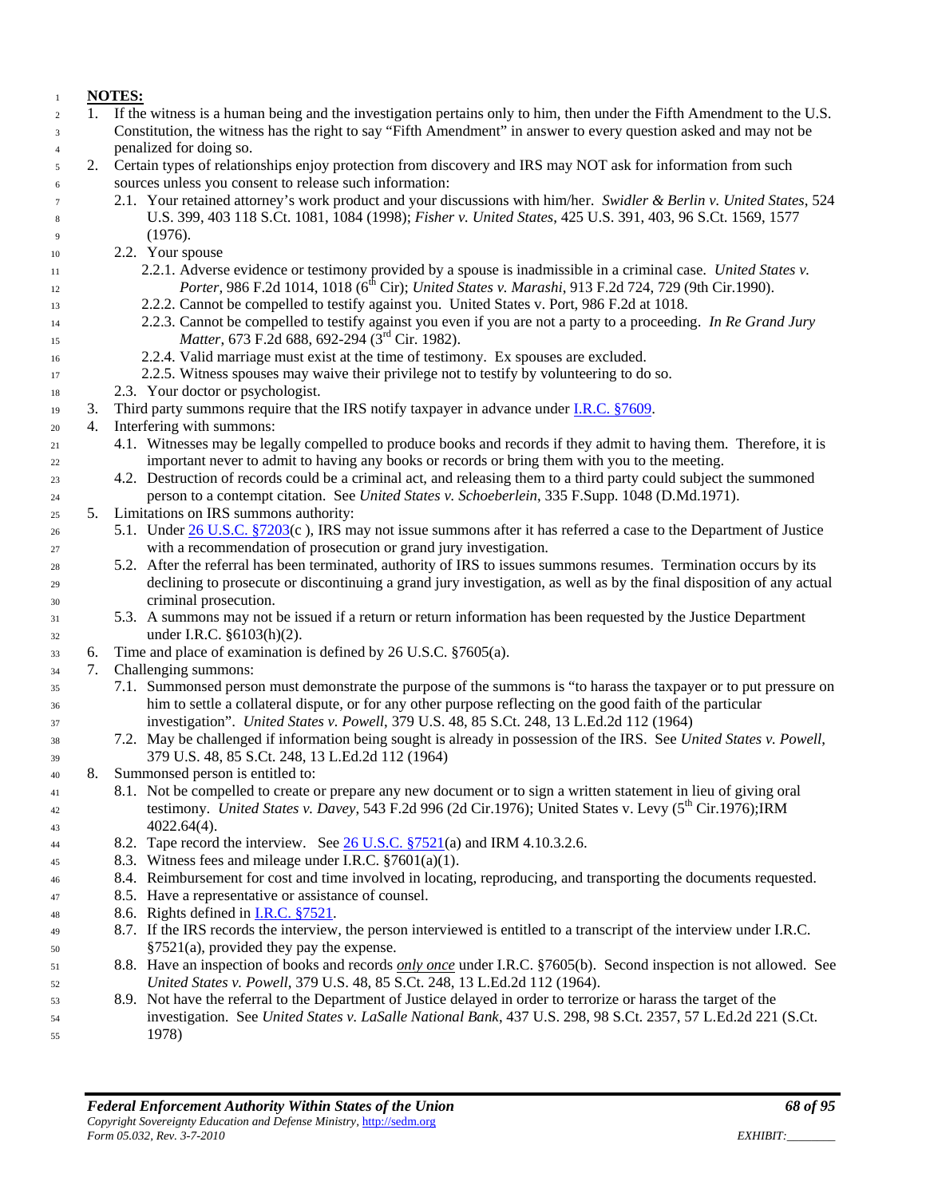**NOTES:**

1. If the witness is a human being and the investigation pertains only to him, then under the Fifth Amendment to the U.S. Constitution, the witness has the right to say "Fifth Amendment" in answer to every question asked and may not be penalized for doing so.
2. Certain types of relationships enjoy protection from discovery and IRS may NOT ask for information from such sources unless you consent to release such information:
   - 2.1. Your retained attorney's work product and your discussions with him/her. *Swidler & Berlin v. United States*, 524 U.S. 399, 403 118 S.Ct. 1081, 1084 (1998); *Fisher v. United States*, 425 U.S. 391, 403, 96 S.Ct. 1569, 1577 (1976).
   - 2.2. Your spouse
     - 2.2.1. Adverse evidence or testimony provided by a spouse is inadmissible in a criminal case. *United States v. Porter*, 986 F.2d 1014, 1018 (6th Cir); *United States v. Marashi*, 913 F.2d 724, 729 (9th Cir.1990).
     - 2.2.2. Cannot be compelled to testify against you. United States v. Port, 986 F.2d at 1018.
     - 2.2.3. Cannot be compelled to testify against you even if you are not a party to a proceeding. *In Re Grand Jury Matter*, 673 F.2d 688, 692-294 (3rd Cir. 1982).
     - 2.2.4. Valid marriage must exist at the time of testimony. Ex spouses are excluded.
     - 2.2.5. Witness spouses may waive their privilege not to testify by volunteering to do so.
   - 2.3. Your doctor or psychologist.
3. Third party summons require that the IRS notify taxpayer in advance under I.R.C. §7609.
4. Interfering with summons:
   - 4.1. Witnesses may be legally compelled to produce books and records if they admit to having them. Therefore, it is important never to admit to having any books or records or bring them with you to the meeting.
   - 4.2. Destruction of records could be a criminal act, and releasing them to a third party could subject the summoned person to a contempt citation. See *United States v. Schoeberlein*, 335 F.Supp. 1048 (D.Md.1971).
5. Limitations on IRS summons authority:
   - 5.1. Under 26 U.S.C. §7203(c ), IRS may not issue summons after it has referred a case to the Department of Justice with a recommendation of prosecution or grand jury investigation.
   - 5.2. After the referral has been terminated, authority of IRS to issues summons resumes. Termination occurs by its declining to prosecute or discontinuing a grand jury investigation, as well as by the final disposition of any actual criminal prosecution.
   - 5.3. A summons may not be issued if a return or return information has been requested by the Justice Department under I.R.C. §6103(h)(2).
6. Time and place of examination is defined by 26 U.S.C. §7605(a).
7. Challenging summons:
   - 7.1. Summonsed person must demonstrate the purpose of the summons is "to harass the taxpayer or to put pressure on him to settle a collateral dispute, or for any other purpose reflecting on the good faith of the particular investigation". *United States v. Powell*, 379 U.S. 48, 85 S.Ct. 248, 13 L.Ed.2d 112 (1964)
   - 7.2. May be challenged if information being sought is already in possession of the IRS. See *United States v. Powell*, 379 U.S. 48, 85 S.Ct. 248, 13 L.Ed.2d 112 (1964)
8. Summonsed person is entitled to:
   - 8.1. Not be compelled to create or prepare any new document or to sign a written statement in lieu of giving oral testimony. *United States v. Davey*, 543 F.2d 996 (2d Cir.1976); United States v. Levy (5th Cir.1976);IRM 4022.64(4).
   - 8.2. Tape record the interview. See 26 U.S.C. §7521(a) and IRM 4.10.3.2.6.
   - 8.3. Witness fees and mileage under I.R.C. §7601(a)(1).
   - 8.4. Reimbursement for cost and time involved in locating, reproducing, and transporting the documents requested.
   - 8.5. Have a representative or assistance of counsel.
   - 8.6. Rights defined in I.R.C. §7521.
   - 8.7. If the IRS records the interview, the person interviewed is entitled to a transcript of the interview under I.R.C. §7521(a), provided they pay the expense.
   - 8.8. Have an inspection of books and records ***only once*** under I.R.C. §7605(b). Second inspection is not allowed. See *United States v. Powell*, 379 U.S. 48, 85 S.Ct. 248, 13 L.Ed.2d 112 (1964).
   - 8.9. Not have the referral to the Department of Justice delayed in order to terrorize or harass the target of the investigation. See *United States v. LaSalle National Bank*, 437 U.S. 298, 98 S.Ct. 2357, 57 L.Ed.2d 221 (S.Ct. 1978)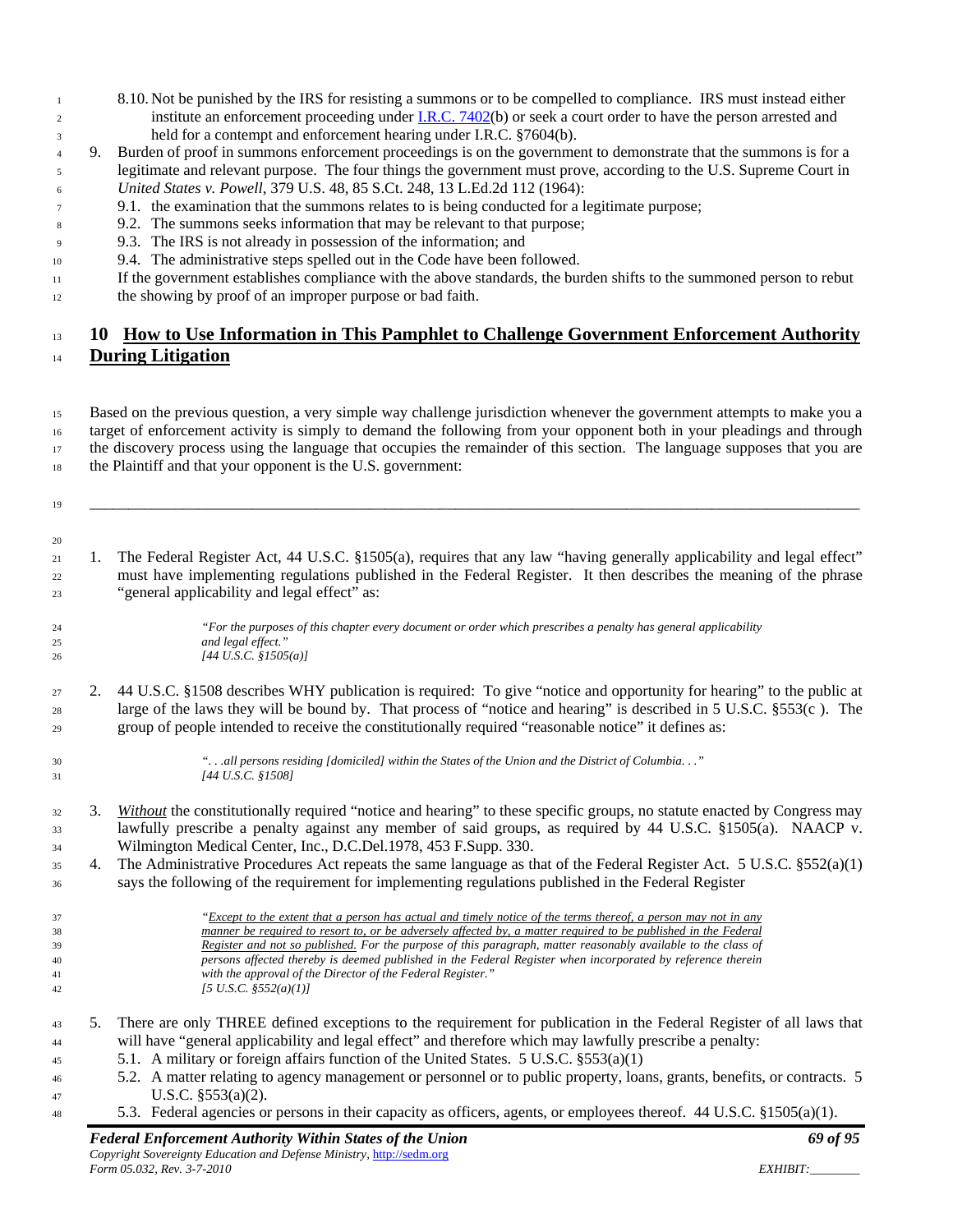8.10. Not be punished by the IRS for resisting a summons or to be compelled to compliance. IRS must instead either institute an enforcement proceeding under I.R.C. 7402(b) or seek a court order to have the person arrested and held for a contempt and enforcement hearing under I.R.C. §7604(b).

9. Burden of proof in summons enforcement proceedings is on the government to demonstrate that the summons is for a legitimate and relevant purpose. The four things the government must prove, according to the U.S. Supreme Court in *United States v. Powell*, 379 U.S. 48, 85 S.Ct. 248, 13 L.Ed.2d 112 (1964):
   9.1. the examination that the summons relates to is being conducted for a legitimate purpose;
   9.2. The summons seeks information that may be relevant to that purpose;
   9.3. The IRS is not already in possession of the information; and
   9.4. The administrative steps spelled out in the Code have been followed.

   If the government establishes compliance with the above standards, the burden shifts to the summoned person to rebut the showing by proof of an improper purpose or bad faith.

# 10 How to Use Information in This Pamphlet to Challenge Government Enforcement Authority During Litigation

Based on the previous question, a very simple way challenge jurisdiction whenever the government attempts to make you a target of enforcement activity is simply to demand the following from your opponent both in your pleadings and through the discovery process using the language that occupies the remainder of this section. The language supposes that you are the Plaintiff and that your opponent is the U.S. government:

---

1. The Federal Register Act, 44 U.S.C. §1505(a), requires that any law "having generally applicability and legal effect" must have implementing regulations published in the Federal Register. It then describes the meaning of the phrase "general applicability and legal effect" as:

   > *"For the purposes of this chapter every document or order which prescribes a penalty has general applicability and legal effect."*
   > *[44 U.S.C. §1505(a)]*

2. 44 U.S.C. §1508 describes WHY publication is required: To give "notice and opportunity for hearing" to the public at large of the laws they will be bound by. That process of "notice and hearing" is described in 5 U.S.C. §553(c ). The group of people intended to receive the constitutionally required "reasonable notice" it defines as:

   > *". . .all persons residing [domiciled] within the States of the Union and the District of Columbia. . ."*
   > *[44 U.S.C. §1508]*

3. *Without* the constitutionally required "notice and hearing" to these specific groups, no statute enacted by Congress may lawfully prescribe a penalty against any member of said groups, as required by 44 U.S.C. §1505(a). NAACP v. Wilmington Medical Center, Inc., D.C.Del.1978, 453 F.Supp. 330.

4. The Administrative Procedures Act repeats the same language as that of the Federal Register Act. 5 U.S.C. §552(a)(1) says the following of the requirement for implementing regulations published in the Federal Register

   > *"Except to the extent that a person has actual and timely notice of the terms thereof, a person may not in any manner be required to resort to, or be adversely affected by, a matter required to be published in the Federal Register and not so published. For the purpose of this paragraph, matter reasonably available to the class of persons affected thereby is deemed published in the Federal Register when incorporated by reference therein with the approval of the Director of the Federal Register."*
   > *[5 U.S.C. §552(a)(1)]*

5. There are only THREE defined exceptions to the requirement for publication in the Federal Register of all laws that will have "general applicability and legal effect" and therefore which may lawfully prescribe a penalty:
   5.1. A military or foreign affairs function of the United States. 5 U.S.C. §553(a)(1)
   5.2. A matter relating to agency management or personnel or to public property, loans, grants, benefits, or contracts. 5 U.S.C. §553(a)(2).
   5.3. Federal agencies or persons in their capacity as officers, agents, or employees thereof. 44 U.S.C. §1505(a)(1).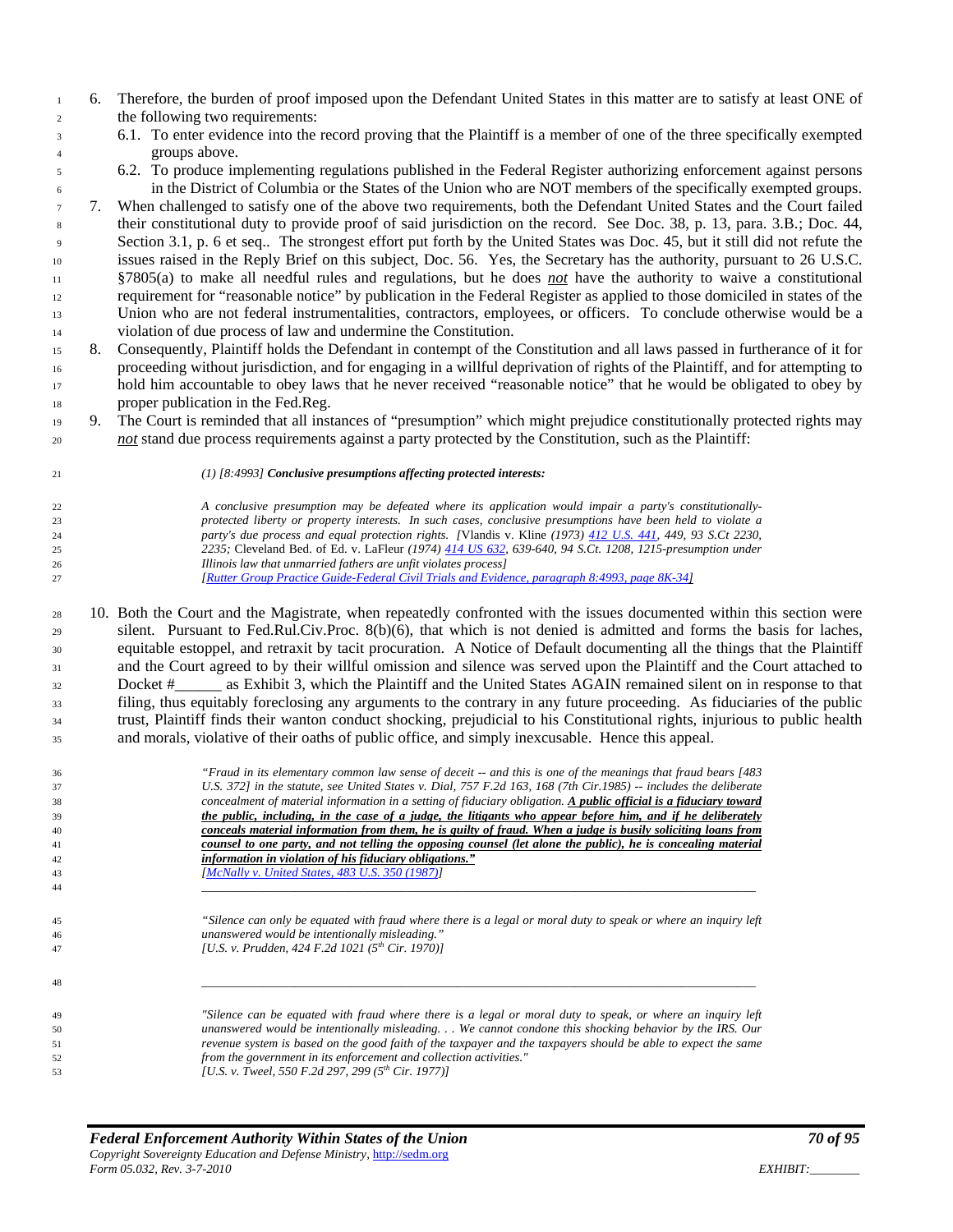6. Therefore, the burden of proof imposed upon the Defendant United States in this matter are to satisfy at least ONE of the following two requirements:
   6.1. To enter evidence into the record proving that the Plaintiff is a member of one of the three specifically exempted groups above.
   6.2. To produce implementing regulations published in the Federal Register authorizing enforcement against persons in the District of Columbia or the States of the Union who are NOT members of the specifically exempted groups.
7. When challenged to satisfy one of the above two requirements, both the Defendant United States and the Court failed their constitutional duty to provide proof of said jurisdiction on the record. See Doc. 38, p. 13, para. 3.B.; Doc. 44, Section 3.1, p. 6 et seq.. The strongest effort put forth by the United States was Doc. 45, but it still did not refute the issues raised in the Reply Brief on this subject, Doc. 56. Yes, the Secretary has the authority, pursuant to 26 U.S.C. §7805(a) to make all needful rules and regulations, but he does *not* have the authority to waive a constitutional requirement for "reasonable notice" by publication in the Federal Register as applied to those domiciled in states of the Union who are not federal instrumentalities, contractors, employees, or officers. To conclude otherwise would be a violation of due process of law and undermine the Constitution.
8. Consequently, Plaintiff holds the Defendant in contempt of the Constitution and all laws passed in furtherance of it for proceeding without jurisdiction, and for engaging in a willful deprivation of rights of the Plaintiff, and for attempting to hold him accountable to obey laws that he never received "reasonable notice" that he would be obligated to obey by proper publication in the Fed.Reg.
9. The Court is reminded that all instances of "presumption" which might prejudice constitutionally protected rights may *not* stand due process requirements against a party protected by the Constitution, such as the Plaintiff:

> *(1) [8:4993]* ***Conclusive presumptions affecting protected interests:***
>
> *A conclusive presumption may be defeated where its application would impair a party's constitutionally-protected liberty or property interests. In such cases, conclusive presumptions have been held to violate a party's due process and equal protection rights. [*Vlandis v. Kline *(1973) 412 U.S. 441, 449, 93 S.Ct 2230, 2235;* Cleveland Bed. of Ed. v. LaFleur *(1974) 414 US 632, 639-640, 94 S.Ct. 1208, 1215-presumption under Illinois law that unmarried fathers are unfit violates process]*
> *[Rutter Group Practice Guide-Federal Civil Trials and Evidence, paragraph 8:4993, page 8K-34]*

10. Both the Court and the Magistrate, when repeatedly confronted with the issues documented within this section were silent. Pursuant to Fed.Rul.Civ.Proc. 8(b)(6), that which is not denied is admitted and forms the basis for laches, equitable estoppel, and retraxit by tacit procuration. A Notice of Default documenting all the things that the Plaintiff and the Court agreed to by their willful omission and silence was served upon the Plaintiff and the Court attached to Docket #______ as Exhibit 3, which the Plaintiff and the United States AGAIN remained silent on in response to that filing, thus equitably foreclosing any arguments to the contrary in any future proceeding. As fiduciaries of the public trust, Plaintiff finds their wanton conduct shocking, prejudicial to his Constitutional rights, injurious to public health and morals, violative of their oaths of public office, and simply inexcusable. Hence this appeal.

> *"Fraud in its elementary common law sense of deceit -- and this is one of the meanings that fraud bears [483 U.S. 372] in the statute, see United States v. Dial, 757 F.2d 163, 168 (7th Cir.1985) -- includes the deliberate concealment of material information in a setting of fiduciary obligation.* ***A public official is a fiduciary toward the public, including, in the case of a judge, the litigants who appear before him, and if he deliberately conceals material information from them, he is guilty of fraud. When a judge is busily soliciting loans from counsel to one party, and not telling the opposing counsel (let alone the public), he is concealing material information in violation of his fiduciary obligations."***
> *[McNally v. United States, 483 U.S. 350 (1987)]*

---

> *"Silence can only be equated with fraud where there is a legal or moral duty to speak or where an inquiry left unanswered would be intentionally misleading."*
> *[U.S. v. Prudden, 424 F.2d 1021 (5th Cir. 1970)]*

---

> *"Silence can be equated with fraud where there is a legal or moral duty to speak, or where an inquiry left unanswered would be intentionally misleading. . . We cannot condone this shocking behavior by the IRS. Our revenue system is based on the good faith of the taxpayer and the taxpayers should be able to expect the same from the government in its enforcement and collection activities."*
> *[U.S. v. Tweel, 550 F.2d 297, 299 (5th Cir. 1977)]*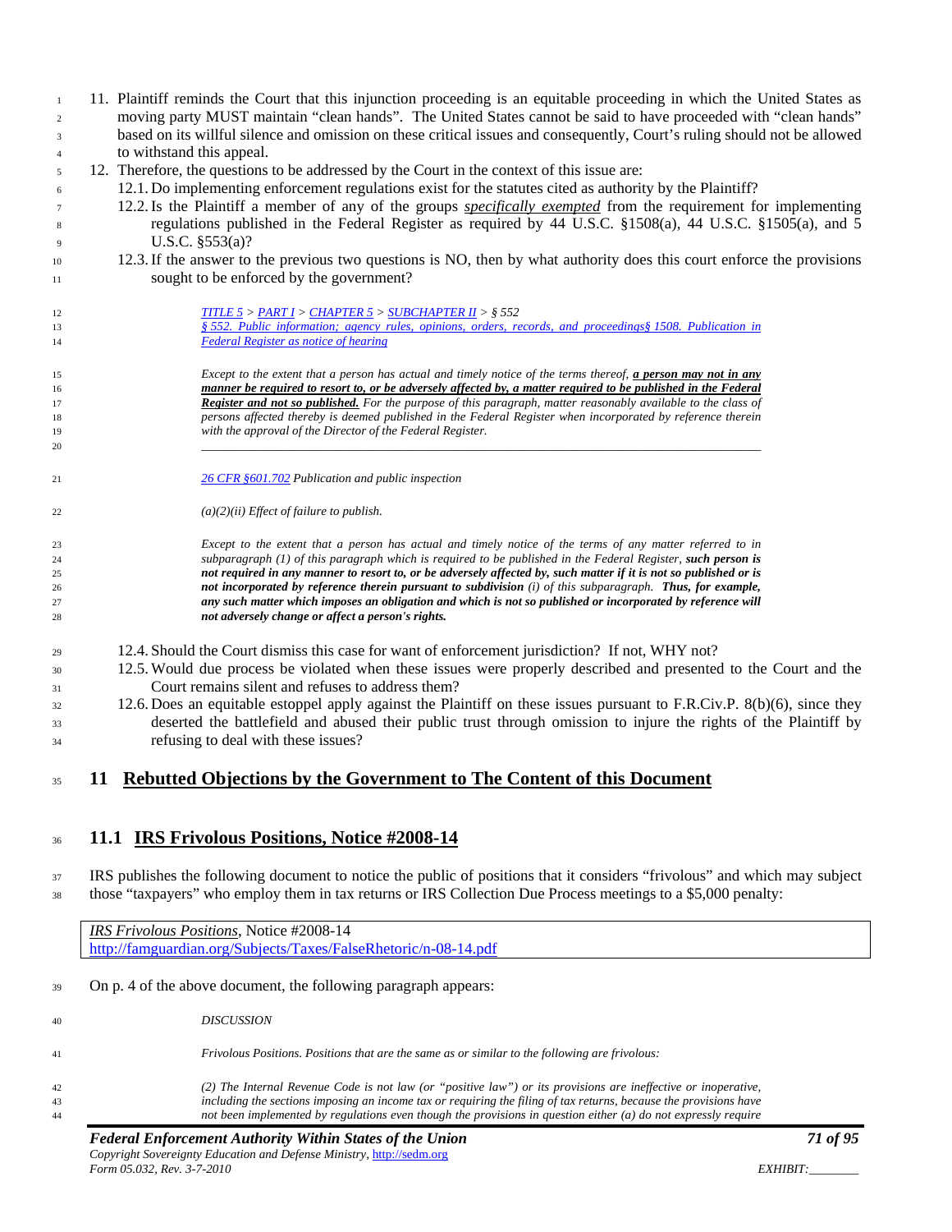11. Plaintiff reminds the Court that this injunction proceeding is an equitable proceeding in which the United States as moving party MUST maintain "clean hands". The United States cannot be said to have proceeded with "clean hands" based on its willful silence and omission on these critical issues and consequently, Court's ruling should not be allowed to withstand this appeal.
12. Therefore, the questions to be addressed by the Court in the context of this issue are:
    12.1. Do implementing enforcement regulations exist for the statutes cited as authority by the Plaintiff?
    12.2. Is the Plaintiff a member of any of the groups ***specifically exempted*** from the requirement for implementing regulations published in the Federal Register as required by 44 U.S.C. §1508(a), 44 U.S.C. §1505(a), and 5 U.S.C. §553(a)?
    12.3. If the answer to the previous two questions is NO, then by what authority does this court enforce the provisions sought to be enforced by the government?

> *TITLE 5 > PART I > CHAPTER 5 > SUBCHAPTER II > § 552*
> *§ 552. Public information; agency rules, opinions, orders, records, and proceedings§ 1508. Publication in Federal Register as notice of hearing*
>
> *Except to the extent that a person has actual and timely notice of the terms thereof, **a person may not in any manner be required to resort to, or be adversely affected by, a matter required to be published in the Federal Register and not so published.** For the purpose of this paragraph, matter reasonably available to the class of persons affected thereby is deemed published in the Federal Register when incorporated by reference therein with the approval of the Director of the Federal Register.*
>
> ---
>
> *26 CFR §601.702 Publication and public inspection*
>
> *(a)(2)(ii) Effect of failure to publish.*
>
> *Except to the extent that a person has actual and timely notice of the terms of any matter referred to in subparagraph (1) of this paragraph which is required to be published in the Federal Register, **such person is not required in any manner to resort to, or be adversely affected by, such matter if it is not so published or is not incorporated by reference therein pursuant to subdivision** (i) of this subparagraph. **Thus, for example, any such matter which imposes an obligation and which is not so published or incorporated by reference will not adversely change or affect a person's rights.***

    12.4. Should the Court dismiss this case for want of enforcement jurisdiction? If not, WHY not?
    12.5. Would due process be violated when these issues were properly described and presented to the Court and the Court remains silent and refuses to address them?
    12.6. Does an equitable estoppel apply against the Plaintiff on these issues pursuant to F.R.Civ.P. 8(b)(6), since they deserted the battlefield and abused their public trust through omission to injure the rights of the Plaintiff by refusing to deal with these issues?

# 11 Rebutted Objections by the Government to The Content of this Document

## 11.1 IRS Frivolous Positions, Notice #2008-14

IRS publishes the following document to notice the public of positions that it considers "frivolous" and which may subject those "taxpayers" who employ them in tax returns or IRS Collection Due Process meetings to a $5,000 penalty:

| *IRS Frivolous Positions*, Notice #2008-14 http://famguardian.org/Subjects/Taxes/FalseRhetoric/n-08-14.pdf |
|---|

On p. 4 of the above document, the following paragraph appears:

> *DISCUSSION*
>
> *Frivolous Positions. Positions that are the same as or similar to the following are frivolous:*
>
> *(2) The Internal Revenue Code is not law (or "positive law") or its provisions are ineffective or inoperative, including the sections imposing an income tax or requiring the filing of tax returns, because the provisions have not been implemented by regulations even though the provisions in question either (a) do not expressly require*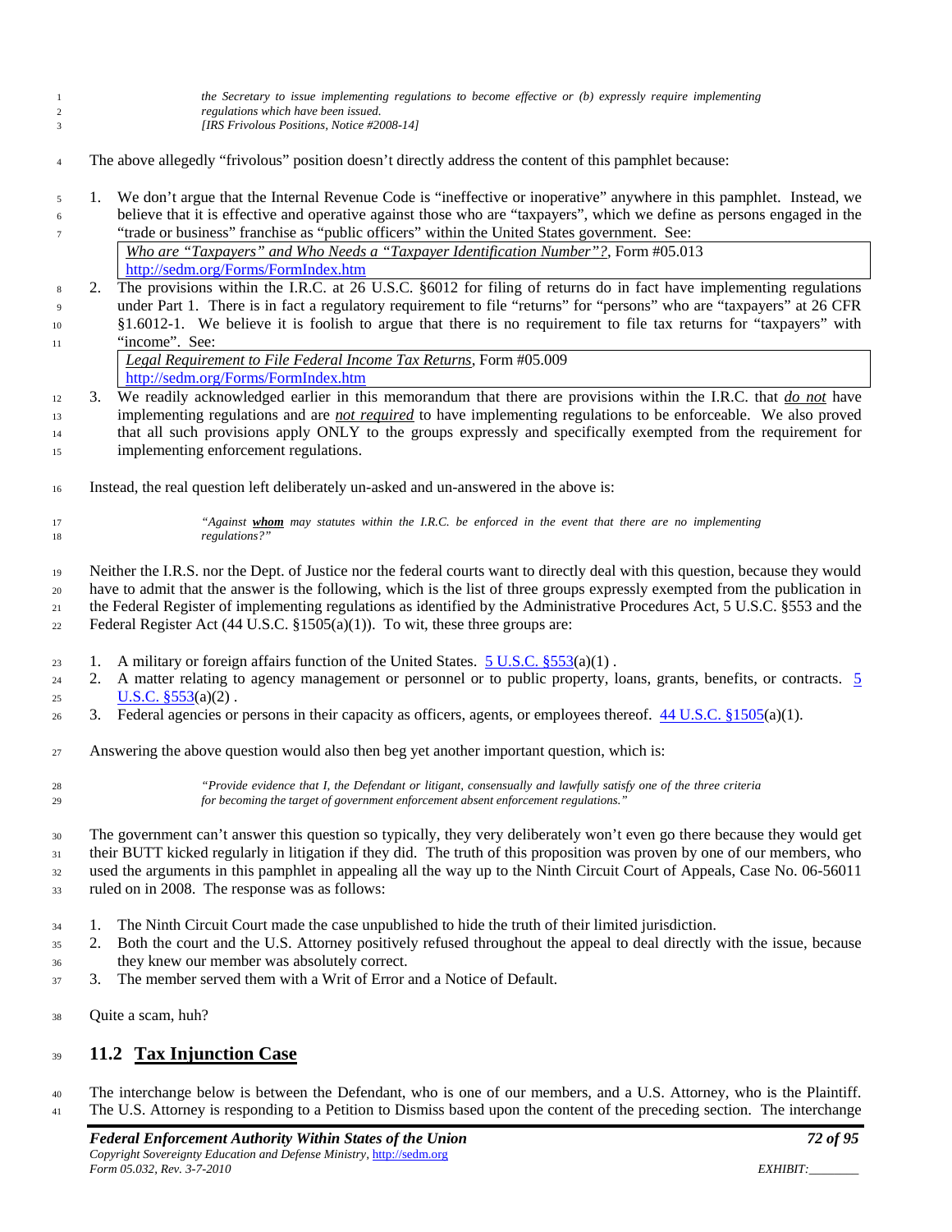> *the Secretary to issue implementing regulations to become effective or (b) expressly require implementing regulations which have been issued.*
> *[IRS Frivolous Positions, Notice #2008-14]*

The above allegedly "frivolous" position doesn't directly address the content of this pamphlet because:

1. We don't argue that the Internal Revenue Code is "ineffective or inoperative" anywhere in this pamphlet. Instead, we believe that it is effective and operative against those who are "taxpayers", which we define as persons engaged in the "trade or business" franchise as "public officers" within the United States government. See:

   | *Who are "Taxpayers" and Who Needs a "Taxpayer Identification Number"?*, Form #05.013 http://sedm.org/Forms/FormIndex.htm |
   |---|

2. The provisions within the I.R.C. at 26 U.S.C. §6012 for filing of returns do in fact have implementing regulations under Part 1. There is in fact a regulatory requirement to file "returns" for "persons" who are "taxpayers" at 26 CFR §1.6012-1. We believe it is foolish to argue that there is no requirement to file tax returns for "taxpayers" with "income". See:

   | *Legal Requirement to File Federal Income Tax Returns*, Form #05.009 http://sedm.org/Forms/FormIndex.htm |
   |---|

3. We readily acknowledged earlier in this memorandum that there are provisions within the I.R.C. that ***do not*** have implementing regulations and are ***not required*** to have implementing regulations to be enforceable. We also proved that all such provisions apply ONLY to the groups expressly and specifically exempted from the requirement for implementing enforcement regulations.

Instead, the real question left deliberately un-asked and un-answered in the above is:

> *"Against **whom** may statutes within the I.R.C. be enforced in the event that there are no implementing regulations?"*

Neither the I.R.S. nor the Dept. of Justice nor the federal courts want to directly deal with this question, because they would have to admit that the answer is the following, which is the list of three groups expressly exempted from the publication in the Federal Register of implementing regulations as identified by the Administrative Procedures Act, 5 U.S.C. §553 and the Federal Register Act (44 U.S.C. §1505(a)(1)). To wit, these three groups are:

1. A military or foreign affairs function of the United States. 5 U.S.C. §553(a)(1) .
2. A matter relating to agency management or personnel or to public property, loans, grants, benefits, or contracts. 5 U.S.C. §553(a)(2) .
3. Federal agencies or persons in their capacity as officers, agents, or employees thereof. 44 U.S.C. §1505(a)(1).

Answering the above question would also then beg yet another important question, which is:

> *"Provide evidence that I, the Defendant or litigant, consensually and lawfully satisfy one of the three criteria for becoming the target of government enforcement absent enforcement regulations."*

The government can't answer this question so typically, they very deliberately won't even go there because they would get their BUTT kicked regularly in litigation if they did. The truth of this proposition was proven by one of our members, who used the arguments in this pamphlet in appealing all the way up to the Ninth Circuit Court of Appeals, Case No. 06-56011 ruled on in 2008. The response was as follows:

1. The Ninth Circuit Court made the case unpublished to hide the truth of their limited jurisdiction.
2. Both the court and the U.S. Attorney positively refused throughout the appeal to deal directly with the issue, because they knew our member was absolutely correct.
3. The member served them with a Writ of Error and a Notice of Default.

Quite a scam, huh?

## 11.2 Tax Injunction Case

The interchange below is between the Defendant, who is one of our members, and a U.S. Attorney, who is the Plaintiff. The U.S. Attorney is responding to a Petition to Dismiss based upon the content of the preceding section. The interchange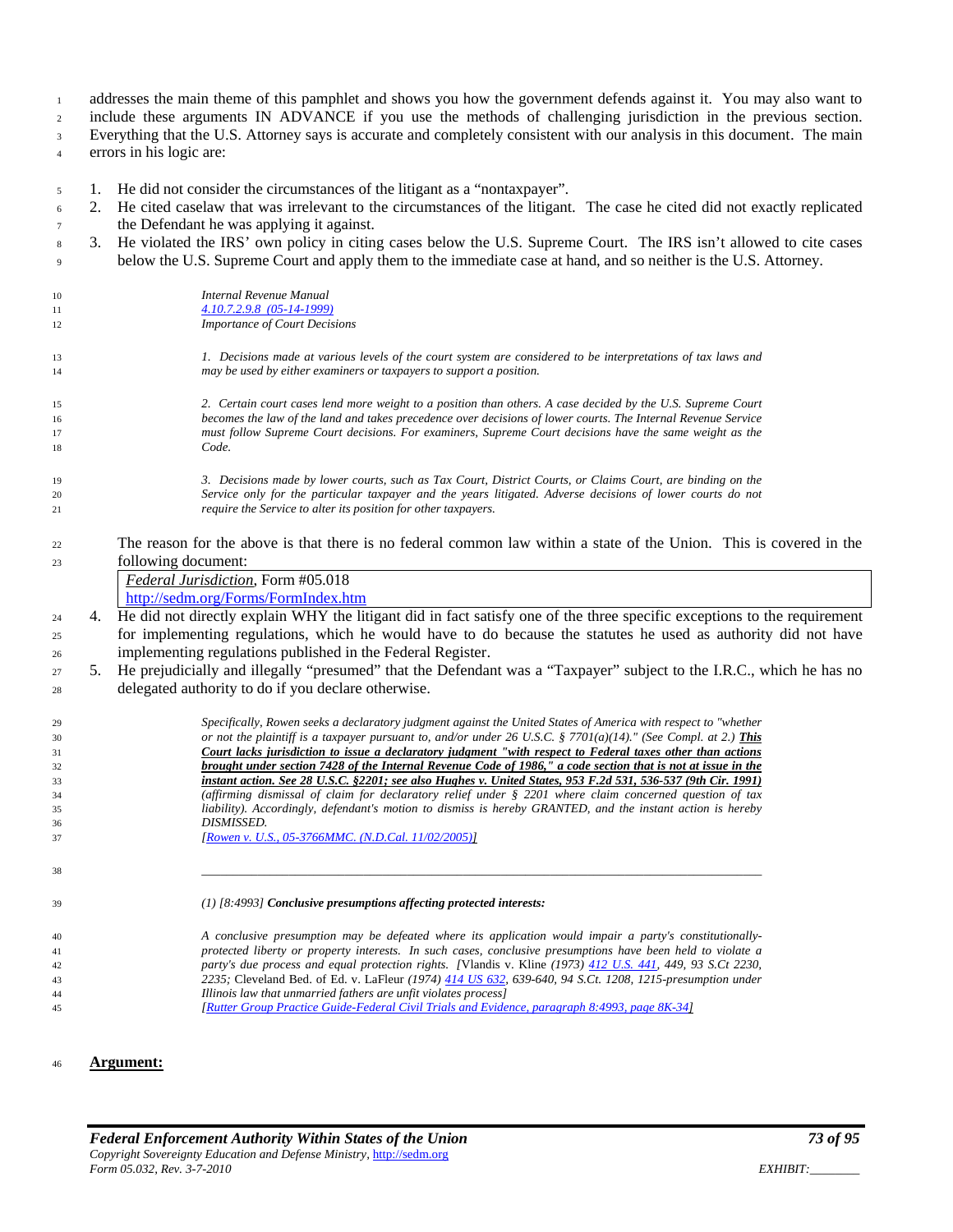addresses the main theme of this pamphlet and shows you how the government defends against it. You may also want to include these arguments IN ADVANCE if you use the methods of challenging jurisdiction in the previous section. Everything that the U.S. Attorney says is accurate and completely consistent with our analysis in this document. The main errors in his logic are:

1. He did not consider the circumstances of the litigant as a "nontaxpayer".
2. He cited caselaw that was irrelevant to the circumstances of the litigant. The case he cited did not exactly replicated the Defendant he was applying it against.
3. He violated the IRS' own policy in citing cases below the U.S. Supreme Court. The IRS isn't allowed to cite cases below the U.S. Supreme Court and apply them to the immediate case at hand, and so neither is the U.S. Attorney.

   > *Internal Revenue Manual*
   > *4.10.7.2.9.8 (05-14-1999)*
   > *Importance of Court Decisions*
   >
   > *1. Decisions made at various levels of the court system are considered to be interpretations of tax laws and may be used by either examiners or taxpayers to support a position.*
   >
   > *2. Certain court cases lend more weight to a position than others. A case decided by the U.S. Supreme Court becomes the law of the land and takes precedence over decisions of lower courts. The Internal Revenue Service must follow Supreme Court decisions. For examiners, Supreme Court decisions have the same weight as the Code.*
   >
   > *3. Decisions made by lower courts, such as Tax Court, District Courts, or Claims Court, are binding on the Service only for the particular taxpayer and the years litigated. Adverse decisions of lower courts do not require the Service to alter its position for other taxpayers.*

   The reason for the above is that there is no federal common law within a state of the Union. This is covered in the following document:

   | *Federal Jurisdiction*, Form #05.018 http://sedm.org/Forms/FormIndex.htm |
   |---|

4. He did not directly explain WHY the litigant did in fact satisfy one of the three specific exceptions to the requirement for implementing regulations, which he would have to do because the statutes he used as authority did not have implementing regulations published in the Federal Register.
5. He prejudicially and illegally "presumed" that the Defendant was a "Taxpayer" subject to the I.R.C., which he has no delegated authority to do if you declare otherwise.

   > *Specifically, Rowen seeks a declaratory judgment against the United States of America with respect to "whether or not the plaintiff is a taxpayer pursuant to, and/or under 26 U.S.C. § 7701(a)(14)." (See Compl. at 2.)* ***<u>This Court lacks jurisdiction to issue a declaratory judgment "with respect to Federal taxes other than actions brought under section 7428 of the Internal Revenue Code of 1986," a code section that is not at issue in the instant action. See 28 U.S.C. §2201; see also Hughes v. United States, 953 F.2d 531, 536-537 (9th Cir. 1991)</u>*** *(affirming dismissal of claim for declaratory relief under § 2201 where claim concerned question of tax liability). Accordingly, defendant's motion to dismiss is hereby GRANTED, and the instant action is hereby DISMISSED.*
   > *[Rowen v. U.S., 05-3766MMC. (N.D.Cal. 11/02/2005)]*

   ---

   > *(1) [8:4993]* ***Conclusive presumptions affecting protected interests:***
   >
   > *A conclusive presumption may be defeated where its application would impair a party's constitutionally-protected liberty or property interests. In such cases, conclusive presumptions have been held to violate a party's due process and equal protection rights. [*Vlandis v. Kline *(1973) 412 U.S. 441, 449, 93 S.Ct 2230, 2235;* Cleveland Bed. of Ed. v. LaFleur *(1974) 414 US 632, 639-640, 94 S.Ct. 1208, 1215-presumption under Illinois law that unmarried fathers are unfit violates process]*
   > *[Rutter Group Practice Guide-Federal Civil Trials and Evidence, paragraph 8:4993, page 8K-34]*

**<u>Argument:</u>**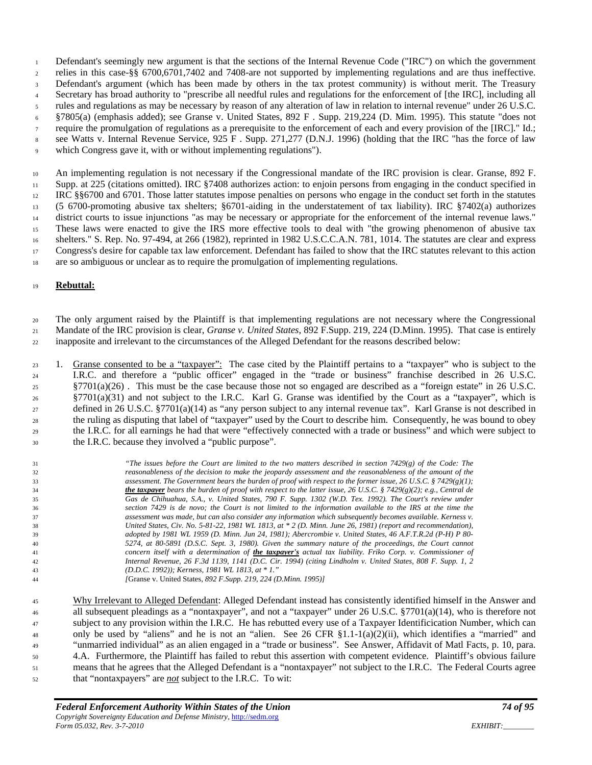Defendant's seemingly new argument is that the sections of the Internal Revenue Code ("IRC") on which the government relies in this case-§§ 6700,6701,7402 and 7408-are not supported by implementing regulations and are thus ineffective. Defendant's argument (which has been made by others in the tax protest community) is without merit. The Treasury Secretary has broad authority to "prescribe all needful rules and regulations for the enforcement of [the IRC], including all rules and regulations as may be necessary by reason of any alteration of law in relation to internal revenue" under 26 U.S.C. §7805(a) (emphasis added); see Granse v. United States, 892 F . Supp. 219,224 (D. Mim. 1995). This statute "does not require the promulgation of regulations as a prerequisite to the enforcement of each and every provision of the [IRC]." Id.; see Watts v. Internal Revenue Service, 925 F . Supp. 271,277 (D.N.J. 1996) (holding that the IRC "has the force of law which Congress gave it, with or without implementing regulations").

An implementing regulation is not necessary if the Congressional mandate of the IRC provision is clear. Granse, 892 F. Supp. at 225 (citations omitted). IRC §7408 authorizes action: to enjoin persons from engaging in the conduct specified in IRC §§6700 and 6701. Those latter statutes impose penalties on persons who engage in the conduct set forth in the statutes (5 6700-promoting abusive tax shelters; §6701-aiding in the understatement of tax liability). IRC §7402(a) authorizes district courts to issue injunctions "as may be necessary or appropriate for the enforcement of the internal revenue laws." These laws were enacted to give the IRS more effective tools to deal with "the growing phenomenon of abusive tax shelters." S. Rep. No. 97-494, at 266 (1982), reprinted in 1982 U.S.C.C.A.N. 781, 1014. The statutes are clear and express Congress's desire for capable tax law enforcement. Defendant has failed to show that the IRC statutes relevant to this action are so ambiguous or unclear as to require the promulgation of implementing regulations.

**Rebuttal:**

The only argument raised by the Plaintiff is that implementing regulations are not necessary where the Congressional Mandate of the IRC provision is clear, *Granse v. United States*, 892 F.Supp. 219, 224 (D.Minn. 1995). That case is entirely inapposite and irrelevant to the circumstances of the Alleged Defendant for the reasons described below:

1. Granse consented to be a "taxpayer": The case cited by the Plaintiff pertains to a "taxpayer" who is subject to the I.R.C. and therefore a "public officer" engaged in the "trade or business" franchise described in 26 U.S.C. §7701(a)(26) . This must be the case because those not so engaged are described as a "foreign estate" in 26 U.S.C. §7701(a)(31) and not subject to the I.R.C. Karl G. Granse was identified by the Court as a "taxpayer", which is defined in 26 U.S.C. §7701(a)(14) as "any person subject to any internal revenue tax". Karl Granse is not described in the ruling as disputing that label of "taxpayer" used by the Court to describe him. Consequently, he was bound to obey the I.R.C. for all earnings he had that were "effectively connected with a trade or business" and which were subject to the I.R.C. because they involved a "public purpose".

   > *"The issues before the Court are limited to the two matters described in section 7429(g) of the Code: The reasonableness of the decision to make the jeopardy assessment and the reasonableness of the amount of the assessment. The Government bears the burden of proof with respect to the former issue, 26 U.S.C. § 7429(g)(1); **the taxpayer** bears the burden of proof with respect to the latter issue, 26 U.S.C. § 7429(g)(2); e.g., Central de Gas de Chihuahua, S.A., v. United States, 790 F. Supp. 1302 (W.D. Tex. 1992). The Court's review under section 7429 is de novo; the Court is not limited to the information available to the IRS at the time the assessment was made, but can also consider any information which subsequently becomes available. Kerness v. United States, Civ. No. 5-81-22, 1981 WL 1813, at * 2 (D. Minn. June 26, 1981) (report and recommendation), adopted by 1981 WL 1959 (D. Minn. Jun 24, 1981); Abercrombie v. United States, 46 A.F.T.R.2d (P-H) P 80-5274, at 80-5891 (D.S.C. Sept. 3, 1980). Given the summary nature of the proceedings, the Court cannot concern itself with a determination of **the taxpayer's** actual tax liability. Friko Corp. v. Commissioner of Internal Revenue, 26 F.3d 1139, 1141 (D.C. Cir. 1994) (citing Lindholm v. United States, 808 F. Supp. 1, 2 (D.D.C. 1992)); Kerness, 1981 WL 1813, at * 1."*
   > [Granse v. United States, *892 F.Supp. 219, 224 (D.Minn. 1995)]*

   Why Irrelevant to Alleged Defendant: Alleged Defendant instead has consistently identified himself in the Answer and all subsequent pleadings as a "nontaxpayer", and not a "taxpayer" under 26 U.S.C. §7701(a)(14), who is therefore not subject to any provision within the I.R.C. He has rebutted every use of a Taxpayer Identificication Number, which can only be used by "aliens" and he is not an "alien. See 26 CFR §1.1-1(a)(2)(ii), which identifies a "married" and "unmarried individual" as an alien engaged in a "trade or business". See Answer, Affidavit of Matl Facts, p. 10, para. 4.A. Furthermore, the Plaintiff has failed to rebut this assertion with competent evidence. Plaintiff's obvious failure means that he agrees that the Alleged Defendant is a "nontaxpayer" not subject to the I.R.C. The Federal Courts agree that "nontaxpayers" are *not* subject to the I.R.C. To wit: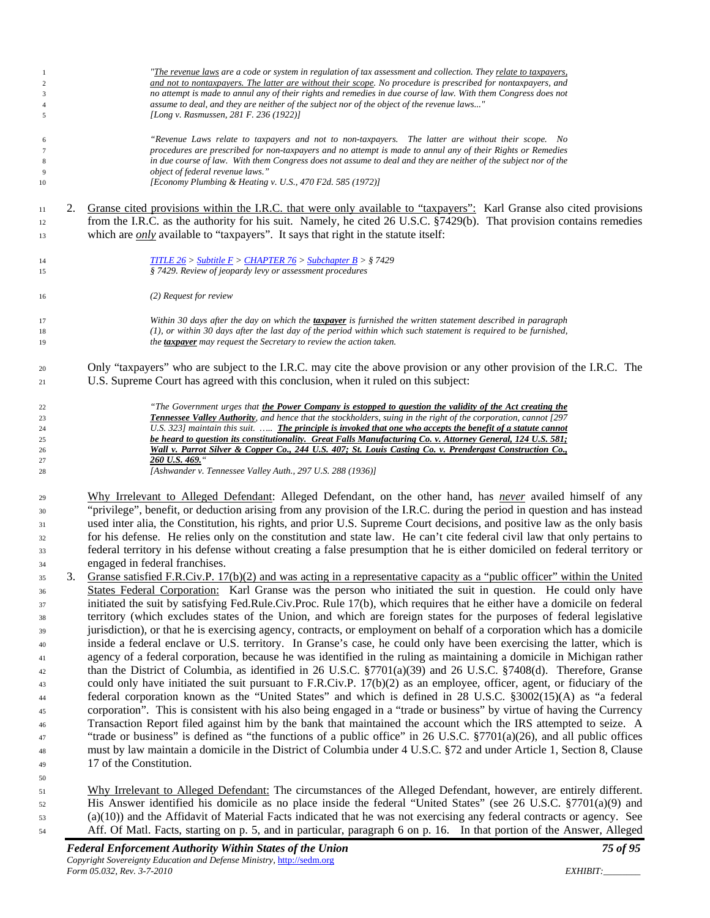> *"The revenue laws are a code or system in regulation of tax assessment and collection. They relate to taxpayers, and not to nontaxpayers. The latter are without their scope. No procedure is prescribed for nontaxpayers, and no attempt is made to annul any of their rights and remedies in due course of law. With them Congress does not assume to deal, and they are neither of the subject nor of the object of the revenue laws..."*
> *[Long v. Rasmussen, 281 F. 236 (1922)]*

> *"Revenue Laws relate to taxpayers and not to non-taxpayers. The latter are without their scope. No procedures are prescribed for non-taxpayers and no attempt is made to annul any of their Rights or Remedies in due course of law. With them Congress does not assume to deal and they are neither of the subject nor of the object of federal revenue laws."*
> *[Economy Plumbing & Heating v. U.S., 470 F2d. 585 (1972)]*

2. Granse cited provisions within the I.R.C. that were only available to "taxpayers": Karl Granse also cited provisions from the I.R.C. as the authority for his suit. Namely, he cited 26 U.S.C. §7429(b). That provision contains remedies which are ***only*** available to "taxpayers". It says that right in the statute itself:

> *TITLE 26 > Subtitle F > CHAPTER 76 > Subchapter B > § 7429*
> *§ 7429. Review of jeopardy levy or assessment procedures*
>
> *(2) Request for review*
>
> *Within 30 days after the day on which the **taxpayer** is furnished the written statement described in paragraph (1), or within 30 days after the last day of the period within which such statement is required to be furnished, the **taxpayer** may request the Secretary to review the action taken.*

Only "taxpayers" who are subject to the I.R.C. may cite the above provision or any other provision of the I.R.C. The U.S. Supreme Court has agreed with this conclusion, when it ruled on this subject:

> *"The Government urges that **the Power Company is estopped to question the validity of the Act creating the Tennessee Valley Authority**, and hence that the stockholders, suing in the right of the corporation, cannot [297 U.S. 323] maintain this suit. ….. **The principle is invoked that one who accepts the benefit of a statute cannot be heard to question its constitutionality. Great Falls Manufacturing Co. v. Attorney General, 124 U.S. 581; Wall v. Parrot Silver & Copper Co., 244 U.S. 407; St. Louis Casting Co. v. Prendergast Construction Co., 260 U.S. 469.**"*
> *[Ashwander v. Tennessee Valley Auth., 297 U.S. 288 (1936)]*

Why Irrelevant to Alleged Defendant: Alleged Defendant, on the other hand, has ***never*** availed himself of any "privilege", benefit, or deduction arising from any provision of the I.R.C. during the period in question and has instead used inter alia, the Constitution, his rights, and prior U.S. Supreme Court decisions, and positive law as the only basis for his defense. He relies only on the constitution and state law. He can't cite federal civil law that only pertains to federal territory in his defense without creating a false presumption that he is either domiciled on federal territory or engaged in federal franchises.

3. Granse satisfied F.R.Civ.P. 17(b)(2) and was acting in a representative capacity as a "public officer" within the United States Federal Corporation: Karl Granse was the person who initiated the suit in question. He could only have initiated the suit by satisfying Fed.Rule.Civ.Proc. Rule 17(b), which requires that he either have a domicile on federal territory (which excludes states of the Union, and which are foreign states for the purposes of federal legislative jurisdiction), or that he is exercising agency, contracts, or employment on behalf of a corporation which has a domicile inside a federal enclave or U.S. territory. In Granse's case, he could only have been exercising the latter, which is agency of a federal corporation, because he was identified in the ruling as maintaining a domicile in Michigan rather than the District of Columbia, as identified in 26 U.S.C. §7701(a)(39) and 26 U.S.C. §7408(d). Therefore, Granse could only have initiated the suit pursuant to F.R.Civ.P. 17(b)(2) as an employee, officer, agent, or fiduciary of the federal corporation known as the "United States" and which is defined in 28 U.S.C. §3002(15)(A) as "a federal corporation". This is consistent with his also being engaged in a "trade or business" by virtue of having the Currency Transaction Report filed against him by the bank that maintained the account which the IRS attempted to seize. A "trade or business" is defined as "the functions of a public office" in 26 U.S.C. §7701(a)(26), and all public offices must by law maintain a domicile in the District of Columbia under 4 U.S.C. §72 and under Article 1, Section 8, Clause 17 of the Constitution.

Why Irrelevant to Alleged Defendant: The circumstances of the Alleged Defendant, however, are entirely different. His Answer identified his domicile as no place inside the federal "United States" (see 26 U.S.C. §7701(a)(9) and (a)(10)) and the Affidavit of Material Facts indicated that he was not exercising any federal contracts or agency. See Aff. Of Matl. Facts, starting on p. 5, and in particular, paragraph 6 on p. 16. In that portion of the Answer, Alleged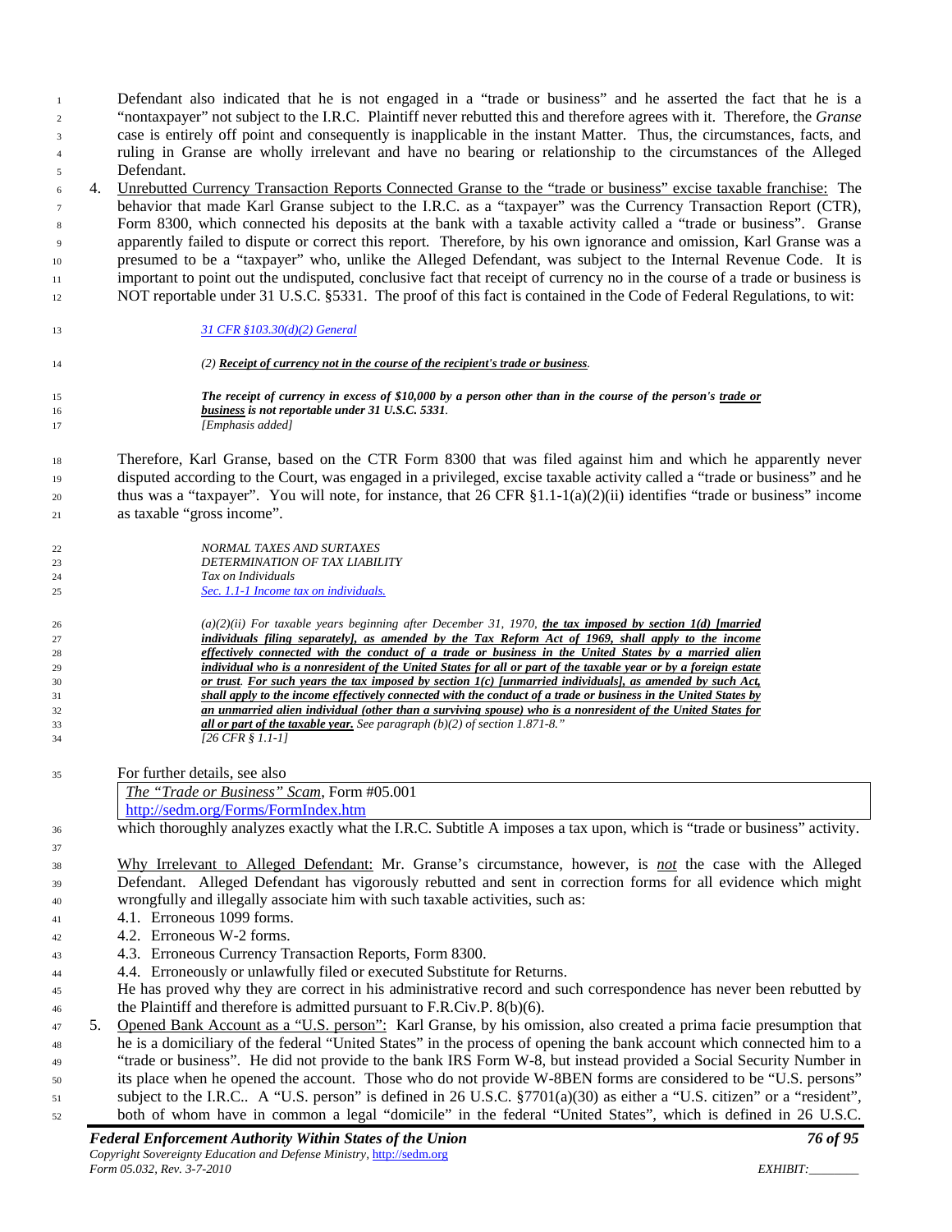Defendant also indicated that he is not engaged in a "trade or business" and he asserted the fact that he is a "nontaxpayer" not subject to the I.R.C. Plaintiff never rebutted this and therefore agrees with it. Therefore, the *Granse* case is entirely off point and consequently is inapplicable in the instant Matter. Thus, the circumstances, facts, and ruling in Granse are wholly irrelevant and have no bearing or relationship to the circumstances of the Alleged Defendant.

4. <u>Unrebutted Currency Transaction Reports Connected Granse to the "trade or business" excise taxable franchise:</u> The behavior that made Karl Granse subject to the I.R.C. as a "taxpayer" was the Currency Transaction Report (CTR), Form 8300, which connected his deposits at the bank with a taxable activity called a "trade or business". Granse apparently failed to dispute or correct this report. Therefore, by his own ignorance and omission, Karl Granse was a presumed to be a "taxpayer" who, unlike the Alleged Defendant, was subject to the Internal Revenue Code. It is important to point out the undisputed, conclusive fact that receipt of currency no in the course of a trade or business is NOT reportable under 31 U.S.C. §5331. The proof of this fact is contained in the Code of Federal Regulations, to wit:

> *31 CFR §103.30(d)(2) General*
>
> *(2) **<u>Receipt of currency not in the course of the recipient's trade or business</u>**.*
>
> ***The receipt of currency in excess of $10,000 by a person other than in the course of the person's <u>trade or business</u> is not reportable under 31 U.S.C. 5331**.*
> *[Emphasis added]*

Therefore, Karl Granse, based on the CTR Form 8300 that was filed against him and which he apparently never disputed according to the Court, was engaged in a privileged, excise taxable activity called a "trade or business" and he thus was a "taxpayer". You will note, for instance, that 26 CFR §1.1-1(a)(2)(ii) identifies "trade or business" income as taxable "gross income".

> *NORMAL TAXES AND SURTAXES*
> *DETERMINATION OF TAX LIABILITY*
> *Tax on Individuals*
> *Sec. 1.1-1 Income tax on individuals.*
>
> *(a)(2)(ii) For taxable years beginning after December 31, 1970, **<u>the tax imposed by section 1(d) [married individuals filing separately], as amended by the Tax Reform Act of 1969, shall apply to the income effectively connected with the conduct of a trade or business in the United States by a married alien individual who is a nonresident of the United States for all or part of the taxable year or by a foreign estate or trust</u>**. **<u>For such years the tax imposed by section 1(c) [unmarried individuals], as amended by such Act, shall apply to the income effectively connected with the conduct of a trade or business in the United States by an unmarried alien individual (other than a surviving spouse) who is a nonresident of the United States for all or part of the taxable year.</u>** See paragraph (b)(2) of section 1.871-8."*
> *[26 CFR § 1.1-1]*

For further details, see also

| *The "Trade or Business" Scam*, Form #05.001 http://sedm.org/Forms/FormIndex.htm |
|---|

which thoroughly analyzes exactly what the I.R.C. Subtitle A imposes a tax upon, which is "trade or business" activity.

<u>Why Irrelevant to Alleged Defendant:</u> Mr. Granse's circumstance, however, is ***<u>not</u>*** the case with the Alleged Defendant. Alleged Defendant has vigorously rebutted and sent in correction forms for all evidence which might wrongfully and illegally associate him with such taxable activities, such as:

4.1. Erroneous 1099 forms.
4.2. Erroneous W-2 forms.
4.3. Erroneous Currency Transaction Reports, Form 8300.
4.4. Erroneously or unlawfully filed or executed Substitute for Returns.

He has proved why they are correct in his administrative record and such correspondence has never been rebutted by the Plaintiff and therefore is admitted pursuant to F.R.Civ.P. 8(b)(6).

5. <u>Opened Bank Account as a "U.S. person":</u> Karl Granse, by his omission, also created a prima facie presumption that he is a domiciliary of the federal "United States" in the process of opening the bank account which connected him to a "trade or business". He did not provide to the bank IRS Form W-8, but instead provided a Social Security Number in its place when he opened the account. Those who do not provide W-8BEN forms are considered to be "U.S. persons" subject to the I.R.C.. A "U.S. person" is defined in 26 U.S.C. §7701(a)(30) as either a "U.S. citizen" or a "resident", both of whom have in common a legal "domicile" in the federal "United States", which is defined in 26 U.S.C.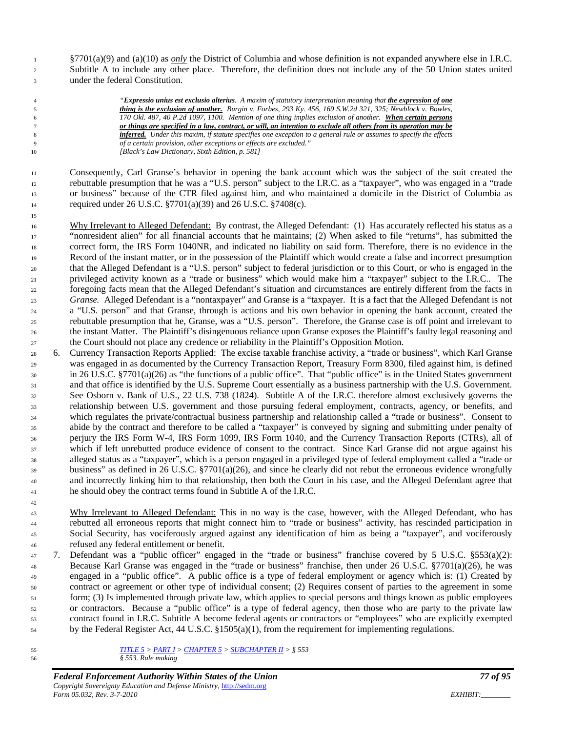§7701(a)(9) and (a)(10) as *only* the District of Columbia and whose definition is not expanded anywhere else in I.R.C. Subtitle A to include any other place. Therefore, the definition does not include any of the 50 Union states united under the federal Constitution.

> *"**Expressio unius est exclusio alterius**. A maxim of statutory interpretation meaning that **the expression of one thing is the exclusion of another.** Burgin v. Forbes, 293 Ky. 456, 169 S.W.2d 321, 325; Newblock v. Bowles, 170 Okl. 487, 40 P.2d 1097, 1100. Mention of one thing implies exclusion of another. **When certain persons or things are specified in a law, contract, or will, an intention to exclude all others from its operation may be inferred.** Under this maxim, if statute specifies one exception to a general rule or assumes to specify the effects of a certain provision, other exceptions or effects are excluded."*
> *[Black's Law Dictionary, Sixth Edition, p. 581]*

Consequently, Carl Granse's behavior in opening the bank account which was the subject of the suit created the rebuttable presumption that he was a "U.S. person" subject to the I.R.C. as a "taxpayer", who was engaged in a "trade or business" because of the CTR filed against him, and who maintained a domicile in the District of Columbia as required under 26 U.S.C. §7701(a)(39) and 26 U.S.C. §7408(c).

Why Irrelevant to Alleged Defendant: By contrast, the Alleged Defendant: (1) Has accurately reflected his status as a "nonresident alien" for all financial accounts that he maintains; (2) When asked to file "returns", has submitted the correct form, the IRS Form 1040NR, and indicated no liability on said form. Therefore, there is no evidence in the Record of the instant matter, or in the possession of the Plaintiff which would create a false and incorrect presumption that the Alleged Defendant is a "U.S. person" subject to federal jurisdiction or to this Court, or who is engaged in the privileged activity known as a "trade or business" which would make him a "taxpayer" subject to the I.R.C.. The foregoing facts mean that the Alleged Defendant's situation and circumstances are entirely different from the facts in *Granse.* Alleged Defendant is a "nontaxpayer" and Granse is a "taxpayer. It is a fact that the Alleged Defendant is not a "U.S. person" and that Granse, through is actions and his own behavior in opening the bank account, created the rebuttable presumption that he, Granse, was a "U.S. person". Therefore, the Granse case is off point and irrelevant to the instant Matter. The Plaintiff's disingenuous reliance upon Granse exposes the Plaintiff's faulty legal reasoning and the Court should not place any credence or reliability in the Plaintiff's Opposition Motion.

6. Currency Transaction Reports Applied: The excise taxable franchise activity, a "trade or business", which Karl Granse was engaged in as documented by the Currency Transaction Report, Treasury Form 8300, filed against him, is defined in 26 U.S.C. §7701(a)(26) as "the functions of a public office". That "public office" is in the United States government and that office is identified by the U.S. Supreme Court essentially as a business partnership with the U.S. Government. See Osborn v. Bank of U.S., 22 U.S. 738 (1824). Subtitle A of the I.R.C. therefore almost exclusively governs the relationship between U.S. government and those pursuing federal employment, contracts, agency, or benefits, and which regulates the private/contractual business partnership and relationship called a "trade or business". Consent to abide by the contract and therefore to be called a "taxpayer" is conveyed by signing and submitting under penalty of perjury the IRS Form W-4, IRS Form 1099, IRS Form 1040, and the Currency Transaction Reports (CTRs), all of which if left unrebutted produce evidence of consent to the contract. Since Karl Granse did not argue against his alleged status as a "taxpayer", which is a person engaged in a privileged type of federal employment called a "trade or business" as defined in 26 U.S.C. §7701(a)(26), and since he clearly did not rebut the erroneous evidence wrongfully and incorrectly linking him to that relationship, then both the Court in his case, and the Alleged Defendant agree that he should obey the contract terms found in Subtitle A of the I.R.C.

   Why Irrelevant to Alleged Defendant: This in no way is the case, however, with the Alleged Defendant, who has rebutted all erroneous reports that might connect him to "trade or business" activity, has rescinded participation in Social Security, has vociferously argued against any identification of him as being a "taxpayer", and vociferously refused any federal entitlement or benefit.

7. Defendant was a "public officer" engaged in the "trade or business" franchise covered by 5 U.S.C. §553(a)(2): Because Karl Granse was engaged in the "trade or business" franchise, then under 26 U.S.C. §7701(a)(26), he was engaged in a "public office". A public office is a type of federal employment or agency which is: (1) Created by contract or agreement or other type of individual consent; (2) Requires consent of parties to the agreement in some form; (3) Is implemented through private law, which applies to special persons and things known as public employees or contractors. Because a "public office" is a type of federal agency, then those who are party to the private law contract found in I.R.C. Subtitle A become federal agents or contractors or "employees" who are explicitly exempted by the Federal Register Act, 44 U.S.C. §1505(a)(1), from the requirement for implementing regulations.

> *TITLE 5 > PART I > CHAPTER 5 > SUBCHAPTER II > § 553*
> *§ 553. Rule making*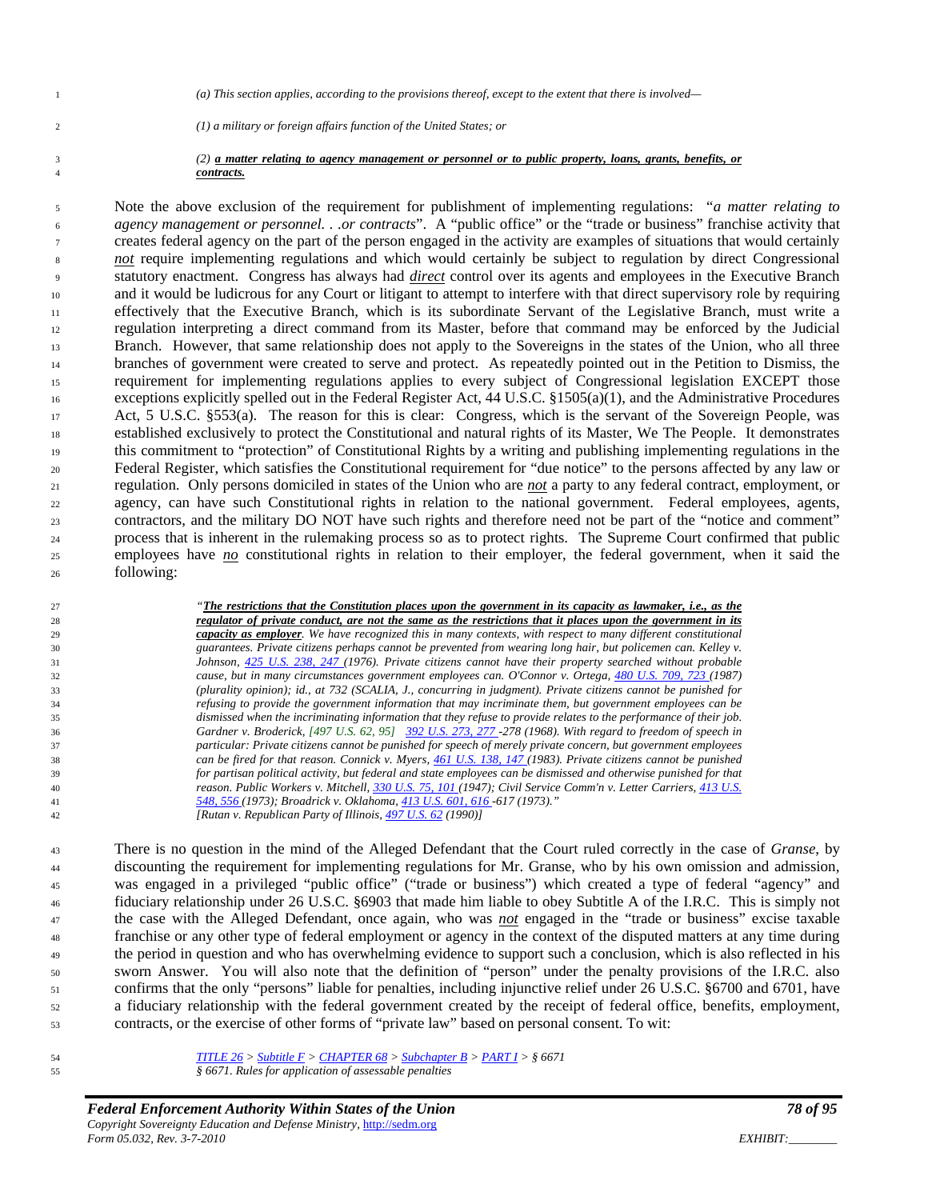> *(a) This section applies, according to the provisions thereof, except to the extent that there is involved—*
>
> *(1) a military or foreign affairs function of the United States; or*
>
> *(2) **a matter relating to agency management or personnel or to public property, loans, grants, benefits, or contracts.***

Note the above exclusion of the requirement for publishment of implementing regulations: "*a matter relating to agency management or personnel. . .or contracts*". A "public office" or the "trade or business" franchise activity that creates federal agency on the part of the person engaged in the activity are examples of situations that would certainly ***not*** require implementing regulations and which would certainly be subject to regulation by direct Congressional statutory enactment. Congress has always had ***direct*** control over its agents and employees in the Executive Branch and it would be ludicrous for any Court or litigant to attempt to interfere with that direct supervisory role by requiring effectively that the Executive Branch, which is its subordinate Servant of the Legislative Branch, must write a regulation interpreting a direct command from its Master, before that command may be enforced by the Judicial Branch. However, that same relationship does not apply to the Sovereigns in the states of the Union, who all three branches of government were created to serve and protect. As repeatedly pointed out in the Petition to Dismiss, the requirement for implementing regulations applies to every subject of Congressional legislation EXCEPT those exceptions explicitly spelled out in the Federal Register Act, 44 U.S.C. §1505(a)(1), and the Administrative Procedures Act, 5 U.S.C. §553(a). The reason for this is clear: Congress, which is the servant of the Sovereign People, was established exclusively to protect the Constitutional and natural rights of its Master, We The People. It demonstrates this commitment to "protection" of Constitutional Rights by a writing and publishing implementing regulations in the Federal Register, which satisfies the Constitutional requirement for "due notice" to the persons affected by any law or regulation. Only persons domiciled in states of the Union who are ***not*** a party to any federal contract, employment, or agency, can have such Constitutional rights in relation to the national government. Federal employees, agents, contractors, and the military DO NOT have such rights and therefore need not be part of the "notice and comment" process that is inherent in the rulemaking process so as to protect rights. The Supreme Court confirmed that public employees have ***no*** constitutional rights in relation to their employer, the federal government, when it said the following:

> *"**The restrictions that the Constitution places upon the government in its capacity as lawmaker, i.e., as the regulator of private conduct, are not the same as the restrictions that it places upon the government in its capacity as employer**. We have recognized this in many contexts, with respect to many different constitutional guarantees. Private citizens perhaps cannot be prevented from wearing long hair, but policemen can. Kelley v. Johnson, 425 U.S. 238, 247 (1976). Private citizens cannot have their property searched without probable cause, but in many circumstances government employees can. O'Connor v. Ortega, 480 U.S. 709, 723 (1987) (plurality opinion); id., at 732 (SCALIA, J., concurring in judgment). Private citizens cannot be punished for refusing to provide the government information that may incriminate them, but government employees can be dismissed when the incriminating information that they refuse to provide relates to the performance of their job. Gardner v. Broderick, [497 U.S. 62, 95] 392 U.S. 273, 277 -278 (1968). With regard to freedom of speech in particular: Private citizens cannot be punished for speech of merely private concern, but government employees can be fired for that reason. Connick v. Myers, 461 U.S. 138, 147 (1983). Private citizens cannot be punished for partisan political activity, but federal and state employees can be dismissed and otherwise punished for that reason. Public Workers v. Mitchell, 330 U.S. 75, 101 (1947); Civil Service Comm'n v. Letter Carriers, 413 U.S. 548, 556 (1973); Broadrick v. Oklahoma, 413 U.S. 601, 616 -617 (1973)."*
> *[Rutan v. Republican Party of Illinois, 497 U.S. 62 (1990)]*

There is no question in the mind of the Alleged Defendant that the Court ruled correctly in the case of *Granse*, by discounting the requirement for implementing regulations for Mr. Granse, who by his own omission and admission, was engaged in a privileged "public office" ("trade or business") which created a type of federal "agency" and fiduciary relationship under 26 U.S.C. §6903 that made him liable to obey Subtitle A of the I.R.C. This is simply not the case with the Alleged Defendant, once again, who was ***not*** engaged in the "trade or business" excise taxable franchise or any other type of federal employment or agency in the context of the disputed matters at any time during the period in question and who has overwhelming evidence to support such a conclusion, which is also reflected in his sworn Answer. You will also note that the definition of "person" under the penalty provisions of the I.R.C. also confirms that the only "persons" liable for penalties, including injunctive relief under 26 U.S.C. §6700 and 6701, have a fiduciary relationship with the federal government created by the receipt of federal office, benefits, employment, contracts, or the exercise of other forms of "private law" based on personal consent. To wit:

> *TITLE 26 > Subtitle F > CHAPTER 68 > Subchapter B > PART I > § 6671*
> *§ 6671. Rules for application of assessable penalties*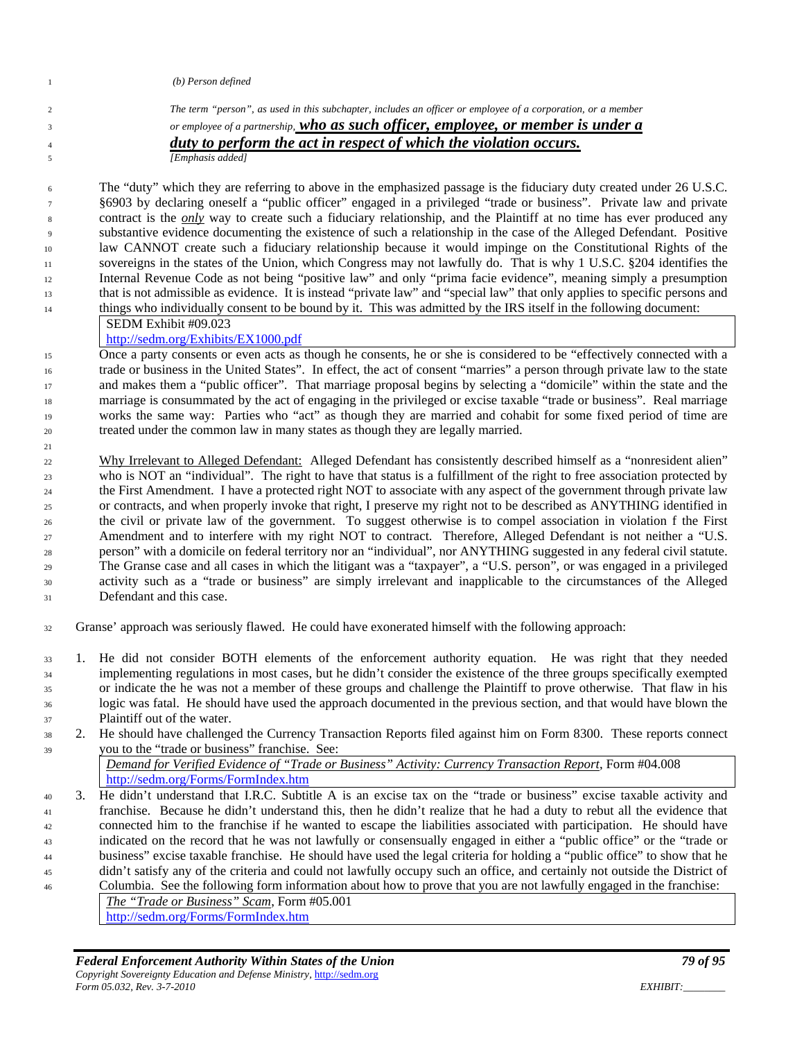*(b) Person defined*

*The term "person", as used in this subchapter, includes an officer or employee of a corporation, or a member or employee of a partnership,* ***<u>who as such officer, employee, or member is under a duty to perform the act in respect of which the violation occurs.</u>***
*[Emphasis added]*

The "duty" which they are referring to above in the emphasized passage is the fiduciary duty created under 26 U.S.C. §6903 by declaring oneself a "public officer" engaged in a privileged "trade or business". Private law and private contract is the *only* way to create such a fiduciary relationship, and the Plaintiff at no time has ever produced any substantive evidence documenting the existence of such a relationship in the case of the Alleged Defendant. Positive law CANNOT create such a fiduciary relationship because it would impinge on the Constitutional Rights of the sovereigns in the states of the Union, which Congress may not lawfully do. That is why 1 U.S.C. §204 identifies the Internal Revenue Code as not being "positive law" and only "prima facie evidence", meaning simply a presumption that is not admissible as evidence. It is instead "private law" and "special law" that only applies to specific persons and things who individually consent to be bound by it. This was admitted by the IRS itself in the following document:

| SEDM Exhibit #09.023<br>http://sedm.org/Exhibits/EX1000.pdf |
|---|

Once a party consents or even acts as though he consents, he or she is considered to be "effectively connected with a trade or business in the United States". In effect, the act of consent "marries" a person through private law to the state and makes them a "public officer". That marriage proposal begins by selecting a "domicile" within the state and the marriage is consummated by the act of engaging in the privileged or excise taxable "trade or business". Real marriage works the same way: Parties who "act" as though they are married and cohabit for some fixed period of time are treated under the common law in many states as though they are legally married.

<u>Why Irrelevant to Alleged Defendant:</u> Alleged Defendant has consistently described himself as a "nonresident alien" who is NOT an "individual". The right to have that status is a fulfillment of the right to free association protected by the First Amendment. I have a protected right NOT to associate with any aspect of the government through private law or contracts, and when properly invoke that right, I preserve my right not to be described as ANYTHING identified in the civil or private law of the government. To suggest otherwise is to compel association in violation f the First Amendment and to interfere with my right NOT to contract. Therefore, Alleged Defendant is not neither a "U.S. person" with a domicile on federal territory nor an "individual", nor ANYTHING suggested in any federal civil statute. The Granse case and all cases in which the litigant was a "taxpayer", a "U.S. person", or was engaged in a privileged activity such as a "trade or business" are simply irrelevant and inapplicable to the circumstances of the Alleged Defendant and this case.

Granse' approach was seriously flawed. He could have exonerated himself with the following approach:

1. He did not consider BOTH elements of the enforcement authority equation. He was right that they needed implementing regulations in most cases, but he didn't consider the existence of the three groups specifically exempted or indicate the he was not a member of these groups and challenge the Plaintiff to prove otherwise. That flaw in his logic was fatal. He should have used the approach documented in the previous section, and that would have blown the Plaintiff out of the water.
2. He should have challenged the Currency Transaction Reports filed against him on Form 8300. These reports connect you to the "trade or business" franchise. See:

   | *<u>Demand for Verified Evidence of "Trade or Business" Activity: Currency Transaction Report</u>*, Form #04.008<br>http://sedm.org/Forms/FormIndex.htm |
   |---|

3. He didn't understand that I.R.C. Subtitle A is an excise tax on the "trade or business" excise taxable activity and franchise. Because he didn't understand this, then he didn't realize that he had a duty to rebut all the evidence that connected him to the franchise if he wanted to escape the liabilities associated with participation. He should have indicated on the record that he was not lawfully or consensually engaged in either a "public office" or the "trade or business" excise taxable franchise. He should have used the legal criteria for holding a "public office" to show that he didn't satisfy any of the criteria and could not lawfully occupy such an office, and certainly not outside the District of Columbia. See the following form information about how to prove that you are not lawfully engaged in the franchise:

   | *<u>The "Trade or Business" Scam</u>*, Form #05.001<br>http://sedm.org/Forms/FormIndex.htm |
   |---|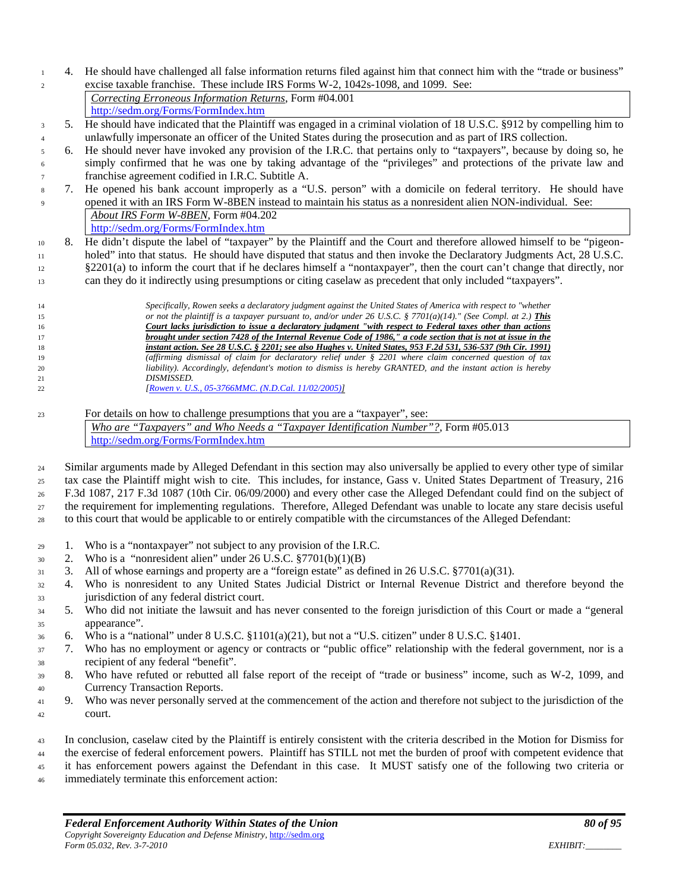4. He should have challenged all false information returns filed against him that connect him with the "trade or business" excise taxable franchise. These include IRS Forms W-2, 1042s-1098, and 1099. See:

   *Correcting Erroneous Information Returns*, Form #04.001
   http://sedm.org/Forms/FormIndex.htm

5. He should have indicated that the Plaintiff was engaged in a criminal violation of 18 U.S.C. §912 by compelling him to unlawfully impersonate an officer of the United States during the prosecution and as part of IRS collection.
6. He should never have invoked any provision of the I.R.C. that pertains only to "taxpayers", because by doing so, he simply confirmed that he was one by taking advantage of the "privileges" and protections of the private law and franchise agreement codified in I.R.C. Subtitle A.
7. He opened his bank account improperly as a "U.S. person" with a domicile on federal territory. He should have opened it with an IRS Form W-8BEN instead to maintain his status as a nonresident alien NON-individual. See:

   *About IRS Form W-8BEN*, Form #04.202
   http://sedm.org/Forms/FormIndex.htm

8. He didn't dispute the label of "taxpayer" by the Plaintiff and the Court and therefore allowed himself to be "pigeon-holed" into that status. He should have disputed that status and then invoke the Declaratory Judgments Act, 28 U.S.C. §2201(a) to inform the court that if he declares himself a "nontaxpayer", then the court can't change that directly, nor can they do it indirectly using presumptions or citing caselaw as precedent that only included "taxpayers".

> *Specifically, Rowen seeks a declaratory judgment against the United States of America with respect to "whether or not the plaintiff is a taxpayer pursuant to, and/or under 26 U.S.C. § 7701(a)(14)." (See Compl. at 2.)* ***This Court lacks jurisdiction to issue a declaratory judgment "with respect to Federal taxes other than actions brought under section 7428 of the Internal Revenue Code of 1986," a code section that is not at issue in the instant action. See 28 U.S.C. § 2201; see also Hughes v. United States, 953 F.2d 531, 536-537 (9th Cir. 1991)*** *(affirming dismissal of claim for declaratory relief under § 2201 where claim concerned question of tax liability). Accordingly, defendant's motion to dismiss is hereby GRANTED, and the instant action is hereby DISMISSED.*
> *[Rowen v. U.S., 05-3766MMC. (N.D.Cal. 11/02/2005)]*

For details on how to challenge presumptions that you are a "taxpayer", see:

*Who are "Taxpayers" and Who Needs a "Taxpayer Identification Number"?*, Form #05.013
http://sedm.org/Forms/FormIndex.htm

Similar arguments made by Alleged Defendant in this section may also universally be applied to every other type of similar tax case the Plaintiff might wish to cite. This includes, for instance, Gass v. United States Department of Treasury, 216 F.3d 1087, 217 F.3d 1087 (10th Cir. 06/09/2000) and every other case the Alleged Defendant could find on the subject of the requirement for implementing regulations. Therefore, Alleged Defendant was unable to locate any stare decisis useful to this court that would be applicable to or entirely compatible with the circumstances of the Alleged Defendant:

1. Who is a "nontaxpayer" not subject to any provision of the I.R.C.
2. Who is a "nonresident alien" under 26 U.S.C. §7701(b)(1)(B)
3. All of whose earnings and property are a "foreign estate" as defined in 26 U.S.C. §7701(a)(31).
4. Who is nonresident to any United States Judicial District or Internal Revenue District and therefore beyond the jurisdiction of any federal district court.
5. Who did not initiate the lawsuit and has never consented to the foreign jurisdiction of this Court or made a "general appearance".
6. Who is a "national" under 8 U.S.C. §1101(a)(21), but not a "U.S. citizen" under 8 U.S.C. §1401.
7. Who has no employment or agency or contracts or "public office" relationship with the federal government, nor is a recipient of any federal "benefit".
8. Who have refuted or rebutted all false report of the receipt of "trade or business" income, such as W-2, 1099, and Currency Transaction Reports.
9. Who was never personally served at the commencement of the action and therefore not subject to the jurisdiction of the court.

In conclusion, caselaw cited by the Plaintiff is entirely consistent with the criteria described in the Motion for Dismiss for the exercise of federal enforcement powers. Plaintiff has STILL not met the burden of proof with competent evidence that it has enforcement powers against the Defendant in this case. It MUST satisfy one of the following two criteria or immediately terminate this enforcement action: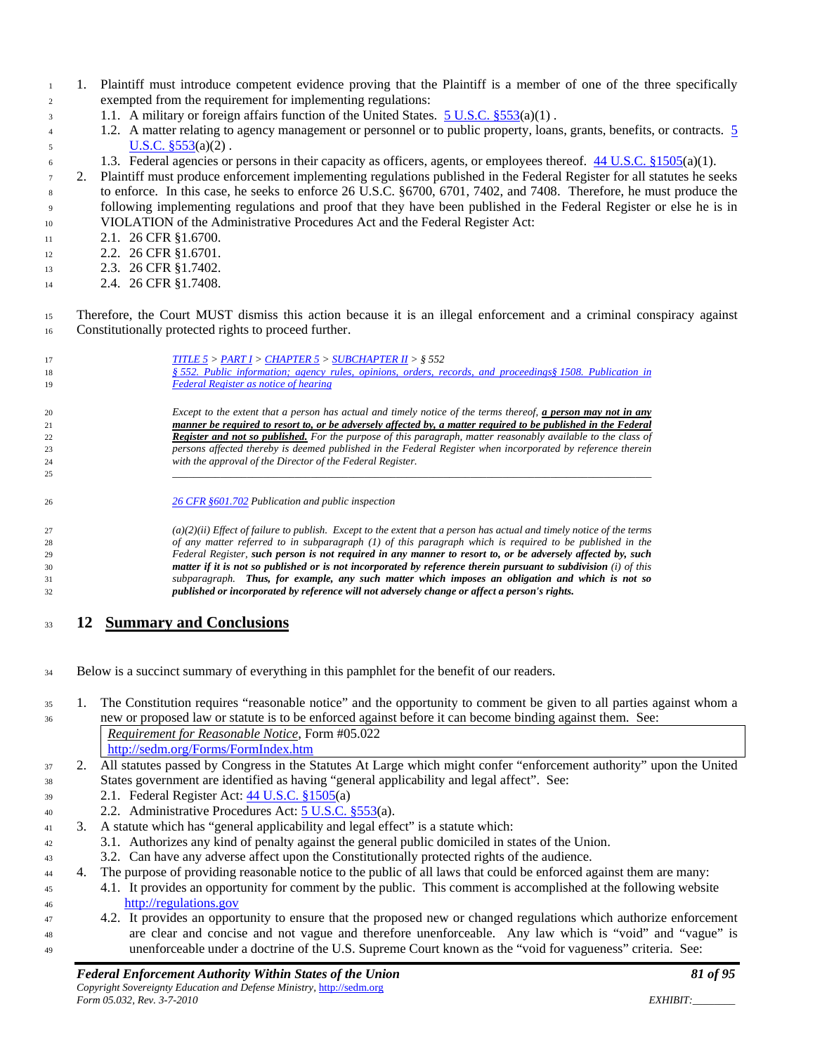1. Plaintiff must introduce competent evidence proving that the Plaintiff is a member of one of the three specifically exempted from the requirement for implementing regulations:
   1.1. A military or foreign affairs function of the United States. [5 U.S.C. §553](a)(1) .
   1.2. A matter relating to agency management or personnel or to public property, loans, grants, benefits, or contracts. [5 U.S.C. §553](a)(2) .
   1.3. Federal agencies or persons in their capacity as officers, agents, or employees thereof. [44 U.S.C. §1505](a)(1).
2. Plaintiff must produce enforcement implementing regulations published in the Federal Register for all statutes he seeks to enforce. In this case, he seeks to enforce 26 U.S.C. §6700, 6701, 7402, and 7408. Therefore, he must produce the following implementing regulations and proof that they have been published in the Federal Register or else he is in VIOLATION of the Administrative Procedures Act and the Federal Register Act:
   2.1. 26 CFR §1.6700.
   2.2. 26 CFR §1.6701.
   2.3. 26 CFR §1.7402.
   2.4. 26 CFR §1.7408.

Therefore, the Court MUST dismiss this action because it is an illegal enforcement and a criminal conspiracy against Constitutionally protected rights to proceed further.

> *TITLE 5 > PART I > CHAPTER 5 > SUBCHAPTER II > § 552*
> *§ 552. Public information; agency rules, opinions, orders, records, and proceedings§ 1508. Publication in Federal Register as notice of hearing*
>
> *Except to the extent that a person has actual and timely notice of the terms thereof, **a person may not in any manner be required to resort to, or be adversely affected by, a matter required to be published in the Federal Register and not so published.** For the purpose of this paragraph, matter reasonably available to the class of persons affected thereby is deemed published in the Federal Register when incorporated by reference therein with the approval of the Director of the Federal Register.*
>
> ---

> *26 CFR §601.702 Publication and public inspection*
>
> *(a)(2)(ii) Effect of failure to publish. Except to the extent that a person has actual and timely notice of the terms of any matter referred to in subparagraph (1) of this paragraph which is required to be published in the Federal Register, **such person is not required in any manner to resort to, or be adversely affected by, such matter if it is not so published or is not incorporated by reference therein pursuant to subdivision** (i) of this subparagraph. **Thus, for example, any such matter which imposes an obligation and which is not so published or incorporated by reference will not adversely change or affect a person's rights.***

# 12 Summary and Conclusions

Below is a succinct summary of everything in this pamphlet for the benefit of our readers.

1. The Constitution requires "reasonable notice" and the opportunity to comment be given to all parties against whom a new or proposed law or statute is to be enforced against before it can become binding against them. See:

   | *Requirement for Reasonable Notice*, Form #05.022<br>http://sedm.org/Forms/FormIndex.htm |
   |---|

2. All statutes passed by Congress in the Statutes At Large which might confer "enforcement authority" upon the United States government are identified as having "general applicability and legal affect". See:
   2.1. Federal Register Act: [44 U.S.C. §1505](a)
   2.2. Administrative Procedures Act: [5 U.S.C. §553](a).
3. A statute which has "general applicability and legal effect" is a statute which:
   3.1. Authorizes any kind of penalty against the general public domiciled in states of the Union.
   3.2. Can have any adverse affect upon the Constitutionally protected rights of the audience.
4. The purpose of providing reasonable notice to the public of all laws that could be enforced against them are many:
   4.1. It provides an opportunity for comment by the public. This comment is accomplished at the following website http://regulations.gov
   4.2. It provides an opportunity to ensure that the proposed new or changed regulations which authorize enforcement are clear and concise and not vague and therefore unenforceable. Any law which is "void" and "vague" is unenforceable under a doctrine of the U.S. Supreme Court known as the "void for vagueness" criteria. See: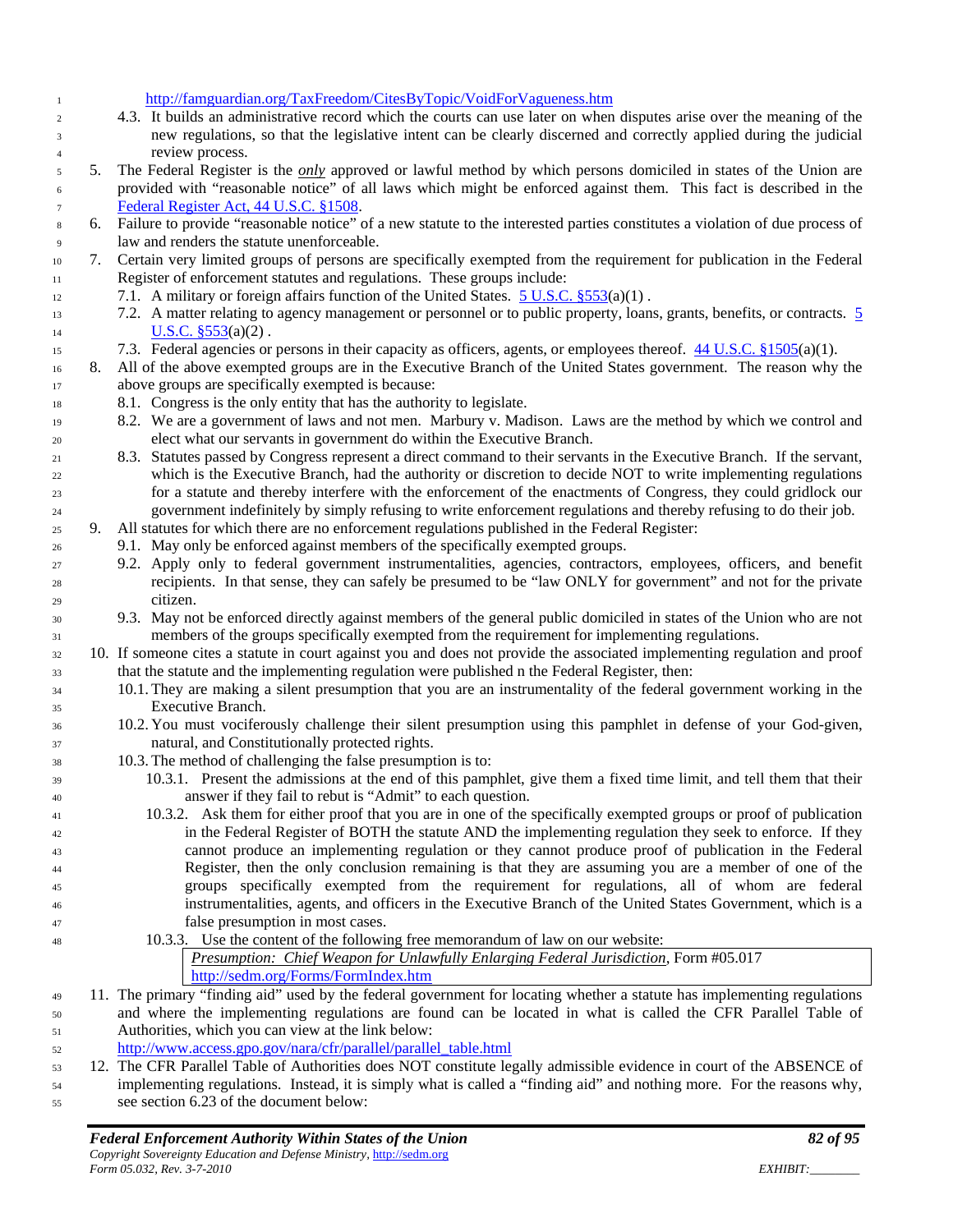http://famguardian.org/TaxFreedom/CitesByTopic/VoidForVagueness.htm

4.3. It builds an administrative record which the courts can use later on when disputes arise over the meaning of the new regulations, so that the legislative intent can be clearly discerned and correctly applied during the judicial review process.

5. The Federal Register is the ***only*** approved or lawful method by which persons domiciled in states of the Union are provided with "reasonable notice" of all laws which might be enforced against them. This fact is described in the Federal Register Act, 44 U.S.C. §1508.
6. Failure to provide "reasonable notice" of a new statute to the interested parties constitutes a violation of due process of law and renders the statute unenforceable.
7. Certain very limited groups of persons are specifically exempted from the requirement for publication in the Federal Register of enforcement statutes and regulations. These groups include:
   - 7.1. A military or foreign affairs function of the United States. 5 U.S.C. §553(a)(1) .
   - 7.2. A matter relating to agency management or personnel or to public property, loans, grants, benefits, or contracts. 5 U.S.C. §553(a)(2) .
   - 7.3. Federal agencies or persons in their capacity as officers, agents, or employees thereof. 44 U.S.C. §1505(a)(1).
8. All of the above exempted groups are in the Executive Branch of the United States government. The reason why the above groups are specifically exempted is because:
   - 8.1. Congress is the only entity that has the authority to legislate.
   - 8.2. We are a government of laws and not men. Marbury v. Madison. Laws are the method by which we control and elect what our servants in government do within the Executive Branch.
   - 8.3. Statutes passed by Congress represent a direct command to their servants in the Executive Branch. If the servant, which is the Executive Branch, had the authority or discretion to decide NOT to write implementing regulations for a statute and thereby interfere with the enforcement of the enactments of Congress, they could gridlock our government indefinitely by simply refusing to write enforcement regulations and thereby refusing to do their job.
9. All statutes for which there are no enforcement regulations published in the Federal Register:
   - 9.1. May only be enforced against members of the specifically exempted groups.
   - 9.2. Apply only to federal government instrumentalities, agencies, contractors, employees, officers, and benefit recipients. In that sense, they can safely be presumed to be "law ONLY for government" and not for the private citizen.
   - 9.3. May not be enforced directly against members of the general public domiciled in states of the Union who are not members of the groups specifically exempted from the requirement for implementing regulations.
10. If someone cites a statute in court against you and does not provide the associated implementing regulation and proof that the statute and the implementing regulation were published n the Federal Register, then:
    - 10.1. They are making a silent presumption that you are an instrumentality of the federal government working in the Executive Branch.
    - 10.2. You must vociferously challenge their silent presumption using this pamphlet in defense of your God-given, natural, and Constitutionally protected rights.
    - 10.3. The method of challenging the false presumption is to:
      - 10.3.1. Present the admissions at the end of this pamphlet, give them a fixed time limit, and tell them that their answer if they fail to rebut is "Admit" to each question.
      - 10.3.2. Ask them for either proof that you are in one of the specifically exempted groups or proof of publication in the Federal Register of BOTH the statute AND the implementing regulation they seek to enforce. If they cannot produce an implementing regulation or they cannot produce proof of publication in the Federal Register, then the only conclusion remaining is that they are assuming you are a member of one of the groups specifically exempted from the requirement for regulations, all of whom are federal instrumentalities, agents, and officers in the Executive Branch of the United States Government, which is a false presumption in most cases.
      - 10.3.3. Use the content of the following free memorandum of law on our website:

| *Presumption: Chief Weapon for Unlawfully Enlarging Federal Jurisdiction*, Form #05.017<br>http://sedm.org/Forms/FormIndex.htm |
|---|

11. The primary "finding aid" used by the federal government for locating whether a statute has implementing regulations and where the implementing regulations are found can be located in what is called the CFR Parallel Table of Authorities, which you can view at the link below:
    http://www.access.gpo.gov/nara/cfr/parallel/parallel_table.html
12. The CFR Parallel Table of Authorities does NOT constitute legally admissible evidence in court of the ABSENCE of implementing regulations. Instead, it is simply what is called a "finding aid" and nothing more. For the reasons why, see section 6.23 of the document below: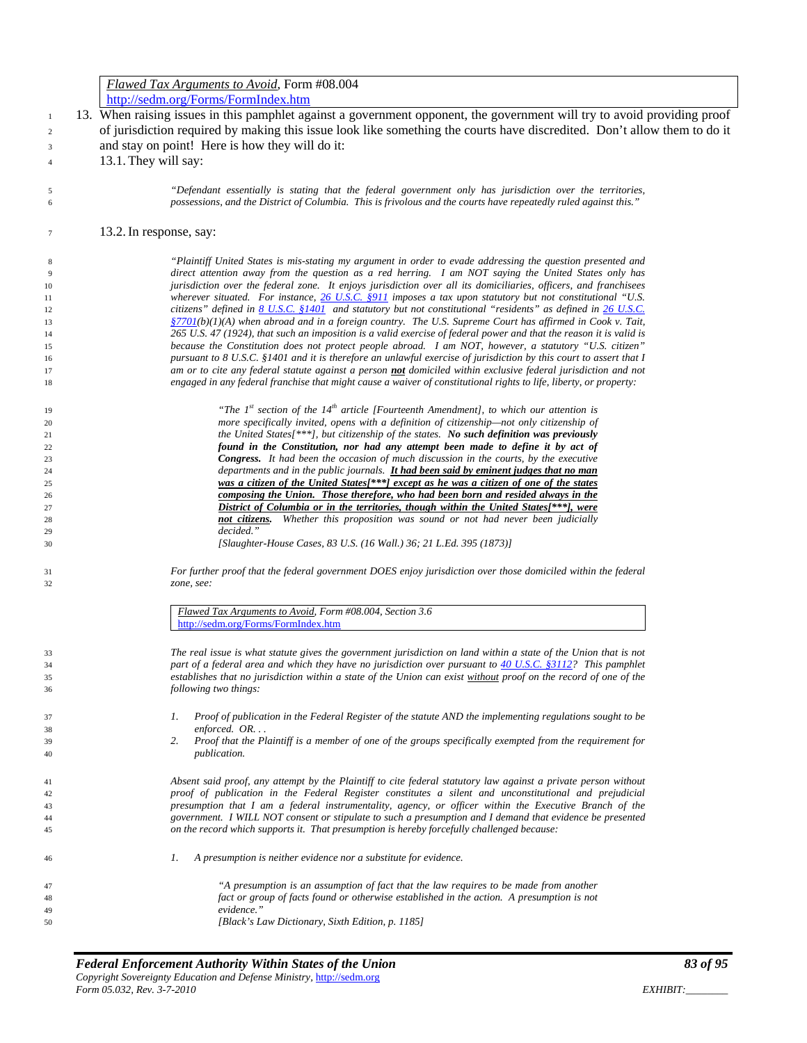> *Flawed Tax Arguments to Avoid*, Form #08.004
> http://sedm.org/Forms/FormIndex.htm

13. When raising issues in this pamphlet against a government opponent, the government will try to avoid providing proof of jurisdiction required by making this issue look like something the courts have discredited. Don't allow them to do it and stay on point! Here is how they will do it:

    13.1. They will say:

    > *"Defendant essentially is stating that the federal government only has jurisdiction over the territories, possessions, and the District of Columbia. This is frivolous and the courts have repeatedly ruled against this."*

    13.2. In response, say:

    > *"Plaintiff United States is mis-stating my argument in order to evade addressing the question presented and direct attention away from the question as a red herring. I am NOT saying the United States only has jurisdiction over the federal zone. It enjoys jurisdiction over all its domiciliaries, officers, and franchisees wherever situated. For instance, 26 U.S.C. §911 imposes a tax upon statutory but not constitutional "U.S. citizens" defined in 8 U.S.C. §1401 and statutory but not constitutional "residents" as defined in 26 U.S.C. §7701(b)(1)(A) when abroad and in a foreign country. The U.S. Supreme Court has affirmed in Cook v. Tait, 265 U.S. 47 (1924), that such an imposition is a valid exercise of federal power and that the reason it is valid is because the Constitution does not protect people abroad. I am NOT, however, a statutory "U.S. citizen" pursuant to 8 U.S.C. §1401 and it is therefore an unlawful exercise of jurisdiction by this court to assert that I am or to cite any federal statute against a person __**not**__ domiciled within exclusive federal jurisdiction and not engaged in any federal franchise that might cause a waiver of constitutional rights to life, liberty, or property:*
    >
    > > *"The 1st section of the 14th article [Fourteenth Amendment], to which our attention is more specifically invited, opens with a definition of citizenship—not only citizenship of the United States[***], but citizenship of the states.* ***No such definition was previously found in the Constitution, nor had any attempt been made to define it by act of Congress.*** *It had been the occasion of much discussion in the courts, by the executive departments and in the public journals.* __***It had been said by eminent judges that no man was a citizen of the United States[***] except as he was a citizen of one of the states composing the Union. Those therefore, who had been born and resided always in the District of Columbia or in the territories, though within the United States[***], were not citizens.***__ *Whether this proposition was sound or not had never been judicially decided."*
    > > *[Slaughter-House Cases, 83 U.S. (16 Wall.) 36; 21 L.Ed. 395 (1873)]*
    >
    > *For further proof that the federal government DOES enjoy jurisdiction over those domiciled within the federal zone, see:*
    >
    > > *Flawed Tax Arguments to Avoid, Form #08.004, Section 3.6*
    > > http://sedm.org/Forms/FormIndex.htm
    >
    > *The real issue is what statute gives the government jurisdiction on land within a state of the Union that is not part of a federal area and which they have no jurisdiction over pursuant to 40 U.S.C. §3112? This pamphlet establishes that no jurisdiction within a state of the Union can exist without proof on the record of one of the following two things:*
    >
    > 1. *Proof of publication in the Federal Register of the statute AND the implementing regulations sought to be enforced. OR. . .*
    > 2. *Proof that the Plaintiff is a member of one of the groups specifically exempted from the requirement for publication.*
    >
    > *Absent said proof, any attempt by the Plaintiff to cite federal statutory law against a private person without proof of publication in the Federal Register constitutes a silent and unconstitutional and prejudicial presumption that I am a federal instrumentality, agency, or officer within the Executive Branch of the government. I WILL NOT consent or stipulate to such a presumption and I demand that evidence be presented on the record which supports it. That presumption is hereby forcefully challenged because:*
    >
    > 1. *A presumption is neither evidence nor a substitute for evidence.*
    >
    > > *"A presumption is an assumption of fact that the law requires to be made from another fact or group of facts found or otherwise established in the action. A presumption is not evidence."*
    > > *[Black's Law Dictionary, Sixth Edition, p. 1185]*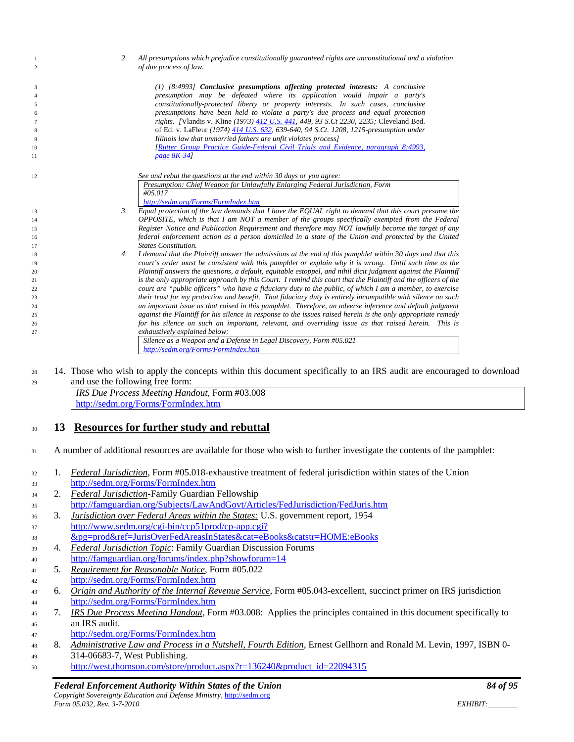2. *All presumptions which prejudice constitutionally guaranteed rights are unconstitutional and a violation of due process of law.*

> *(1) [8:4993] **Conclusive presumptions affecting protected interests:** A conclusive presumption may be defeated where its application would impair a party's constitutionally-protected liberty or property interests. In such cases, conclusive presumptions have been held to violate a party's due process and equal protection rights. [*Vlandis v. Kline *(1973) 412 U.S. 441, 449, 93 S.Ct 2230, 2235;* Cleveland Bed. of Ed. v. LaFleur *(1974) 414 U.S. 632, 639-640, 94 S.Ct. 1208, 1215-presumption under Illinois law that unmarried fathers are unfit violates process]*
> *[Rutter Group Practice Guide-Federal Civil Trials and Evidence, paragraph 8:4993, page 8K-34]*

*See and rebut the questions at the end within 30 days or you agree:*

| *Presumption: Chief Weapon for Unlawfully Enlarging Federal Jurisdiction, Form #05.017* <br> *http://sedm.org/Forms/FormIndex.htm* |
|---|

3. *Equal protection of the law demands that I have the EQUAL right to demand that this court presume the OPPOSITE, which is that I am NOT a member of the groups specifically exempted from the Federal Register Notice and Publication Requirement and therefore may NOT lawfully become the target of any federal enforcement action as a person domiciled in a state of the Union and protected by the United States Constitution.*
4. *I demand that the Plaintiff answer the admissions at the end of this pamphlet within 30 days and that this court's order must be consistent with this pamphlet or explain why it is wrong. Until such time as the Plaintiff answers the questions, a default, equitable estoppel, and nihil dicit judgment against the Plaintiff is the only appropriate approach by this Court. I remind this court that the Plaintiff and the officers of the court are "public officers" who have a fiduciary duty to the public, of which I am a member, to exercise their trust for my protection and benefit. That fiduciary duty is entirely incompatible with silence on such an important issue as that raised in this pamphlet. Therefore, an adverse inference and default judgment against the Plaintiff for his silence in response to the issues raised herein is the only appropriate remedy for his silence on such an important, relevant, and overriding issue as that raised herein. This is exhaustively explained below:*

| *Silence as a Weapon and a Defense in Legal Discovery, Form #05.021* <br> *http://sedm.org/Forms/FormIndex.htm* |
|---|

14. Those who wish to apply the concepts within this document specifically to an IRS audit are encouraged to download and use the following free form:

| *IRS Due Process Meeting Handout*, Form #03.008 <br> http://sedm.org/Forms/FormIndex.htm |
|---|

## 13 Resources for further study and rebuttal

A number of additional resources are available for those who wish to further investigate the contents of the pamphlet:

1. *Federal Jurisdiction*, Form #05.018-exhaustive treatment of federal jurisdiction within states of the Union
   http://sedm.org/Forms/FormIndex.htm
2. *Federal Jurisdiction*-Family Guardian Fellowship
   http://famguardian.org/Subjects/LawAndGovt/Articles/FedJurisdiction/FedJuris.htm
3. *Jurisdiction over Federal Areas within the States:* U.S. government report, 1954
   http://www.sedm.org/cgi-bin/ccp51prod/cp-app.cgi?&pg=prod&ref=JurisOverFedAreasInStates&cat=eBooks&catstr=HOME:eBooks
4. *Federal Jurisdiction Topic*: Family Guardian Discussion Forums
   http://famguardian.org/forums/index.php?showforum=14
5. *Requirement for Reasonable Notice*, Form #05.022
   http://sedm.org/Forms/FormIndex.htm
6. *Origin and Authority of the Internal Revenue Service*, Form #05.043-excellent, succinct primer on IRS jurisdiction
   http://sedm.org/Forms/FormIndex.htm
7. *IRS Due Process Meeting Handout*, Form #03.008: Applies the principles contained in this document specifically to an IRS audit.
   http://sedm.org/Forms/FormIndex.htm
8. *Administrative Law and Process in a Nutshell, Fourth Edition*, Ernest Gellhorn and Ronald M. Levin, 1997, ISBN 0-314-06683-7, West Publishing.
   http://west.thomson.com/store/product.aspx?r=136240&product_id=22094315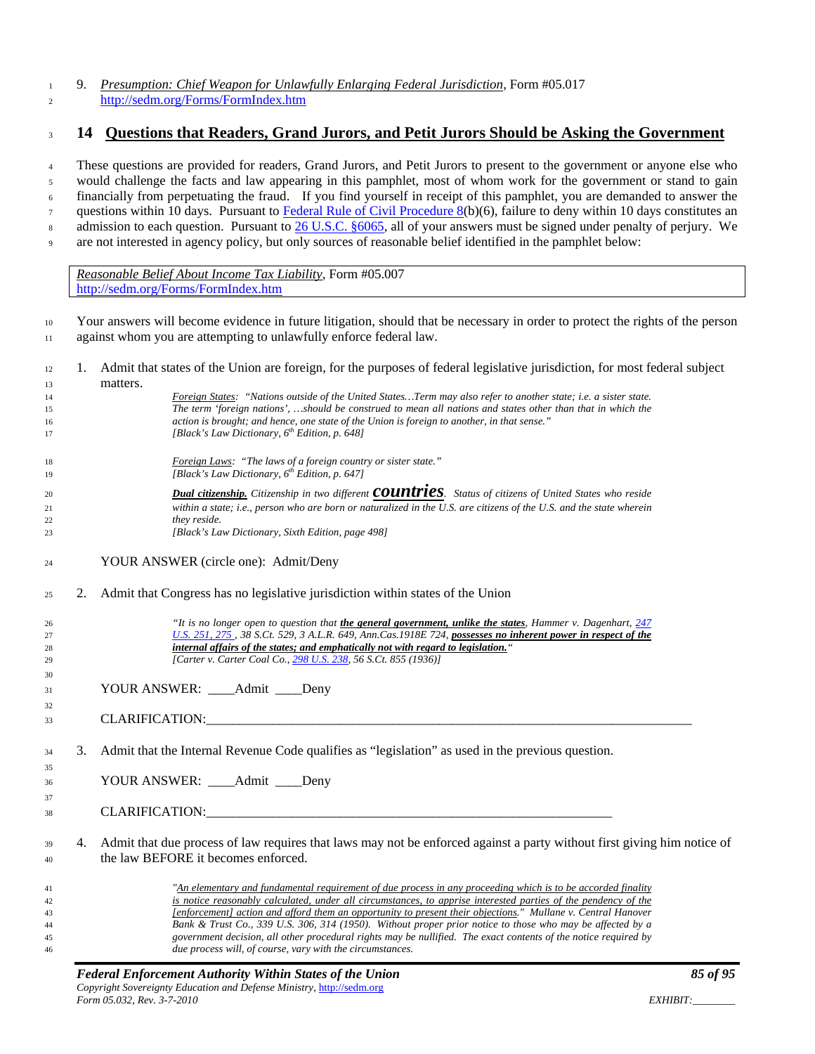9. *Presumption: Chief Weapon for Unlawfully Enlarging Federal Jurisdiction*, Form #05.017 http://sedm.org/Forms/FormIndex.htm

## 14 Questions that Readers, Grand Jurors, and Petit Jurors Should be Asking the Government

These questions are provided for readers, Grand Jurors, and Petit Jurors to present to the government or anyone else who would challenge the facts and law appearing in this pamphlet, most of whom work for the government or stand to gain financially from perpetuating the fraud. If you find yourself in receipt of this pamphlet, you are demanded to answer the questions within 10 days. Pursuant to Federal Rule of Civil Procedure 8(b)(6), failure to deny within 10 days constitutes an admission to each question. Pursuant to 26 U.S.C. §6065, all of your answers must be signed under penalty of perjury. We are not interested in agency policy, but only sources of reasonable belief identified in the pamphlet below:

> *Reasonable Belief About Income Tax Liability*, Form #05.007
> http://sedm.org/Forms/FormIndex.htm

Your answers will become evidence in future litigation, should that be necessary in order to protect the rights of the person against whom you are attempting to unlawfully enforce federal law.

1. Admit that states of the Union are foreign, for the purposes of federal legislative jurisdiction, for most federal subject matters.

   > *Foreign States: "Nations outside of the United States…Term may also refer to another state; i.e. a sister state. The term 'foreign nations', …should be construed to mean all nations and states other than that in which the action is brought; and hence, one state of the Union is foreign to another, in that sense."*
   > *[Black's Law Dictionary, 6th Edition, p. 648]*
   >
   > *Foreign Laws: "The laws of a foreign country or sister state."*
   > *[Black's Law Dictionary, 6th Edition, p. 647]*
   >
   > ***Dual citizenship.*** *Citizenship in two different **countries**. Status of citizens of United States who reside within a state; i.e., person who are born or naturalized in the U.S. are citizens of the U.S. and the state wherein they reside.*
   > *[Black's Law Dictionary, Sixth Edition, page 498]*

   YOUR ANSWER (circle one): Admit/Deny

2. Admit that Congress has no legislative jurisdiction within states of the Union

   > *"It is no longer open to question that **the general government, unlike the states**, Hammer v. Dagenhart, 247 U.S. 251, 275 , 38 S.Ct. 529, 3 A.L.R. 649, Ann.Cas.1918E 724, **possesses no inherent power in respect of the internal affairs of the states; and emphatically not with regard to legislation.**"*
   > *[Carter v. Carter Coal Co., 298 U.S. 238, 56 S.Ct. 855 (1936)]*

   YOUR ANSWER: \_\_\_\_Admit \_\_\_\_Deny

   CLARIFICATION:\_\_\_\_\_\_\_\_\_\_\_\_\_\_\_\_\_\_\_\_\_\_\_\_\_\_\_\_\_\_\_\_\_\_\_\_\_\_\_\_\_\_\_\_\_\_\_\_\_\_\_\_\_\_\_\_\_\_\_\_\_\_\_\_

3. Admit that the Internal Revenue Code qualifies as "legislation" as used in the previous question.

   YOUR ANSWER: \_\_\_\_Admit \_\_\_\_Deny

   CLARIFICATION:\_\_\_\_\_\_\_\_\_\_\_\_\_\_\_\_\_\_\_\_\_\_\_\_\_\_\_\_\_\_\_\_\_\_\_\_\_\_\_\_\_\_\_\_\_\_\_\_\_\_\_\_\_\_\_\_\_\_\_\_

4. Admit that due process of law requires that laws may not be enforced against a party without first giving him notice of the law BEFORE it becomes enforced.

   > *"An elementary and fundamental requirement of due process in any proceeding which is to be accorded finality is notice reasonably calculated, under all circumstances, to apprise interested parties of the pendency of the [enforcement] action and afford them an opportunity to present their objections." Mullane v. Central Hanover Bank & Trust Co., 339 U.S. 306, 314 (1950). Without proper prior notice to those who may be affected by a government decision, all other procedural rights may be nullified. The exact contents of the notice required by due process will, of course, vary with the circumstances.*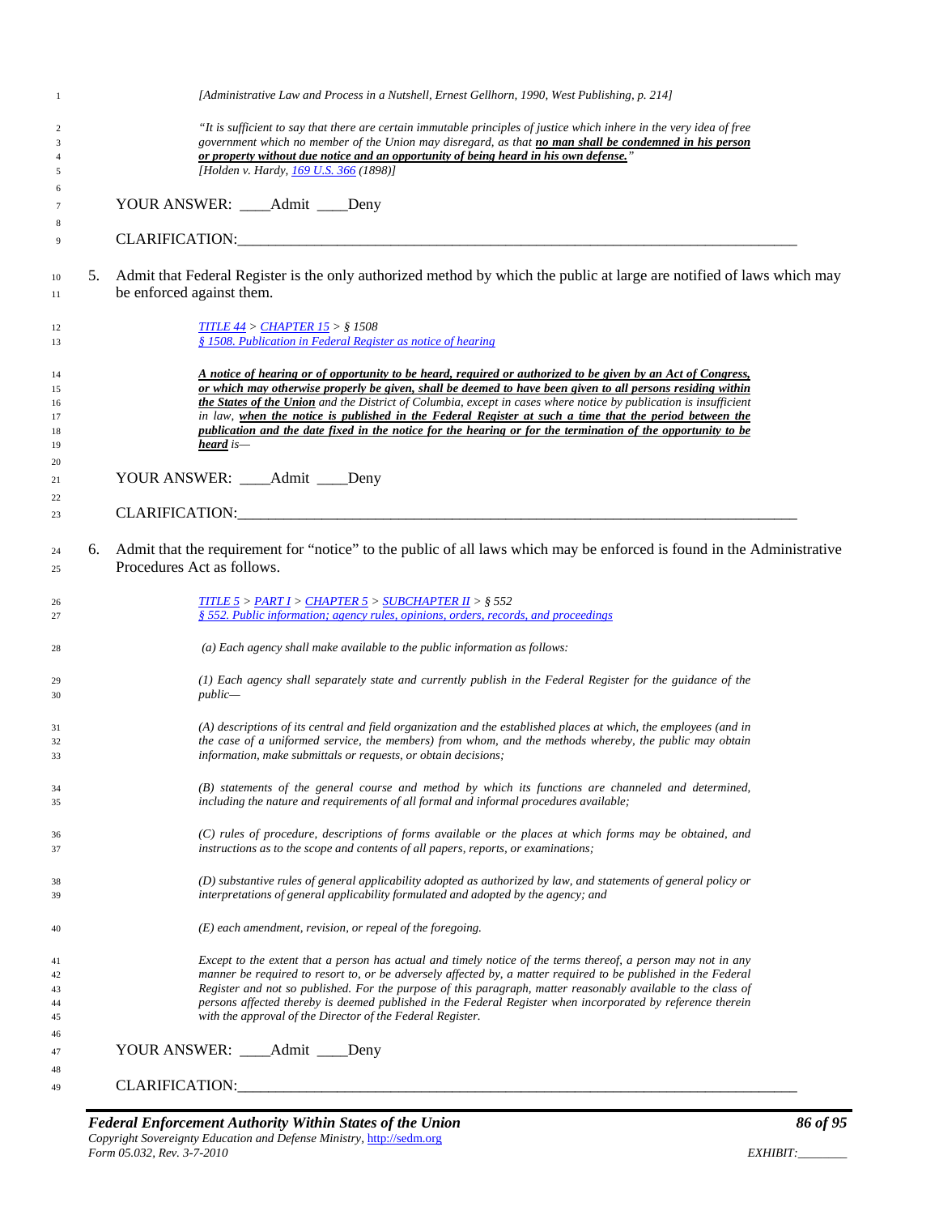*[Administrative Law and Process in a Nutshell, Ernest Gellhorn, 1990, West Publishing, p. 214]*

> *"It is sufficient to say that there are certain immutable principles of justice which inhere in the very idea of free government which no member of the Union may disregard, as that* ***no man shall be condemned in his person or property without due notice and an opportunity of being heard in his own defense.****"*
> *[Holden v. Hardy, 169 U.S. 366 (1898)]*

YOUR ANSWER: ____Admit ____Deny

CLARIFICATION:_______________________________________________________________________________

5. Admit that Federal Register is the only authorized method by which the public at large are notified of laws which may be enforced against them.

> *TITLE 44 > CHAPTER 15 > § 1508*
> *§ 1508. Publication in Federal Register as notice of hearing*
>
> ***A notice of hearing or of opportunity to be heard, required or authorized to be given by an Act of Congress, or which may otherwise properly be given, shall be deemed to have been given to all persons residing within the States of the Union*** *and the District of Columbia, except in cases where notice by publication is insufficient in law,* ***when the notice is published in the Federal Register at such a time that the period between the publication and the date fixed in the notice for the hearing or for the termination of the opportunity to be heard*** *is—*

YOUR ANSWER: ____Admit ____Deny

CLARIFICATION:_______________________________________________________________________________

6. Admit that the requirement for "notice" to the public of all laws which may be enforced is found in the Administrative Procedures Act as follows.

> *TITLE 5 > PART I > CHAPTER 5 > SUBCHAPTER II > § 552*
> *§ 552. Public information; agency rules, opinions, orders, records, and proceedings*
>
> *(a) Each agency shall make available to the public information as follows:*
>
> *(1) Each agency shall separately state and currently publish in the Federal Register for the guidance of the public—*
>
> *(A) descriptions of its central and field organization and the established places at which, the employees (and in the case of a uniformed service, the members) from whom, and the methods whereby, the public may obtain information, make submittals or requests, or obtain decisions;*
>
> *(B) statements of the general course and method by which its functions are channeled and determined, including the nature and requirements of all formal and informal procedures available;*
>
> *(C) rules of procedure, descriptions of forms available or the places at which forms may be obtained, and instructions as to the scope and contents of all papers, reports, or examinations;*
>
> *(D) substantive rules of general applicability adopted as authorized by law, and statements of general policy or interpretations of general applicability formulated and adopted by the agency; and*
>
> *(E) each amendment, revision, or repeal of the foregoing.*
>
> *Except to the extent that a person has actual and timely notice of the terms thereof, a person may not in any manner be required to resort to, or be adversely affected by, a matter required to be published in the Federal Register and not so published. For the purpose of this paragraph, matter reasonably available to the class of persons affected thereby is deemed published in the Federal Register when incorporated by reference therein with the approval of the Director of the Federal Register.*

YOUR ANSWER: ____Admit ____Deny

CLARIFICATION:_______________________________________________________________________________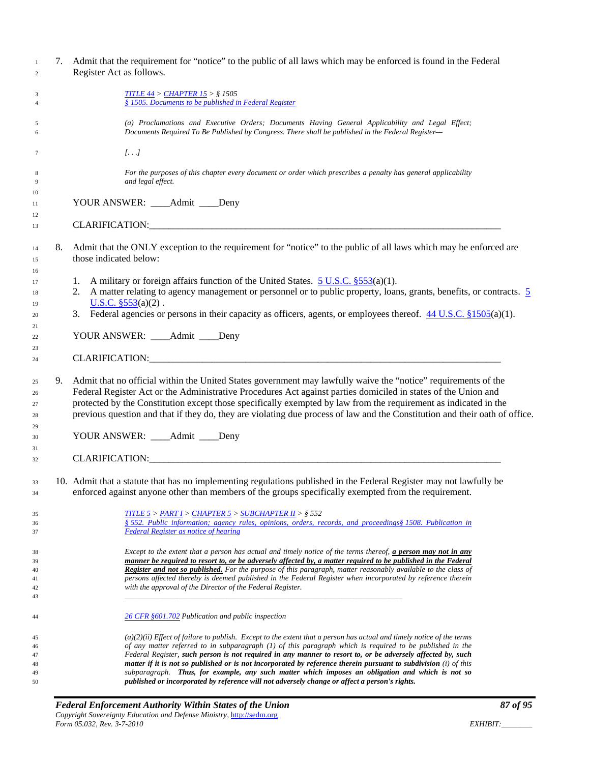7. Admit that the requirement for "notice" to the public of all laws which may be enforced is found in the Federal Register Act as follows.

> *TITLE 44 > CHAPTER 15 > § 1505*
> *§ 1505. Documents to be published in Federal Register*
>
> *(a) Proclamations and Executive Orders; Documents Having General Applicability and Legal Effect; Documents Required To Be Published by Congress. There shall be published in the Federal Register—*
>
> *[. . .]*
>
> *For the purposes of this chapter every document or order which prescribes a penalty has general applicability and legal effect.*

YOUR ANSWER: ____Admit ____Deny

CLARIFICATION:_______________________________________________________________________________

8. Admit that the ONLY exception to the requirement for "notice" to the public of all laws which may be enforced are those indicated below:

   1. A military or foreign affairs function of the United States. 5 U.S.C. §553(a)(1).
   2. A matter relating to agency management or personnel or to public property, loans, grants, benefits, or contracts. 5 U.S.C. §553(a)(2) .
   3. Federal agencies or persons in their capacity as officers, agents, or employees thereof. 44 U.S.C. §1505(a)(1).

YOUR ANSWER: ____Admit ____Deny

CLARIFICATION:_______________________________________________________________________________

9. Admit that no official within the United States government may lawfully waive the "notice" requirements of the Federal Register Act or the Administrative Procedures Act against parties domiciled in states of the Union and protected by the Constitution except those specifically exempted by law from the requirement as indicated in the previous question and that if they do, they are violating due process of law and the Constitution and their oath of office.

YOUR ANSWER: ____Admit ____Deny

CLARIFICATION:_______________________________________________________________________________

10. Admit that a statute that has no implementing regulations published in the Federal Register may not lawfully be enforced against anyone other than members of the groups specifically exempted from the requirement.

> *TITLE 5 > PART I > CHAPTER 5 > SUBCHAPTER II > § 552*
> *§ 552. Public information; agency rules, opinions, orders, records, and proceedings§ 1508. Publication in Federal Register as notice of hearing*
>
> *Except to the extent that a person has actual and timely notice of the terms thereof, **a person may not in any manner be required to resort to, or be adversely affected by, a matter required to be published in the Federal Register and not so published.** For the purpose of this paragraph, matter reasonably available to the class of persons affected thereby is deemed published in the Federal Register when incorporated by reference therein with the approval of the Director of the Federal Register.*
>
> ___________________________________________________________________
>
> *26 CFR §601.702 Publication and public inspection*
>
> *(a)(2)(ii) Effect of failure to publish. Except to the extent that a person has actual and timely notice of the terms of any matter referred to in subparagraph (1) of this paragraph which is required to be published in the Federal Register, **such person is not required in any manner to resort to, or be adversely affected by, such matter if it is not so published or is not incorporated by reference therein pursuant to subdivision** (i) of this subparagraph. **Thus, for example, any such matter which imposes an obligation and which is not so published or incorporated by reference will not adversely change or affect a person's rights.***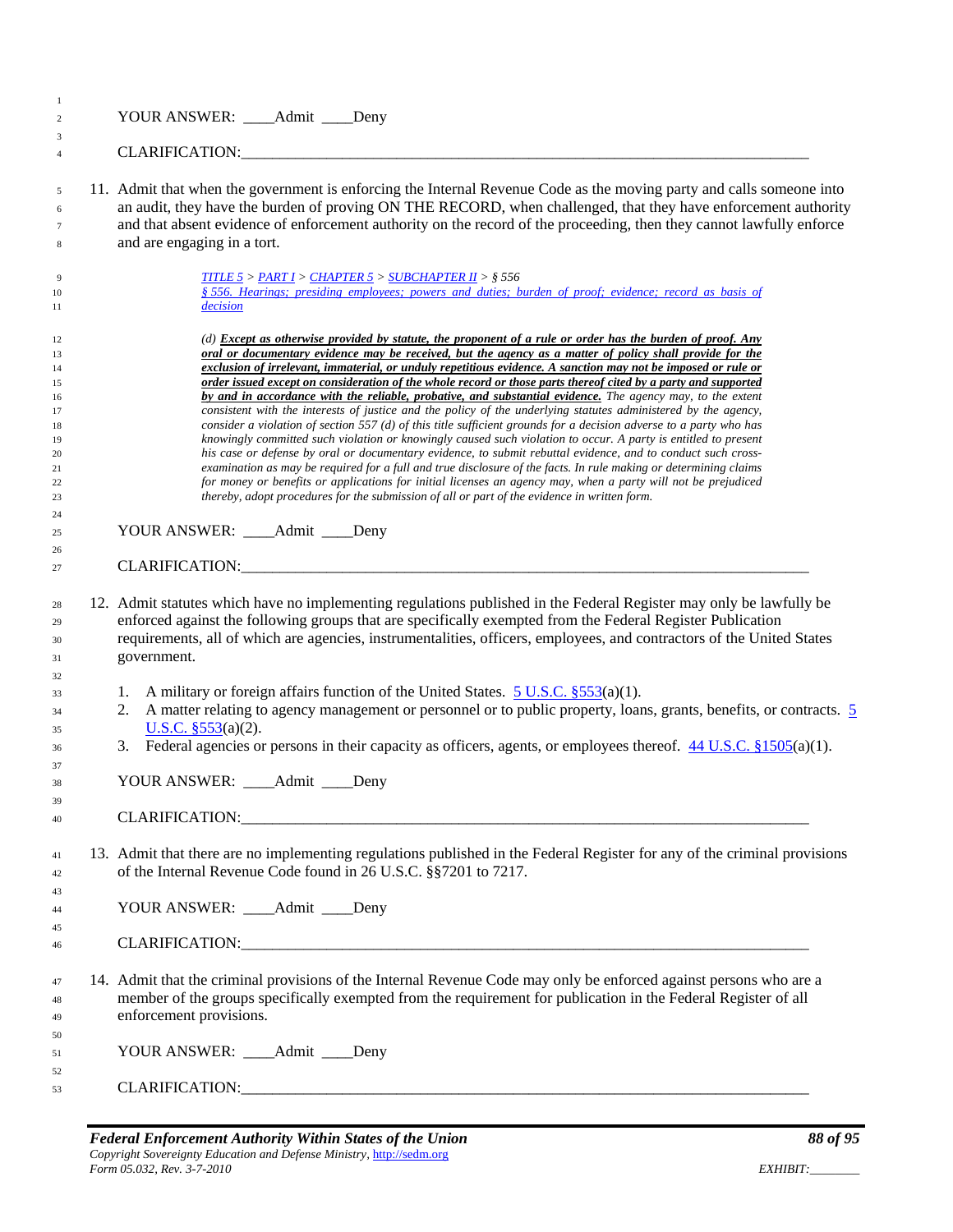YOUR ANSWER: \_\_\_\_Admit \_\_\_\_Deny

CLARIFICATION:\_\_\_\_\_\_\_\_\_\_\_\_\_\_\_\_\_\_\_\_\_\_\_\_\_\_\_\_\_\_\_\_\_\_\_\_\_\_\_\_\_\_\_\_\_\_\_\_\_\_\_\_\_\_\_\_\_\_\_\_\_\_\_\_\_\_\_\_\_\_\_\_\_\_\_\_\_\_

11. Admit that when the government is enforcing the Internal Revenue Code as the moving party and calls someone into an audit, they have the burden of proving ON THE RECORD, when challenged, that they have enforcement authority and that absent evidence of enforcement authority on the record of the proceeding, then they cannot lawfully enforce and are engaging in a tort.

> *TITLE 5 > PART I > CHAPTER 5 > SUBCHAPTER II > § 556*
> *§ 556. Hearings; presiding employees; powers and duties; burden of proof; evidence; record as basis of decision*
>
> *(d) **Except as otherwise provided by statute, the proponent of a rule or order has the burden of proof. Any oral or documentary evidence may be received, but the agency as a matter of policy shall provide for the exclusion of irrelevant, immaterial, or unduly repetitious evidence. A sanction may not be imposed or rule or order issued except on consideration of the whole record or those parts thereof cited by a party and supported by and in accordance with the reliable, probative, and substantial evidence.** The agency may, to the extent consistent with the interests of justice and the policy of the underlying statutes administered by the agency, consider a violation of section 557 (d) of this title sufficient grounds for a decision adverse to a party who has knowingly committed such violation or knowingly caused such violation to occur. A party is entitled to present his case or defense by oral or documentary evidence, to submit rebuttal evidence, and to conduct such cross-examination as may be required for a full and true disclosure of the facts. In rule making or determining claims for money or benefits or applications for initial licenses an agency may, when a party will not be prejudiced thereby, adopt procedures for the submission of all or part of the evidence in written form.*

YOUR ANSWER: \_\_\_\_Admit \_\_\_\_Deny

CLARIFICATION:\_\_\_\_\_\_\_\_\_\_\_\_\_\_\_\_\_\_\_\_\_\_\_\_\_\_\_\_\_\_\_\_\_\_\_\_\_\_\_\_\_\_\_\_\_\_\_\_\_\_\_\_\_\_\_\_\_\_\_\_\_\_\_\_\_\_\_\_\_\_\_\_\_\_\_\_\_\_

12. Admit statutes which have no implementing regulations published in the Federal Register may only be lawfully be enforced against the following groups that are specifically exempted from the Federal Register Publication requirements, all of which are agencies, instrumentalities, officers, employees, and contractors of the United States government.

    1. A military or foreign affairs function of the United States. 5 U.S.C. §553(a)(1).
    2. A matter relating to agency management or personnel or to public property, loans, grants, benefits, or contracts. 5 U.S.C. §553(a)(2).
    3. Federal agencies or persons in their capacity as officers, agents, or employees thereof. 44 U.S.C. §1505(a)(1).

YOUR ANSWER: \_\_\_\_Admit \_\_\_\_Deny

CLARIFICATION:\_\_\_\_\_\_\_\_\_\_\_\_\_\_\_\_\_\_\_\_\_\_\_\_\_\_\_\_\_\_\_\_\_\_\_\_\_\_\_\_\_\_\_\_\_\_\_\_\_\_\_\_\_\_\_\_\_\_\_\_\_\_\_\_\_\_\_\_\_\_\_\_\_\_\_\_\_\_

13. Admit that there are no implementing regulations published in the Federal Register for any of the criminal provisions of the Internal Revenue Code found in 26 U.S.C. §§7201 to 7217.

YOUR ANSWER: \_\_\_\_Admit \_\_\_\_Deny

CLARIFICATION:\_\_\_\_\_\_\_\_\_\_\_\_\_\_\_\_\_\_\_\_\_\_\_\_\_\_\_\_\_\_\_\_\_\_\_\_\_\_\_\_\_\_\_\_\_\_\_\_\_\_\_\_\_\_\_\_\_\_\_\_\_\_\_\_\_\_\_\_\_\_\_\_\_\_\_\_\_\_

14. Admit that the criminal provisions of the Internal Revenue Code may only be enforced against persons who are a member of the groups specifically exempted from the requirement for publication in the Federal Register of all enforcement provisions.

YOUR ANSWER: \_\_\_\_Admit \_\_\_\_Deny

CLARIFICATION:\_\_\_\_\_\_\_\_\_\_\_\_\_\_\_\_\_\_\_\_\_\_\_\_\_\_\_\_\_\_\_\_\_\_\_\_\_\_\_\_\_\_\_\_\_\_\_\_\_\_\_\_\_\_\_\_\_\_\_\_\_\_\_\_\_\_\_\_\_\_\_\_\_\_\_\_\_\_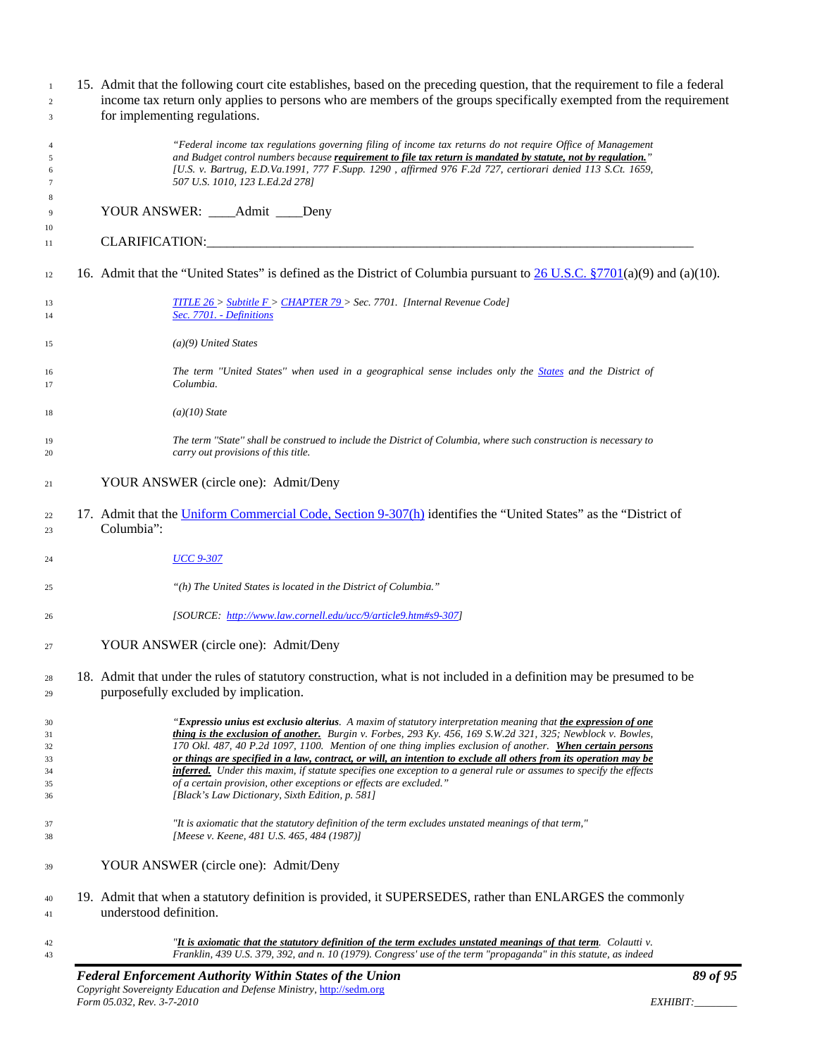15. Admit that the following court cite establishes, based on the preceding question, that the requirement to file a federal income tax return only applies to persons who are members of the groups specifically exempted from the requirement for implementing regulations.

> *"Federal income tax regulations governing filing of income tax returns do not require Office of Management and Budget control numbers because **requirement to file tax return is mandated by statute, not by regulation.**"*
> *[U.S. v. Bartrug, E.D.Va.1991, 777 F.Supp. 1290 , affirmed 976 F.2d 727, certiorari denied 113 S.Ct. 1659, 507 U.S. 1010, 123 L.Ed.2d 278]*

YOUR ANSWER: ____Admit ____Deny

CLARIFICATION:_______________________________________________________________________________

16. Admit that the "United States" is defined as the District of Columbia pursuant to 26 U.S.C. §7701(a)(9) and (a)(10).

> *TITLE 26 > Subtitle F > CHAPTER 79 > Sec. 7701. [Internal Revenue Code]*
> *Sec. 7701. - Definitions*
>
> *(a)(9) United States*
>
> *The term "United States" when used in a geographical sense includes only the States and the District of Columbia.*
>
> *(a)(10) State*
>
> *The term "State" shall be construed to include the District of Columbia, where such construction is necessary to carry out provisions of this title.*

YOUR ANSWER (circle one): Admit/Deny

17. Admit that the Uniform Commercial Code, Section 9-307(h) identifies the "United States" as the "District of Columbia":

> *UCC 9-307*
>
> *"(h) The United States is located in the District of Columbia."*
>
> *[SOURCE: http://www.law.cornell.edu/ucc/9/article9.htm#s9-307]*

YOUR ANSWER (circle one): Admit/Deny

18. Admit that under the rules of statutory construction, what is not included in a definition may be presumed to be purposefully excluded by implication.

> *"**Expressio unius est exclusio alterius**. A maxim of statutory interpretation meaning that **the expression of one thing is the exclusion of another.** Burgin v. Forbes, 293 Ky. 456, 169 S.W.2d 321, 325; Newblock v. Bowles, 170 Okl. 487, 40 P.2d 1097, 1100. Mention of one thing implies exclusion of another. **When certain persons or things are specified in a law, contract, or will, an intention to exclude all others from its operation may be inferred.** Under this maxim, if statute specifies one exception to a general rule or assumes to specify the effects of a certain provision, other exceptions or effects are excluded."*
> *[Black's Law Dictionary, Sixth Edition, p. 581]*
>
> *"It is axiomatic that the statutory definition of the term excludes unstated meanings of that term,"*
> *[Meese v. Keene, 481 U.S. 465, 484 (1987)]*

YOUR ANSWER (circle one): Admit/Deny

19. Admit that when a statutory definition is provided, it SUPERSEDES, rather than ENLARGES the commonly understood definition.

> *"**It is axiomatic that the statutory definition of the term excludes unstated meanings of that term**. Colautti v. Franklin, 439 U.S. 379, 392, and n. 10 (1979). Congress' use of the term "propaganda" in this statute, as indeed*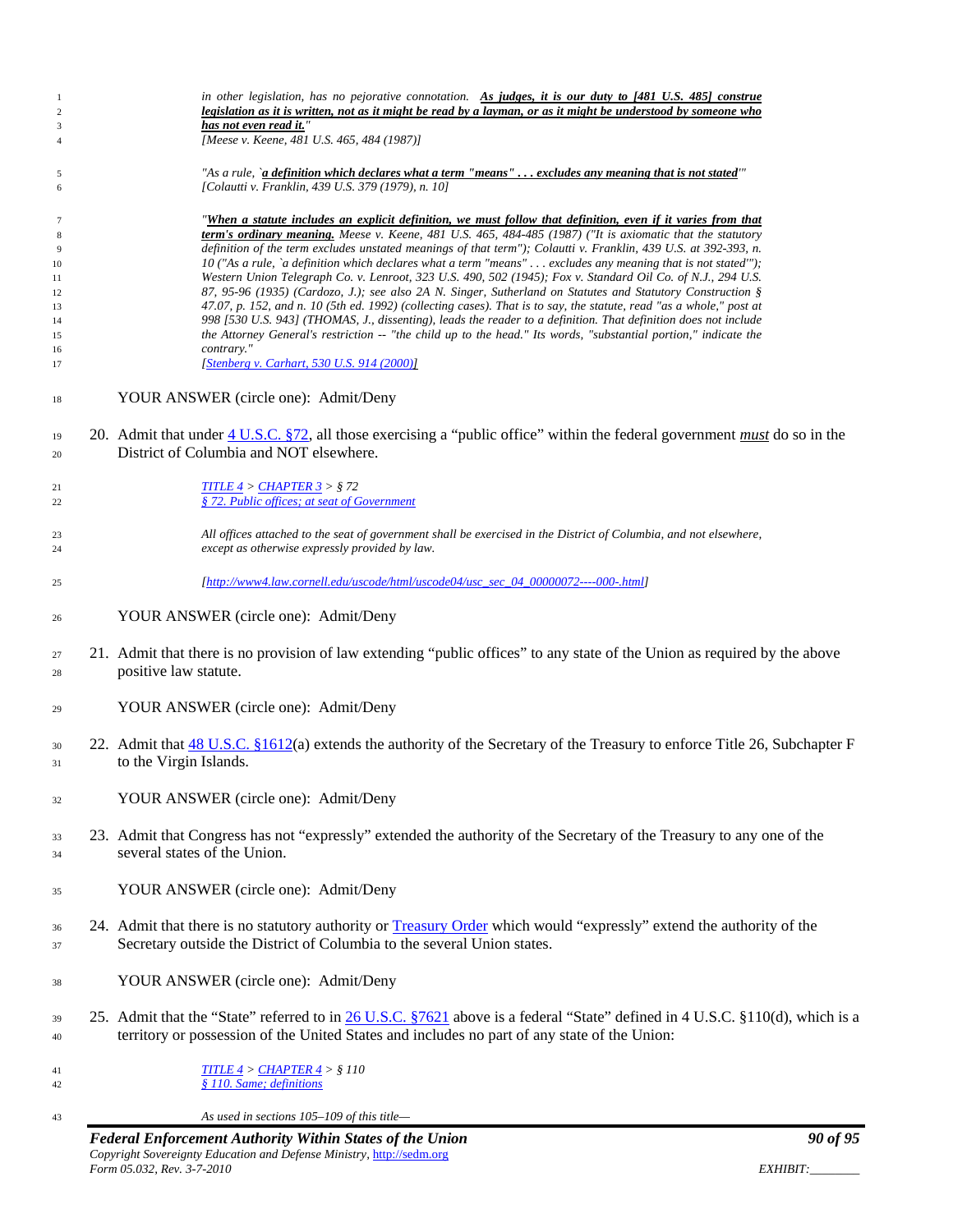> *in other legislation, has no pejorative connotation. **As judges, it is our duty to [481 U.S. 485] construe legislation as it is written, not as it might be read by a layman, or as it might be understood by someone who has not even read it.**"*
> *[Meese v. Keene, 481 U.S. 465, 484 (1987)]*

> *"As a rule, `**a definition which declares what a term "means" . . . excludes any meaning that is not stated**'"*
> *[Colautti v. Franklin, 439 U.S. 379 (1979), n. 10]*

> *"**When a statute includes an explicit definition, we must follow that definition, even if it varies from that term's ordinary meaning.** Meese v. Keene, 481 U.S. 465, 484-485 (1987) ("It is axiomatic that the statutory definition of the term excludes unstated meanings of that term"); Colautti v. Franklin, 439 U.S. at 392-393, n. 10 ("As a rule, `a definition which declares what a term "means" . . . excludes any meaning that is not stated'"); Western Union Telegraph Co. v. Lenroot, 323 U.S. 490, 502 (1945); Fox v. Standard Oil Co. of N.J., 294 U.S. 87, 95-96 (1935) (Cardozo, J.); see also 2A N. Singer, Sutherland on Statutes and Statutory Construction § 47.07, p. 152, and n. 10 (5th ed. 1992) (collecting cases). That is to say, the statute, read "as a whole," post at 998 [530 U.S. 943] (THOMAS, J., dissenting), leads the reader to a definition. That definition does not include the Attorney General's restriction -- "the child up to the head." Its words, "substantial portion," indicate the contrary."*
> *[Stenberg v. Carhart, 530 U.S. 914 (2000)]*

YOUR ANSWER (circle one): Admit/Deny

20. Admit that under 4 U.S.C. §72, all those exercising a "public office" within the federal government *must* do so in the District of Columbia and NOT elsewhere.

> *TITLE 4 > CHAPTER 3 > § 72*
> *§ 72. Public offices; at seat of Government*
>
> *All offices attached to the seat of government shall be exercised in the District of Columbia, and not elsewhere, except as otherwise expressly provided by law.*
>
> *[http://www4.law.cornell.edu/uscode/html/uscode04/usc_sec_04_00000072----000-.html]*

YOUR ANSWER (circle one): Admit/Deny

21. Admit that there is no provision of law extending "public offices" to any state of the Union as required by the above positive law statute.

YOUR ANSWER (circle one): Admit/Deny

22. Admit that 48 U.S.C. §1612(a) extends the authority of the Secretary of the Treasury to enforce Title 26, Subchapter F to the Virgin Islands.

YOUR ANSWER (circle one): Admit/Deny

23. Admit that Congress has not "expressly" extended the authority of the Secretary of the Treasury to any one of the several states of the Union.

YOUR ANSWER (circle one): Admit/Deny

24. Admit that there is no statutory authority or Treasury Order which would "expressly" extend the authority of the Secretary outside the District of Columbia to the several Union states.

YOUR ANSWER (circle one): Admit/Deny

25. Admit that the "State" referred to in 26 U.S.C. §7621 above is a federal "State" defined in 4 U.S.C. §110(d), which is a territory or possession of the United States and includes no part of any state of the Union:

> *TITLE 4 > CHAPTER 4 > § 110*
> *§ 110. Same; definitions*
>
> *As used in sections 105–109 of this title—*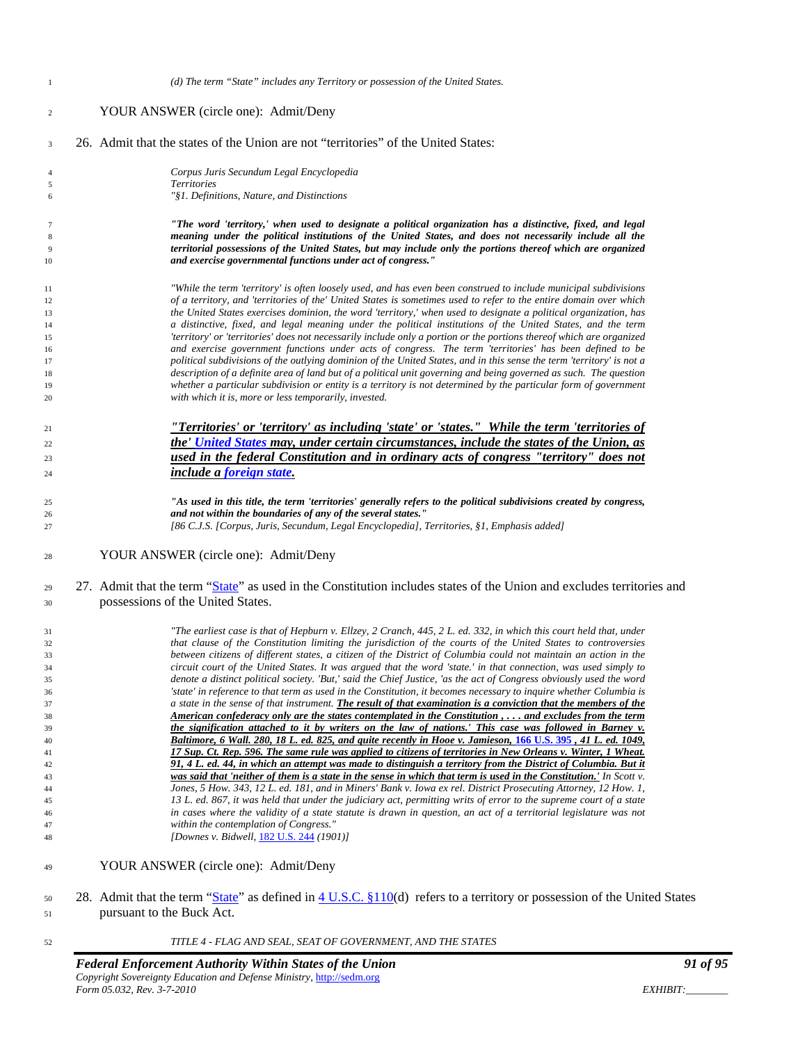*(d) The term "State" includes any Territory or possession of the United States.*

YOUR ANSWER (circle one): Admit/Deny

26. Admit that the states of the Union are not "territories" of the United States:

> *Corpus Juris Secundum Legal Encyclopedia*
> *Territories*
> *"§1. Definitions, Nature, and Distinctions*
>
> ***"The word 'territory,' when used to designate a political organization has a distinctive, fixed, and legal meaning under the political institutions of the United States, and does not necessarily include all the territorial possessions of the United States, but may include only the portions thereof which are organized and exercise governmental functions under act of congress."***
>
> *"While the term 'territory' is often loosely used, and has even been construed to include municipal subdivisions of a territory, and 'territories of the' United States is sometimes used to refer to the entire domain over which the United States exercises dominion, the word 'territory,' when used to designate a political organization, has a distinctive, fixed, and legal meaning under the political institutions of the United States, and the term 'territory' or 'territories' does not necessarily include only a portion or the portions thereof which are organized and exercise government functions under acts of congress. The term 'territories' has been defined to be political subdivisions of the outlying dominion of the United States, and in this sense the term 'territory' is not a description of a definite area of land but of a political unit governing and being governed as such. The question whether a particular subdivision or entity is a territory is not determined by the particular form of government with which it is, more or less temporarily, invested.*
>
> ***"Territories' or 'territory' as including 'state' or 'states." While the term 'territories of the' United States may, under certain circumstances, include the states of the Union, as used in the federal Constitution and in ordinary acts of congress "territory" does not include a foreign state.***
>
> ***"As used in this title, the term 'territories' generally refers to the political subdivisions created by congress, and not within the boundaries of any of the several states."***
> *[86 C.J.S. [Corpus, Juris, Secundum, Legal Encyclopedia], Territories, §1, Emphasis added]*

YOUR ANSWER (circle one): Admit/Deny

27. Admit that the term "State" as used in the Constitution includes states of the Union and excludes territories and possessions of the United States.

> *"The earliest case is that of Hepburn v. Ellzey, 2 Cranch, 445, 2 L. ed. 332, in which this court held that, under that clause of the Constitution limiting the jurisdiction of the courts of the United States to controversies between citizens of different states, a citizen of the District of Columbia could not maintain an action in the circuit court of the United States. It was argued that the word 'state.' in that connection, was used simply to denote a distinct political society. 'But,' said the Chief Justice, 'as the act of Congress obviously used the word 'state' in reference to that term as used in the Constitution, it becomes necessary to inquire whether Columbia is a state in the sense of that instrument. **The result of that examination is a conviction that the members of the American confederacy only are the states contemplated in the Constitution , . . . and excludes from the term the signification attached to it by writers on the law of nations.' This case was followed in Barney v. Baltimore, 6 Wall. 280, 18 L. ed. 825, and quite recently in Hooe v. Jamieson, 166 U.S. 395 , 41 L. ed. 1049, 17 Sup. Ct. Rep. 596. The same rule was applied to citizens of territories in New Orleans v. Winter, 1 Wheat. 91, 4 L. ed. 44, in which an attempt was made to distinguish a territory from the District of Columbia. But it was said that 'neither of them is a state in the sense in which that term is used in the Constitution.'** In Scott v. Jones, 5 How. 343, 12 L. ed. 181, and in Miners' Bank v. Iowa ex rel. District Prosecuting Attorney, 12 How. 1, 13 L. ed. 867, it was held that under the judiciary act, permitting writs of error to the supreme court of a state in cases where the validity of a state statute is drawn in question, an act of a territorial legislature was not within the contemplation of Congress."*
> *[Downes v. Bidwell, 182 U.S. 244 (1901)]*

YOUR ANSWER (circle one): Admit/Deny

28. Admit that the term "State" as defined in 4 U.S.C. §110(d) refers to a territory or possession of the United States pursuant to the Buck Act.

> *TITLE 4 - FLAG AND SEAL, SEAT OF GOVERNMENT, AND THE STATES*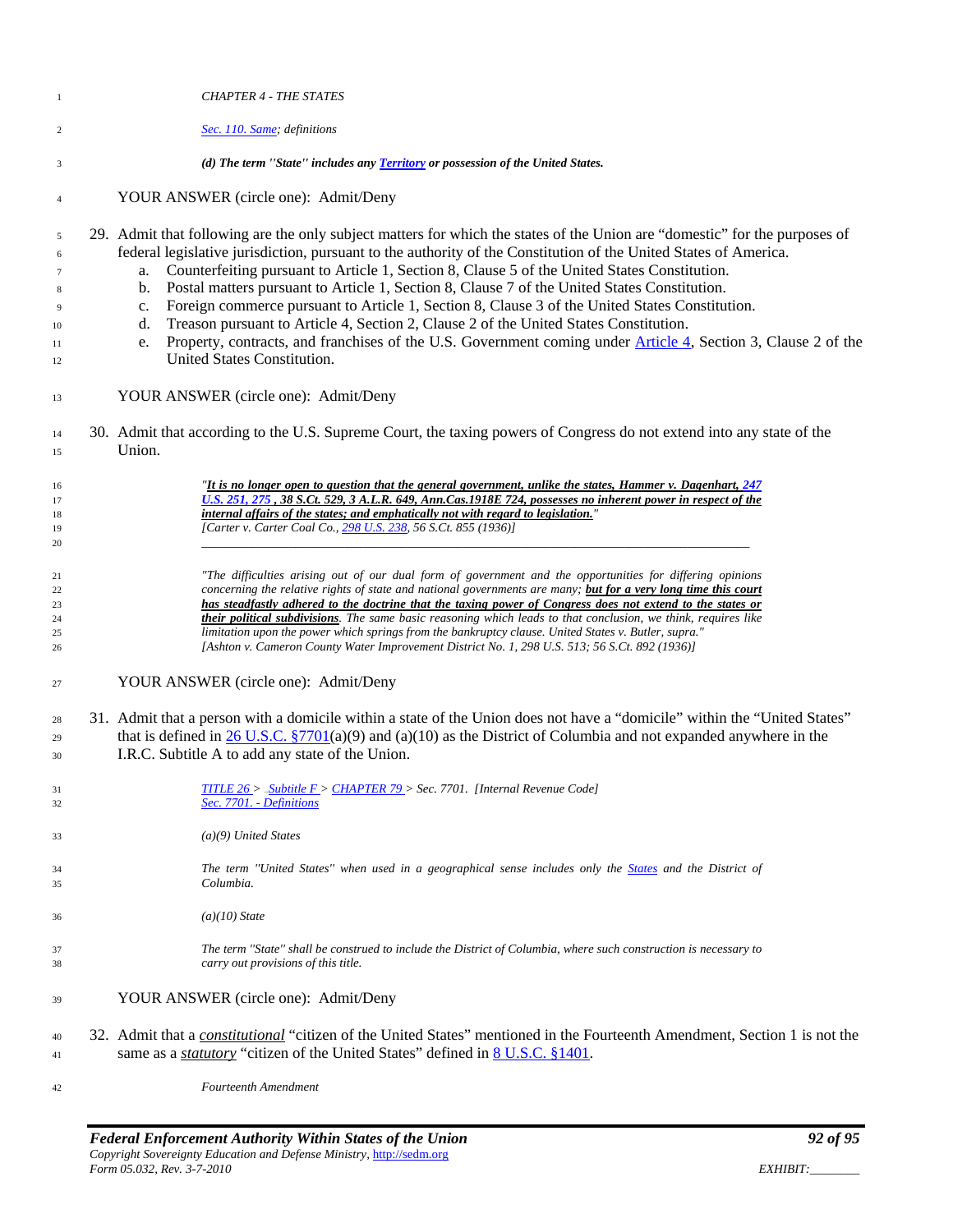*CHAPTER 4 - THE STATES*

*Sec. 110. Same; definitions*

***(d) The term "State" includes any Territory or possession of the United States.***

YOUR ANSWER (circle one): Admit/Deny

29. Admit that following are the only subject matters for which the states of the Union are "domestic" for the purposes of federal legislative jurisdiction, pursuant to the authority of the Constitution of the United States of America.
    a. Counterfeiting pursuant to Article 1, Section 8, Clause 5 of the United States Constitution.
    b. Postal matters pursuant to Article 1, Section 8, Clause 7 of the United States Constitution.
    c. Foreign commerce pursuant to Article 1, Section 8, Clause 3 of the United States Constitution.
    d. Treason pursuant to Article 4, Section 2, Clause 2 of the United States Constitution.
    e. Property, contracts, and franchises of the U.S. Government coming under Article 4, Section 3, Clause 2 of the United States Constitution.

YOUR ANSWER (circle one): Admit/Deny

30. Admit that according to the U.S. Supreme Court, the taxing powers of Congress do not extend into any state of the Union.

> *"__**It is no longer open to question that the general government, unlike the states, Hammer v. Dagenhart, 247 U.S. 251, 275 , 38 S.Ct. 529, 3 A.L.R. 649, Ann.Cas.1918E 724, possesses no inherent power in respect of the internal affairs of the states; and emphatically not with regard to legislation.**__"*
> *[Carter v. Carter Coal Co., 298 U.S. 238, 56 S.Ct. 855 (1936)]*

---

> *"The difficulties arising out of our dual form of government and the opportunities for differing opinions concerning the relative rights of state and national governments are many; __**but for a very long time this court has steadfastly adhered to the doctrine that the taxing power of Congress does not extend to the states or their political subdivisions**__. The same basic reasoning which leads to that conclusion, we think, requires like limitation upon the power which springs from the bankruptcy clause. United States v. Butler, supra."*
> *[Ashton v. Cameron County Water Improvement District No. 1, 298 U.S. 513; 56 S.Ct. 892 (1936)]*

YOUR ANSWER (circle one): Admit/Deny

31. Admit that a person with a domicile within a state of the Union does not have a "domicile" within the "United States" that is defined in 26 U.S.C. §7701(a)(9) and (a)(10) as the District of Columbia and not expanded anywhere in the I.R.C. Subtitle A to add any state of the Union.

> *TITLE 26 > Subtitle F > CHAPTER 79 > Sec. 7701. [Internal Revenue Code]*
> *Sec. 7701. - Definitions*
>
> *(a)(9) United States*
>
> *The term "United States" when used in a geographical sense includes only the States and the District of Columbia.*
>
> *(a)(10) State*
>
> *The term "State" shall be construed to include the District of Columbia, where such construction is necessary to carry out provisions of this title.*

YOUR ANSWER (circle one): Admit/Deny

32. Admit that a __*constitutional*__ "citizen of the United States" mentioned in the Fourteenth Amendment, Section 1 is not the same as a __*statutory*__ "citizen of the United States" defined in 8 U.S.C. §1401.

> *Fourteenth Amendment*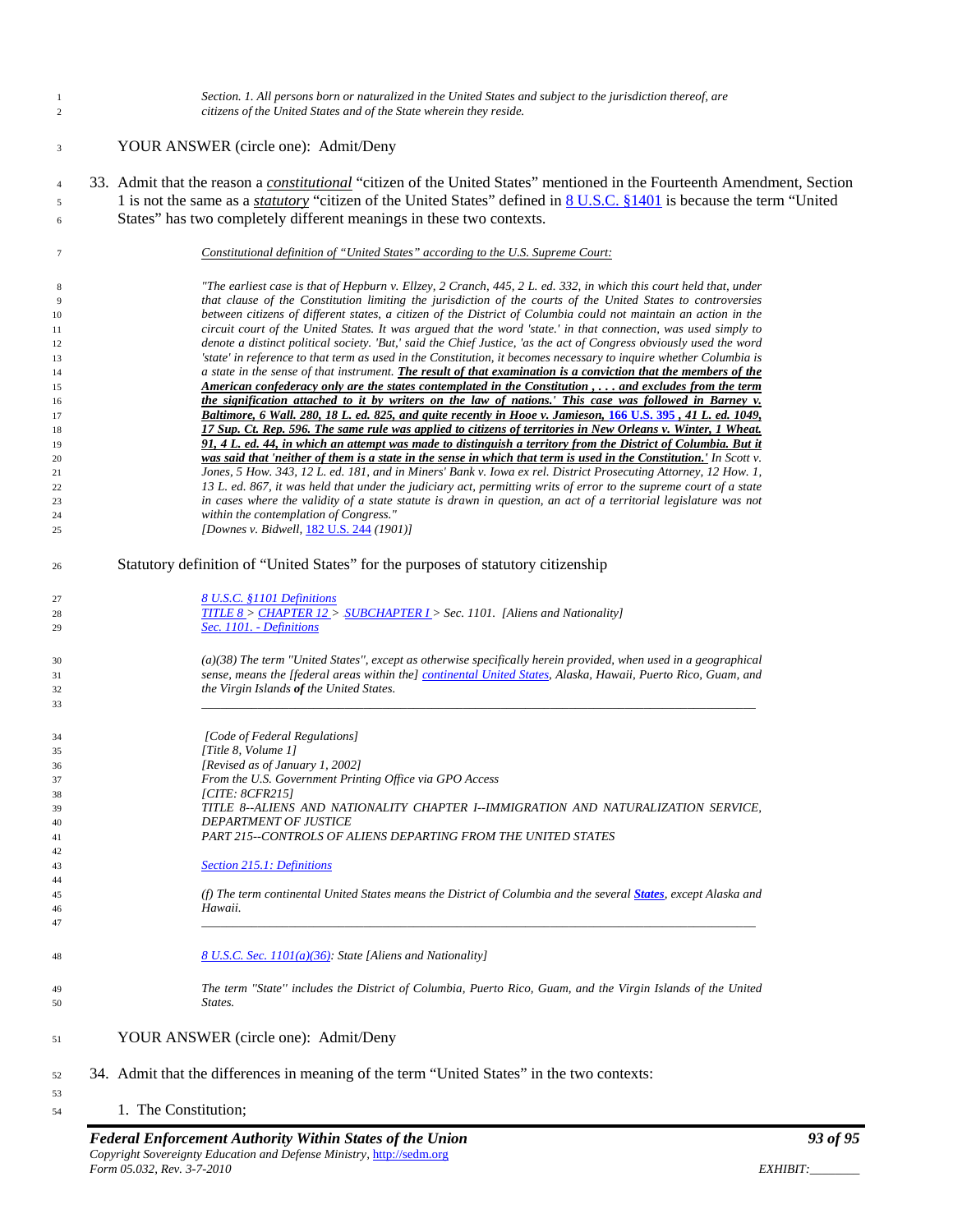> *Section. 1. All persons born or naturalized in the United States and subject to the jurisdiction thereof, are citizens of the United States and of the State wherein they reside.*

YOUR ANSWER (circle one): Admit/Deny

33. Admit that the reason a ***constitutional*** "citizen of the United States" mentioned in the Fourteenth Amendment, Section 1 is not the same as a ***statutory*** "citizen of the United States" defined in 8 U.S.C. §1401 is because the term "United States" has two completely different meanings in these two contexts.

> *Constitutional definition of "United States" according to the U.S. Supreme Court:*
>
> *"The earliest case is that of Hepburn v. Ellzey, 2 Cranch, 445, 2 L. ed. 332, in which this court held that, under that clause of the Constitution limiting the jurisdiction of the courts of the United States to controversies between citizens of different states, a citizen of the District of Columbia could not maintain an action in the circuit court of the United States. It was argued that the word 'state.' in that connection, was used simply to denote a distinct political society. 'But,' said the Chief Justice, 'as the act of Congress obviously used the word 'state' in reference to that term as used in the Constitution, it becomes necessary to inquire whether Columbia is a state in the sense of that instrument.* ***The result of that examination is a conviction that the members of the American confederacy only are the states contemplated in the Constitution , . . . and excludes from the term the signification attached to it by writers on the law of nations.' This case was followed in Barney v. Baltimore, 6 Wall. 280, 18 L. ed. 825, and quite recently in Hooe v. Jamieson, 166 U.S. 395 , 41 L. ed. 1049, 17 Sup. Ct. Rep. 596. The same rule was applied to citizens of territories in New Orleans v. Winter, 1 Wheat. 91, 4 L. ed. 44, in which an attempt was made to distinguish a territory from the District of Columbia. But it was said that 'neither of them is a state in the sense in which that term is used in the Constitution.'*** *In Scott v. Jones, 5 How. 343, 12 L. ed. 181, and in Miners' Bank v. Iowa ex rel. District Prosecuting Attorney, 12 How. 1, 13 L. ed. 867, it was held that under the judiciary act, permitting writs of error to the supreme court of a state in cases where the validity of a state statute is drawn in question, an act of a territorial legislature was not within the contemplation of Congress."*
> *[Downes v. Bidwell, 182 U.S. 244 (1901)]*

Statutory definition of "United States" for the purposes of statutory citizenship

> *8 U.S.C. §1101 Definitions*
> *TITLE 8 > CHAPTER 12 > SUBCHAPTER I > Sec. 1101. [Aliens and Nationality]*
> *Sec. 1101. - Definitions*
>
> *(a)(38) The term "United States", except as otherwise specifically herein provided, when used in a geographical sense, means the [federal areas within the] continental United States, Alaska, Hawaii, Puerto Rico, Guam, and the Virgin Islands* ***of*** *the United States.*
>
> ---
>
> *[Code of Federal Regulations]*
> *[Title 8, Volume 1]*
> *[Revised as of January 1, 2002]*
> *From the U.S. Government Printing Office via GPO Access*
> *[CITE: 8CFR215]*
> *TITLE 8--ALIENS AND NATIONALITY CHAPTER I--IMMIGRATION AND NATURALIZATION SERVICE, DEPARTMENT OF JUSTICE*
> *PART 215--CONTROLS OF ALIENS DEPARTING FROM THE UNITED STATES*
>
> *Section 215.1: Definitions*
>
> *(f) The term continental United States means the District of Columbia and the several* ***States****, except Alaska and Hawaii.*
>
> ---
>
> *8 U.S.C. Sec. 1101(a)(36): State [Aliens and Nationality]*
>
> *The term "State" includes the District of Columbia, Puerto Rico, Guam, and the Virgin Islands of the United States.*

YOUR ANSWER (circle one): Admit/Deny

34. Admit that the differences in meaning of the term "United States" in the two contexts:

1. The Constitution;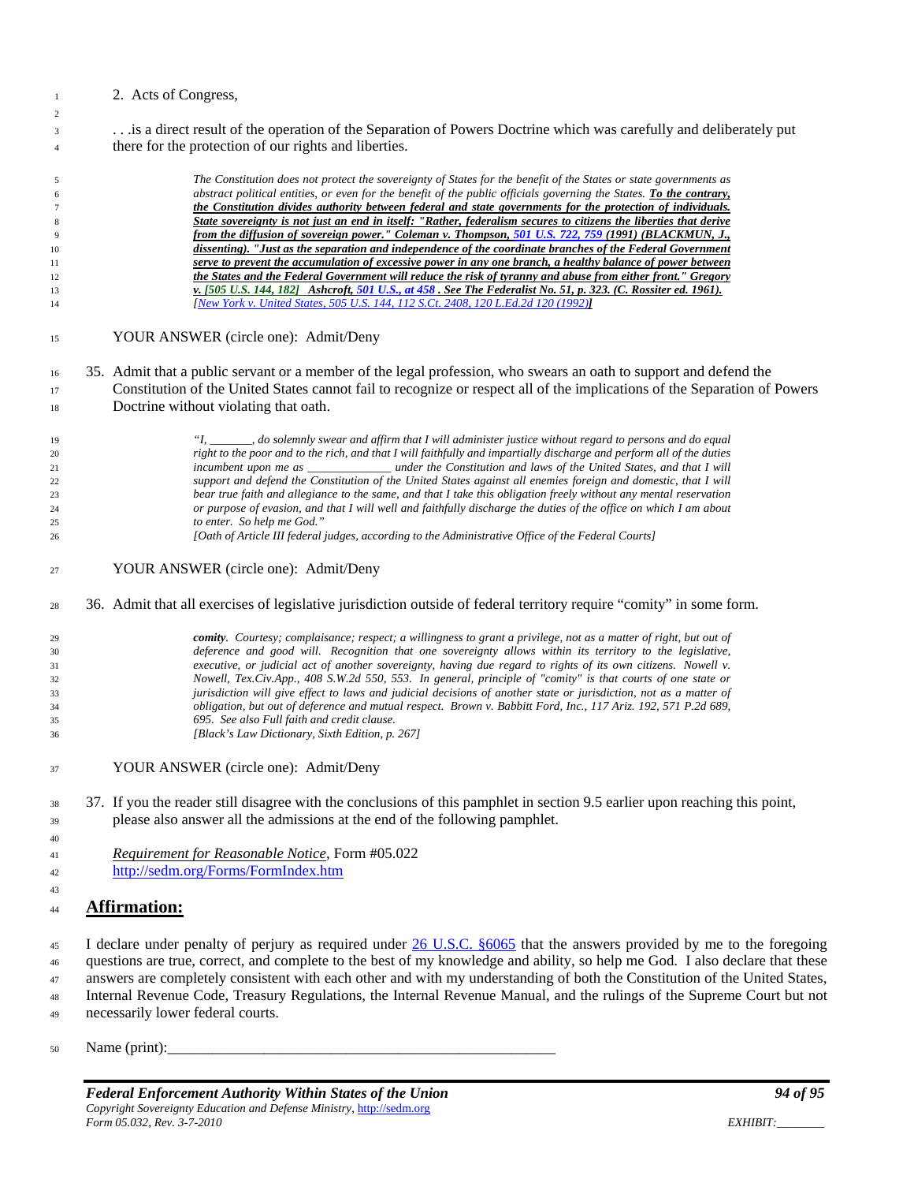2. Acts of Congress,

. . .is a direct result of the operation of the Separation of Powers Doctrine which was carefully and deliberately put there for the protection of our rights and liberties.

> *The Constitution does not protect the sovereignty of States for the benefit of the States or state governments as abstract political entities, or even for the benefit of the public officials governing the States.* ***To the contrary, the Constitution divides authority between federal and state governments for the protection of individuals. State sovereignty is not just an end in itself: "Rather, federalism secures to citizens the liberties that derive from the diffusion of sovereign power." Coleman v. Thompson, 501 U.S. 722, 759 (1991) (BLACKMUN, J., dissenting). "Just as the separation and independence of the coordinate branches of the Federal Government serve to prevent the accumulation of excessive power in any one branch, a healthy balance of power between the States and the Federal Government will reduce the risk of tyranny and abuse from either front." Gregory v. [505 U.S. 144, 182] Ashcroft, 501 U.S., at 458 . See The Federalist No. 51, p. 323. (C. Rossiter ed. 1961).***
> *[New York v. United States, 505 U.S. 144, 112 S.Ct. 2408, 120 L.Ed.2d 120 (1992)]*

YOUR ANSWER (circle one): Admit/Deny

35. Admit that a public servant or a member of the legal profession, who swears an oath to support and defend the Constitution of the United States cannot fail to recognize or respect all of the implications of the Separation of Powers Doctrine without violating that oath.

> *"I, _______, do solemnly swear and affirm that I will administer justice without regard to persons and do equal right to the poor and to the rich, and that I will faithfully and impartially discharge and perform all of the duties incumbent upon me as _____________ under the Constitution and laws of the United States, and that I will support and defend the Constitution of the United States against all enemies foreign and domestic, that I will bear true faith and allegiance to the same, and that I take this obligation freely without any mental reservation or purpose of evasion, and that I will well and faithfully discharge the duties of the office on which I am about to enter. So help me God."*
> *[Oath of Article III federal judges, according to the Administrative Office of the Federal Courts]*

YOUR ANSWER (circle one): Admit/Deny

36. Admit that all exercises of legislative jurisdiction outside of federal territory require "comity" in some form.

> ***comity****. Courtesy; complaisance; respect; a willingness to grant a privilege, not as a matter of right, but out of deference and good will. Recognition that one sovereignty allows within its territory to the legislative, executive, or judicial act of another sovereignty, having due regard to rights of its own citizens. Nowell v. Nowell, Tex.Civ.App., 408 S.W.2d 550, 553. In general, principle of "comity" is that courts of one state or jurisdiction will give effect to laws and judicial decisions of another state or jurisdiction, not as a matter of obligation, but out of deference and mutual respect. Brown v. Babbitt Ford, Inc., 117 Ariz. 192, 571 P.2d 689, 695. See also Full faith and credit clause.*
> *[Black's Law Dictionary, Sixth Edition, p. 267]*

YOUR ANSWER (circle one): Admit/Deny

37. If you the reader still disagree with the conclusions of this pamphlet in section 9.5 earlier upon reaching this point, please also answer all the admissions at the end of the following pamphlet.

*Requirement for Reasonable Notice*, Form #05.022
http://sedm.org/Forms/FormIndex.htm

## Affirmation:

I declare under penalty of perjury as required under 26 U.S.C. §6065 that the answers provided by me to the foregoing questions are true, correct, and complete to the best of my knowledge and ability, so help me God. I also declare that these answers are completely consistent with each other and with my understanding of both the Constitution of the United States, Internal Revenue Code, Treasury Regulations, the Internal Revenue Manual, and the rulings of the Supreme Court but not necessarily lower federal courts.

Name (print):_____________________________________________________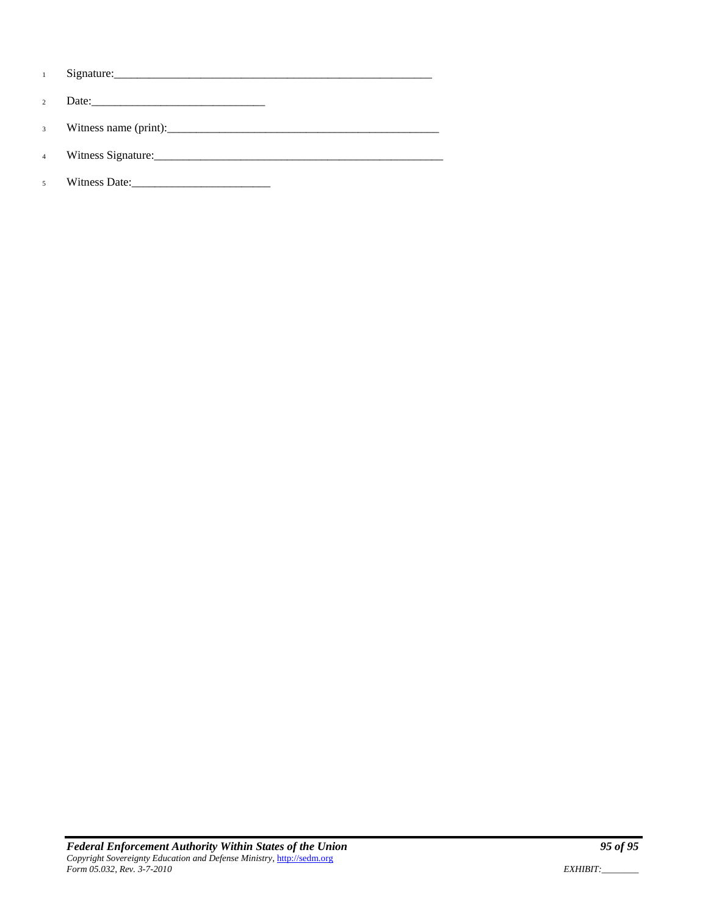Signature:_____________________________________________________

Date:_____________________________

Witness name (print):_______________________________________________

Witness Signature:_________________________________________________

Witness Date:_______________________